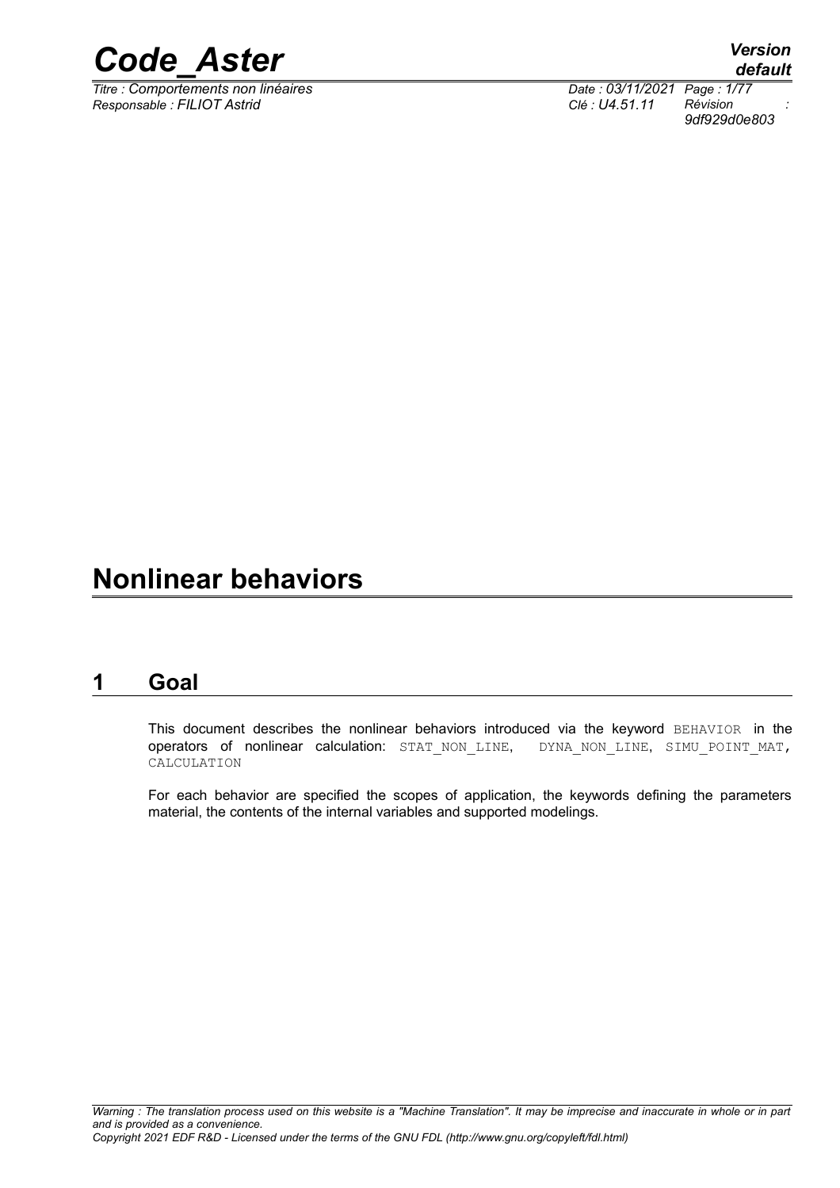# Nonlinear behaviors

## 1 Goal

This document describes the nonlinear behaviors introduced via the keyword BEHAVIOR in the operators of nonlinear calculation: STAT_NON_LINE, DYNA_NON_LINE, SIMU_POINT_MAT, CALCULATION

For each behavior are specified the scopes of application, the keywords defining the parameters material, the contents of the internal variables and supported modelings.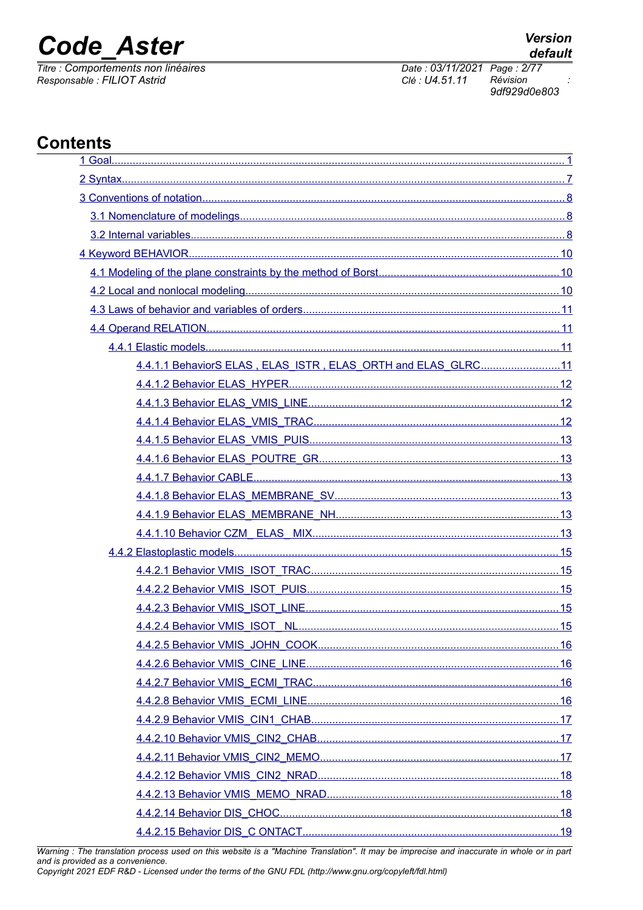## Contents

1 Goal ........................................................ 1

2 Syntax ........................................................ 7

3 Conventions of notation ........................................................ 8

- 3.1 Nomenclature of modelings ........................................................ 8
- 3.2 Internal variables ........................................................ 8

4 Keyword BEHAVIOR ........................................................ 10

- 4.1 Modeling of the plane constraints by the method of Borst ........................................................ 10
- 4.2 Local and nonlocal modeling ........................................................ 10
- 4.3 Laws of behavior and variables of orders ........................................................ 11
- 4.4 Operand RELATION ........................................................ 11
  - 4.4.1 Elastic models ........................................................ 11
    - 4.4.1.1 BehaviorS ELAS , ELAS_ISTR , ELAS_ORTH and ELAS_GLRC ........................................................ 11
    - 4.4.1.2 Behavior ELAS_HYPER ........................................................ 12
    - 4.4.1.3 Behavior ELAS_VMIS_LINE ........................................................ 12
    - 4.4.1.4 Behavior ELAS_VMIS_TRAC ........................................................ 12
    - 4.4.1.5 Behavior ELAS_VMIS_PUIS ........................................................ 13
    - 4.4.1.6 Behavior ELAS_POUTRE_GR ........................................................ 13
    - 4.4.1.7 Behavior CABLE ........................................................ 13
    - 4.4.1.8 Behavior ELAS_MEMBRANE_SV ........................................................ 13
    - 4.4.1.9 Behavior ELAS_MEMBRANE_NH ........................................................ 13
    - 4.4.1.10 Behavior CZM_ ELAS_ MIX ........................................................ 13
  - 4.4.2 Elastoplastic models ........................................................ 15
    - 4.4.2.1 Behavior VMIS_ISOT_TRAC ........................................................ 15
    - 4.4.2.2 Behavior VMIS_ISOT_PUIS ........................................................ 15
    - 4.4.2.3 Behavior VMIS_ISOT_LINE ........................................................ 15
    - 4.4.2.4 Behavior VMIS_ISOT_ NL ........................................................ 15
    - 4.4.2.5 Behavior VMIS_JOHN_COOK ........................................................ 16
    - 4.4.2.6 Behavior VMIS_CINE_LINE ........................................................ 16
    - 4.4.2.7 Behavior VMIS_ECMI_TRAC ........................................................ 16
    - 4.4.2.8 Behavior VMIS_ECMI_LINE ........................................................ 16
    - 4.4.2.9 Behavior VMIS_CIN1_CHAB ........................................................ 17
    - 4.4.2.10 Behavior VMIS_CIN2_CHAB ........................................................ 17
    - 4.4.2.11 Behavior VMIS_CIN2_MEMO ........................................................ 17
    - 4.4.2.12 Behavior VMIS_CIN2_NRAD ........................................................ 18
    - 4.4.2.13 Behavior VMIS_MEMO_NRAD ........................................................ 18
    - 4.4.2.14 Behavior DIS_CHOC ........................................................ 18
    - 4.4.2.15 Behavior DIS_C ONTACT ........................................................ 19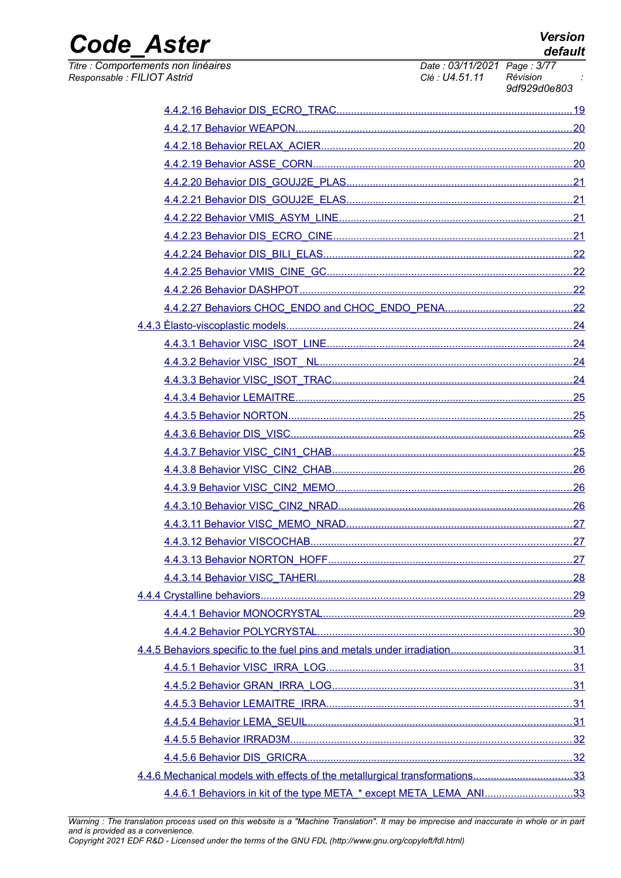4.4.2.16 Behavior DIS_ECRO_TRAC....19
4.4.2.17 Behavior WEAPON....20
4.4.2.18 Behavior RELAX_ACIER....20
4.4.2.19 Behavior ASSE_CORN....20
4.4.2.20 Behavior DIS_GOUJ2E_PLAS....21
4.4.2.21 Behavior DIS_GOUJ2E_ELAS....21
4.4.2.22 Behavior VMIS_ASYM_LINE....21
4.4.2.23 Behavior DIS_ECRO_CINE....21
4.4.2.24 Behavior DIS_BILI_ELAS....22
4.4.2.25 Behavior VMIS_CINE_GC....22
4.4.2.26 Behavior DASHPOT....22
4.4.2.27 Behaviors CHOC_ENDO and CHOC_ENDO_PENA....22
4.4.3 Élasto-viscoplastic models....24
4.4.3.1 Behavior VISC_ISOT_LINE....24
4.4.3.2 Behavior VISC_ISOT_ NL....24
4.4.3.3 Behavior VISC_ISOT_TRAC....24
4.4.3.4 Behavior LEMAITRE....25
4.4.3.5 Behavior NORTON....25
4.4.3.6 Behavior DIS_VISC....25
4.4.3.7 Behavior VISC_CIN1_CHAB....25
4.4.3.8 Behavior VISC_CIN2_CHAB....26
4.4.3.9 Behavior VISC_CIN2_MEMO....26
4.4.3.10 Behavior VISC_CIN2_NRAD....26
4.4.3.11 Behavior VISC_MEMO_NRAD....27
4.4.3.12 Behavior VISCOCHAB....27
4.4.3.13 Behavior NORTON_HOFF....27
4.4.3.14 Behavior VISC_TAHERI....28
4.4.4 Crystalline behaviors....29
4.4.4.1 Behavior MONOCRYSTAL....29
4.4.4.2 Behavior POLYCRYSTAL....30
4.4.5 Behaviors specific to the fuel pins and metals under irradiation....31
4.4.5.1 Behavior VISC_IRRA_LOG....31
4.4.5.2 Behavior GRAN_IRRA_LOG....31
4.4.5.3 Behavior LEMAITRE_IRRA....31
4.4.5.4 Behavior LEMA_SEUIL....31
4.4.5.5 Behavior IRRAD3M....32
4.4.5.6 Behavior DIS_GRICRA....32
4.4.6 Mechanical models with effects of the metallurgical transformations....33
4.4.6.1 Behaviors in kit of the type META_* except META_LEMA_ANI....33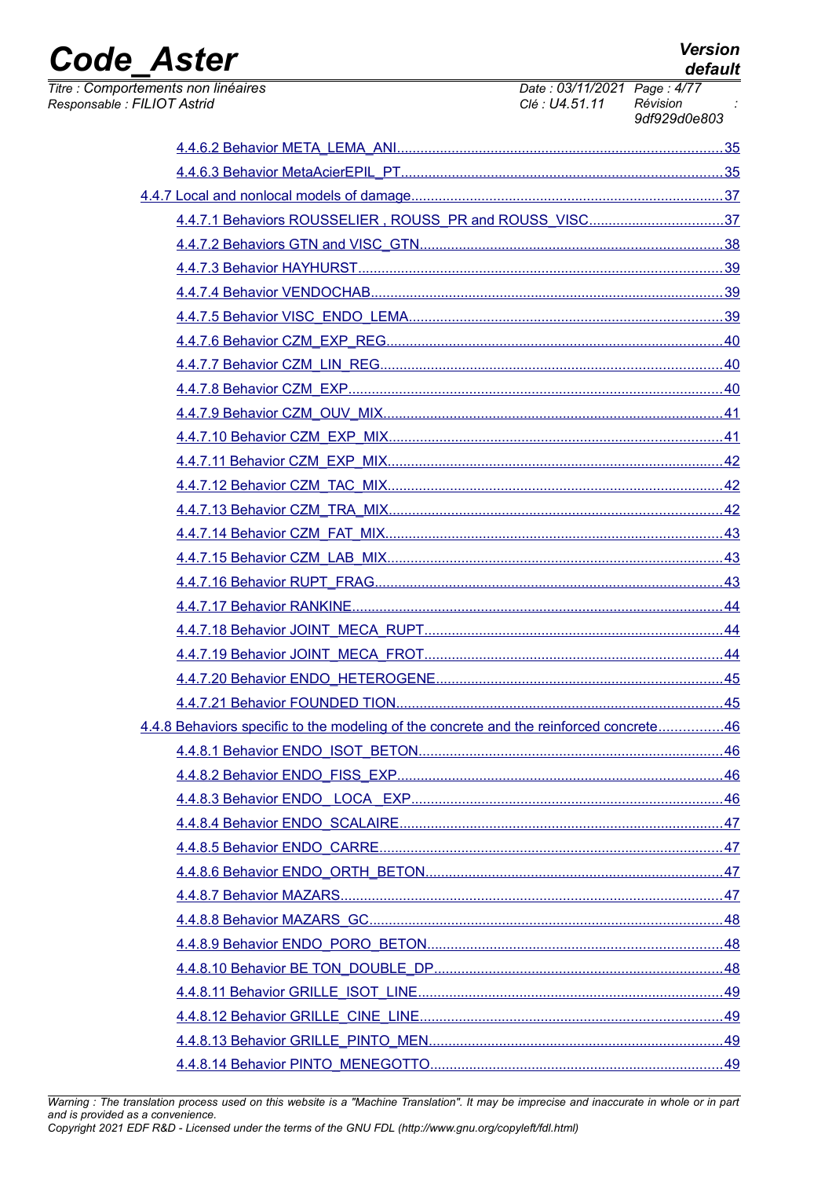4.4.6.2 Behavior META_LEMA_ANI....................................................................................35

4.4.6.3 Behavior MetaAcierEPIL_PT...................................................................................35

4.4.7 Local and nonlocal models of damage................................................................................37

4.4.7.1 Behaviors ROUSSELIER , ROUSS_PR and ROUSS_VISC..................................37

4.4.7.2 Behaviors GTN and VISC_GTN.............................................................................38

4.4.7.3 Behavior HAYHURST.............................................................................................39

4.4.7.4 Behavior VENDOCHAB..........................................................................................39

4.4.7.5 Behavior VISC_ENDO_LEMA................................................................................39

4.4.7.6 Behavior CZM_EXP_REG......................................................................................40

4.4.7.7 Behavior CZM_LIN_REG.......................................................................................40

4.4.7.8 Behavior CZM_EXP................................................................................................40

4.4.7.9 Behavior CZM_OUV_MIX.......................................................................................41

4.4.7.10 Behavior CZM_EXP_MIX.....................................................................................41

4.4.7.11 Behavior CZM_EXP_MIX.....................................................................................42

4.4.7.12 Behavior CZM_TAC_MIX......................................................................................42

4.4.7.13 Behavior CZM_TRA_MIX.....................................................................................42

4.4.7.14 Behavior CZM_FAT_MIX......................................................................................43

4.4.7.15 Behavior CZM_LAB_MIX......................................................................................43

4.4.7.16 Behavior RUPT_FRAG........................................................................................43

4.4.7.17 Behavior RANKINE..............................................................................................44

4.4.7.18 Behavior JOINT_MECA_RUPT............................................................................44

4.4.7.19 Behavior JOINT_MECA_FROT............................................................................44

4.4.7.20 Behavior ENDO_HETEROGENE.........................................................................45

4.4.7.21 Behavior FOUNDED TION...................................................................................45

4.4.8 Behaviors specific to the modeling of the concrete and the reinforced concrete................46

4.4.8.1 Behavior ENDO_ISOT_BETON..............................................................................46

4.4.8.2 Behavior ENDO_FISS_EXP...................................................................................46

4.4.8.3 Behavior ENDO_ LOCA _EXP................................................................................46

4.4.8.4 Behavior ENDO_SCALAIRE..................................................................................47

4.4.8.5 Behavior ENDO_CARRE.......................................................................................47

4.4.8.6 Behavior ENDO_ORTH_BETON............................................................................47

4.4.8.7 Behavior MAZARS.................................................................................................47

4.4.8.8 Behavior MAZARS_GC..........................................................................................48

4.4.8.9 Behavior ENDO_PORO_BETON...........................................................................48

4.4.8.10 Behavior BE TON_DOUBLE_DP.........................................................................48

4.4.8.11 Behavior GRILLE_ISOT_LINE.............................................................................49

4.4.8.12 Behavior GRILLE_CINE_LINE.............................................................................49

4.4.8.13 Behavior GRILLE_PINTO_MEN...........................................................................49

4.4.8.14 Behavior PINTO_MENEGOTTO...........................................................................49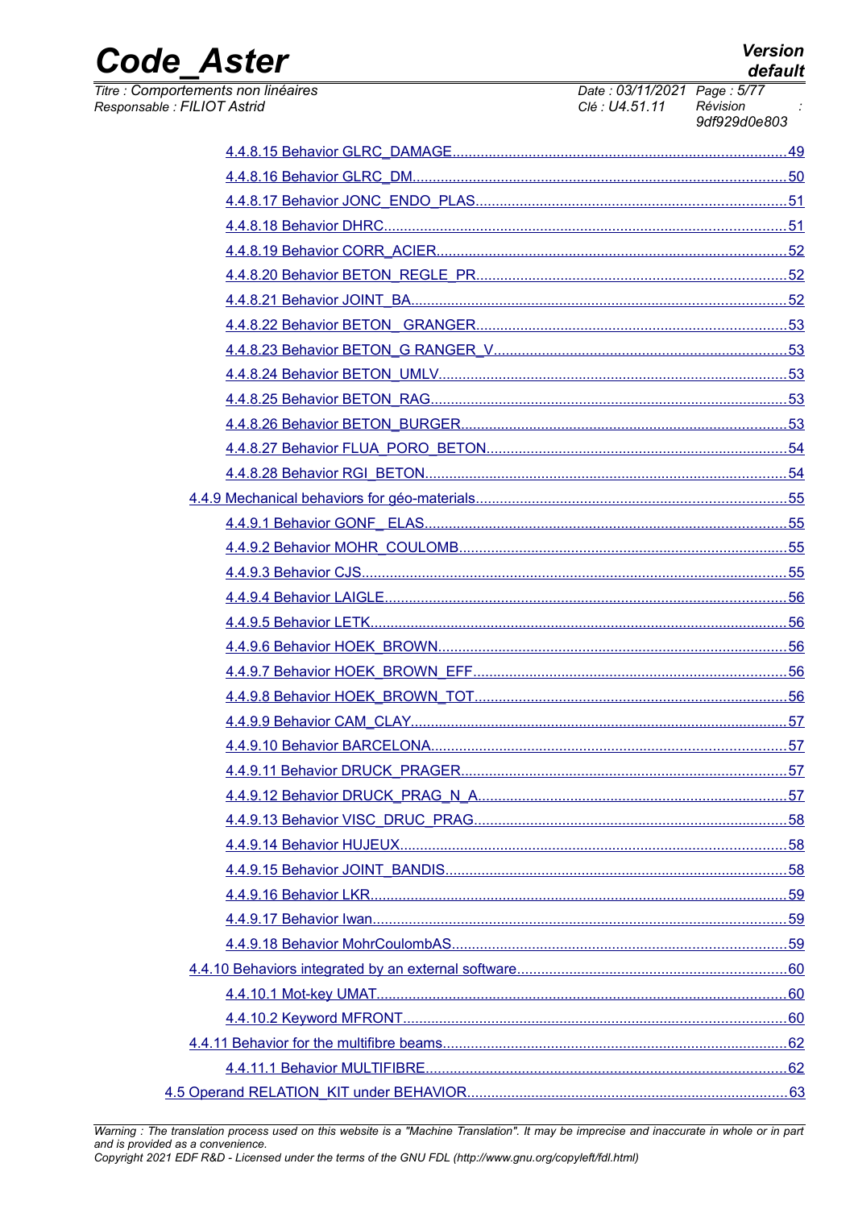4.4.8.15 Behavior GLRC_DAMAGE....................................................................................49

4.4.8.16 Behavior GLRC_DM.............................................................................................50

4.4.8.17 Behavior JONC_ENDO_PLAS.............................................................................51

4.4.8.18 Behavior DHRC....................................................................................................51

4.4.8.19 Behavior CORR_ACIER.......................................................................................52

4.4.8.20 Behavior BETON_REGLE_PR.............................................................................52

4.4.8.21 Behavior JOINT_BA.............................................................................................52

4.4.8.22 Behavior BETON_ GRANGER.............................................................................53

4.4.8.23 Behavior BETON_G RANGER_V.........................................................................53

4.4.8.24 Behavior BETON_UMLV.......................................................................................53

4.4.8.25 Behavior BETON_RAG.........................................................................................53

4.4.8.26 Behavior BETON_BURGER.................................................................................53

4.4.8.27 Behavior FLUA_PORO_BETON...........................................................................54

4.4.8.28 Behavior RGI_BETON..........................................................................................54

4.4.9 Mechanical behaviors for géo-materials..............................................................................55

4.4.9.1 Behavior GONF_ ELAS..........................................................................................55

4.4.9.2 Behavior MOHR_COULOMB..................................................................................55

4.4.9.3 Behavior CJS..........................................................................................................55

4.4.9.4 Behavior LAIGLE....................................................................................................56

4.4.9.5 Behavior LETK........................................................................................................56

4.4.9.6 Behavior HOEK_BROWN.......................................................................................56

4.4.9.7 Behavior HOEK_BROWN_EFF..............................................................................56

4.4.9.8 Behavior HOEK_BROWN_TOT..............................................................................56

4.4.9.9 Behavior CAM_CLAY.............................................................................................57

4.4.9.10 Behavior BARCELONA.........................................................................................57

4.4.9.11 Behavior DRUCK_PRAGER.................................................................................57

4.4.9.12 Behavior DRUCK_PRAG_N_A.............................................................................57

4.4.9.13 Behavior VISC_DRUC_PRAG..............................................................................58

4.4.9.14 Behavior HUJEUX.................................................................................................58

4.4.9.15 Behavior JOINT_BANDIS......................................................................................58

4.4.9.16 Behavior LKR.........................................................................................................59

4.4.9.17 Behavior Iwan........................................................................................................59

4.4.9.18 Behavior MohrCoulombAS....................................................................................59

4.4.10 Behaviors integrated by an external software...................................................................60

4.4.10.1 Mot-key UMAT.......................................................................................................60

4.4.10.2 Keyword MFRONT................................................................................................60

4.4.11 Behavior for the multifibre beams......................................................................................62

4.4.11.1 Behavior MULTIFIBRE..........................................................................................62

4.5 Operand RELATION_KIT under BEHAVIOR................................................................................63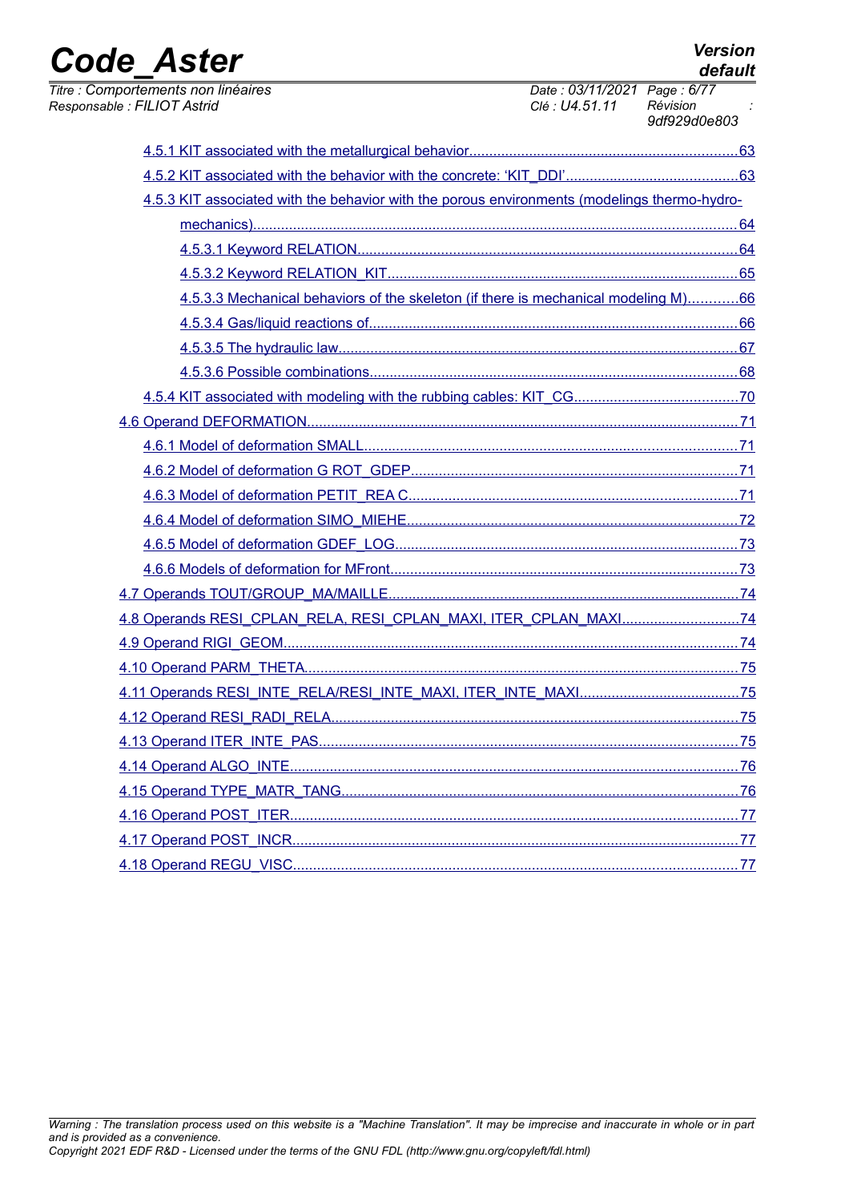- 4.5.1 KIT associated with the metallurgical behavior....................63
- 4.5.2 KIT associated with the behavior with the concrete: 'KIT_DDI'....................63
- 4.5.3 KIT associated with the behavior with the porous environments (modelings thermo-hydro-mechanics)....................64
  - 4.5.3.1 Keyword RELATION....................64
  - 4.5.3.2 Keyword RELATION_KIT....................65
  - 4.5.3.3 Mechanical behaviors of the skeleton (if there is mechanical modeling M)....................66
  - 4.5.3.4 Gas/liquid reactions of....................66
  - 4.5.3.5 The hydraulic law....................67
  - 4.5.3.6 Possible combinations....................68
- 4.5.4 KIT associated with modeling with the rubbing cables: KIT_CG....................70

4.6 Operand DEFORMATION....................71

- 4.6.1 Model of deformation SMALL....................71
- 4.6.2 Model of deformation G ROT_GDEP....................71
- 4.6.3 Model of deformation PETIT_REA C....................71
- 4.6.4 Model of deformation SIMO_MIEHE....................72
- 4.6.5 Model of deformation GDEF_LOG....................73
- 4.6.6 Models of deformation for MFront....................73

4.7 Operands TOUT/GROUP_MA/MAILLE....................74

4.8 Operands RESI_CPLAN_RELA, RESI_CPLAN_MAXI, ITER_CPLAN_MAXI....................74

4.9 Operand RIGI_GEOM....................74

4.10 Operand PARM_THETA....................75

4.11 Operands RESI_INTE_RELA/RESI_INTE_MAXI, ITER_INTE_MAXI....................75

4.12 Operand RESI_RADI_RELA....................75

4.13 Operand ITER_INTE_PAS....................75

4.14 Operand ALGO_INTE....................76

4.15 Operand TYPE_MATR_TANG....................76

4.16 Operand POST_ITER....................77

4.17 Operand POST_INCR....................77

4.18 Operand REGU_VISC....................77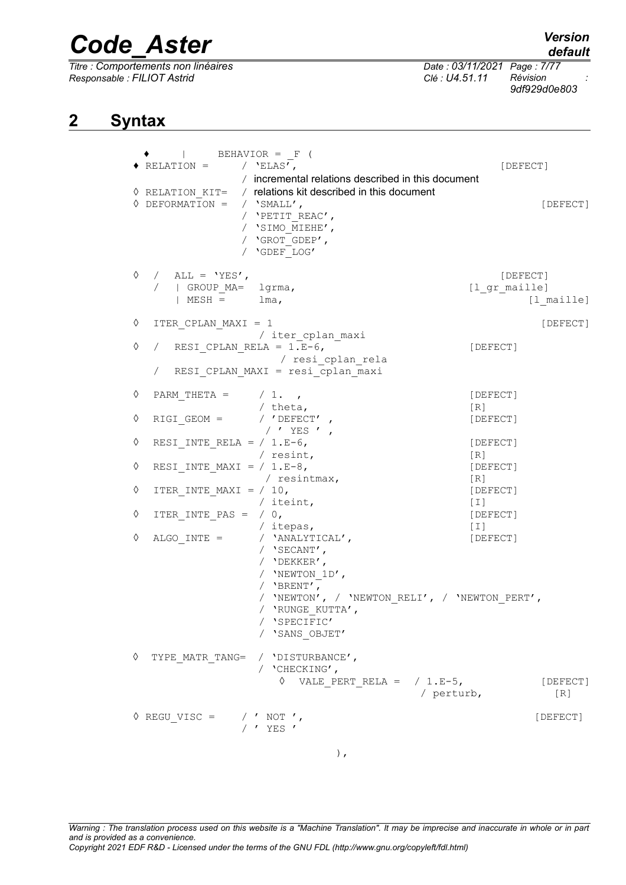## 2 Syntax

```
  ♦    |     BEHAVIOR = _F (
♦ RELATION =      / 'ELAS',                                        [DEFECT]
                  / incremental relations described in this document
◊ RELATION_KIT=   / relations kit described in this document
◊ DEFORMATION =   / 'SMALL',                                               [DEFECT]
                  / 'PETIT_REAC',
                  / 'SIMO_MIEHE',
                  / 'GROT_GDEP',
                  / 'GDEF_LOG'

◊  /  ALL = 'YES',                                                 [DEFECT]
   /  | GROUP_MA=  lgrma,                                     [l_gr_maille]
      | MESH =     lma,                                                 [l_maille]

◊  ITER_CPLAN_MAXI = 1                                                     [DEFECT]
                  / iter_cplan_maxi
◊  /  RESI_CPLAN_RELA = 1.E-6,                                     [DEFECT]
                      / resi_cplan_rela
   /  RESI_CPLAN_MAXI = resi_cplan_maxi

◊  PARM_THETA =     / 1.  ,                                        [DEFECT]
                    / theta,                                       [R]
◊  RIGI_GEOM =      / 'DEFECT' ,                                   [DEFECT]
                    / ' YES ' ,
◊  RESI_INTE_RELA = / 1.E-6,                                       [DEFECT]
                    / resint,                                      [R]
◊  RESI_INTE_MAXI = / 1.E-8,                                       [DEFECT]
                    / resintmax,                                   [R]
◊  ITER_INTE_MAXI = / 10,                                          [DEFECT]
                    / iteint,                                      [I]
◊  ITER_INTE_PAS =  / 0,                                           [DEFECT]
                    / itepas,                                      [I]
◊  ALGO_INTE =      / 'ANALYTICAL',                                [DEFECT]
                    / 'SECANT',
                    / 'DEKKER',
                    / 'NEWTON_1D',
                    / 'BRENT',
                    / 'NEWTON', / 'NEWTON_RELI', / 'NEWTON_PERT',
                    / 'RUNGE_KUTTA',
                    / 'SPECIFIC'
                    / 'SANS_OBJET'

◊  TYPE_MATR_TANG=  / 'DISTURBANCE',
                    / 'CHECKING',
                       ◊  VALE_PERT_RELA =  / 1.E-5,                       [DEFECT]
                                            / perturb,                   [R]

◊ REGU_VISC =     / ' NOT ',                                               [DEFECT]
                  / ' YES '

                                    ),
```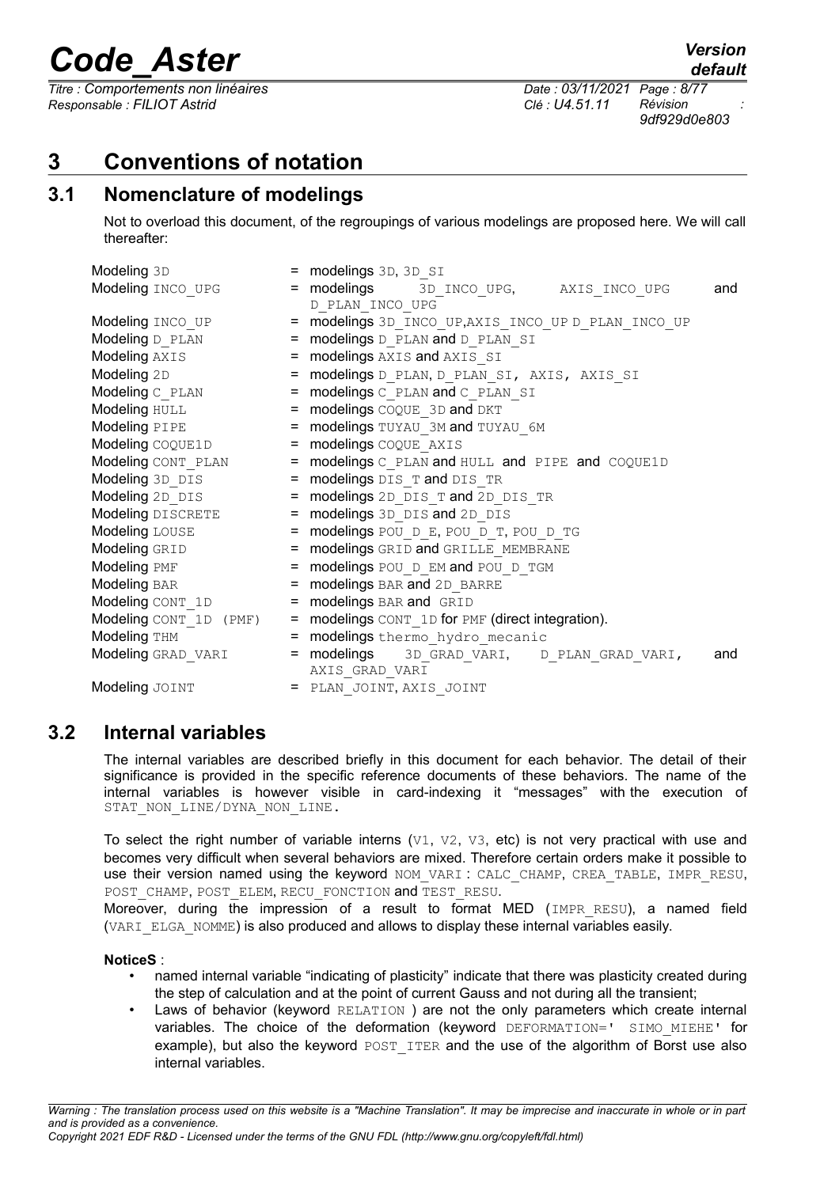# 3 Conventions of notation

## 3.1 Nomenclature of modelings

Not to overload this document, of the regroupings of various modelings are proposed here. We will call thereafter:

| | |
|---|---|
| Modeling 3D | = modelings 3D, 3D_SI |
| Modeling INCO_UPG | = modelings 3D_INCO_UPG, AXIS_INCO_UPG and D_PLAN_INCO_UPG |
| Modeling INCO_UP | = modelings 3D_INCO_UP,AXIS_INCO_UP D_PLAN_INCO_UP |
| Modeling D_PLAN | = modelings D_PLAN and D_PLAN_SI |
| Modeling AXIS | = modelings AXIS and AXIS_SI |
| Modeling 2D | = modelings D_PLAN, D_PLAN_SI, AXIS, AXIS_SI |
| Modeling C_PLAN | = modelings C_PLAN and C_PLAN_SI |
| Modeling HULL | = modelings COQUE_3D and DKT |
| Modeling PIPE | = modelings TUYAU_3M and TUYAU_6M |
| Modeling COQUE1D | = modelings COQUE_AXIS |
| Modeling CONT_PLAN | = modelings C_PLAN and HULL and PIPE and COQUE1D |
| Modeling 3D_DIS | = modelings DIS_T and DIS_TR |
| Modeling 2D_DIS | = modelings 2D_DIS_T and 2D_DIS_TR |
| Modeling DISCRETE | = modelings 3D_DIS and 2D_DIS |
| Modeling LOUSE | = modelings POU_D_E, POU_D_T, POU_D_TG |
| Modeling GRID | = modelings GRID and GRILLE_MEMBRANE |
| Modeling PMF | = modelings POU_D_EM and POU_D_TGM |
| Modeling BAR | = modelings BAR and 2D_BARRE |
| Modeling CONT_1D | = modelings BAR and GRID |
| Modeling CONT_1D (PMF) | = modelings CONT_1D for PMF (direct integration). |
| Modeling THM | = modelings thermo_hydro_mecanic |
| Modeling GRAD_VARI | = modelings 3D_GRAD_VARI, D_PLAN_GRAD_VARI, and AXIS_GRAD_VARI |
| Modeling JOINT | = PLAN_JOINT, AXIS_JOINT |

## 3.2 Internal variables

The internal variables are described briefly in this document for each behavior. The detail of their significance is provided in the specific reference documents of these behaviors. The name of the internal variables is however visible in card-indexing it "messages" with the execution of STAT_NON_LINE/DYNA_NON_LINE.

To select the right number of variable interns (V1, V2, V3, etc) is not very practical with use and becomes very difficult when several behaviors are mixed. Therefore certain orders make it possible to use their version named using the keyword NOM_VARI : CALC_CHAMP, CREA_TABLE, IMPR_RESU, POST_CHAMP, POST_ELEM, RECU_FONCTION and TEST_RESU.

Moreover, during the impression of a result to format MED (IMPR_RESU), a named field (VARI_ELGA_NOMME) is also produced and allows to display these internal variables easily.

**NoticeS** :

- named internal variable "indicating of plasticity" indicate that there was plasticity created during the step of calculation and at the point of current Gauss and not during all the transient;
- Laws of behavior (keyword RELATION ) are not the only parameters which create internal variables. The choice of the deformation (keyword DEFORMATION=' SIMO_MIEHE' for example), but also the keyword POST_ITER and the use of the algorithm of Borst use also internal variables.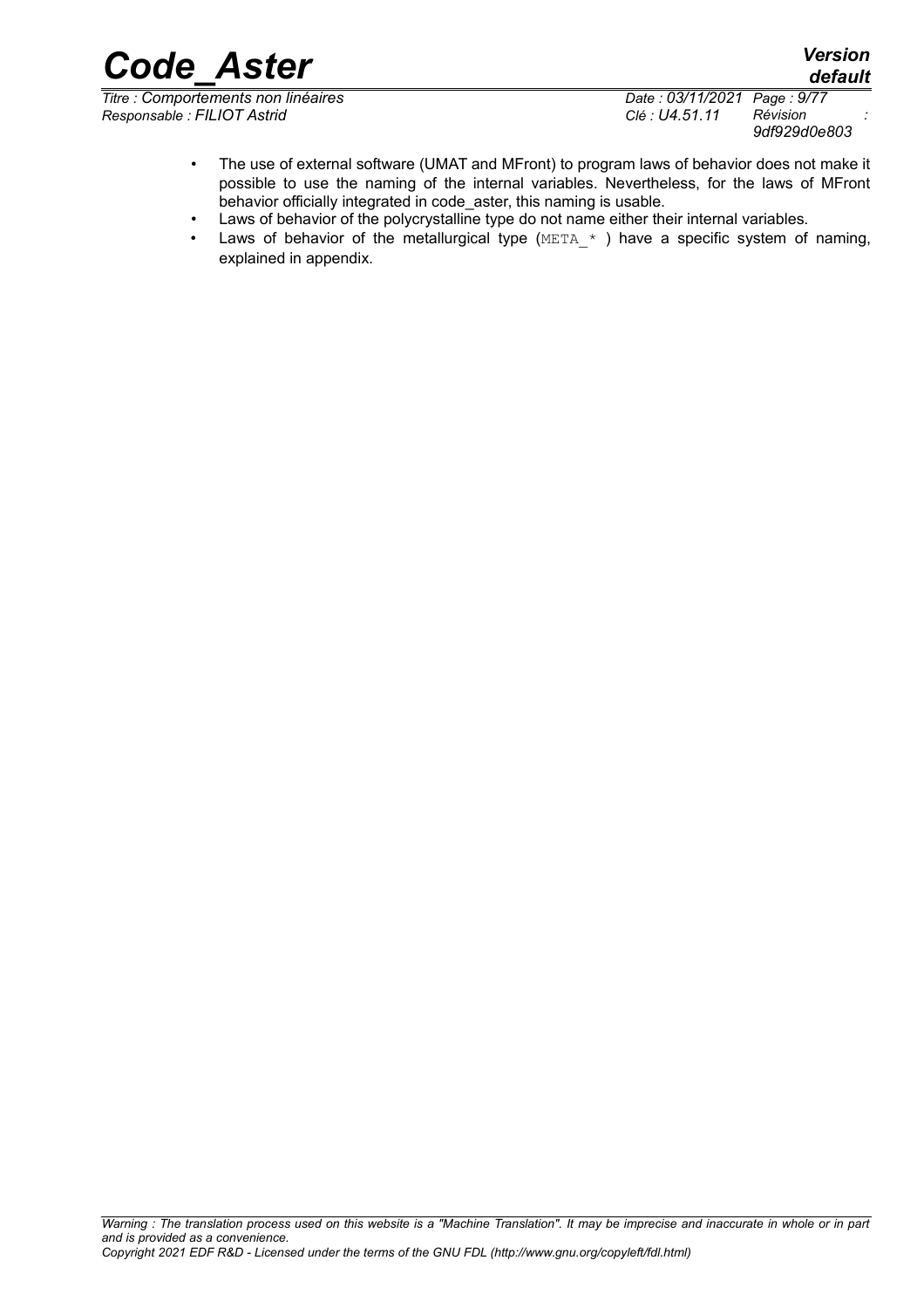- The use of external software (UMAT and MFront) to program laws of behavior does not make it possible to use the naming of the internal variables. Nevertheless, for the laws of MFront behavior officially integrated in code_aster, this naming is usable.
- Laws of behavior of the polycrystalline type do not name either their internal variables.
- Laws of behavior of the metallurgical type (`META_*` ) have a specific system of naming, explained in appendix.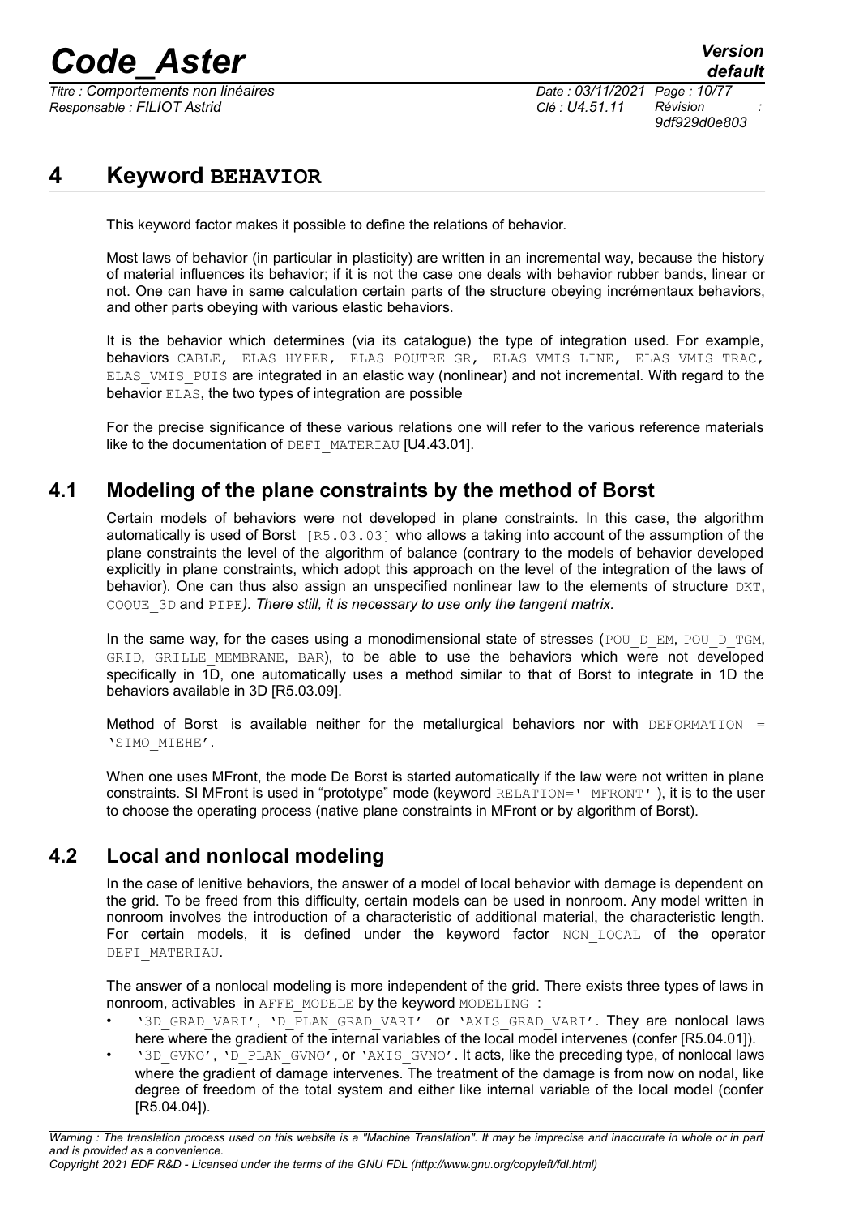# 4 Keyword BEHAVIOR

This keyword factor makes it possible to define the relations of behavior.

Most laws of behavior (in particular in plasticity) are written in an incremental way, because the history of material influences its behavior; if it is not the case one deals with behavior rubber bands, linear or not. One can have in same calculation certain parts of the structure obeying incrémentaux behaviors, and other parts obeying with various elastic behaviors.

It is the behavior which determines (via its catalogue) the type of integration used. For example, behaviors CABLE, ELAS_HYPER, ELAS_POUTRE_GR, ELAS_VMIS_LINE, ELAS_VMIS_TRAC, ELAS_VMIS_PUIS are integrated in an elastic way (nonlinear) and not incremental. With regard to the behavior ELAS, the two types of integration are possible

For the precise significance of these various relations one will refer to the various reference materials like to the documentation of DEFI_MATERIAU [U4.43.01].

## 4.1 Modeling of the plane constraints by the method of Borst

Certain models of behaviors were not developed in plane constraints. In this case, the algorithm automatically is used of Borst [R5.03.03] who allows a taking into account of the assumption of the plane constraints the level of the algorithm of balance (contrary to the models of behavior developed explicitly in plane constraints, which adopt this approach on the level of the integration of the laws of behavior). One can thus also assign an unspecified nonlinear law to the elements of structure DKT, COQUE_3D and PIPE*). There still, it is necessary to use only the tangent matrix.*

In the same way, for the cases using a monodimensional state of stresses (POU_D_EM, POU_D_TGM, GRID, GRILLE_MEMBRANE, BAR), to be able to use the behaviors which were not developed specifically in 1D, one automatically uses a method similar to that of Borst to integrate in 1D the behaviors available in 3D [R5.03.09].

Method of Borst is available neither for the metallurgical behaviors nor with DEFORMATION = 'SIMO_MIEHE'.

When one uses MFront, the mode De Borst is started automatically if the law were not written in plane constraints. SI MFront is used in "prototype" mode (keyword RELATION=' MFRONT' ), it is to the user to choose the operating process (native plane constraints in MFront or by algorithm of Borst).

## 4.2 Local and nonlocal modeling

In the case of lenitive behaviors, the answer of a model of local behavior with damage is dependent on the grid. To be freed from this difficulty, certain models can be used in nonroom. Any model written in nonroom involves the introduction of a characteristic of additional material, the characteristic length. For certain models, it is defined under the keyword factor NON_LOCAL of the operator DEFI_MATERIAU.

The answer of a nonlocal modeling is more independent of the grid. There exists three types of laws in nonroom, activables in AFFE_MODELE by the keyword MODELING :

- '3D_GRAD_VARI', 'D_PLAN_GRAD_VARI' or 'AXIS_GRAD_VARI'. They are nonlocal laws here where the gradient of the internal variables of the local model intervenes (confer [R5.04.01]).
- '3D_GVNO', 'D_PLAN_GVNO', or 'AXIS_GVNO'. It acts, like the preceding type, of nonlocal laws where the gradient of damage intervenes. The treatment of the damage is from now on nodal, like degree of freedom of the total system and either like internal variable of the local model (confer [R5.04.04]).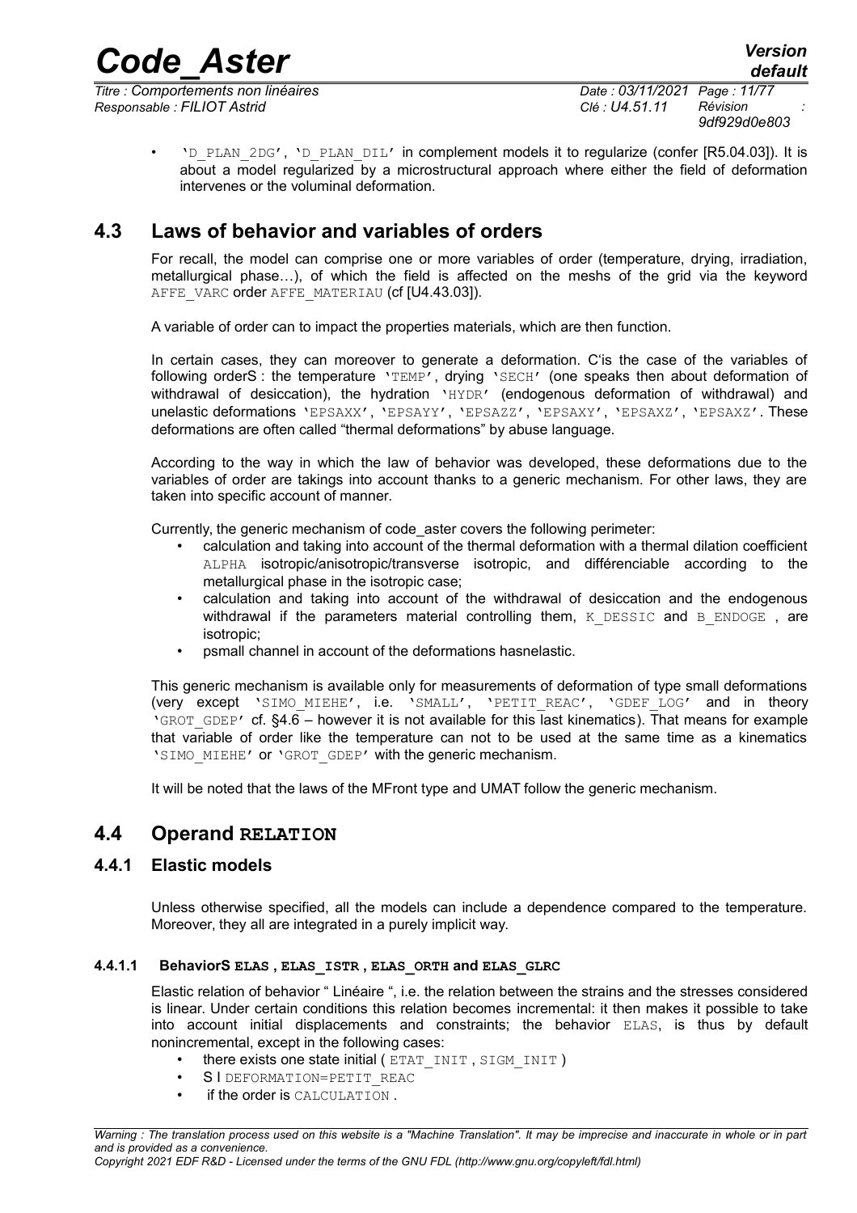- 'D_PLAN_2DG', 'D_PLAN_DIL' in complement models it to regularize (confer [R5.04.03]). It is about a model regularized by a microstructural approach where either the field of deformation intervenes or the voluminal deformation.

## 4.3 Laws of behavior and variables of orders

For recall, the model can comprise one or more variables of order (temperature, drying, irradiation, metallurgical phase…), of which the field is affected on the meshs of the grid via the keyword AFFE_VARC order AFFE_MATERIAU (cf [U4.43.03]).

A variable of order can to impact the properties materials, which are then function.

In certain cases, they can moreover to generate a deformation. C'is the case of the variables of following orderS : the temperature 'TEMP', drying 'SECH' (one speaks then about deformation of withdrawal of desiccation), the hydration 'HYDR' (endogenous deformation of withdrawal) and unelastic deformations 'EPSAXX', 'EPSAYY', 'EPSAZZ', 'EPSAXY', 'EPSAXZ', 'EPSAXZ'. These deformations are often called "thermal deformations" by abuse language.

According to the way in which the law of behavior was developed, these deformations due to the variables of order are takings into account thanks to a generic mechanism. For other laws, they are taken into specific account of manner.

Currently, the generic mechanism of code_aster covers the following perimeter:

- calculation and taking into account of the thermal deformation with a thermal dilation coefficient ALPHA isotropic/anisotropic/transverse isotropic, and différenciable according to the metallurgical phase in the isotropic case;
- calculation and taking into account of the withdrawal of desiccation and the endogenous withdrawal if the parameters material controlling them, K_DESSIC and B_ENDOGE , are isotropic;
- psmall channel in account of the deformations hasnelastic.

This generic mechanism is available only for measurements of deformation of type small deformations (very except 'SIMO_MIEHE', i.e. 'SMALL', 'PETIT_REAC', 'GDEF_LOG' and in theory 'GROT_GDEP' cf. §4.6 – however it is not available for this last kinematics). That means for example that variable of order like the temperature can not to be used at the same time as a kinematics 'SIMO_MIEHE' or 'GROT_GDEP' with the generic mechanism.

It will be noted that the laws of the MFront type and UMAT follow the generic mechanism.

## 4.4 Operand RELATION

### 4.4.1 Elastic models

Unless otherwise specified, all the models can include a dependence compared to the temperature. Moreover, they all are integrated in a purely implicit way.

#### 4.4.1.1 BehaviorS ELAS , ELAS_ISTR , ELAS_ORTH and ELAS_GLRC

Elastic relation of behavior " Linéaire ", i.e. the relation between the strains and the stresses considered is linear. Under certain conditions this relation becomes incremental: it then makes it possible to take into account initial displacements and constraints; the behavior ELAS, is thus by default nonincremental, except in the following cases:

- there exists one state initial ( ETAT_INIT , SIGM_INIT )
- S I DEFORMATION=PETIT_REAC
- if the order is CALCULATION .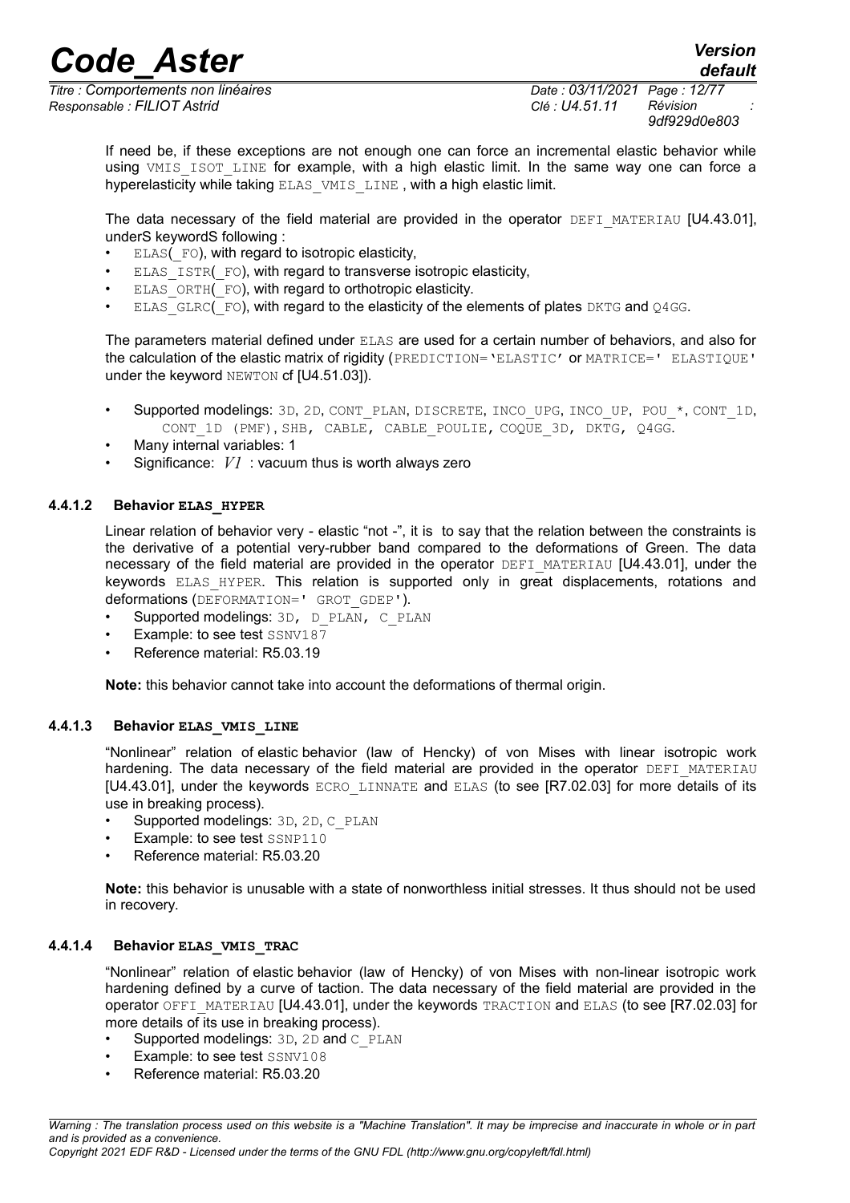If need be, if these exceptions are not enough one can force an incremental elastic behavior while using VMIS_ISOT_LINE for example, with a high elastic limit. In the same way one can force a hyperelasticity while taking ELAS_VMIS_LINE , with a high elastic limit.

The data necessary of the field material are provided in the operator DEFI_MATERIAU [U4.43.01], underS keywordS following :

- ELAS(_FO), with regard to isotropic elasticity,
- ELAS_ISTR(_FO), with regard to transverse isotropic elasticity,
- ELAS_ORTH(_FO), with regard to orthotropic elasticity.
- ELAS_GLRC(_FO), with regard to the elasticity of the elements of plates DKTG and Q4GG.

The parameters material defined under ELAS are used for a certain number of behaviors, and also for the calculation of the elastic matrix of rigidity (PREDICTION='ELASTIC' or MATRICE=' ELASTIQUE' under the keyword NEWTON cf [U4.51.03]).

- Supported modelings: 3D, 2D, CONT_PLAN, DISCRETE, INCO_UPG, INCO_UP, POU_*, CONT_1D, CONT_1D (PMF), SHB, CABLE, CABLE_POULIE, COQUE_3D, DKTG, Q4GG.
- Many internal variables: 1
- Significance: $V1$ : vacuum thus is worth always zero

#### 4.4.1.2 Behavior **ELAS_HYPER**

Linear relation of behavior very - elastic "not -", it is to say that the relation between the constraints is the derivative of a potential very-rubber band compared to the deformations of Green. The data necessary of the field material are provided in the operator DEFI_MATERIAU [U4.43.01], under the keywords ELAS_HYPER. This relation is supported only in great displacements, rotations and deformations (DEFORMATION=' GROT_GDEP').

- Supported modelings: 3D, D_PLAN, C_PLAN
- Example: to see test SSNV187
- Reference material: R5.03.19

**Note:** this behavior cannot take into account the deformations of thermal origin.

#### 4.4.1.3 Behavior **ELAS_VMIS_LINE**

"Nonlinear" relation of elastic behavior (law of Hencky) of von Mises with linear isotropic work hardening. The data necessary of the field material are provided in the operator DEFI_MATERIAU [U4.43.01], under the keywords ECRO_LINNATE and ELAS (to see [R7.02.03] for more details of its use in breaking process).

- Supported modelings: 3D, 2D, C_PLAN
- Example: to see test SSNP110
- Reference material: R5.03.20

**Note:** this behavior is unusable with a state of nonworthless initial stresses. It thus should not be used in recovery.

#### 4.4.1.4 Behavior **ELAS_VMIS_TRAC**

"Nonlinear" relation of elastic behavior (law of Hencky) of von Mises with non-linear isotropic work hardening defined by a curve of taction. The data necessary of the field material are provided in the operator OFFI_MATERIAU [U4.43.01], under the keywords TRACTION and ELAS (to see [R7.02.03] for more details of its use in breaking process).

- Supported modelings: 3D, 2D and C_PLAN
- Example: to see test SSNV108
- Reference material: R5.03.20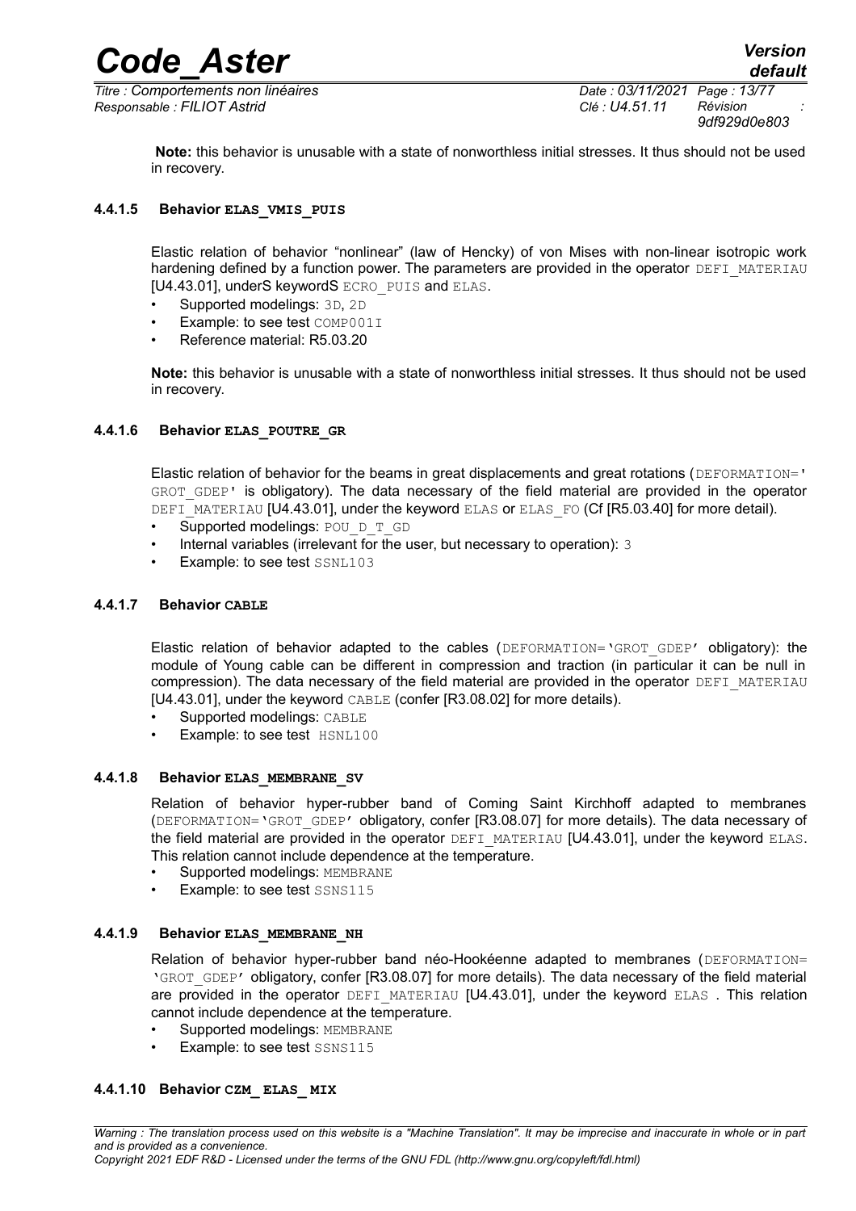**Note:** this behavior is unusable with a state of nonworthless initial stresses. It thus should not be used in recovery.

#### 4.4.1.5 Behavior ELAS_VMIS_PUIS

Elastic relation of behavior "nonlinear" (law of Hencky) of von Mises with non-linear isotropic work hardening defined by a function power. The parameters are provided in the operator DEFI_MATERIAU [U4.43.01], underS keywordS ECRO_PUIS and ELAS.

- Supported modelings: 3D, 2D
- Example: to see test COMP001I
- Reference material: R5.03.20

**Note:** this behavior is unusable with a state of nonworthless initial stresses. It thus should not be used in recovery.

#### 4.4.1.6 Behavior ELAS_POUTRE_GR

Elastic relation of behavior for the beams in great displacements and great rotations (DEFORMATION=' GROT_GDEP' is obligatory). The data necessary of the field material are provided in the operator DEFI_MATERIAU [U4.43.01], under the keyword ELAS or ELAS_FO (Cf [R5.03.40] for more detail).

- Supported modelings: POU_D_T_GD
- Internal variables (irrelevant for the user, but necessary to operation): 3
- Example: to see test SSNL103

#### 4.4.1.7 Behavior CABLE

Elastic relation of behavior adapted to the cables (DEFORMATION='GROT_GDEP' obligatory): the module of Young cable can be different in compression and traction (in particular it can be null in compression). The data necessary of the field material are provided in the operator DEFI_MATERIAU [U4.43.01], under the keyword CABLE (confer [R3.08.02] for more details).

- Supported modelings: CABLE
- Example: to see test HSNL100

#### 4.4.1.8 Behavior ELAS_MEMBRANE_SV

Relation of behavior hyper-rubber band of Coming Saint Kirchhoff adapted to membranes (DEFORMATION='GROT_GDEP' obligatory, confer [R3.08.07] for more details). The data necessary of the field material are provided in the operator DEFI_MATERIAU [U4.43.01], under the keyword ELAS. This relation cannot include dependence at the temperature.

- Supported modelings: MEMBRANE
- Example: to see test SSNS115

#### 4.4.1.9 Behavior ELAS_MEMBRANE_NH

Relation of behavior hyper-rubber band néo-Hookéenne adapted to membranes (DEFORMATION= 'GROT_GDEP' obligatory, confer [R3.08.07] for more details). The data necessary of the field material are provided in the operator DEFI_MATERIAU [U4.43.01], under the keyword ELAS . This relation cannot include dependence at the temperature.

- Supported modelings: MEMBRANE
- Example: to see test SSNS115

#### 4.4.1.10 Behavior CZM_ ELAS_ MIX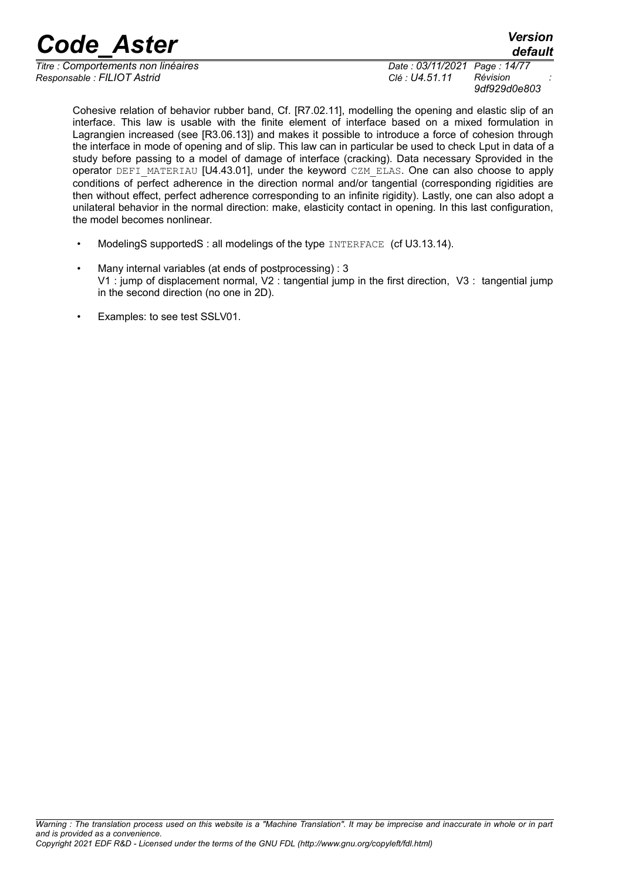Cohesive relation of behavior rubber band, Cf. [R7.02.11], modelling the opening and elastic slip of an interface. This law is usable with the finite element of interface based on a mixed formulation in Lagrangien increased (see [R3.06.13]) and makes it possible to introduce a force of cohesion through the interface in mode of opening and of slip. This law can in particular be used to check Lput in data of a study before passing to a model of damage of interface (cracking). Data necessary Sprovided in the operator DEFI_MATERIAU [U4.43.01], under the keyword CZM_ELAS. One can also choose to apply conditions of perfect adherence in the direction normal and/or tangential (corresponding rigidities are then without effect, perfect adherence corresponding to an infinite rigidity). Lastly, one can also adopt a unilateral behavior in the normal direction: make, elasticity contact in opening. In this last configuration, the model becomes nonlinear.

- ModelingS supportedS : all modelings of the type INTERFACE (cf U3.13.14).
- Many internal variables (at ends of postprocessing) : 3
  V1 : jump of displacement normal, V2 : tangential jump in the first direction, V3 : tangential jump in the second direction (no one in 2D).
- Examples: to see test SSLV01.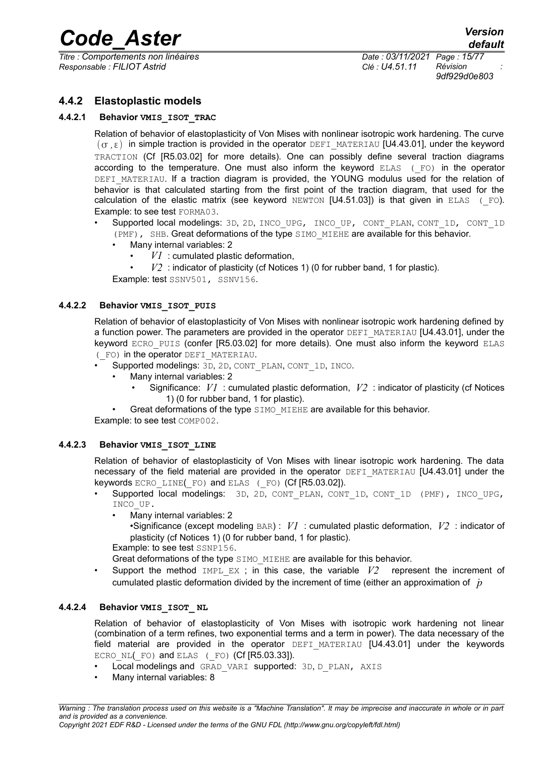### 4.4.2 Elastoplastic models

#### 4.4.2.1 Behavior VMIS_ISOT_TRAC

Relation of behavior of elastoplasticity of Von Mises with nonlinear isotropic work hardening. The curve $(\sigma, \varepsilon)$ in simple traction is provided in the operator DEFI_MATERIAU [U4.43.01], under the keyword TRACTION (Cf [R5.03.02] for more details). One can possibly define several traction diagrams according to the temperature. One must also inform the keyword ELAS (_FO) in the operator DEFI_MATERIAU. If a traction diagram is provided, the YOUNG modulus used for the relation of behavior is that calculated starting from the first point of the traction diagram, that used for the calculation of the elastic matrix (see keyword NEWTON [U4.51.03]) is that given in ELAS (_FO). Example: to see test FORMA03.

- Supported local modelings: 3D, 2D, INCO_UPG, INCO_UP, CONT_PLAN, CONT_1D, CONT_1D (PMF), SHB. Great deformations of the type SIMO_MIEHE are available for this behavior.
  - Many internal variables: 2
    - $V1$ : cumulated plastic deformation,
    - $V2$ : indicator of plasticity (cf Notices 1) (0 for rubber band, 1 for plastic).

  Example: test SSNV501, SSNV156.

#### 4.4.2.2 Behavior VMIS_ISOT_PUIS

Relation of behavior of elastoplasticity of Von Mises with nonlinear isotropic work hardening defined by a function power. The parameters are provided in the operator DEFI_MATERIAU [U4.43.01], under the keyword ECRO_PUIS (confer [R5.03.02] for more details). One must also inform the keyword ELAS (_FO) in the operator DEFI_MATERIAU.

- Supported modelings: 3D, 2D, CONT_PLAN, CONT_1D, INCO.
  - Many internal variables: 2
    - Significance: $V1$ : cumulated plastic deformation, $V2$ : indicator of plasticity (cf Notices 1) (0 for rubber band, 1 for plastic).
  - Great deformations of the type SIMO_MIEHE are available for this behavior.

Example: to see test COMP002.

#### 4.4.2.3 Behavior VMIS_ISOT_LINE

Relation of behavior of elastoplasticity of Von Mises with linear isotropic work hardening. The data necessary of the field material are provided in the operator DEFI_MATERIAU [U4.43.01] under the keywords ECRO_LINE(_FO) and ELAS (_FO) (Cf [R5.03.02]).

- Supported local modelings: 3D, 2D, CONT_PLAN, CONT_1D, CONT_1D (PMF), INCO_UPG, INCO_UP.
  - Many internal variables: 2
    •Significance (except modeling BAR) : $V1$ : cumulated plastic deformation, $V2$ : indicator of plasticity (cf Notices 1) (0 for rubber band, 1 for plastic).

  Example: to see test SSNP156.

  Great deformations of the type SIMO_MIEHE are available for this behavior.
- Support the method IMPL_EX ; in this case, the variable $V2$ represent the increment of cumulated plastic deformation divided by the increment of time (either an approximation of $\dot{p}$

#### 4.4.2.4 Behavior VMIS_ISOT_ NL

Relation of behavior of elastoplasticity of Von Mises with isotropic work hardening not linear (combination of a term refines, two exponential terms and a term in power). The data necessary of the field material are provided in the operator DEFI_MATERIAU [U4.43.01] under the keywords ECRO_NL(_FO) and ELAS (_FO) (Cf [R5.03.33]).

- Local modelings and GRAD_VARI supported: 3D, D_PLAN, AXIS
- Many internal variables: 8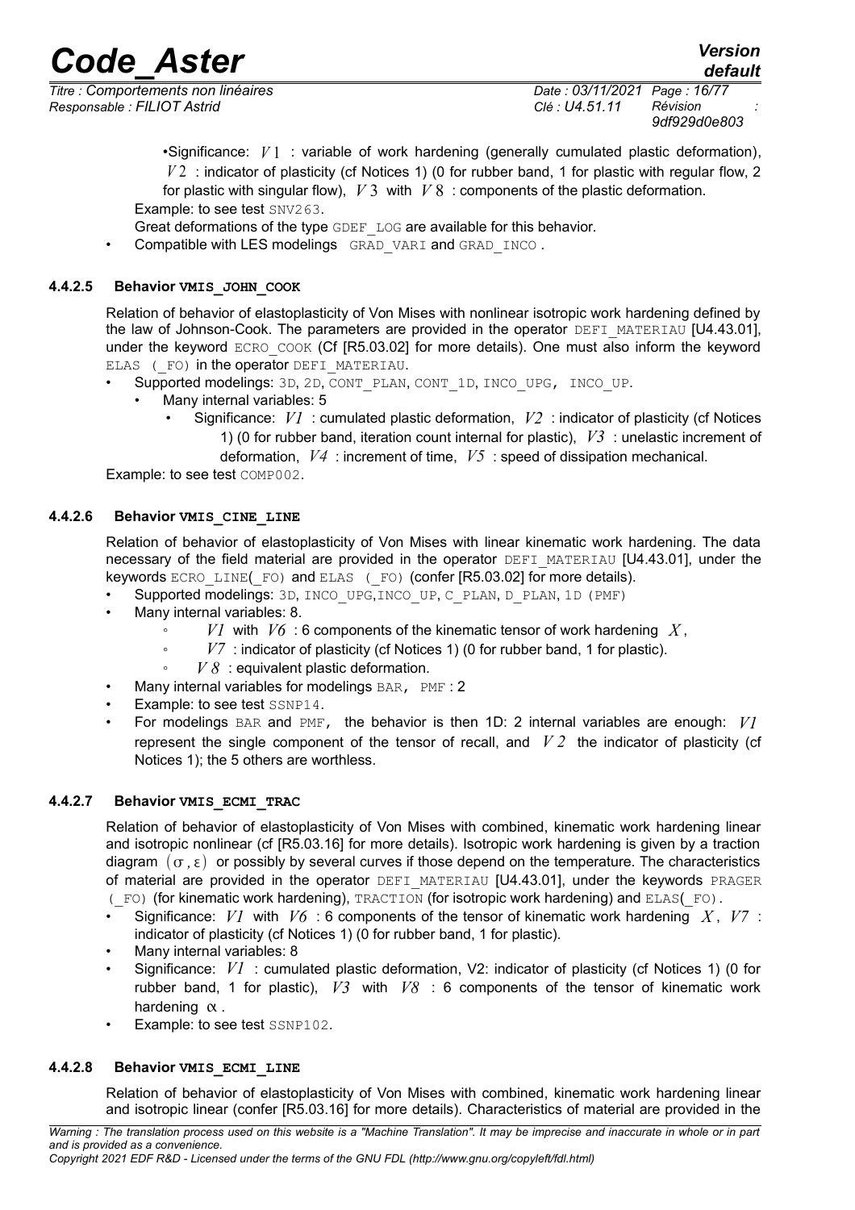•Significance: $V1$ : variable of work hardening (generally cumulated plastic deformation), $V2$ : indicator of plasticity (cf Notices 1) (0 for rubber band, 1 for plastic with regular flow, 2 for plastic with singular flow), $V3$ with $V8$ : components of the plastic deformation.

Example: to see test SNV263.

Great deformations of the type GDEF_LOG are available for this behavior.

- Compatible with LES modelings GRAD_VARI and GRAD_INCO .

#### 4.4.2.5 Behavior VMIS_JOHN_COOK

Relation of behavior of elastoplasticity of Von Mises with nonlinear isotropic work hardening defined by the law of Johnson-Cook. The parameters are provided in the operator DEFI_MATERIAU [U4.43.01], under the keyword ECRO_COOK (Cf [R5.03.02] for more details). One must also inform the keyword ELAS (_FO) in the operator DEFI_MATERIAU.

- Supported modelings: 3D, 2D, CONT_PLAN, CONT_1D, INCO_UPG, INCO_UP.
  - Many internal variables: 5
    - Significance: $V1$ : cumulated plastic deformation, $V2$ : indicator of plasticity (cf Notices 1) (0 for rubber band, iteration count internal for plastic), $V3$ : unelastic increment of deformation, $V4$ : increment of time, $V5$ : speed of dissipation mechanical.

Example: to see test COMP002.

#### 4.4.2.6 Behavior VMIS_CINE_LINE

Relation of behavior of elastoplasticity of Von Mises with linear kinematic work hardening. The data necessary of the field material are provided in the operator DEFI_MATERIAU [U4.43.01], under the keywords ECRO_LINE(_FO) and ELAS (_FO) (confer [R5.03.02] for more details).

- Supported modelings: 3D, INCO_UPG,INCO_UP, C_PLAN, D_PLAN, 1D (PMF)
- Many internal variables: 8.
  - $V1$ with $V6$ : 6 components of the kinematic tensor of work hardening $X$,
  - $V7$ : indicator of plasticity (cf Notices 1) (0 for rubber band, 1 for plastic).
  - $V8$ : equivalent plastic deformation.
- Many internal variables for modelings BAR, PMF : 2
- Example: to see test SSNP14.
- For modelings BAR and PMF, the behavior is then 1D: 2 internal variables are enough: $V1$ represent the single component of the tensor of recall, and $V2$ the indicator of plasticity (cf Notices 1); the 5 others are worthless.

#### 4.4.2.7 Behavior VMIS_ECMI_TRAC

Relation of behavior of elastoplasticity of Von Mises with combined, kinematic work hardening linear and isotropic nonlinear (cf [R5.03.16] for more details). Isotropic work hardening is given by a traction diagram $(\sigma, \varepsilon)$ or possibly by several curves if those depend on the temperature. The characteristics of material are provided in the operator DEFI_MATERIAU [U4.43.01], under the keywords PRAGER (_FO) (for kinematic work hardening), TRACTION (for isotropic work hardening) and ELAS(_FO).

- Significance: $V1$ with $V6$ : 6 components of the tensor of kinematic work hardening $X$, $V7$ : indicator of plasticity (cf Notices 1) (0 for rubber band, 1 for plastic).
- Many internal variables: 8
- Significance: $V1$ : cumulated plastic deformation, V2: indicator of plasticity (cf Notices 1) (0 for rubber band, 1 for plastic), $V3$ with $V8$ : 6 components of the tensor of kinematic work hardening $\alpha$ .
- Example: to see test SSNP102.

#### 4.4.2.8 Behavior VMIS_ECMI_LINE

Relation of behavior of elastoplasticity of Von Mises with combined, kinematic work hardening linear and isotropic linear (confer [R5.03.16] for more details). Characteristics of material are provided in the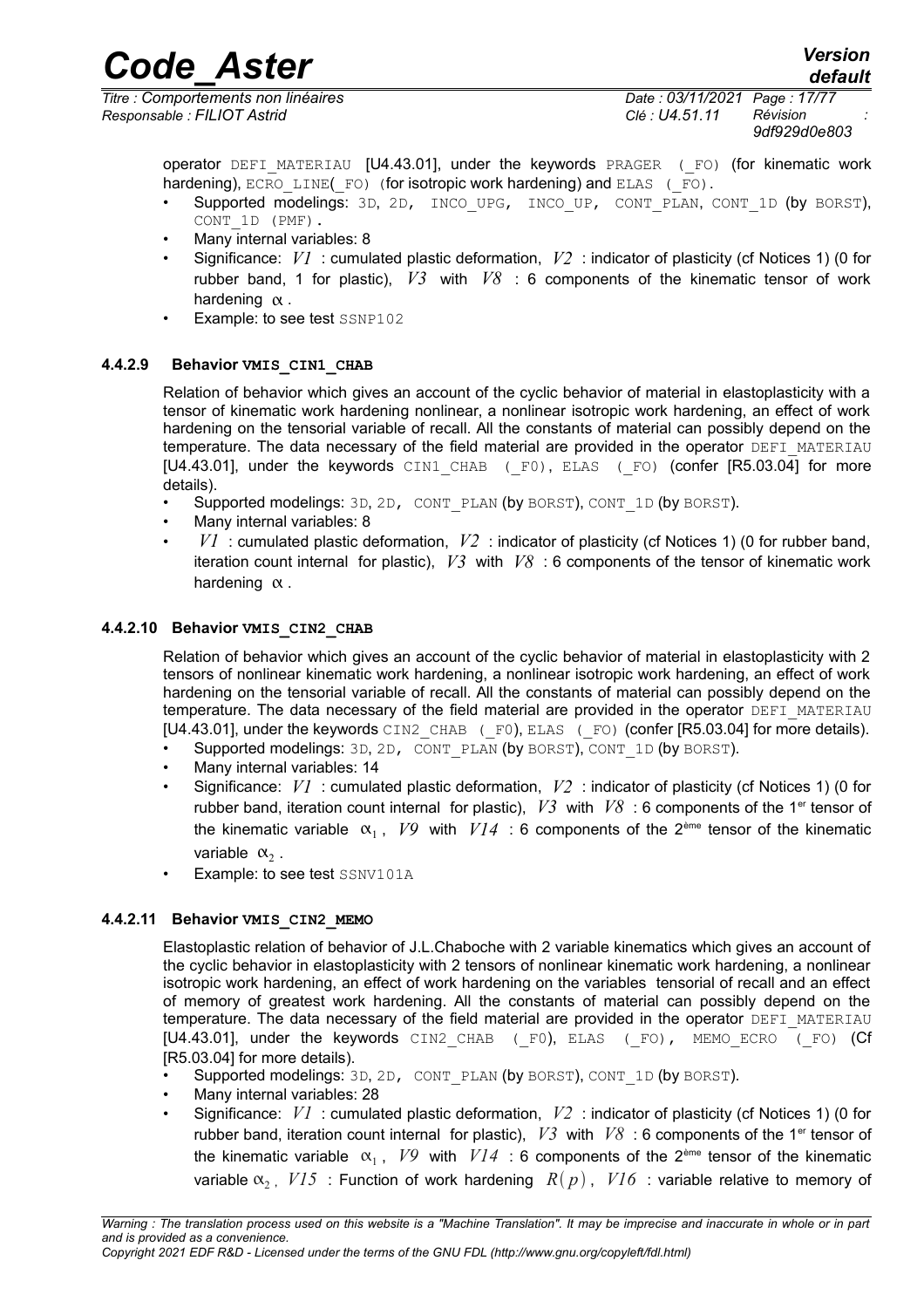operator DEFI_MATERIAU [U4.43.01], under the keywords PRAGER (_FO) (for kinematic work hardening), ECRO_LINE(_FO) (for isotropic work hardening) and ELAS (_FO).

- Supported modelings: 3D, 2D, INCO_UPG, INCO_UP, CONT_PLAN, CONT_1D (by BORST), CONT_1D (PMF).
- Many internal variables: 8
- Significance: $V1$ : cumulated plastic deformation, $V2$ : indicator of plasticity (cf Notices 1) (0 for rubber band, 1 for plastic), $V3$ with $V8$ : 6 components of the kinematic tensor of work hardening $\alpha$.
- Example: to see test SSNP102

#### 4.4.2.9 Behavior VMIS_CIN1_CHAB

Relation of behavior which gives an account of the cyclic behavior of material in elastoplasticity with a tensor of kinematic work hardening nonlinear, a nonlinear isotropic work hardening, an effect of work hardening on the tensorial variable of recall. All the constants of material can possibly depend on the temperature. The data necessary of the field material are provided in the operator DEFI_MATERIAU [U4.43.01], under the keywords CIN1_CHAB (_F0), ELAS (_FO) (confer [R5.03.04] for more details).

- Supported modelings: 3D, 2D, CONT_PLAN (by BORST), CONT_1D (by BORST).
- Many internal variables: 8
- $V1$ : cumulated plastic deformation, $V2$ : indicator of plasticity (cf Notices 1) (0 for rubber band, iteration count internal for plastic), $V3$ with $V8$ : 6 components of the tensor of kinematic work hardening $\alpha$.

#### 4.4.2.10 Behavior VMIS_CIN2_CHAB

Relation of behavior which gives an account of the cyclic behavior of material in elastoplasticity with 2 tensors of nonlinear kinematic work hardening, a nonlinear isotropic work hardening, an effect of work hardening on the tensorial variable of recall. All the constants of material can possibly depend on the temperature. The data necessary of the field material are provided in the operator DEFI_MATERIAU [U4.43.01], under the keywords CIN2_CHAB (_F0), ELAS (_FO) (confer [R5.03.04] for more details).

- Supported modelings: 3D, 2D, CONT_PLAN (by BORST), CONT_1D (by BORST).
- Many internal variables: 14
- Significance: $V1$ : cumulated plastic deformation, $V2$ : indicator of plasticity (cf Notices 1) (0 for rubber band, iteration count internal for plastic), $V3$ with $V8$ : 6 components of the 1er tensor of the kinematic variable $\alpha_1$, $V9$ with $V14$ : 6 components of the 2ème tensor of the kinematic variable $\alpha_2$.
- Example: to see test SSNV101A

#### 4.4.2.11 Behavior VMIS_CIN2_MEMO

Elastoplastic relation of behavior of J.L.Chaboche with 2 variable kinematics which gives an account of the cyclic behavior in elastoplasticity with 2 tensors of nonlinear kinematic work hardening, a nonlinear isotropic work hardening, an effect of work hardening on the variables tensorial of recall and an effect of memory of greatest work hardening. All the constants of material can possibly depend on the temperature. The data necessary of the field material are provided in the operator DEFI_MATERIAU [U4.43.01], under the keywords CIN2_CHAB (_F0), ELAS (_FO), MEMO_ECRO (_FO) (Cf [R5.03.04] for more details).

- Supported modelings: 3D, 2D, CONT_PLAN (by BORST), CONT_1D (by BORST).
- Many internal variables: 28
- Significance: $V1$ : cumulated plastic deformation, $V2$ : indicator of plasticity (cf Notices 1) (0 for rubber band, iteration count internal for plastic), $V3$ with $V8$ : 6 components of the 1er tensor of the kinematic variable $\alpha_1$, $V9$ with $V14$ : 6 components of the 2ème tensor of the kinematic variable $\alpha_2$, $V15$ : Function of work hardening $R(p)$, $V16$ : variable relative to memory of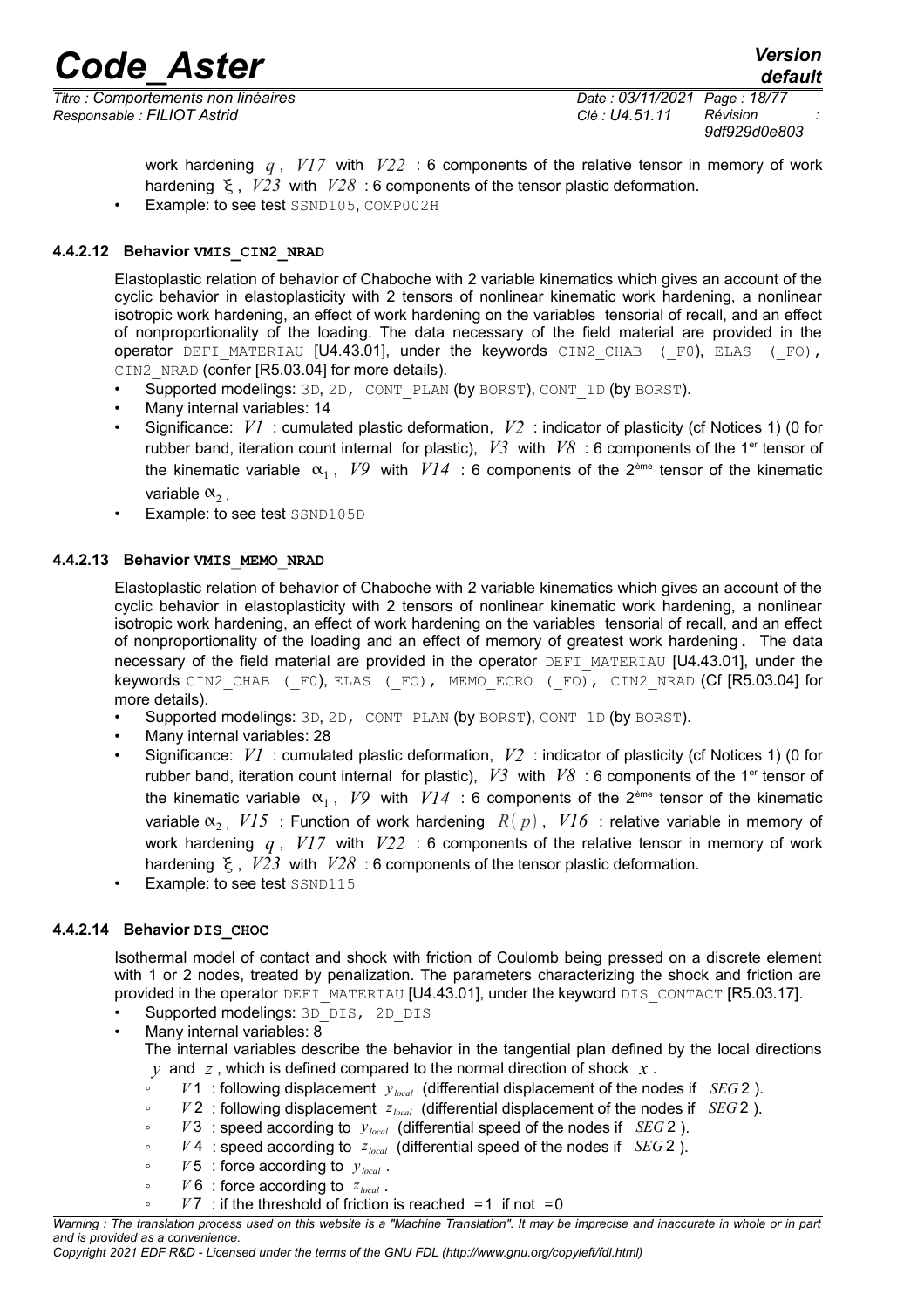work hardening $q$, $V17$ with $V22$ : 6 components of the relative tensor in memory of work hardening $\xi$, $V23$ with $V28$ : 6 components of the tensor plastic deformation.

- Example: to see test SSND105, COMP002H

#### 4.4.2.12 Behavior VMIS_CIN2_NRAD

Elastoplastic relation of behavior of Chaboche with 2 variable kinematics which gives an account of the cyclic behavior in elastoplasticity with 2 tensors of nonlinear kinematic work hardening, a nonlinear isotropic work hardening, an effect of work hardening on the variables tensorial of recall, and an effect of nonproportionality of the loading. The data necessary of the field material are provided in the operator DEFI_MATERIAU [U4.43.01], under the keywords CIN2_CHAB (_F0), ELAS (_FO), CIN2_NRAD (confer [R5.03.04] for more details).

- Supported modelings: 3D, 2D, CONT_PLAN (by BORST), CONT_1D (by BORST).
- Many internal variables: 14
- Significance: $V1$ : cumulated plastic deformation, $V2$ : indicator of plasticity (cf Notices 1) (0 for rubber band, iteration count internal for plastic), $V3$ with $V8$ : 6 components of the 1[er] tensor of the kinematic variable $\alpha_1$, $V9$ with $V14$ : 6 components of the 2[ème] tensor of the kinematic variable $\alpha_2$.
- Example: to see test SSND105D

#### 4.4.2.13 Behavior VMIS_MEMO_NRAD

Elastoplastic relation of behavior of Chaboche with 2 variable kinematics which gives an account of the cyclic behavior in elastoplasticity with 2 tensors of nonlinear kinematic work hardening, a nonlinear isotropic work hardening, an effect of work hardening on the variables tensorial of recall, and an effect of nonproportionality of the loading and an effect of memory of greatest work hardening. The data necessary of the field material are provided in the operator DEFI_MATERIAU [U4.43.01], under the keywords CIN2_CHAB (_F0), ELAS (_FO), MEMO_ECRO (_FO), CIN2_NRAD (Cf [R5.03.04] for more details).

- Supported modelings: 3D, 2D, CONT_PLAN (by BORST), CONT_1D (by BORST).
- Many internal variables: 28
- Significance: $V1$ : cumulated plastic deformation, $V2$ : indicator of plasticity (cf Notices 1) (0 for rubber band, iteration count internal for plastic), $V3$ with $V8$ : 6 components of the 1[er] tensor of the kinematic variable $\alpha_1$, $V9$ with $V14$ : 6 components of the 2[ème] tensor of the kinematic variable $\alpha_2$, $V15$ : Function of work hardening $R(p)$, $V16$ : relative variable in memory of work hardening $q$, $V17$ with $V22$ : 6 components of the relative tensor in memory of work hardening $\xi$, $V23$ with $V28$ : 6 components of the tensor plastic deformation.
- Example: to see test SSND115

#### 4.4.2.14 Behavior DIS_CHOC

Isothermal model of contact and shock with friction of Coulomb being pressed on a discrete element with 1 or 2 nodes, treated by penalization. The parameters characterizing the shock and friction are provided in the operator DEFI_MATERIAU [U4.43.01], under the keyword DIS_CONTACT [R5.03.17].

- Supported modelings: 3D_DIS, 2D_DIS
- Many internal variables: 8

  The internal variables describe the behavior in the tangential plan defined by the local directions $y$ and $z$, which is defined compared to the normal direction of shock $x$.
  - $V1$ : following displacement $y_{local}$ (differential displacement of the nodes if $SEG2$ ).
  - $V2$ : following displacement $z_{local}$ (differential displacement of the nodes if $SEG2$ ).
  - $V3$ : speed according to $y_{local}$ (differential speed of the nodes if $SEG2$ ).
  - $V4$ : speed according to $z_{local}$ (differential speed of the nodes if $SEG2$ ).
  - $V5$ : force according to $y_{local}$.
  - $V6$ : force according to $z_{local}$.
  - $V7$ : if the threshold of friction is reached $=1$ if not $=0$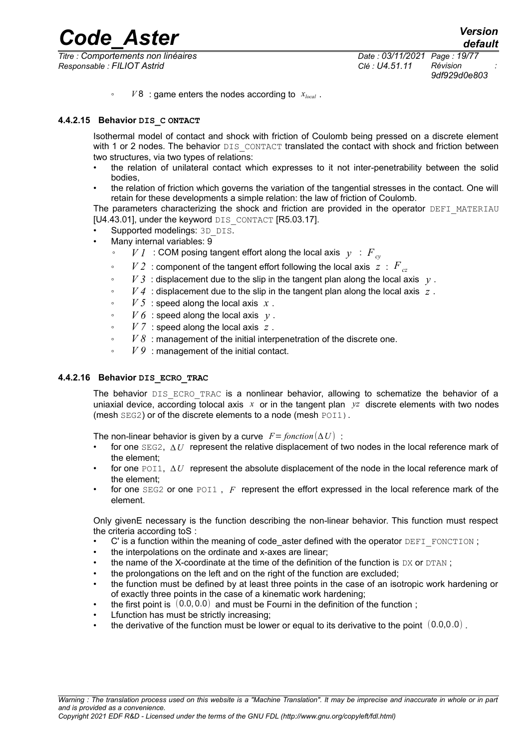- $V8$ : game enters the nodes according to $x_{local}$ .

#### 4.4.2.15 Behavior DIS_C ONTACT

Isothermal model of contact and shock with friction of Coulomb being pressed on a discrete element with 1 or 2 nodes. The behavior DIS_CONTACT translated the contact with shock and friction between two structures, via two types of relations:

- the relation of unilateral contact which expresses to it not inter-penetrability between the solid bodies,
- the relation of friction which governs the variation of the tangential stresses in the contact. One will retain for these developments a simple relation: the law of friction of Coulomb.

The parameters characterizing the shock and friction are provided in the operator DEFI_MATERIAU [U4.43.01], under the keyword DIS_CONTACT [R5.03.17].

- Supported modelings: 3D_DIS.
- Many internal variables: 9
  - $V1$ : COM posing tangent effort along the local axis $y$ : $F_{cy}$
  - $V2$ : component of the tangent effort following the local axis $z$ : $F_{cz}$
  - $V3$ : displacement due to the slip in the tangent plan along the local axis $y$ .
  - $V4$ : displacement due to the slip in the tangent plan along the local axis $z$ .
  - $V5$ : speed along the local axis $x$ .
  - $V6$ : speed along the local axis $y$ .
  - $V7$ : speed along the local axis $z$ .
  - $V8$ : management of the initial interpenetration of the discrete one.
  - $V9$ : management of the initial contact.

#### 4.4.2.16 Behavior DIS_ECRO_TRAC

The behavior DIS_ECRO_TRAC is a nonlinear behavior, allowing to schematize the behavior of a uniaxial device, according tolocal axis $x$ or in the tangent plan $yz$ discrete elements with two nodes (mesh SEG2) or of the discrete elements to a node (mesh POI1).

The non-linear behavior is given by a curve $F=fonction(\Delta U)$ :

- for one SEG2, $\Delta U$ represent the relative displacement of two nodes in the local reference mark of the element;
- for one POI1, $\Delta U$ represent the absolute displacement of the node in the local reference mark of the element;
- for one SEG2 or one POI1 , $F$ represent the effort expressed in the local reference mark of the element.

Only givenE necessary is the function describing the non-linear behavior. This function must respect the criteria according toS :

- C' is a function within the meaning of code_aster defined with the operator DEFI_FONCTION ;
- the interpolations on the ordinate and x-axes are linear;
- the name of the X-coordinate at the time of the definition of the function is DX or DTAN ;
- the prolongations on the left and on the right of the function are excluded;
- the function must be defined by at least three points in the case of an isotropic work hardening or of exactly three points in the case of a kinematic work hardening;
- the first point is $(0.0, 0.0)$ and must be Fourni in the definition of the function ;
- Lfunction has must be strictly increasing;
- the derivative of the function must be lower or equal to its derivative to the point $(0.0, 0.0)$ .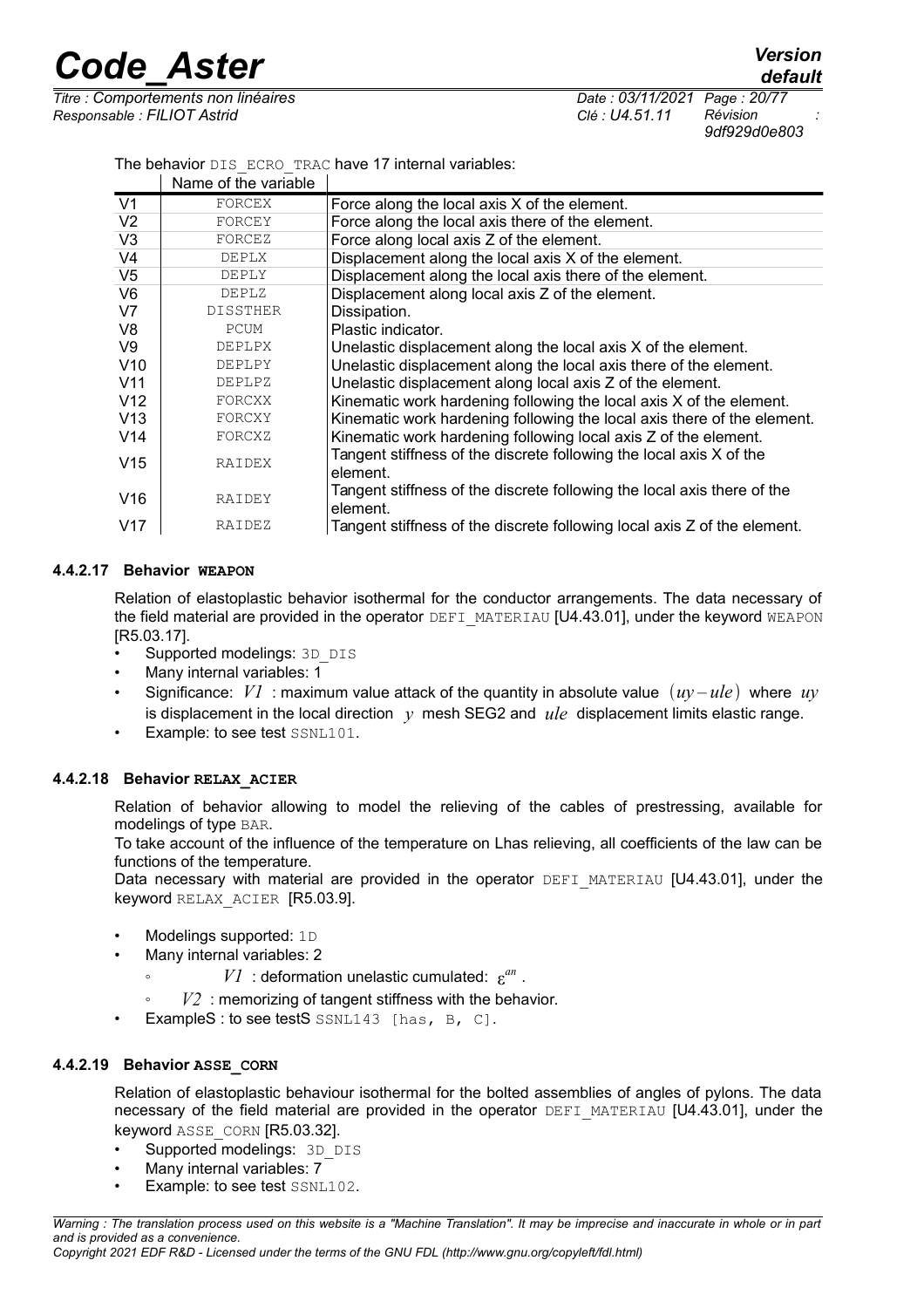The behavior DIS_ECRO_TRAC have 17 internal variables:

| | Name of the variable | |
|---|---|---|
| V1 | FORCEX | Force along the local axis X of the element. |
| V2 | FORCEY | Force along the local axis there of the element. |
| V3 | FORCEZ | Force along local axis Z of the element. |
| V4 | DEPLX | Displacement along the local axis X of the element. |
| V5 | DEPLY | Displacement along the local axis there of the element. |
| V6 | DEPLZ | Displacement along local axis Z of the element. |
| V7 | DISSTHER | Dissipation. |
| V8 | PCUM | Plastic indicator. |
| V9 | DEPLPX | Unelastic displacement along the local axis X of the element. |
| V10 | DEPLPY | Unelastic displacement along the local axis there of the element. |
| V11 | DEPLPZ | Unelastic displacement along local axis Z of the element. |
| V12 | FORCXX | Kinematic work hardening following the local axis X of the element. |
| V13 | FORCXY | Kinematic work hardening following the local axis there of the element. |
| V14 | FORCXZ | Kinematic work hardening following local axis Z of the element. |
| V15 | RAIDEX | Tangent stiffness of the discrete following the local axis X of the element. |
| V16 | RAIDEY | Tangent stiffness of the discrete following the local axis there of the element. |
| V17 | RAIDEZ | Tangent stiffness of the discrete following local axis Z of the element. |

#### 4.4.2.17 Behavior WEAPON

Relation of elastoplastic behavior isothermal for the conductor arrangements. The data necessary of the field material are provided in the operator DEFI_MATERIAU [U4.43.01], under the keyword WEAPON [R5.03.17].

- Supported modelings: 3D_DIS
- Many internal variables: 1
- Significance: $V1$ : maximum value attack of the quantity in absolute value $(uy-ule)$ where $uy$ is displacement in the local direction $y$ mesh SEG2 and $ule$ displacement limits elastic range.
- Example: to see test SSNL101.

#### 4.4.2.18 Behavior RELAX_ACIER

Relation of behavior allowing to model the relieving of the cables of prestressing, available for modelings of type BAR.

To take account of the influence of the temperature on Lhas relieving, all coefficients of the law can be functions of the temperature.

Data necessary with material are provided in the operator DEFI_MATERIAU [U4.43.01], under the keyword RELAX_ACIER [R5.03.9].

- Modelings supported: 1D
- Many internal variables: 2
  - $V1$ : deformation unelastic cumulated: $\varepsilon^{an}$ .
  - $V2$ : memorizing of tangent stiffness with the behavior.
- ExampleS : to see testS SSNL143 [has, B, C].

#### 4.4.2.19 Behavior ASSE_CORN

Relation of elastoplastic behaviour isothermal for the bolted assemblies of angles of pylons. The data necessary of the field material are provided in the operator DEFI_MATERIAU [U4.43.01], under the keyword ASSE_CORN [R5.03.32].

- Supported modelings: 3D_DIS
- Many internal variables: 7
- Example: to see test SSNL102.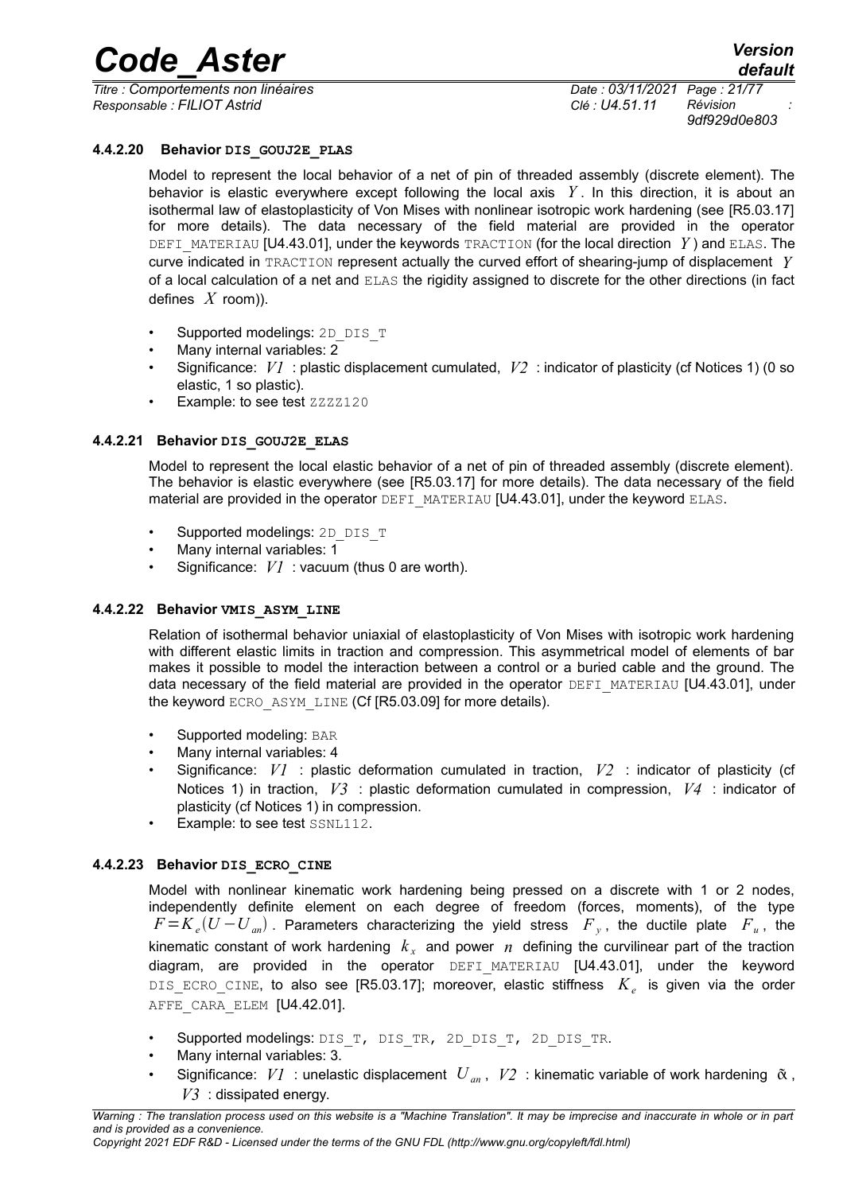#### 4.4.2.20 Behavior **DIS_GOUJ2E_PLAS**

Model to represent the local behavior of a net of pin of threaded assembly (discrete element). The behavior is elastic everywhere except following the local axis $Y$. In this direction, it is about an isothermal law of elastoplasticity of Von Mises with nonlinear isotropic work hardening (see [R5.03.17] for more details). The data necessary of the field material are provided in the operator DEFI_MATERIAU [U4.43.01], under the keywords TRACTION (for the local direction $Y$) and ELAS. The curve indicated in TRACTION represent actually the curved effort of shearing-jump of displacement $Y$ of a local calculation of a net and ELAS the rigidity assigned to discrete for the other directions (in fact defines $X$ room)).

- Supported modelings: 2D_DIS_T
- Many internal variables: 2
- Significance: $V1$ : plastic displacement cumulated, $V2$ : indicator of plasticity (cf Notices 1) (0 so elastic, 1 so plastic).
- Example: to see test ZZZZ120

#### 4.4.2.21 Behavior **DIS_GOUJ2E_ELAS**

Model to represent the local elastic behavior of a net of pin of threaded assembly (discrete element). The behavior is elastic everywhere (see [R5.03.17] for more details). The data necessary of the field material are provided in the operator DEFI_MATERIAU [U4.43.01], under the keyword ELAS.

- Supported modelings: 2D_DIS_T
- Many internal variables: 1
- Significance: $V1$ : vacuum (thus 0 are worth).

#### 4.4.2.22 Behavior **VMIS_ASYM_LINE**

Relation of isothermal behavior uniaxial of elastoplasticity of Von Mises with isotropic work hardening with different elastic limits in traction and compression. This asymmetrical model of elements of bar makes it possible to model the interaction between a control or a buried cable and the ground. The data necessary of the field material are provided in the operator DEFI_MATERIAU [U4.43.01], under the keyword ECRO_ASYM_LINE (Cf [R5.03.09] for more details).

- Supported modeling: BAR
- Many internal variables: 4
- Significance: $V1$ : plastic deformation cumulated in traction, $V2$ : indicator of plasticity (cf Notices 1) in traction, $V3$ : plastic deformation cumulated in compression, $V4$ : indicator of plasticity (cf Notices 1) in compression.
- Example: to see test SSNL112.

#### 4.4.2.23 Behavior **DIS_ECRO_CINE**

Model with nonlinear kinematic work hardening being pressed on a discrete with 1 or 2 nodes, independently definite element on each degree of freedom (forces, moments), of the type $F=K_e(U-U_{an})$. Parameters characterizing the yield stress $F_y$, the ductile plate $F_u$, the kinematic constant of work hardening $k_x$ and power $n$ defining the curvilinear part of the traction diagram, are provided in the operator DEFI_MATERIAU [U4.43.01], under the keyword DIS_ECRO_CINE, to also see [R5.03.17]; moreover, elastic stiffness $K_e$ is given via the order AFFE_CARA_ELEM [U4.42.01].

- Supported modelings: DIS_T, DIS_TR, 2D_DIS_T, 2D_DIS_TR.
- Many internal variables: 3.
- Significance: $V1$ : unelastic displacement $U_{an}$, $V2$ : kinematic variable of work hardening $\alpha$, $V3$ : dissipated energy.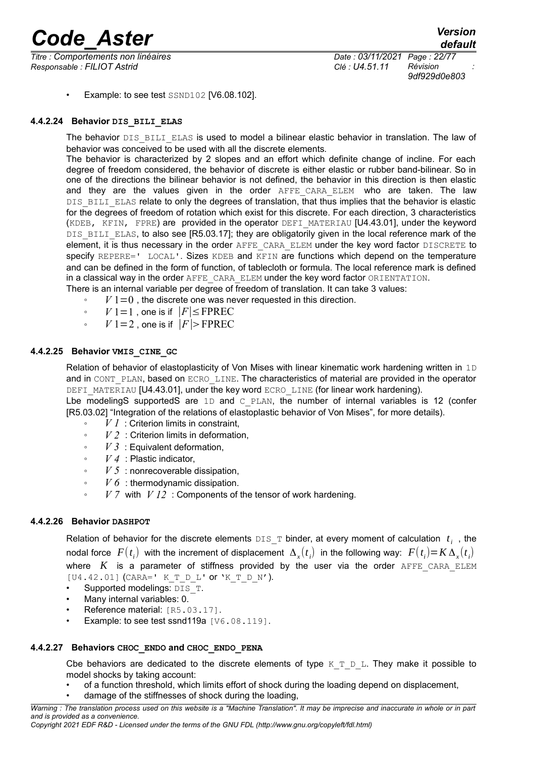- Example: to see test SSND102 [V6.08.102].

#### 4.4.2.24 Behavior DIS_BILI_ELAS

The behavior DIS_BILI_ELAS is used to model a bilinear elastic behavior in translation. The law of behavior was conceived to be used with all the discrete elements.

The behavior is characterized by 2 slopes and an effort which definite change of incline. For each degree of freedom considered, the behavior of discrete is either elastic or rubber band-bilinear. So in one of the directions the bilinear behavior is not defined, the behavior in this direction is then elastic and they are the values given in the order AFFE_CARA_ELEM who are taken. The law DIS_BILI_ELAS relate to only the degrees of translation, that thus implies that the behavior is elastic for the degrees of freedom of rotation which exist for this discrete. For each direction, 3 characteristics (KDEB, KFIN, FPRE) are provided in the operator DEFI_MATERIAU [U4.43.01], under the keyword DIS_BILI_ELAS, to also see [R5.03.17]; they are obligatorily given in the local reference mark of the element, it is thus necessary in the order AFFE_CARA_ELEM under the key word factor DISCRETE to specify REPERE=' LOCAL'. Sizes KDEB and KFIN are functions which depend on the temperature and can be defined in the form of function, of tablecloth or formula. The local reference mark is defined in a classical way in the order AFFE_CARA_ELEM under the key word factor ORIENTATION.

There is an internal variable per degree of freedom of translation. It can take 3 values:

- $V1=0$ , the discrete one was never requested in this direction.
- $V1=1$ , one is if $|F|\leq \text{FPREC}$
- $V1=2$ , one is if $|F|> \text{FPREC}$

#### 4.4.2.25 Behavior VMIS_CINE_GC

Relation of behavior of elastoplasticity of Von Mises with linear kinematic work hardening written in 1D and in CONT_PLAN, based on ECRO_LINE. The characteristics of material are provided in the operator DEFI_MATERIAU [U4.43.01], under the key word ECRO_LINE (for linear work hardening).

Lbe modelingS supportedS are 1D and C_PLAN, the number of internal variables is 12 (confer [R5.03.02] "Integration of the relations of elastoplastic behavior of Von Mises", for more details).

- $V1$ : Criterion limits in constraint,
- $V2$ : Criterion limits in deformation,
- $V3$ : Equivalent deformation,
- $V4$ : Plastic indicator,
- $V5$ : nonrecoverable dissipation,
- $V6$ : thermodynamic dissipation.
- $V7$ with $V12$ : Components of the tensor of work hardening.

#### 4.4.2.26 Behavior DASHPOT

Relation of behavior for the discrete elements DIS_T binder, at every moment of calculation $t_i$ , the nodal force $F(t_i)$ with the increment of displacement $\Delta_x(t_i)$ in the following way: $F(t_i)=K\Delta_x(t_i)$ where $K$ is a parameter of stiffness provided by the user via the order AFFE_CARA_ELEM [U4.42.01] (CARA=' K_T_D_L' or 'K_T_D_N').

- Supported modelings: DIS_T.
- Many internal variables: 0.
- Reference material: [R5.03.17].
- Example: to see test ssnd119a [V6.08.119].

#### 4.4.2.27 Behaviors CHOC_ENDO and CHOC_ENDO_PENA

Cbe behaviors are dedicated to the discrete elements of type K_T_D_L. They make it possible to model shocks by taking account:

- of a function threshold, which limits effort of shock during the loading depend on displacement,
- damage of the stiffnesses of shock during the loading,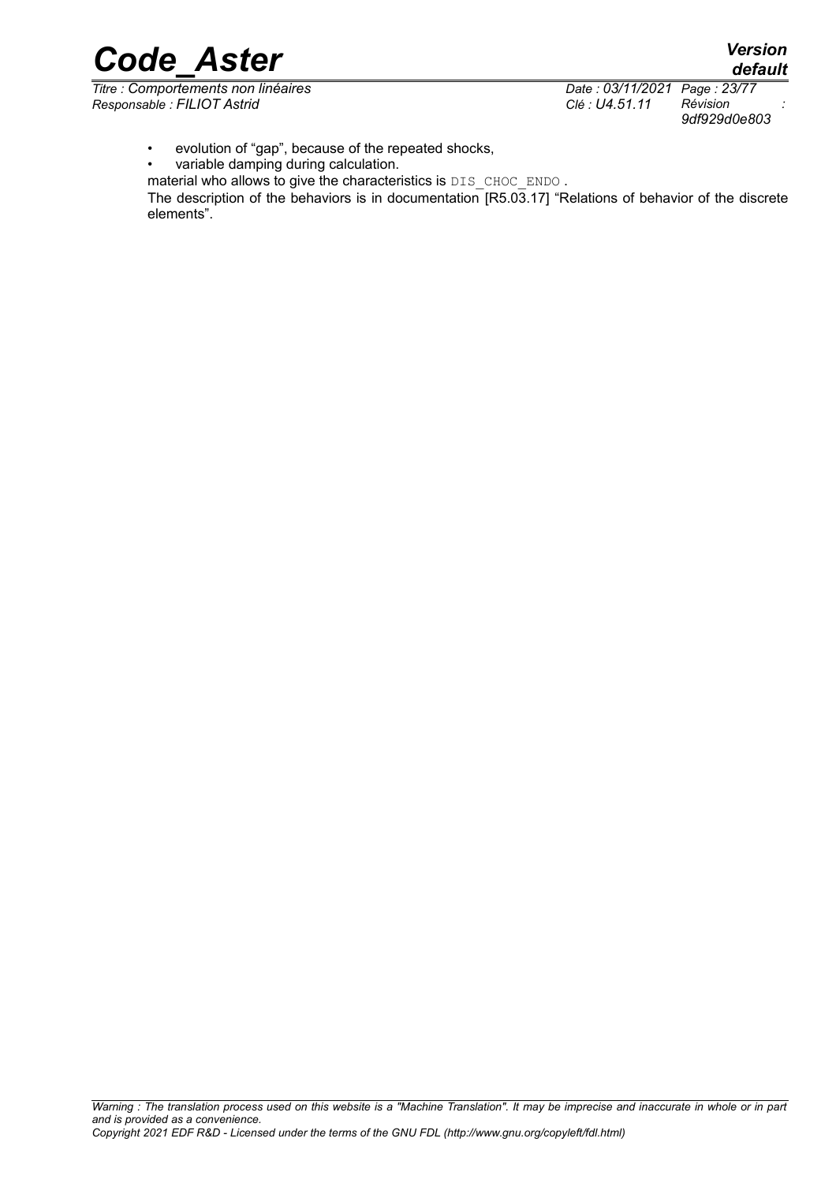- evolution of “gap”, because of the repeated shocks,
- variable damping during calculation.

material who allows to give the characteristics is `DIS_CHOC_ENDO` .

The description of the behaviors is in documentation [R5.03.17] “Relations of behavior of the discrete elements”.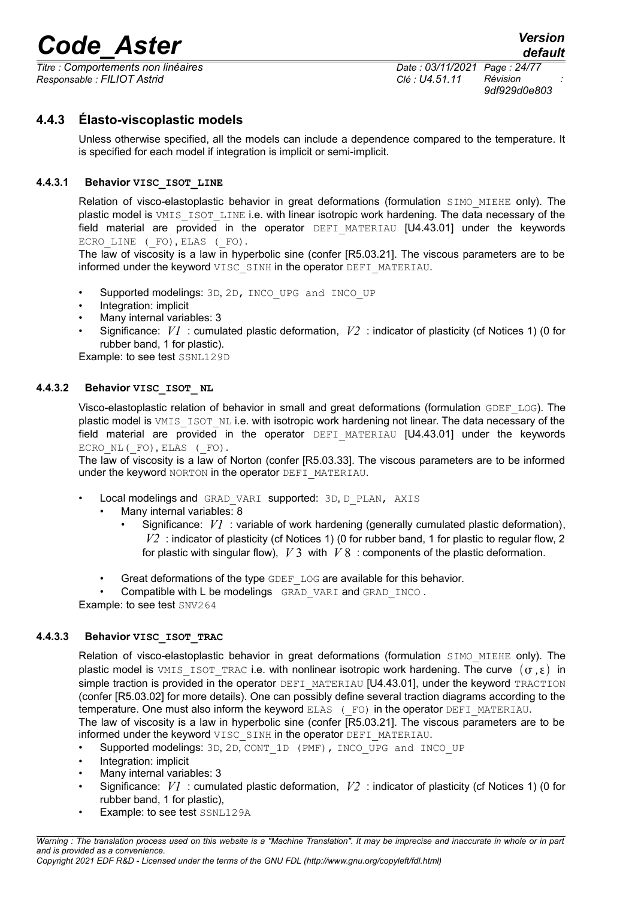### 4.4.3 Élasto-viscoplastic models

Unless otherwise specified, all the models can include a dependence compared to the temperature. It is specified for each model if integration is implicit or semi-implicit.

#### 4.4.3.1 Behavior **VISC_ISOT_LINE**

Relation of visco-elastoplastic behavior in great deformations (formulation SIMO_MIEHE only). The plastic model is VMIS_ISOT_LINE i.e. with linear isotropic work hardening. The data necessary of the field material are provided in the operator DEFI_MATERIAU [U4.43.01] under the keywords ECRO_LINE (_FO), ELAS (_FO).

The law of viscosity is a law in hyperbolic sine (confer [R5.03.21]. The viscous parameters are to be informed under the keyword VISC_SINH in the operator DEFI_MATERIAU.

- Supported modelings: 3D, 2D, INCO_UPG and INCO_UP
- Integration: implicit
- Many internal variables: 3
- Significance: $V1$ : cumulated plastic deformation, $V2$ : indicator of plasticity (cf Notices 1) (0 for rubber band, 1 for plastic).

Example: to see test SSNL129D

#### 4.4.3.2 Behavior **VISC_ISOT_ NL**

Visco-elastoplastic relation of behavior in small and great deformations (formulation GDEF_LOG). The plastic model is VMIS_ISOT_NL i.e. with isotropic work hardening not linear. The data necessary of the field material are provided in the operator DEFI_MATERIAU [U4.43.01] under the keywords ECRO_NL(_FO), ELAS (_FO).

The law of viscosity is a law of Norton (confer [R5.03.33]. The viscous parameters are to be informed under the keyword NORTON in the operator DEFI_MATERIAU.

- Local modelings and GRAD_VARI supported: 3D, D_PLAN, AXIS
  - Many internal variables: 8
    - Significance: $V1$ : variable of work hardening (generally cumulated plastic deformation), $V2$ : indicator of plasticity (cf Notices 1) (0 for rubber band, 1 for plastic to regular flow, 2 for plastic with singular flow), $V3$ with $V8$ : components of the plastic deformation.
  - Great deformations of the type GDEF_LOG are available for this behavior.
  - Compatible with L be modelings GRAD_VARI and GRAD_INCO .

Example: to see test SNV264

#### 4.4.3.3 Behavior **VISC_ISOT_TRAC**

Relation of visco-elastoplastic behavior in great deformations (formulation SIMO_MIEHE only). The plastic model is VMIS_ISOT_TRAC i.e. with nonlinear isotropic work hardening. The curve $(\sigma, \varepsilon)$ in simple traction is provided in the operator DEFI_MATERIAU [U4.43.01], under the keyword TRACTION (confer [R5.03.02] for more details). One can possibly define several traction diagrams according to the temperature. One must also inform the keyword ELAS (_FO) in the operator DEFI_MATERIAU.

The law of viscosity is a law in hyperbolic sine (confer [R5.03.21]. The viscous parameters are to be informed under the keyword VISC_SINH in the operator DEFI_MATERIAU.

- Supported modelings: 3D, 2D, CONT_1D (PMF), INCO_UPG and INCO_UP
- Integration: implicit
- Many internal variables: 3
- Significance: $V1$ : cumulated plastic deformation, $V2$ : indicator of plasticity (cf Notices 1) (0 for rubber band, 1 for plastic),
- Example: to see test SSNL129A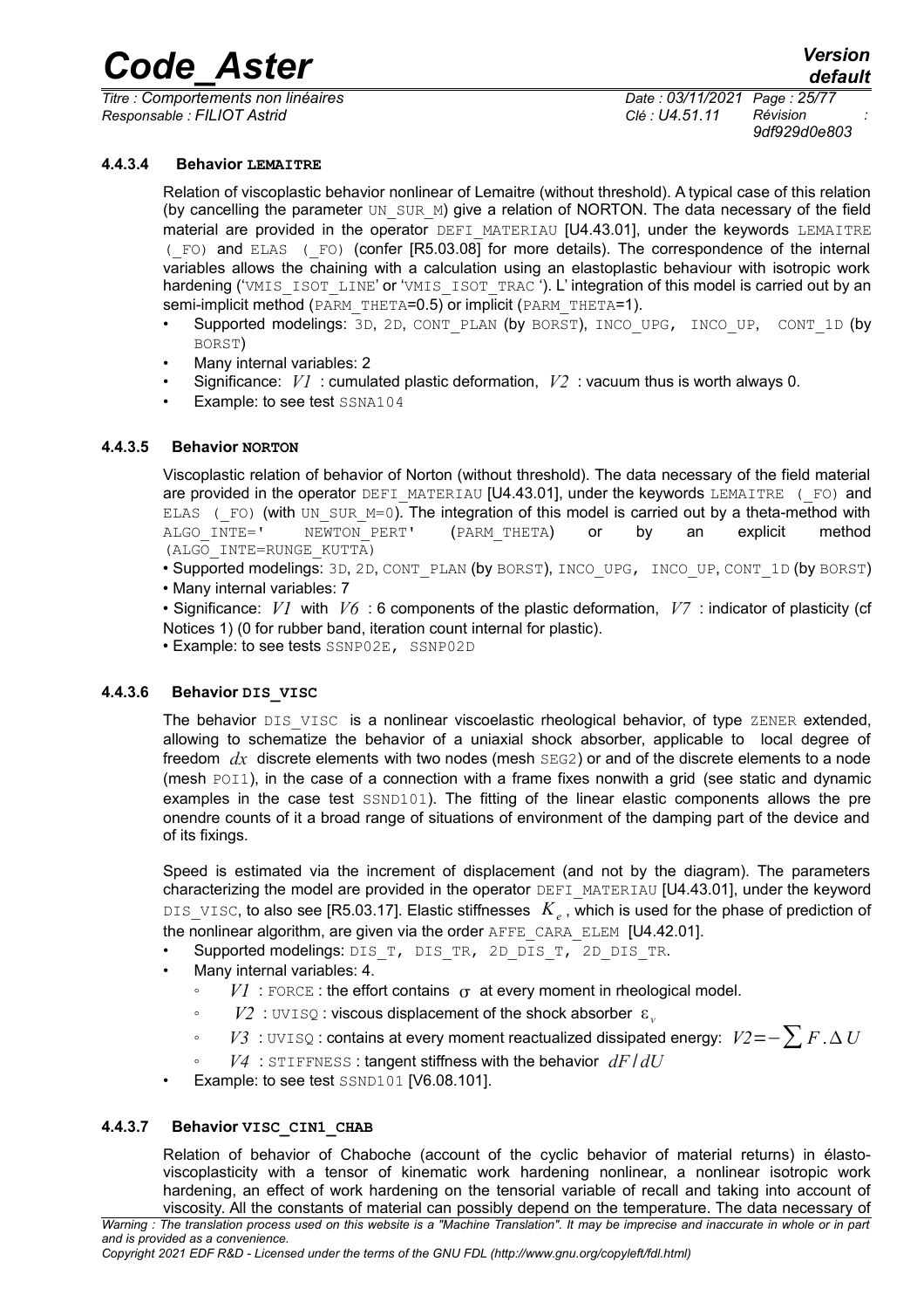#### 4.4.3.4 Behavior LEMAITRE

Relation of viscoplastic behavior nonlinear of Lemaitre (without threshold). A typical case of this relation (by cancelling the parameter UN_SUR_M) give a relation of NORTON. The data necessary of the field material are provided in the operator DEFI_MATERIAU [U4.43.01], under the keywords LEMAITRE (_FO) and ELAS (_FO) (confer [R5.03.08] for more details). The correspondence of the internal variables allows the chaining with a calculation using an elastoplastic behaviour with isotropic work hardening ('VMIS_ISOT_LINE' or 'VMIS_ISOT_TRAC '). L' integration of this model is carried out by an semi-implicit method (PARM_THETA=0.5) or implicit (PARM_THETA=1).

- Supported modelings: 3D, 2D, CONT_PLAN (by BORST), INCO_UPG, INCO_UP, CONT_1D (by BORST)
- Many internal variables: 2
- Significance: $V1$ : cumulated plastic deformation, $V2$ : vacuum thus is worth always 0.
- Example: to see test SSNA104

#### 4.4.3.5 Behavior NORTON

Viscoplastic relation of behavior of Norton (without threshold). The data necessary of the field material are provided in the operator DEFI_MATERIAU [U4.43.01], under the keywords LEMAITRE (_FO) and ELAS (_FO) (with UN_SUR_M=0). The integration of this model is carried out by a theta-method with ALGO_INTE=' NEWTON_PERT' (PARM_THETA) or by an explicit method (ALGO_INTE=RUNGE_KUTTA)

- Supported modelings: 3D, 2D, CONT_PLAN (by BORST), INCO_UPG, INCO_UP, CONT_1D (by BORST)
- Many internal variables: 7
- Significance: $V1$ with $V6$ : 6 components of the plastic deformation, $V7$ : indicator of plasticity (cf Notices 1) (0 for rubber band, iteration count internal for plastic).
- Example: to see tests SSNP02E, SSNP02D

#### 4.4.3.6 Behavior DIS_VISC

The behavior DIS_VISC is a nonlinear viscoelastic rheological behavior, of type ZENER extended, allowing to schematize the behavior of a uniaxial shock absorber, applicable to local degree of freedom $dx$ discrete elements with two nodes (mesh SEG2) or and of the discrete elements to a node (mesh POI1), in the case of a connection with a frame fixes nonwith a grid (see static and dynamic examples in the case test SSND101). The fitting of the linear elastic components allows the pre onendre counts of it a broad range of situations of environment of the damping part of the device and of its fixings.

Speed is estimated via the increment of displacement (and not by the diagram). The parameters characterizing the model are provided in the operator DEFI_MATERIAU [U4.43.01], under the keyword DIS_VISC, to also see [R5.03.17]. Elastic stiffnesses $K_e$, which is used for the phase of prediction of the nonlinear algorithm, are given via the order AFFE_CARA_ELEM [U4.42.01].

- Supported modelings: DIS_T, DIS_TR, 2D_DIS_T, 2D_DIS_TR.
- Many internal variables: 4.
  - $V1$ : FORCE : the effort contains $\sigma$ at every moment in rheological model.
  - $V2$ : UVISQ : viscous displacement of the shock absorber $\varepsilon_v$
  - $V3$ : UVISQ : contains at every moment reactualized dissipated energy: $V2=-\sum F.\Delta U$
  - $V4$ : STIFFNESS : tangent stiffness with the behavior $dF/dU$
- Example: to see test SSND101 [V6.08.101].

#### 4.4.3.7 Behavior VISC_CIN1_CHAB

Relation of behavior of Chaboche (account of the cyclic behavior of material returns) in élasto-viscoplasticity with a tensor of kinematic work hardening nonlinear, a nonlinear isotropic work hardening, an effect of work hardening on the tensorial variable of recall and taking into account of viscosity. All the constants of material can possibly depend on the temperature. The data necessary of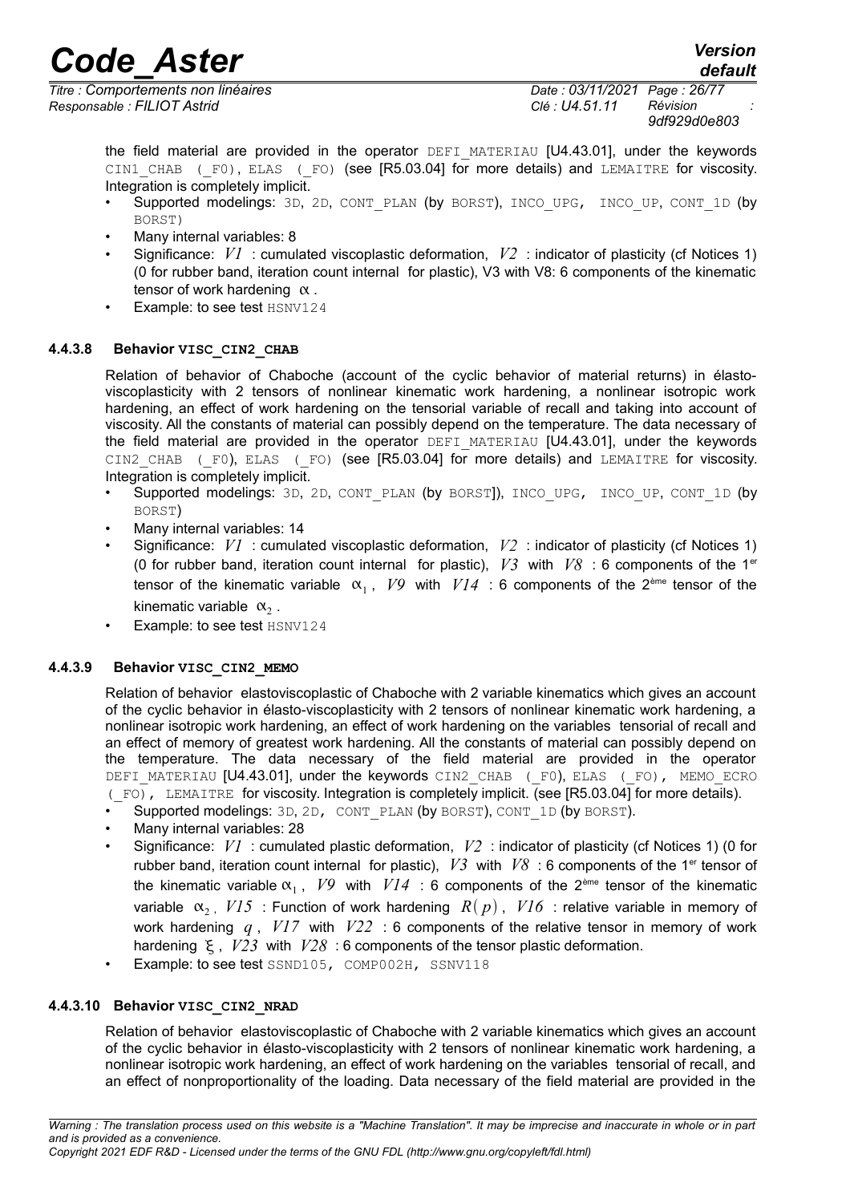the field material are provided in the operator DEFI_MATERIAU [U4.43.01], under the keywords CIN1_CHAB (_F0), ELAS (_FO) (see [R5.03.04] for more details) and LEMAITRE for viscosity. Integration is completely implicit.

- Supported modelings: 3D, 2D, CONT_PLAN (by BORST), INCO_UPG, INCO_UP, CONT_1D (by BORST)
- Many internal variables: 8
- Significance: $V1$ : cumulated viscoplastic deformation, $V2$ : indicator of plasticity (cf Notices 1) (0 for rubber band, iteration count internal for plastic), V3 with V8: 6 components of the kinematic tensor of work hardening $\alpha$ .
- Example: to see test HSNV124

#### 4.4.3.8 Behavior VISC_CIN2_CHAB

Relation of behavior of Chaboche (account of the cyclic behavior of material returns) in élasto-viscoplasticity with 2 tensors of nonlinear kinematic work hardening, a nonlinear isotropic work hardening, an effect of work hardening on the tensorial variable of recall and taking into account of viscosity. All the constants of material can possibly depend on the temperature. The data necessary of the field material are provided in the operator DEFI_MATERIAU [U4.43.01], under the keywords CIN2_CHAB (_F0), ELAS (_FO) (see [R5.03.04] for more details) and LEMAITRE for viscosity. Integration is completely implicit.

- Supported modelings: 3D, 2D, CONT_PLAN (by BORST]), INCO_UPG, INCO_UP, CONT_1D (by BORST)
- Many internal variables: 14
- Significance: $V1$ : cumulated viscoplastic deformation, $V2$ : indicator of plasticity (cf Notices 1) (0 for rubber band, iteration count internal for plastic), $V3$ with $V8$ : 6 components of the 1[er] tensor of the kinematic variable $\alpha_1$ , $V9$ with $V14$ : 6 components of the 2[ème] tensor of the kinematic variable $\alpha_2$ .
- Example: to see test HSNV124

#### 4.4.3.9 Behavior VISC_CIN2_MEMO

Relation of behavior elastoviscoplastic of Chaboche with 2 variable kinematics which gives an account of the cyclic behavior in élasto-viscoplasticity with 2 tensors of nonlinear kinematic work hardening, a nonlinear isotropic work hardening, an effect of work hardening on the variables tensorial of recall and an effect of memory of greatest work hardening. All the constants of material can possibly depend on the temperature. The data necessary of the field material are provided in the operator DEFI_MATERIAU [U4.43.01], under the keywords CIN2_CHAB (_F0), ELAS (_FO), MEMO_ECRO (_FO), LEMAITRE for viscosity. Integration is completely implicit. (see [R5.03.04] for more details).

- Supported modelings: 3D, 2D, CONT_PLAN (by BORST), CONT_1D (by BORST).
- Many internal variables: 28
- Significance: $V1$ : cumulated plastic deformation, $V2$ : indicator of plasticity (cf Notices 1) (0 for rubber band, iteration count internal for plastic), $V3$ with $V8$ : 6 components of the 1[er] tensor of the kinematic variable $\alpha_1$ , $V9$ with $V14$ : 6 components of the 2[ème] tensor of the kinematic variable $\alpha_2$ , $V15$ : Function of work hardening $R(p)$ , $V16$ : relative variable in memory of work hardening $q$ , $V17$ with $V22$ : 6 components of the relative tensor in memory of work hardening $\xi$ , $V23$ with $V28$ : 6 components of the tensor plastic deformation.
- Example: to see test SSND105, COMP002H, SSNV118

#### 4.4.3.10 Behavior VISC_CIN2_NRAD

Relation of behavior elastoviscoplastic of Chaboche with 2 variable kinematics which gives an account of the cyclic behavior in élasto-viscoplasticity with 2 tensors of nonlinear kinematic work hardening, a nonlinear isotropic work hardening, an effect of work hardening on the variables tensorial of recall, and an effect of nonproportionality of the loading. Data necessary of the field material are provided in the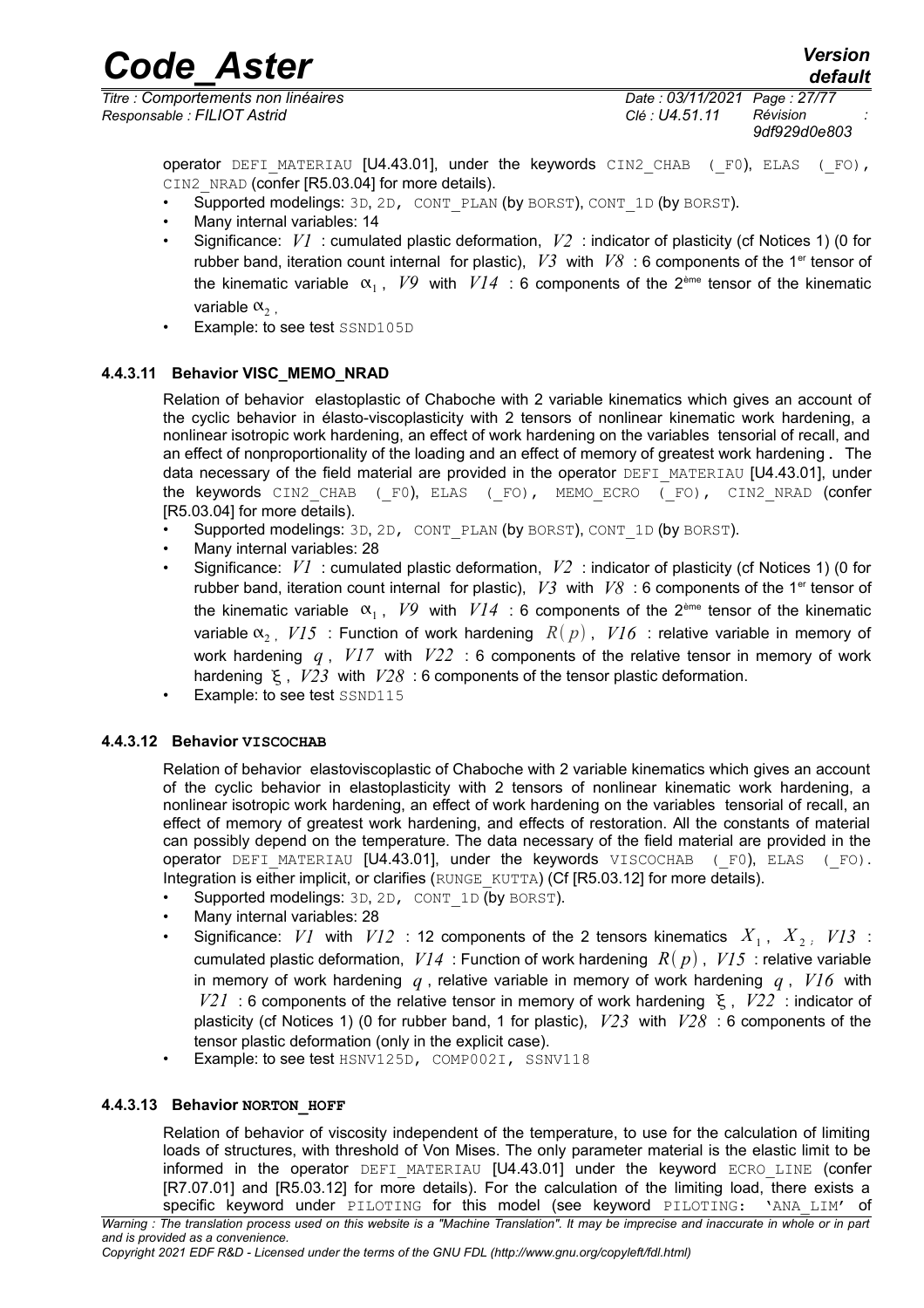operator DEFI_MATERIAU [U4.43.01], under the keywords CIN2_CHAB (_F0), ELAS (_FO), CIN2_NRAD (confer [R5.03.04] for more details).

- Supported modelings: 3D, 2D, CONT_PLAN (by BORST), CONT_1D (by BORST).
- Many internal variables: 14
- Significance: $V1$ : cumulated plastic deformation, $V2$ : indicator of plasticity (cf Notices 1) (0 for rubber band, iteration count internal for plastic), $V3$ with $V8$ : 6 components of the 1er tensor of the kinematic variable $\alpha_1$, $V9$ with $V14$ : 6 components of the 2ème tensor of the kinematic variable $\alpha_2$ ,
- Example: to see test SSND105D

#### 4.4.3.11 Behavior VISC_MEMO_NRAD

Relation of behavior elastoplastic of Chaboche with 2 variable kinematics which gives an account of the cyclic behavior in élasto-viscoplasticity with 2 tensors of nonlinear kinematic work hardening, a nonlinear isotropic work hardening, an effect of work hardening on the variables tensorial of recall, and an effect of nonproportionality of the loading and an effect of memory of greatest work hardening . The data necessary of the field material are provided in the operator DEFI_MATERIAU [U4.43.01], under the keywords CIN2_CHAB (_F0), ELAS (_FO), MEMO_ECRO (_FO), CIN2_NRAD (confer [R5.03.04] for more details).

- Supported modelings: 3D, 2D, CONT_PLAN (by BORST), CONT_1D (by BORST).
- Many internal variables: 28
- Significance: $V1$ : cumulated plastic deformation, $V2$ : indicator of plasticity (cf Notices 1) (0 for rubber band, iteration count internal for plastic), $V3$ with $V8$ : 6 components of the 1er tensor of the kinematic variable $\alpha_1$, $V9$ with $V14$ : 6 components of the 2ème tensor of the kinematic variable $\alpha_2$ , $V15$ : Function of work hardening $R(p)$, $V16$ : relative variable in memory of work hardening $q$, $V17$ with $V22$ : 6 components of the relative tensor in memory of work hardening $\xi$, $V23$ with $V28$ : 6 components of the tensor plastic deformation.
- Example: to see test SSND115

#### 4.4.3.12 Behavior **VISCOCHAB**

Relation of behavior elastoviscoplastic of Chaboche with 2 variable kinematics which gives an account of the cyclic behavior in elastoplasticity with 2 tensors of nonlinear kinematic work hardening, a nonlinear isotropic work hardening, an effect of work hardening on the variables tensorial of recall, an effect of memory of greatest work hardening, and effects of restoration. All the constants of material can possibly depend on the temperature. The data necessary of the field material are provided in the operator DEFI_MATERIAU [U4.43.01], under the keywords VISCOCHAB (_F0), ELAS (_FO). Integration is either implicit, or clarifies (RUNGE_KUTTA) (Cf [R5.03.12] for more details).

- Supported modelings: 3D, 2D, CONT_1D (by BORST).
- Many internal variables: 28
- Significance: $V1$ with $V12$ : 12 components of the 2 tensors kinematics $X_1$, $X_2$; $V13$ : cumulated plastic deformation, $V14$ : Function of work hardening $R(p)$, $V15$ : relative variable in memory of work hardening $q$, relative variable in memory of work hardening $q$, $V16$ with $V21$ : 6 components of the relative tensor in memory of work hardening $\xi$, $V22$ : indicator of plasticity (cf Notices 1) (0 for rubber band, 1 for plastic), $V23$ with $V28$ : 6 components of the tensor plastic deformation (only in the explicit case).
- Example: to see test HSNV125D, COMP002I, SSNV118

#### 4.4.3.13 Behavior **NORTON_HOFF**

Relation of behavior of viscosity independent of the temperature, to use for the calculation of limiting loads of structures, with threshold of Von Mises. The only parameter material is the elastic limit to be informed in the operator DEFI_MATERIAU [U4.43.01] under the keyword ECRO_LINE (confer [R7.07.01] and [R5.03.12] for more details). For the calculation of the limiting load, there exists a specific keyword under PILOTING for this model (see keyword PILOTING: 'ANA_LIM' of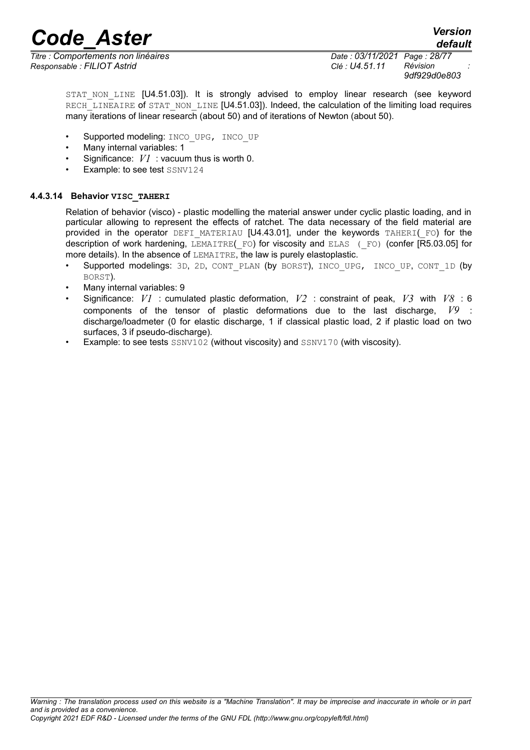STAT_NON_LINE [U4.51.03]). It is strongly advised to employ linear research (see keyword RECH_LINEAIRE of STAT_NON_LINE [U4.51.03]). Indeed, the calculation of the limiting load requires many iterations of linear research (about 50) and of iterations of Newton (about 50).

- Supported modeling: INCO_UPG, INCO_UP
- Many internal variables: 1
- Significance: $V1$ : vacuum thus is worth 0.
- Example: to see test SSNV124

#### 4.4.3.14 Behavior VISC_TAHERI

Relation of behavior (visco) - plastic modelling the material answer under cyclic plastic loading, and in particular allowing to represent the effects of ratchet. The data necessary of the field material are provided in the operator DEFI_MATERIAU [U4.43.01], under the keywords TAHERI(_FO) for the description of work hardening, LEMAITRE(_FO) for viscosity and ELAS (_FO) (confer [R5.03.05] for more details). In the absence of LEMAITRE, the law is purely elastoplastic.

- Supported modelings: 3D, 2D, CONT_PLAN (by BORST), INCO_UPG, INCO_UP, CONT_1D (by BORST).
- Many internal variables: 9
- Significance: $V1$ : cumulated plastic deformation, $V2$ : constraint of peak, $V3$ with $V8$ : 6 components of the tensor of plastic deformations due to the last discharge, $V9$ : discharge/loadmeter (0 for elastic discharge, 1 if classical plastic load, 2 if plastic load on two surfaces, 3 if pseudo-discharge).
- Example: to see tests SSNV102 (without viscosity) and SSNV170 (with viscosity).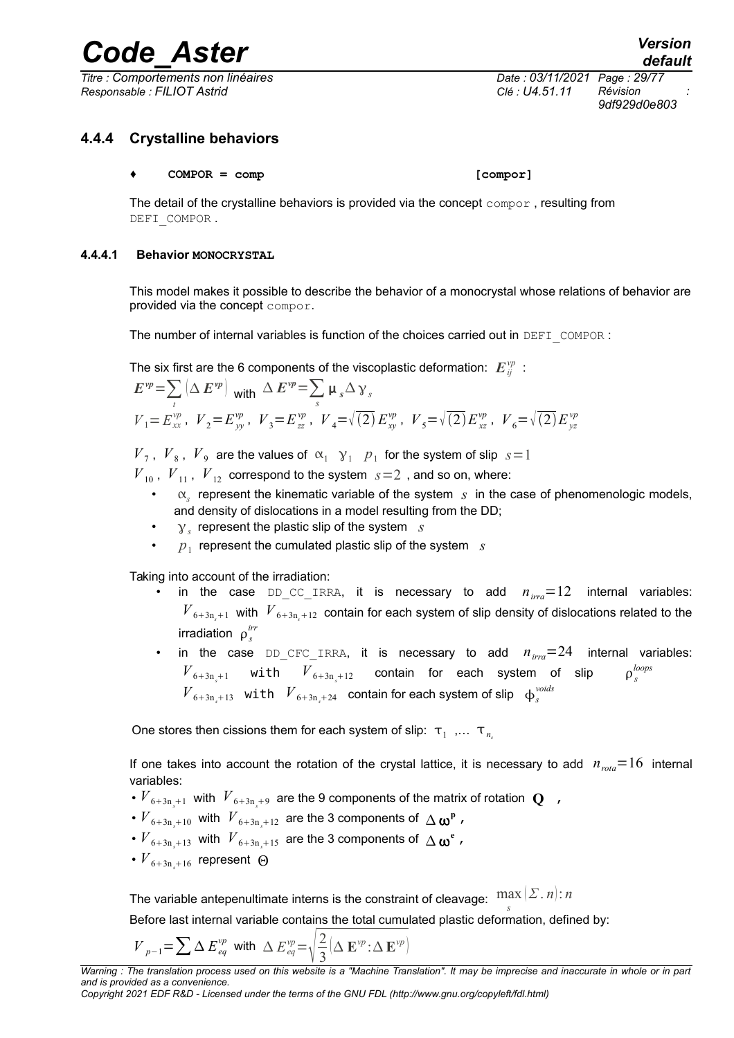### 4.4.4 Crystalline behaviors

♦ **COMPOR = comp** **[compor]**

The detail of the crystalline behaviors is provided via the concept `compor`, resulting from `DEFI_COMPOR`.

#### 4.4.4.1 Behavior MONOCRYSTAL

This model makes it possible to describe the behavior of a monocrystal whose relations of behavior are provided via the concept `compor`.

The number of internal variables is function of the choices carried out in `DEFI_COMPOR`:

The six first are the 6 components of the viscoplastic deformation: $E_{ij}^{vp}$ :

$$E^{vp} = \sum_t \left( \Delta E^{vp} \right) \text{ with } \Delta E^{vp} = \sum_s \mu_s \Delta \gamma_s$$

$$V_1 = E_{xx}^{vp},\ V_2 = E_{yy}^{vp},\ V_3 = E_{zz}^{vp},\ V_4 = \sqrt{(2)} E_{xy}^{vp},\ V_5 = \sqrt{(2)} E_{xz}^{vp},\ V_6 = \sqrt{(2)} E_{yz}^{vp}$$

$V_7$, $V_8$, $V_9$ are the values of $\alpha_1$ $\gamma_1$ $p_1$ for the system of slip $s=1$

$V_{10}$, $V_{11}$, $V_{12}$ correspond to the system $s=2$, and so on, where:

- $\alpha_s$ represent the kinematic variable of the system $s$ in the case of phenomenologic models, and density of dislocations in a model resulting from the DD;
- $\gamma_s$ represent the plastic slip of the system $s$
- $p_1$ represent the cumulated plastic slip of the system $s$

Taking into account of the irradiation:

- in the case `DD_CC_IRRA`, it is necessary to add $n_{irra}=12$ internal variables: $V_{6+3n_s+1}$ with $V_{6+3n_s+12}$ contain for each system of slip density of dislocations related to the irradiation $\rho_s^{irr}$
- in the case `DD_CFC_IRRA`, it is necessary to add $n_{irra}=24$ internal variables: $V_{6+3n_s+1}$ with $V_{6+3n_s+12}$ contain for each system of slip $\rho_s^{loops}$ $V_{6+3n_s+13}$ with $V_{6+3n_s+24}$ contain for each system of slip $\phi_s^{voids}$

One stores then cissions them for each system of slip: $\tau_1$ ,... $\tau_{n_s}$

If one takes into account the rotation of the crystal lattice, it is necessary to add $n_{rota}=16$ internal variables:

- $V_{6+3n_s+1}$ with $V_{6+3n_s+9}$ are the 9 components of the matrix of rotation $\mathbf{Q}$ ,
- $V_{6+3n_s+10}$ with $V_{6+3n_s+12}$ are the 3 components of $\Delta \boldsymbol{\omega}^{\mathbf{p}}$ ,
- $V_{6+3n_s+13}$ with $V_{6+3n_s+15}$ are the 3 components of $\Delta \boldsymbol{\omega}^{\mathbf{e}}$ ,
- $V_{6+3n_s+16}$ represent $\Theta$

The variable antepenultimate interns is the constraint of cleavage: $\max_s (\Sigma . n) : n$

Before last internal variable contains the total cumulated plastic deformation, defined by:

$$V_{p-1} = \sum \Delta E_{eq}^{vp} \text{ with } \Delta E_{eq}^{vp} = \sqrt{\frac{2}{3} \left( \Delta \mathbf{E}^{vp} : \Delta \mathbf{E}^{vp} \right)}$$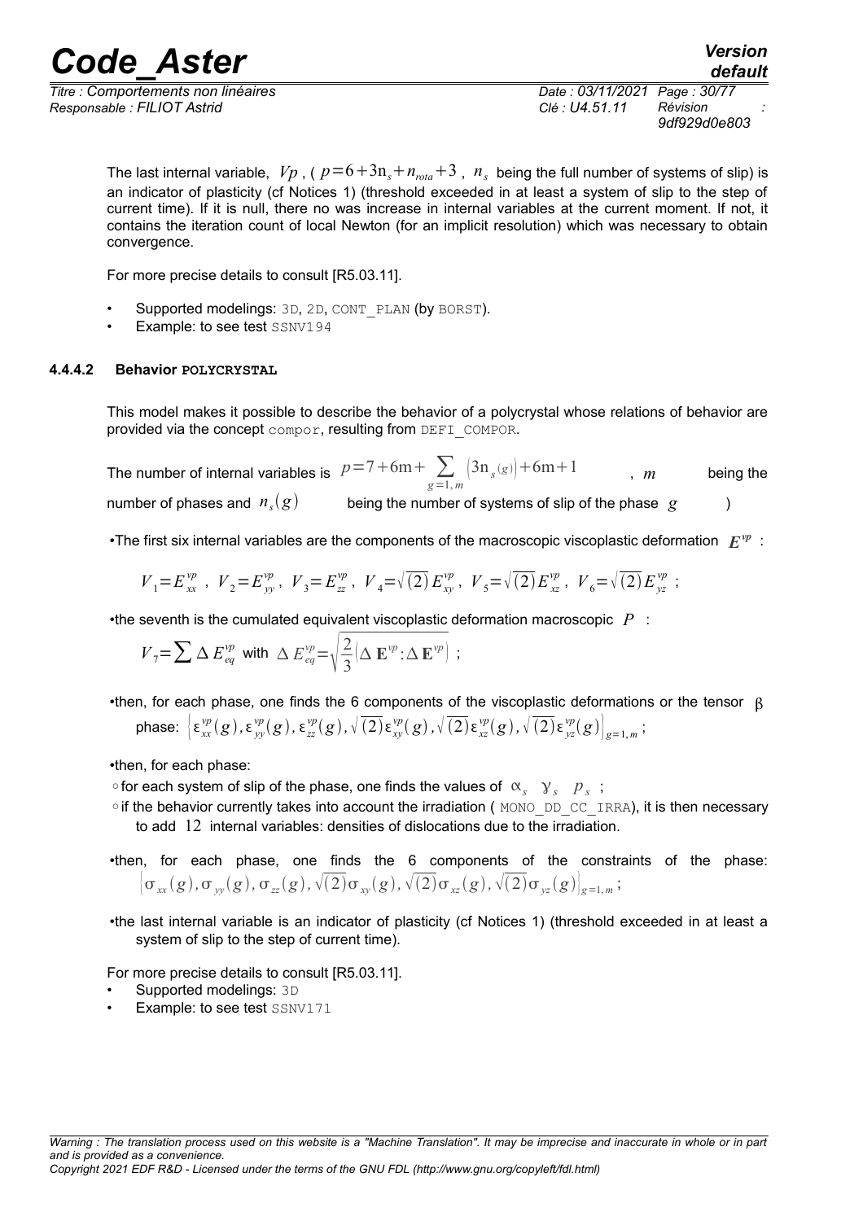The last internal variable, $Vp$ , ( $p=6+3n_s+n_{rota}+3$ , $n_s$ being the full number of systems of slip) is an indicator of plasticity (cf Notices 1) (threshold exceeded in at least a system of slip to the step of current time). If it is null, there no was increase in internal variables at the current moment. If not, it contains the iteration count of local Newton (for an implicit resolution) which was necessary to obtain convergence.

For more precise details to consult [R5.03.11].

- Supported modelings: 3D, 2D, CONT_PLAN (by BORST).
- Example: to see test SSNV194

#### 4.4.4.2 Behavior POLYCRYSTAL

This model makes it possible to describe the behavior of a polycrystal whose relations of behavior are provided via the concept compor, resulting from DEFI_COMPOR.

The number of internal variables is $p=7+6m+\sum_{g=1,m}(3n_s(g))+6m+1$ , $m$ being the number of phases and $n_s(g)$ being the number of systems of slip of the phase $g$ )

- The first six internal variables are the components of the macroscopic viscoplastic deformation $E^{vp}$ :

$$V_1=E_{xx}^{vp}\ ,\ V_2=E_{yy}^{vp},\ V_3=E_{zz}^{vp},\ V_4=\sqrt{(2)}E_{xy}^{vp},\ V_5=\sqrt{(2)}E_{xz}^{vp},\ V_6=\sqrt{(2)}E_{yz}^{vp}\ ;$$

- the seventh is the cumulated equivalent viscoplastic deformation macroscopic $P$ :

$$V_7=\sum \Delta E_{eq}^{vp} \text{ with } \Delta E_{eq}^{vp}=\sqrt{\frac{2}{3}(\Delta \mathbf{E}^{vp}:\Delta \mathbf{E}^{vp})}\ ;$$

- then, for each phase, one finds the 6 components of the viscoplastic deformations or the tensor $\beta$ phase: $\left(\varepsilon_{xx}^{vp}(g),\varepsilon_{yy}^{vp}(g),\varepsilon_{zz}^{vp}(g),\sqrt{(2)}\varepsilon_{xy}^{vp}(g),\sqrt{(2)}\varepsilon_{xz}^{vp}(g),\sqrt{(2)}\varepsilon_{yz}^{vp}(g)\right)_{g=1,m}$ ;

- then, for each phase:
  - for each system of slip of the phase, one finds the values of $\alpha_s$ $\gamma_s$ $p_s$ ;
  - if the behavior currently takes into account the irradiation ( MONO_DD_CC_IRRA), it is then necessary to add $12$ internal variables: densities of dislocations due to the irradiation.

- then, for each phase, one finds the 6 components of the constraints of the phase: $\left(\sigma_{xx}(g),\sigma_{yy}(g),\sigma_{zz}(g),\sqrt{(2)}\sigma_{xy}(g),\sqrt{(2)}\sigma_{xz}(g),\sqrt{(2)}\sigma_{yz}(g)\right)_{g=1,m}$ ;

- the last internal variable is an indicator of plasticity (cf Notices 1) (threshold exceeded in at least a system of slip to the step of current time).

For more precise details to consult [R5.03.11].

- Supported modelings: 3D
- Example: to see test SSNV171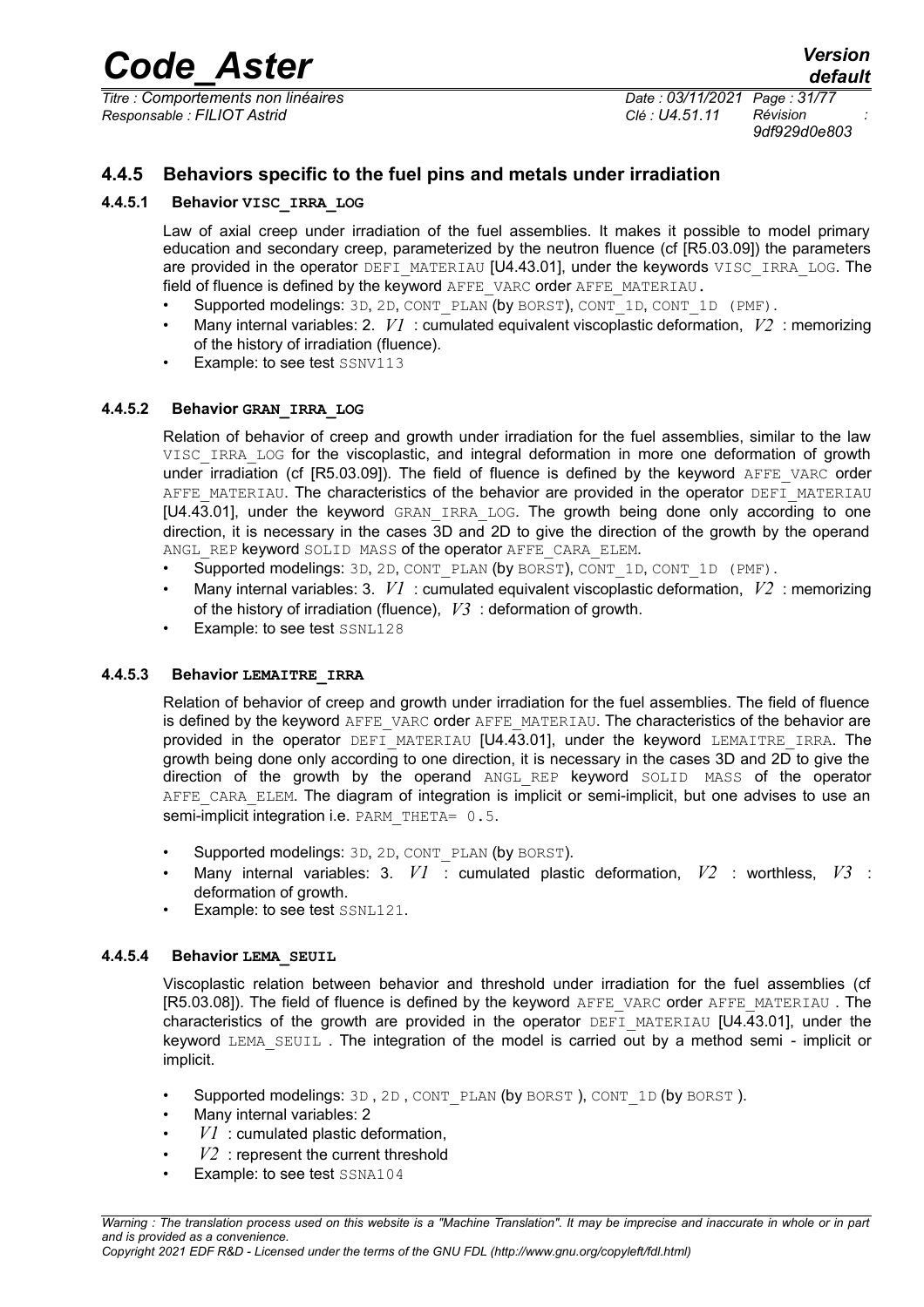### 4.4.5 Behaviors specific to the fuel pins and metals under irradiation

#### 4.4.5.1 Behavior VISC_IRRA_LOG

Law of axial creep under irradiation of the fuel assemblies. It makes it possible to model primary education and secondary creep, parameterized by the neutron fluence (cf [R5.03.09]) the parameters are provided in the operator DEFI_MATERIAU [U4.43.01], under the keywords VISC_IRRA_LOG. The field of fluence is defined by the keyword AFFE_VARC order AFFE_MATERIAU.

- Supported modelings: 3D, 2D, CONT_PLAN (by BORST), CONT_1D, CONT_1D (PMF).
- Many internal variables: 2. $V1$ : cumulated equivalent viscoplastic deformation, $V2$ : memorizing of the history of irradiation (fluence).
- Example: to see test SSNV113

#### 4.4.5.2 Behavior GRAN_IRRA_LOG

Relation of behavior of creep and growth under irradiation for the fuel assemblies, similar to the law VISC_IRRA_LOG for the viscoplastic, and integral deformation in more one deformation of growth under irradiation (cf [R5.03.09]). The field of fluence is defined by the keyword AFFE_VARC order AFFE_MATERIAU. The characteristics of the behavior are provided in the operator DEFI_MATERIAU [U4.43.01], under the keyword GRAN_IRRA_LOG. The growth being done only according to one direction, it is necessary in the cases 3D and 2D to give the direction of the growth by the operand ANGL_REP keyword SOLID MASS of the operator AFFE_CARA_ELEM.

- Supported modelings: 3D, 2D, CONT_PLAN (by BORST), CONT_1D, CONT_1D (PMF).
- Many internal variables: 3. $V1$ : cumulated equivalent viscoplastic deformation, $V2$ : memorizing of the history of irradiation (fluence), $V3$ : deformation of growth.
- Example: to see test SSNL128

#### 4.4.5.3 Behavior LEMAITRE_IRRA

Relation of behavior of creep and growth under irradiation for the fuel assemblies. The field of fluence is defined by the keyword AFFE_VARC order AFFE_MATERIAU. The characteristics of the behavior are provided in the operator DEFI_MATERIAU [U4.43.01], under the keyword LEMAITRE_IRRA. The growth being done only according to one direction, it is necessary in the cases 3D and 2D to give the direction of the growth by the operand ANGL_REP keyword SOLID MASS of the operator AFFE_CARA_ELEM. The diagram of integration is implicit or semi-implicit, but one advises to use an semi-implicit integration i.e. PARM_THETA= 0.5.

- Supported modelings: 3D, 2D, CONT_PLAN (by BORST).
- Many internal variables: 3. $V1$ : cumulated plastic deformation, $V2$ : worthless, $V3$ : deformation of growth.
- Example: to see test SSNL121.

#### 4.4.5.4 Behavior LEMA_SEUIL

Viscoplastic relation between behavior and threshold under irradiation for the fuel assemblies (cf [R5.03.08]). The field of fluence is defined by the keyword AFFE_VARC order AFFE_MATERIAU . The characteristics of the growth are provided in the operator DEFI_MATERIAU [U4.43.01], under the keyword LEMA_SEUIL . The integration of the model is carried out by a method semi - implicit or implicit.

- Supported modelings: 3D , 2D , CONT_PLAN (by BORST ), CONT_1D (by BORST ).
- Many internal variables: 2
- $V1$ : cumulated plastic deformation,
- $V2$ : represent the current threshold
- Example: to see test SSNA104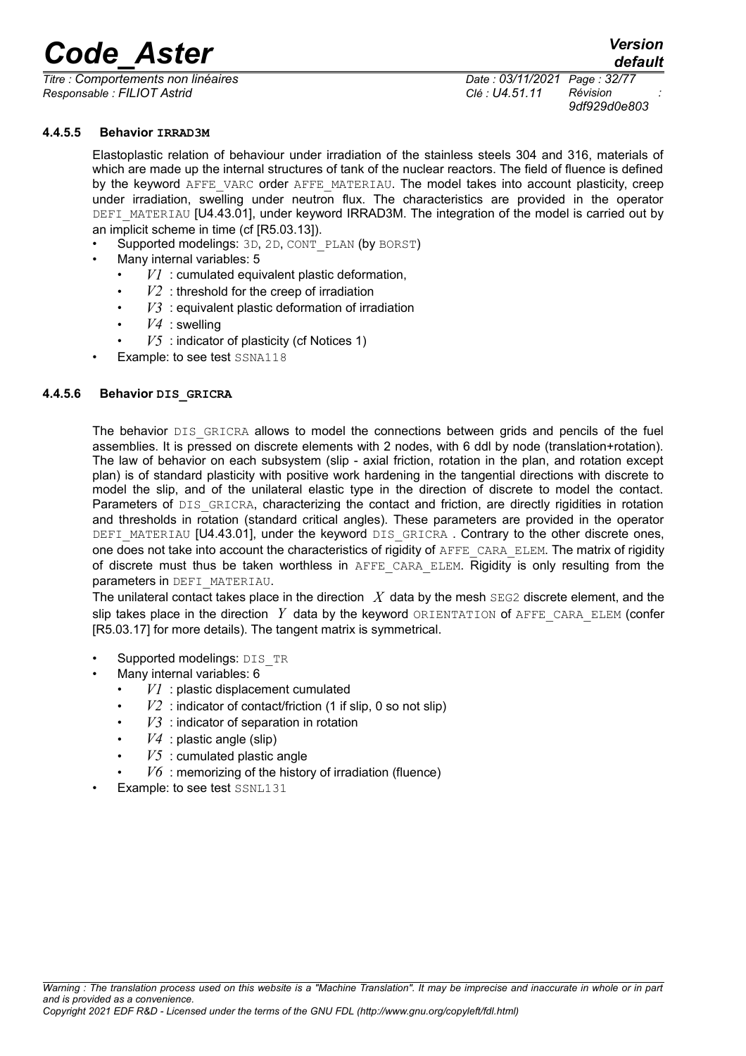#### 4.4.5.5 Behavior IRRAD3M

Elastoplastic relation of behaviour under irradiation of the stainless steels 304 and 316, materials of which are made up the internal structures of tank of the nuclear reactors. The field of fluence is defined by the keyword AFFE_VARC order AFFE_MATERIAU. The model takes into account plasticity, creep under irradiation, swelling under neutron flux. The characteristics are provided in the operator DEFI_MATERIAU [U4.43.01], under keyword IRRAD3M. The integration of the model is carried out by an implicit scheme in time (cf [R5.03.13]).

- Supported modelings: 3D, 2D, CONT_PLAN (by BORST)
- Many internal variables: 5
  - $V1$ : cumulated equivalent plastic deformation,
  - $V2$ : threshold for the creep of irradiation
  - $V3$ : equivalent plastic deformation of irradiation
  - $V4$ : swelling
  - $V5$ : indicator of plasticity (cf Notices 1)
- Example: to see test SSNA118

#### 4.4.5.6 Behavior DIS_GRICRA

The behavior DIS_GRICRA allows to model the connections between grids and pencils of the fuel assemblies. It is pressed on discrete elements with 2 nodes, with 6 ddl by node (translation+rotation). The law of behavior on each subsystem (slip - axial friction, rotation in the plan, and rotation except plan) is of standard plasticity with positive work hardening in the tangential directions with discrete to model the slip, and of the unilateral elastic type in the direction of discrete to model the contact. Parameters of DIS_GRICRA, characterizing the contact and friction, are directly rigidities in rotation and thresholds in rotation (standard critical angles). These parameters are provided in the operator DEFI_MATERIAU [U4.43.01], under the keyword DIS_GRICRA . Contrary to the other discrete ones, one does not take into account the characteristics of rigidity of AFFE_CARA_ELEM. The matrix of rigidity of discrete must thus be taken worthless in AFFE_CARA_ELEM. Rigidity is only resulting from the parameters in DEFI_MATERIAU.

The unilateral contact takes place in the direction $X$ data by the mesh SEG2 discrete element, and the slip takes place in the direction $Y$ data by the keyword ORIENTATION of AFFE_CARA_ELEM (confer [R5.03.17] for more details). The tangent matrix is symmetrical.

- Supported modelings: DIS_TR
- Many internal variables: 6
  - $V1$ : plastic displacement cumulated
  - $V2$ : indicator of contact/friction (1 if slip, 0 so not slip)
  - $V3$ : indicator of separation in rotation
  - $V4$ : plastic angle (slip)
  - $V5$ : cumulated plastic angle
  - $V6$ : memorizing of the history of irradiation (fluence)
- Example: to see test SSNL131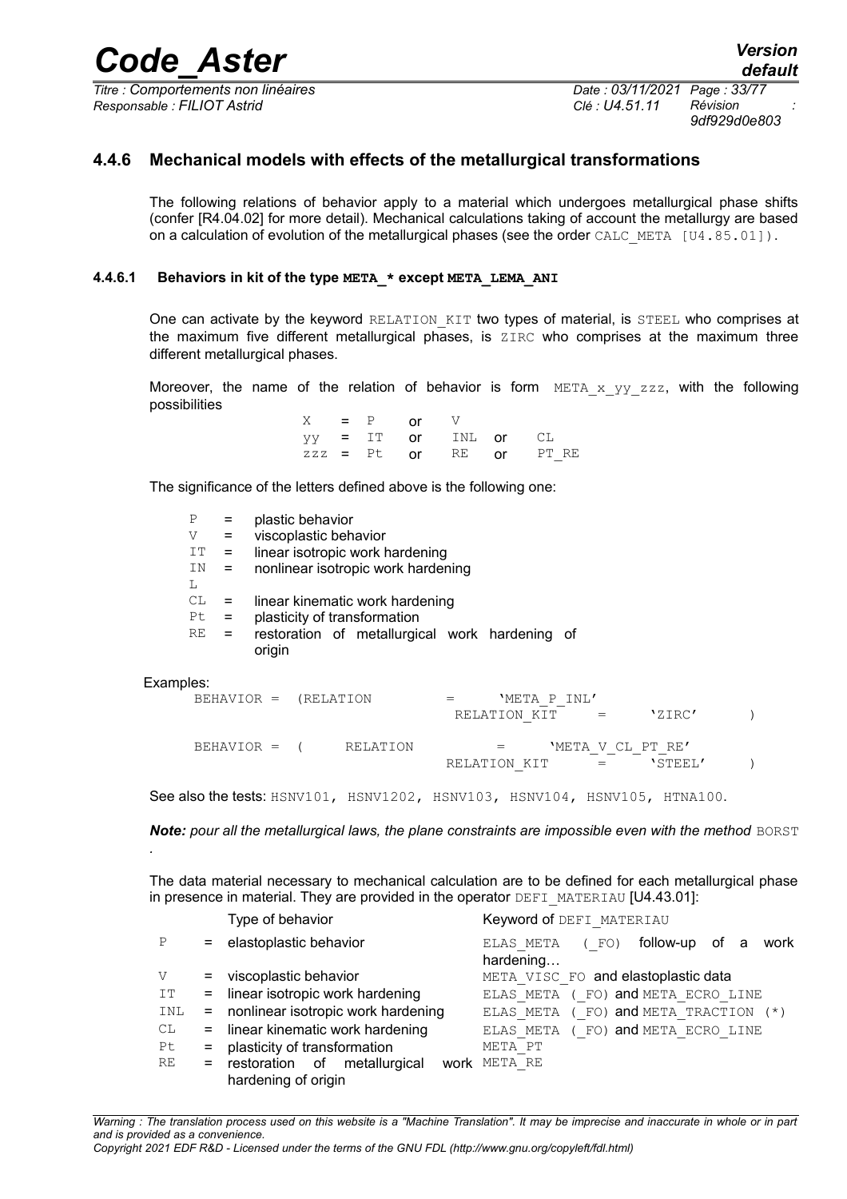### 4.4.6 Mechanical models with effects of the metallurgical transformations

The following relations of behavior apply to a material which undergoes metallurgical phase shifts (confer [R4.04.02] for more detail). Mechanical calculations taking of account the metallurgy are based on a calculation of evolution of the metallurgical phases (see the order CALC_META [U4.85.01]).

#### 4.4.6.1 Behaviors in kit of the type **META_*** except **META_LEMA_ANI**

One can activate by the keyword RELATION_KIT two types of material, is STEEL who comprises at the maximum five different metallurgical phases, is ZIRC who comprises at the maximum three different metallurgical phases.

Moreover, the name of the relation of behavior is form META_x_yy_zzz, with the following possibilities

```
X   = P   or  V
yy  = IT  or  INL  or  CL
zzz = Pt  or  RE   or  PT_RE
```

The significance of the letters defined above is the following one:

- P = plastic behavior
- V = viscoplastic behavior
- IT = linear isotropic work hardening
- INL = nonlinear isotropic work hardening
- CL = linear kinematic work hardening
- Pt = plasticity of transformation
- RE = restoration of metallurgical work hardening of origin

Examples:

```
BEHAVIOR = (RELATION    = 'META_P_INL'
            RELATION_KIT = 'ZIRC'          )

BEHAVIOR = (    RELATION     = 'META_V_CL_PT_RE'
            RELATION_KIT     = 'STEEL'     )
```

See also the tests: HSNV101, HSNV1202, HSNV103, HSNV104, HSNV105, HTNA100.

***Note:*** *pour all the metallurgical laws, the plane constraints are impossible even with the method* BORST.

The data material necessary to mechanical calculation are to be defined for each metallurgical phase in presence in material. They are provided in the operator DEFI_MATERIAU [U4.43.01]:

| | Type of behavior | Keyword of DEFI_MATERIAU |
|---|---|---|
| P = | elastoplastic behavior | ELAS_META (_FO) follow-up of a work hardening… |
| V = | viscoplastic behavior | META_VISC_FO and elastoplastic data |
| IT = | linear isotropic work hardening | ELAS_META (_FO) and META_ECRO_LINE |
| INL = | nonlinear isotropic work hardening | ELAS_META (_FO) and META_TRACTION (*) |
| CL = | linear kinematic work hardening | ELAS_META (_FO) and META_ECRO_LINE |
| Pt = | plasticity of transformation | META_PT |
| RE = | restoration of metallurgical work hardening of origin | META_RE |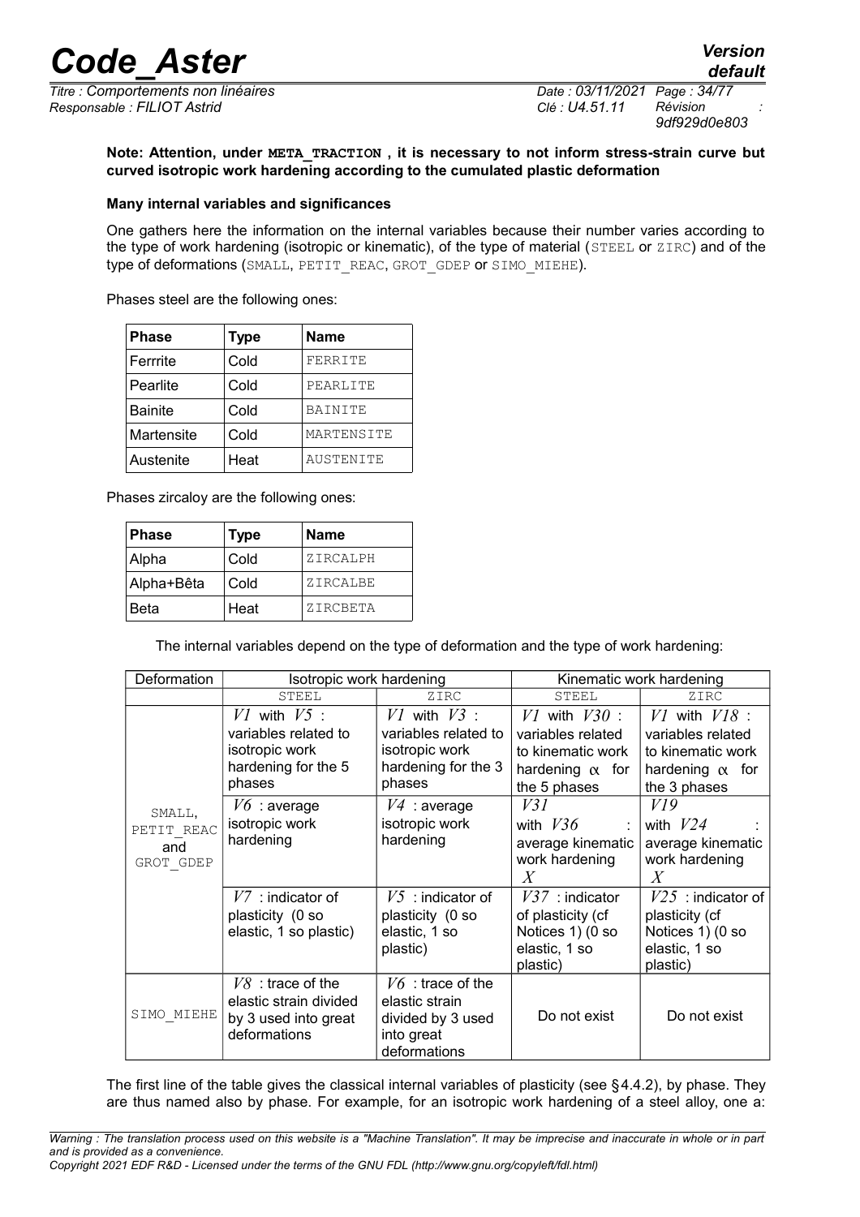**Note: Attention, under `META_TRACTION` , it is necessary to not inform stress-strain curve but curved isotropic work hardening according to the cumulated plastic deformation**

**Many internal variables and significances**

One gathers here the information on the internal variables because their number varies according to the type of work hardening (isotropic or kinematic), of the type of material (`STEEL` or `ZIRC`) and of the type of deformations (`SMALL`, `PETIT_REAC`, `GROT_GDEP` or `SIMO_MIEHE`).

Phases steel are the following ones:

| Phase | Type | Name |
|---|---|---|
| Ferrrite | Cold | `FERRITE` |
| Pearlite | Cold | `PEARLITE` |
| Bainite | Cold | `BAINITE` |
| Martensite | Cold | `MARTENSITE` |
| Austenite | Heat | `AUSTENITE` |

Phases zircaloy are the following ones:

| Phase | Type | Name |
|---|---|---|
| Alpha | Cold | `ZIRCALPH` |
| Alpha+Bêta | Cold | `ZIRCALBE` |
| Beta | Heat | `ZIRCBETA` |

The internal variables depend on the type of deformation and the type of work hardening:

| Deformation | Isotropic work hardening | | Kinematic work hardening | |
|---|---|---|---|---|
| | `STEEL` | `ZIRC` | `STEEL` | `ZIRC` |
| `SMALL`, `PETIT_REAC` and `GROT_GDEP` | $V1$ with $V5$ : variables related to isotropic work hardening for the 5 phases | $V1$ with $V3$ : variables related to isotropic work hardening for the 3 phases | $V1$ with $V30$ : variables related to kinematic work hardening $\alpha$ for the 5 phases | $V1$ with $V18$ : variables related to kinematic work hardening $\alpha$ for the 3 phases |
| | $V6$ : average isotropic work hardening | $V4$ : average isotropic work hardening | $V31$ with $V36$ : average kinematic work hardening $X$ | $V19$ with $V24$ : average kinematic work hardening $X$ |
| | $V7$ : indicator of plasticity (0 so elastic, 1 so plastic) | $V5$ : indicator of plasticity (0 so elastic, 1 so plastic) | $V37$ : indicator of plasticity (cf Notices 1) (0 so elastic, 1 so plastic) | $V25$ : indicator of plasticity (cf Notices 1) (0 so elastic, 1 so plastic) |
| `SIMO_MIEHE` | $V8$ : trace of the elastic strain divided by 3 used into great deformations | $V6$ : trace of the elastic strain divided by 3 used into great deformations | Do not exist | Do not exist |

The first line of the table gives the classical internal variables of plasticity (see §4.4.2), by phase. They are thus named also by phase. For example, for an isotropic work hardening of a steel alloy, one a: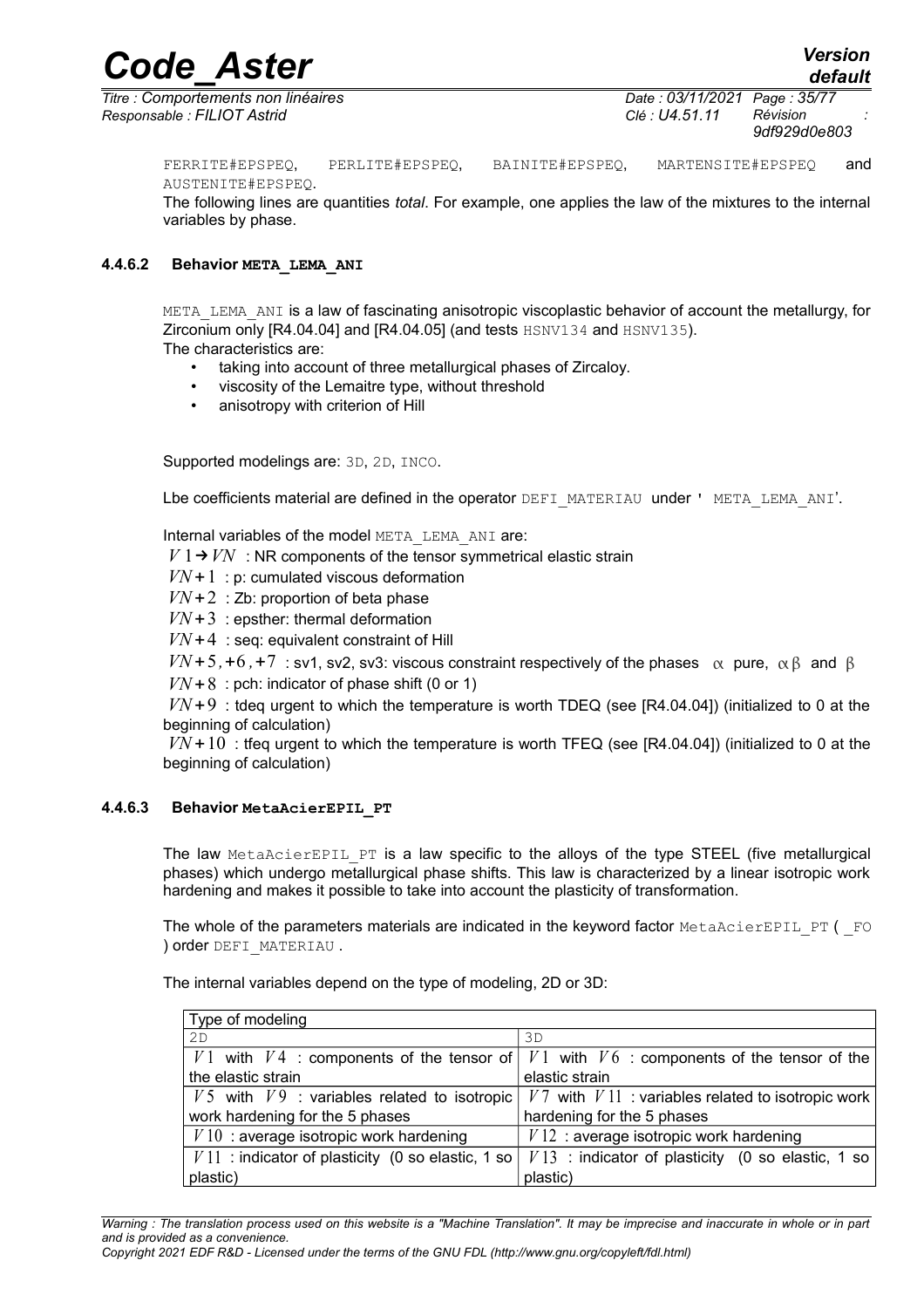FERRITE#EPSPEQ, PERLITE#EPSPEQ, BAINITE#EPSPEQ, MARTENSITE#EPSPEQ and AUSTENITE#EPSPEQ.

The following lines are quantities *total*. For example, one applies the law of the mixtures to the internal variables by phase.

#### 4.4.6.2 Behavior META_LEMA_ANI

META_LEMA_ANI is a law of fascinating anisotropic viscoplastic behavior of account the metallurgy, for Zirconium only [R4.04.04] and [R4.04.05] (and tests HSNV134 and HSNV135).

The characteristics are:

- taking into account of three metallurgical phases of Zircaloy.
- viscosity of the Lemaitre type, without threshold
- anisotropy with criterion of Hill

Supported modelings are: 3D, 2D, INCO.

Lbe coefficients material are defined in the operator DEFI_MATERIAU under ' META_LEMA_ANI'.

Internal variables of the model META_LEMA_ANI are:

$V1 \rightarrow VN$ : NR components of the tensor symmetrical elastic strain

$VN+1$ : p: cumulated viscous deformation

$VN+2$ : Zb: proportion of beta phase

$VN+3$ : epsther: thermal deformation

$VN+4$ : seq: equivalent constraint of Hill

$VN+5,+6,+7$ : sv1, sv2, sv3: viscous constraint respectively of the phases $\alpha$ pure, $\alpha\beta$ and $\beta$

$VN+8$ : pch: indicator of phase shift (0 or 1)

$VN+9$ : tdeq urgent to which the temperature is worth TDEQ (see [R4.04.04]) (initialized to 0 at the beginning of calculation)

$VN+10$ : tfeq urgent to which the temperature is worth TFEQ (see [R4.04.04]) (initialized to 0 at the beginning of calculation)

#### 4.4.6.3 Behavior MetaAcierEPIL_PT

The law MetaAcierEPIL_PT is a law specific to the alloys of the type STEEL (five metallurgical phases) which undergo metallurgical phase shifts. This law is characterized by a linear isotropic work hardening and makes it possible to take into account the plasticity of transformation.

The whole of the parameters materials are indicated in the keyword factor MetaAcierEPIL_PT ( _FO ) order DEFI_MATERIAU .

The internal variables depend on the type of modeling, 2D or 3D:

| Type of modeling | |
|---|---|
| 2D | 3D |
| $V1$ with $V4$ : components of the tensor of the elastic strain | $V1$ with $V6$ : components of the tensor of the elastic strain |
| $V5$ with $V9$ : variables related to isotropic work hardening for the 5 phases | $V7$ with $V11$ : variables related to isotropic work hardening for the 5 phases |
| $V10$ : average isotropic work hardening | $V12$ : average isotropic work hardening |
| $V11$ : indicator of plasticity (0 so elastic, 1 so plastic) | $V13$ : indicator of plasticity (0 so elastic, 1 so plastic) |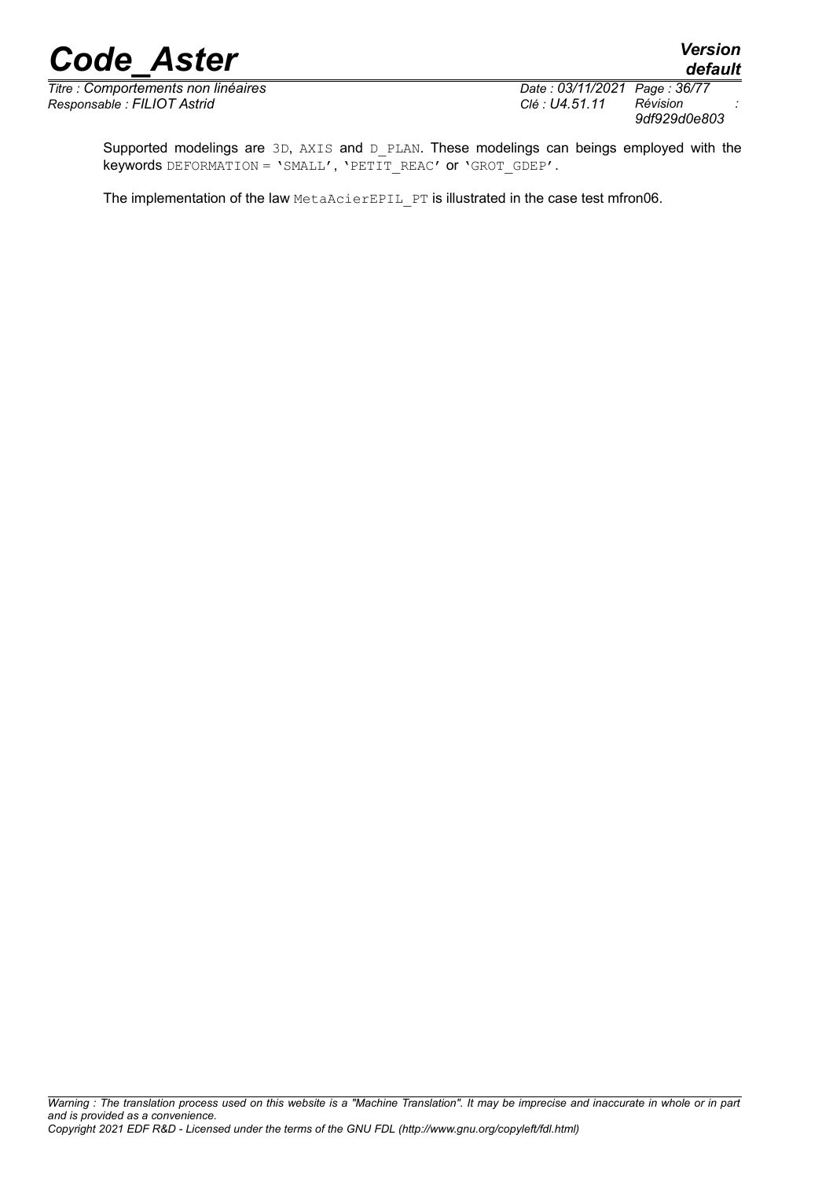Supported modelings are 3D, AXIS and D_PLAN. These modelings can beings employed with the keywords DEFORMATION = 'SMALL', 'PETIT_REAC' or 'GROT_GDEP'.

The implementation of the law MetaAcierEPIL_PT is illustrated in the case test mfron06.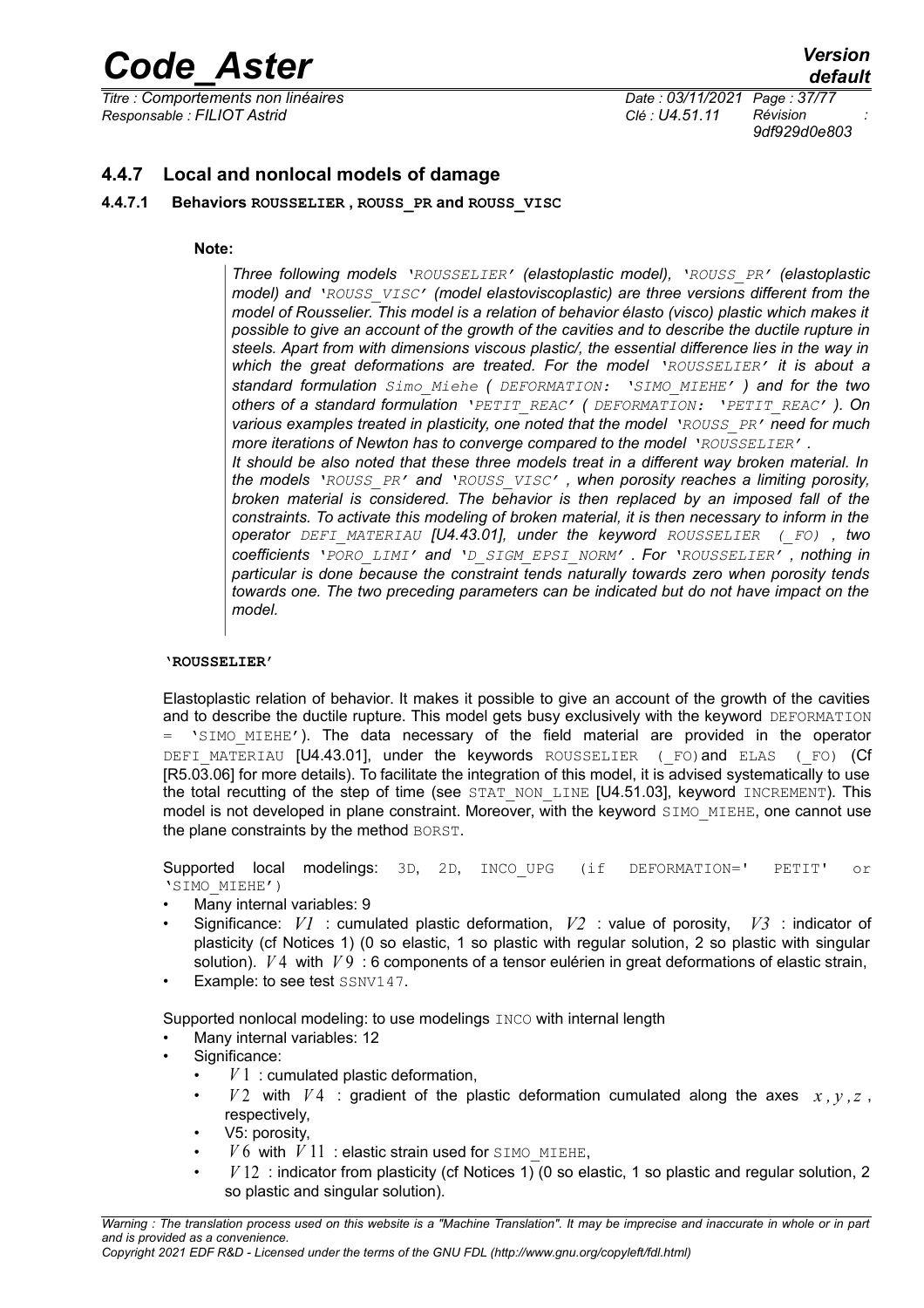### 4.4.7 Local and nonlocal models of damage

#### 4.4.7.1 Behaviors ROUSSELIER , ROUSS_PR and ROUSS_VISC

**Note:**

> *Three following models 'ROUSSELIER' (elastoplastic model), 'ROUSS_PR' (elastoplastic model) and 'ROUSS_VISC' (model elastoviscoplastic) are three versions different from the model of Rousselier. This model is a relation of behavior élasto (visco) plastic which makes it possible to give an account of the growth of the cavities and to describe the ductile rupture in steels. Apart from with dimensions viscous plastic/, the essential difference lies in the way in which the great deformations are treated. For the model 'ROUSSELIER' it is about a standard formulation Simo_Miehe ( DEFORMATION: 'SIMO_MIEHE' ) and for the two others of a standard formulation 'PETIT_REAC' ( DEFORMATION: 'PETIT_REAC' ). On various examples treated in plasticity, one noted that the model 'ROUSS_PR' need for much more iterations of Newton has to converge compared to the model 'ROUSSELIER' .*
>
> *It should be also noted that these three models treat in a different way broken material. In the models 'ROUSS_PR' and 'ROUSS_VISC' , when porosity reaches a limiting porosity, broken material is considered. The behavior is then replaced by an imposed fall of the constraints. To activate this modeling of broken material, it is then necessary to inform in the operator DEFI_MATERIAU [U4.43.01], under the keyword ROUSSELIER (_FO) , two coefficients 'PORO_LIMI' and 'D_SIGM_EPSI_NORM' . For 'ROUSSELIER' , nothing in particular is done because the constraint tends naturally towards zero when porosity tends towards one. The two preceding parameters can be indicated but do not have impact on the model.*

**'ROUSSELIER'**

Elastoplastic relation of behavior. It makes it possible to give an account of the growth of the cavities and to describe the ductile rupture. This model gets busy exclusively with the keyword DEFORMATION = 'SIMO_MIEHE'). The data necessary of the field material are provided in the operator DEFI_MATERIAU [U4.43.01], under the keywords ROUSSELIER (_FO) and ELAS (_FO) (Cf [R5.03.06] for more details). To facilitate the integration of this model, it is advised systematically to use the total recutting of the step of time (see STAT_NON_LINE [U4.51.03], keyword INCREMENT). This model is not developed in plane constraint. Moreover, with the keyword SIMO_MIEHE, one cannot use the plane constraints by the method BORST.

Supported local modelings: 3D, 2D, INCO_UPG (if DEFORMATION=' PETIT' or 'SIMO_MIEHE')

- Many internal variables: 9
- Significance: $V1$ : cumulated plastic deformation, $V2$ : value of porosity, $V3$ : indicator of plasticity (cf Notices 1) (0 so elastic, 1 so plastic with regular solution, 2 so plastic with singular solution). $V4$ with $V9$ : 6 components of a tensor eulérien in great deformations of elastic strain,
- Example: to see test SSNV147.

Supported nonlocal modeling: to use modelings INCO with internal length

- Many internal variables: 12
- Significance:
  - $V1$ : cumulated plastic deformation,
  - $V2$ with $V4$ : gradient of the plastic deformation cumulated along the axes $x, y, z$ , respectively,
  - V5: porosity,
  - $V6$ with $V11$ : elastic strain used for SIMO_MIEHE,
  - $V12$ : indicator from plasticity (cf Notices 1) (0 so elastic, 1 so plastic and regular solution, 2 so plastic and singular solution).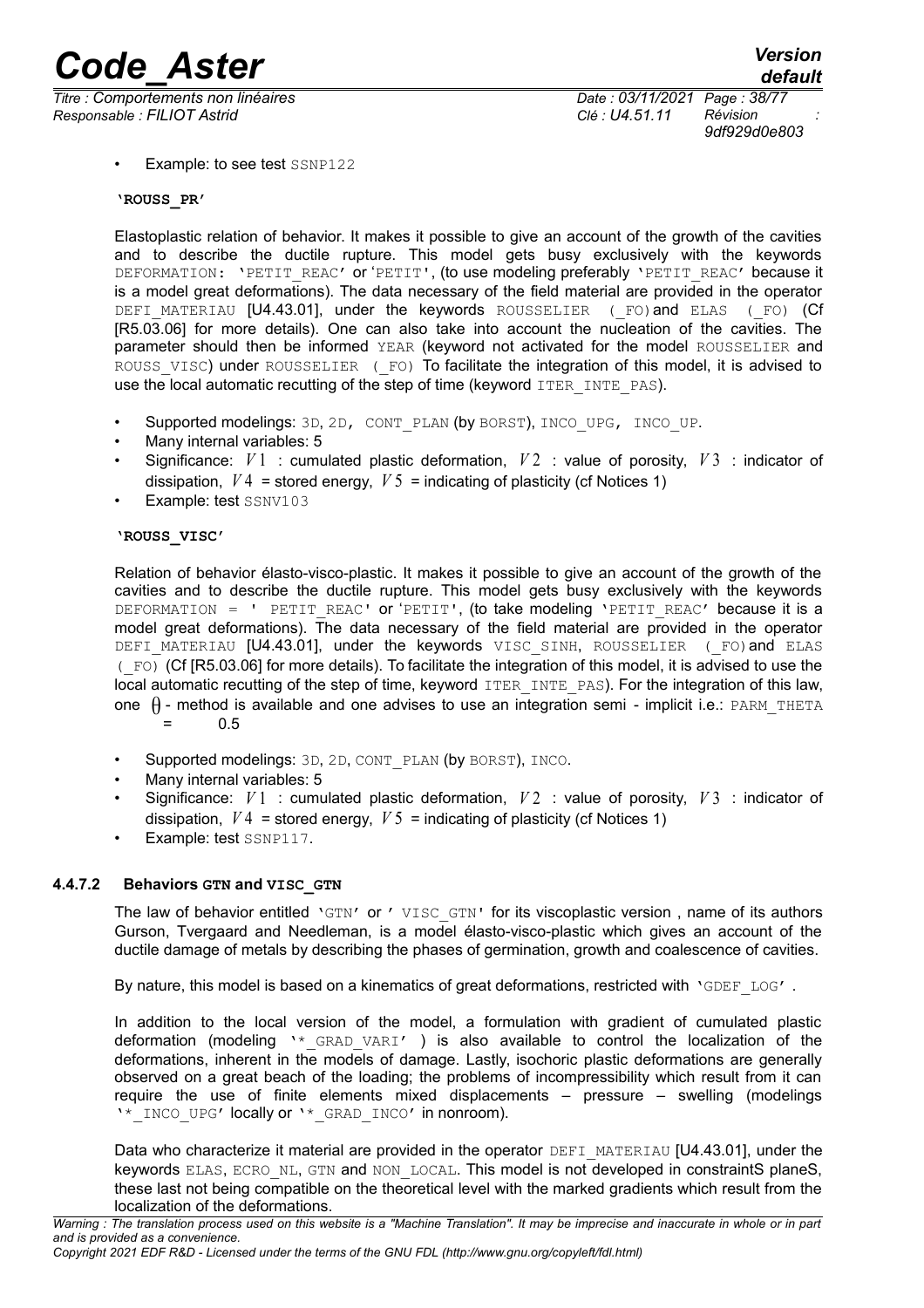• Example: to see test SSNP122

**'ROUSS_PR'**

Elastoplastic relation of behavior. It makes it possible to give an account of the growth of the cavities and to describe the ductile rupture. This model gets busy exclusively with the keywords DEFORMATION: 'PETIT_REAC' or 'PETIT', (to use modeling preferably 'PETIT_REAC' because it is a model great deformations). The data necessary of the field material are provided in the operator DEFI_MATERIAU [U4.43.01], under the keywords ROUSSELIER (_FO) and ELAS (_FO) (Cf [R5.03.06] for more details). One can also take into account the nucleation of the cavities. The parameter should then be informed YEAR (keyword not activated for the model ROUSSELIER and ROUSS_VISC) under ROUSSELIER (_FO) To facilitate the integration of this model, it is advised to use the local automatic recutting of the step of time (keyword ITER_INTE_PAS).

- Supported modelings: 3D, 2D, CONT_PLAN (by BORST), INCO_UPG, INCO_UP.
- Many internal variables: 5
- Significance: $V1$ : cumulated plastic deformation, $V2$ : value of porosity, $V3$ : indicator of dissipation, $V4$ = stored energy, $V5$ = indicating of plasticity (cf Notices 1)
- Example: test SSNV103

**'ROUSS_VISC'**

Relation of behavior élasto-visco-plastic. It makes it possible to give an account of the growth of the cavities and to describe the ductile rupture. This model gets busy exclusively with the keywords DEFORMATION = ' PETIT_REAC' or 'PETIT', (to take modeling 'PETIT_REAC' because it is a model great deformations). The data necessary of the field material are provided in the operator DEFI_MATERIAU [U4.43.01], under the keywords VISC_SINH, ROUSSELIER (_FO) and ELAS (_FO) (Cf [R5.03.06] for more details). To facilitate the integration of this model, it is advised to use the local automatic recutting of the step of time, keyword ITER_INTE_PAS). For the integration of this law, one $\theta$ - method is available and one advises to use an integration semi - implicit i.e.: PARM_THETA = 0.5

- Supported modelings: 3D, 2D, CONT_PLAN (by BORST), INCO.
- Many internal variables: 5
- Significance: $V1$ : cumulated plastic deformation, $V2$ : value of porosity, $V3$ : indicator of dissipation, $V4$ = stored energy, $V5$ = indicating of plasticity (cf Notices 1)
- Example: test SSNP117.

#### 4.4.7.2 Behaviors GTN and VISC_GTN

The law of behavior entitled 'GTN' or ' VISC_GTN' for its viscoplastic version , name of its authors Gurson, Tvergaard and Needleman, is a model élasto-visco-plastic which gives an account of the ductile damage of metals by describing the phases of germination, growth and coalescence of cavities.

By nature, this model is based on a kinematics of great deformations, restricted with 'GDEF_LOG' .

In addition to the local version of the model, a formulation with gradient of cumulated plastic deformation (modeling '*_GRAD_VARI' ) is also available to control the localization of the deformations, inherent in the models of damage. Lastly, isochoric plastic deformations are generally observed on a great beach of the loading; the problems of incompressibility which result from it can require the use of finite elements mixed displacements – pressure – swelling (modelings '*_INCO_UPG' locally or '*_GRAD_INCO' in nonroom).

Data who characterize it material are provided in the operator DEFI_MATERIAU [U4.43.01], under the keywords ELAS, ECRO_NL, GTN and NON_LOCAL. This model is not developed in constraintS planeS, these last not being compatible on the theoretical level with the marked gradients which result from the localization of the deformations.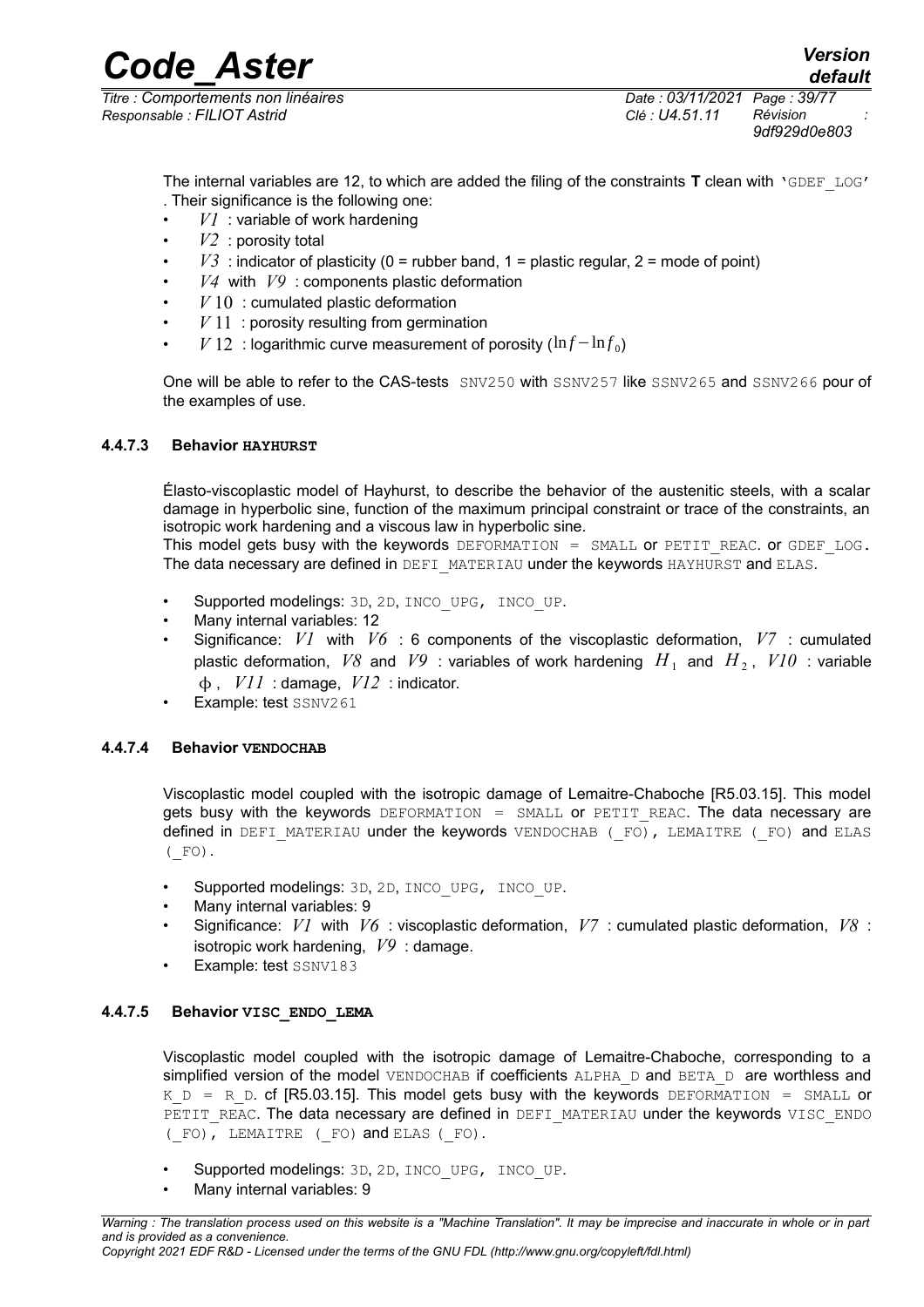The internal variables are 12, to which are added the filing of the constraints **T** clean with 'GDEF_LOG' . Their significance is the following one:

- $V1$ : variable of work hardening
- $V2$ : porosity total
- $V3$ : indicator of plasticity (0 = rubber band, 1 = plastic regular, 2 = mode of point)
- $V4$ with $V9$ : components plastic deformation
- $V10$ : cumulated plastic deformation
- $V11$ : porosity resulting from germination
- $V12$ : logarithmic curve measurement of porosity $(\ln f - \ln f_0)$

One will be able to refer to the CAS-tests SNV250 with SSNV257 like SSNV265 and SSNV266 pour of the examples of use.

#### 4.4.7.3 Behavior **HAYHURST**

Élasto-viscoplastic model of Hayhurst, to describe the behavior of the austenitic steels, with a scalar damage in hyperbolic sine, function of the maximum principal constraint or trace of the constraints, an isotropic work hardening and a viscous law in hyperbolic sine.

This model gets busy with the keywords DEFORMATION = SMALL or PETIT_REAC. or GDEF_LOG. The data necessary are defined in DEFI_MATERIAU under the keywords HAYHURST and ELAS.

- Supported modelings: 3D, 2D, INCO_UPG, INCO_UP.
- Many internal variables: 12
- Significance: $V1$ with $V6$ : 6 components of the viscoplastic deformation, $V7$ : cumulated plastic deformation, $V8$ and $V9$ : variables of work hardening $H_1$ and $H_2$, $V10$ : variable $\phi$, $V11$ : damage, $V12$ : indicator.
- Example: test SSNV261

#### 4.4.7.4 Behavior **VENDOCHAB**

Viscoplastic model coupled with the isotropic damage of Lemaitre-Chaboche [R5.03.15]. This model gets busy with the keywords DEFORMATION = SMALL or PETIT_REAC. The data necessary are defined in DEFI_MATERIAU under the keywords VENDOCHAB (_FO), LEMAITRE (_FO) and ELAS (_FO).

- Supported modelings: 3D, 2D, INCO_UPG, INCO_UP.
- Many internal variables: 9
- Significance: $V1$ with $V6$ : viscoplastic deformation, $V7$ : cumulated plastic deformation, $V8$ : isotropic work hardening, $V9$ : damage.
- Example: test SSNV183

#### 4.4.7.5 Behavior **VISC_ENDO_LEMA**

Viscoplastic model coupled with the isotropic damage of Lemaitre-Chaboche, corresponding to a simplified version of the model VENDOCHAB if coefficients ALPHA_D and BETA_D are worthless and K_D = R_D. cf [R5.03.15]. This model gets busy with the keywords DEFORMATION = SMALL or PETIT_REAC. The data necessary are defined in DEFI_MATERIAU under the keywords VISC_ENDO (_FO), LEMAITRE (_FO) and ELAS (_FO).

- Supported modelings: 3D, 2D, INCO_UPG, INCO_UP.
- Many internal variables: 9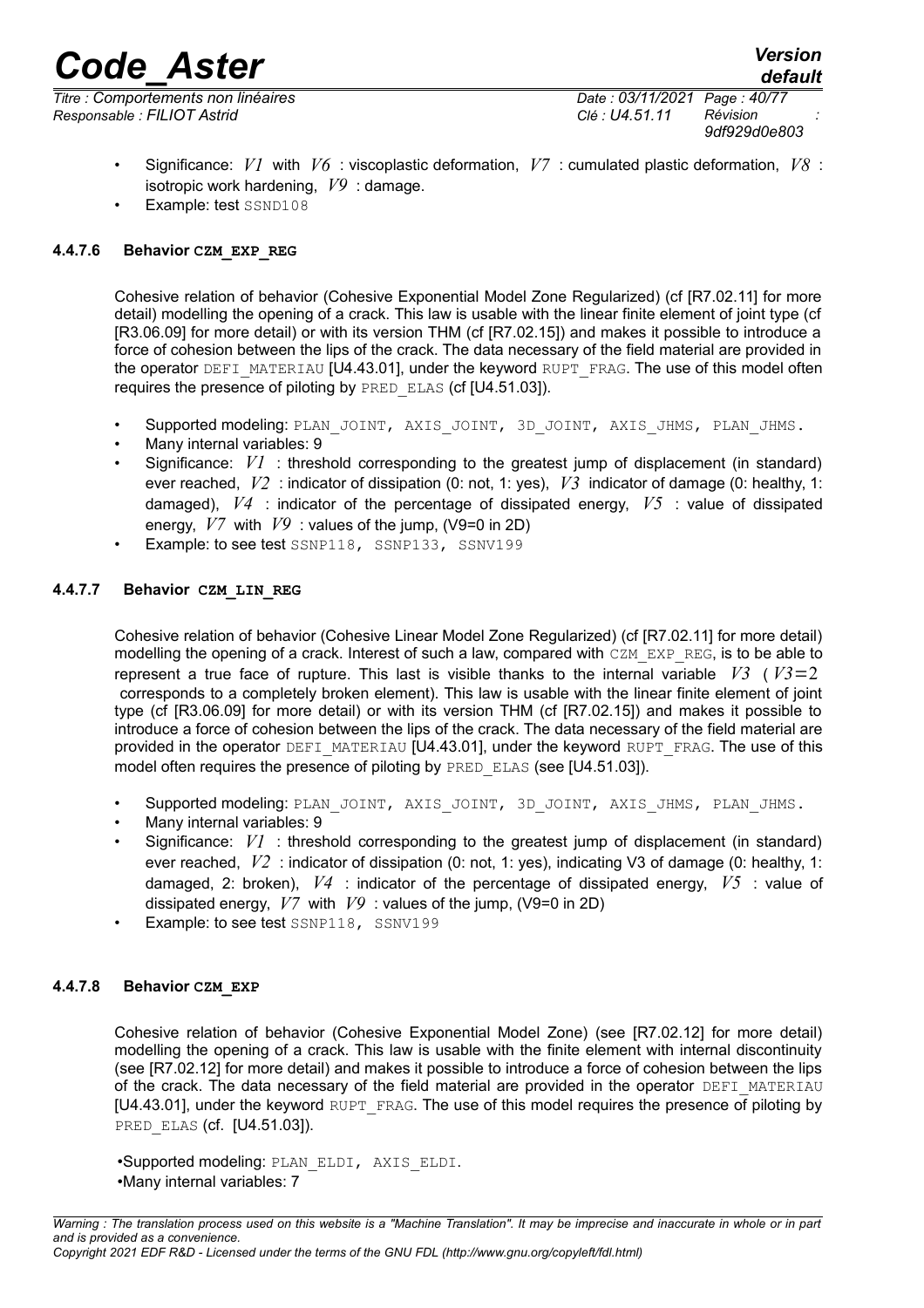- Significance: $V1$ with $V6$ : viscoplastic deformation, $V7$ : cumulated plastic deformation, $V8$ : isotropic work hardening, $V9$ : damage.
- Example: test SSND108

#### 4.4.7.6 Behavior CZM_EXP_REG

Cohesive relation of behavior (Cohesive Exponential Model Zone Regularized) (cf [R7.02.11] for more detail) modelling the opening of a crack. This law is usable with the linear finite element of joint type (cf [R3.06.09] for more detail) or with its version THM (cf [R7.02.15]) and makes it possible to introduce a force of cohesion between the lips of the crack. The data necessary of the field material are provided in the operator DEFI_MATERIAU [U4.43.01], under the keyword RUPT_FRAG. The use of this model often requires the presence of piloting by PRED_ELAS (cf [U4.51.03]).

- Supported modeling: PLAN_JOINT, AXIS_JOINT, 3D_JOINT, AXIS_JHMS, PLAN_JHMS.
- Many internal variables: 9
- Significance: $V1$ : threshold corresponding to the greatest jump of displacement (in standard) ever reached, $V2$ : indicator of dissipation (0: not, 1: yes), $V3$ indicator of damage (0: healthy, 1: damaged), $V4$ : indicator of the percentage of dissipated energy, $V5$ : value of dissipated energy, $V7$ with $V9$ : values of the jump, (V9=0 in 2D)
- Example: to see test SSNP118, SSNP133, SSNV199

#### 4.4.7.7 Behavior CZM_LIN_REG

Cohesive relation of behavior (Cohesive Linear Model Zone Regularized) (cf [R7.02.11] for more detail) modelling the opening of a crack. Interest of such a law, compared with CZM_EXP_REG, is to be able to represent a true face of rupture. This last is visible thanks to the internal variable $V3$ ( $V3=2$ corresponds to a completely broken element). This law is usable with the linear finite element of joint type (cf [R3.06.09] for more detail) or with its version THM (cf [R7.02.15]) and makes it possible to introduce a force of cohesion between the lips of the crack. The data necessary of the field material are provided in the operator DEFI_MATERIAU [U4.43.01], under the keyword RUPT_FRAG. The use of this model often requires the presence of piloting by PRED_ELAS (see [U4.51.03]).

- Supported modeling: PLAN_JOINT, AXIS_JOINT, 3D_JOINT, AXIS_JHMS, PLAN_JHMS.
- Many internal variables: 9
- Significance: $V1$ : threshold corresponding to the greatest jump of displacement (in standard) ever reached, $V2$ : indicator of dissipation (0: not, 1: yes), indicating V3 of damage (0: healthy, 1: damaged, 2: broken), $V4$ : indicator of the percentage of dissipated energy, $V5$ : value of dissipated energy, $V7$ with $V9$ : values of the jump, (V9=0 in 2D)
- Example: to see test SSNP118, SSNV199

#### 4.4.7.8 Behavior CZM_EXP

Cohesive relation of behavior (Cohesive Exponential Model Zone) (see [R7.02.12] for more detail) modelling the opening of a crack. This law is usable with the finite element with internal discontinuity (see [R7.02.12] for more detail) and makes it possible to introduce a force of cohesion between the lips of the crack. The data necessary of the field material are provided in the operator DEFI_MATERIAU [U4.43.01], under the keyword RUPT_FRAG. The use of this model requires the presence of piloting by PRED_ELAS (cf. [U4.51.03]).

- Supported modeling: PLAN_ELDI, AXIS_ELDI.
- Many internal variables: 7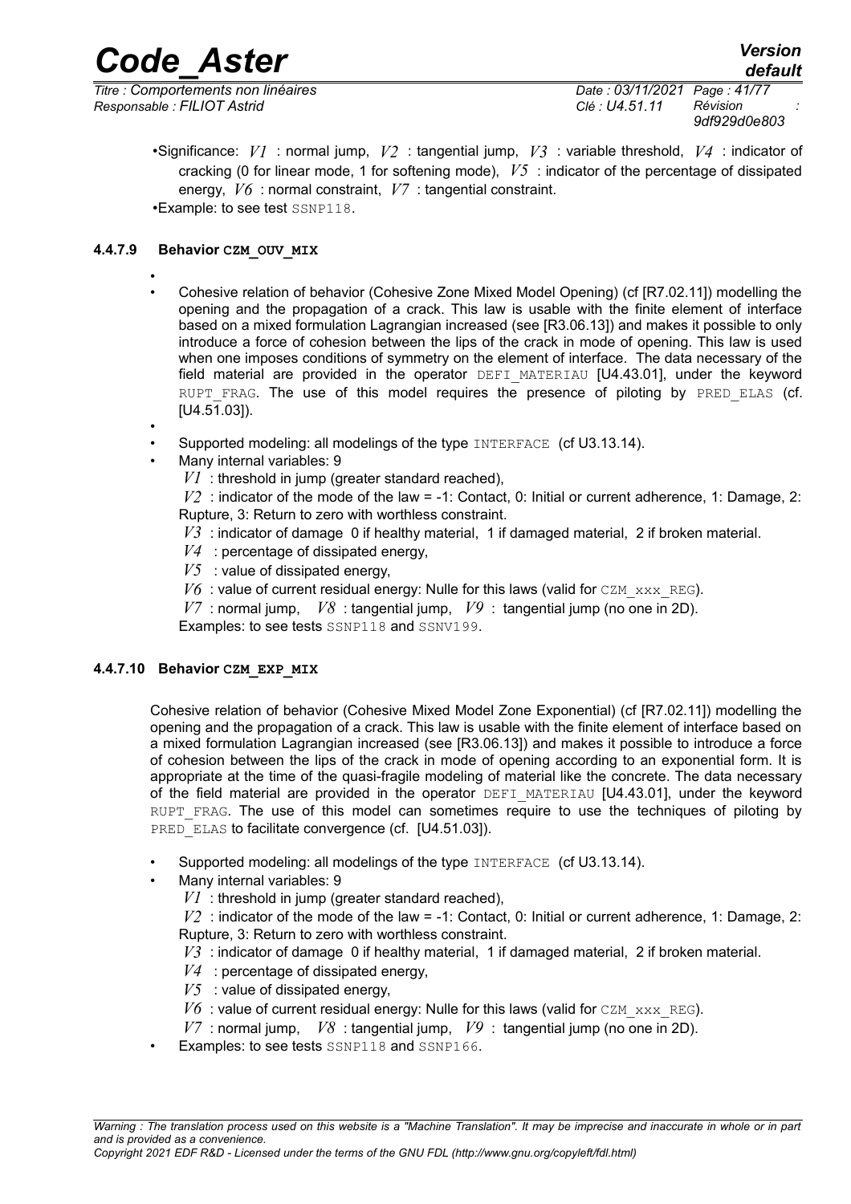- Significance: $V1$ : normal jump, $V2$ : tangential jump, $V3$ : variable threshold, $V4$ : indicator of cracking (0 for linear mode, 1 for softening mode), $V5$ : indicator of the percentage of dissipated energy, $V6$ : normal constraint, $V7$ : tangential constraint.
- Example: to see test SSNP118.

#### 4.4.7.9 Behavior CZM_OUV_MIX

- Cohesive relation of behavior (Cohesive Zone Mixed Model Opening) (cf [R7.02.11]) modelling the opening and the propagation of a crack. This law is usable with the finite element of interface based on a mixed formulation Lagrangian increased (see [R3.06.13]) and makes it possible to only introduce a force of cohesion between the lips of the crack in mode of opening. This law is used when one imposes conditions of symmetry on the element of interface. The data necessary of the field material are provided in the operator DEFI_MATERIAU [U4.43.01], under the keyword RUPT_FRAG. The use of this model requires the presence of piloting by PRED_ELAS (cf. [U4.51.03]).
- Supported modeling: all modelings of the type INTERFACE (cf U3.13.14).
- Many internal variables: 9
  $V1$ : threshold in jump (greater standard reached),
  $V2$ : indicator of the mode of the law = -1: Contact, 0: Initial or current adherence, 1: Damage, 2: Rupture, 3: Return to zero with worthless constraint.
  $V3$ : indicator of damage 0 if healthy material, 1 if damaged material, 2 if broken material.
  $V4$ : percentage of dissipated energy,
  $V5$ : value of dissipated energy,
  $V6$ : value of current residual energy: Nulle for this laws (valid for CZM_xxx_REG).
  $V7$ : normal jump, $V8$ : tangential jump, $V9$ : tangential jump (no one in 2D).
  Examples: to see tests SSNP118 and SSNV199.

#### 4.4.7.10 Behavior CZM_EXP_MIX

Cohesive relation of behavior (Cohesive Mixed Model Zone Exponential) (cf [R7.02.11]) modelling the opening and the propagation of a crack. This law is usable with the finite element of interface based on a mixed formulation Lagrangian increased (see [R3.06.13]) and makes it possible to introduce a force of cohesion between the lips of the crack in mode of opening according to an exponential form. It is appropriate at the time of the quasi-fragile modeling of material like the concrete. The data necessary of the field material are provided in the operator DEFI_MATERIAU [U4.43.01], under the keyword RUPT_FRAG. The use of this model can sometimes require to use the techniques of piloting by PRED_ELAS to facilitate convergence (cf. [U4.51.03]).

- Supported modeling: all modelings of the type INTERFACE (cf U3.13.14).
- Many internal variables: 9
  $V1$ : threshold in jump (greater standard reached),
  $V2$ : indicator of the mode of the law = -1: Contact, 0: Initial or current adherence, 1: Damage, 2: Rupture, 3: Return to zero with worthless constraint.
  $V3$ : indicator of damage 0 if healthy material, 1 if damaged material, 2 if broken material.
  $V4$ : percentage of dissipated energy,
  $V5$ : value of dissipated energy,
  $V6$ : value of current residual energy: Nulle for this laws (valid for CZM_xxx_REG).
  $V7$ : normal jump, $V8$ : tangential jump, $V9$ : tangential jump (no one in 2D).
- Examples: to see tests SSNP118 and SSNP166.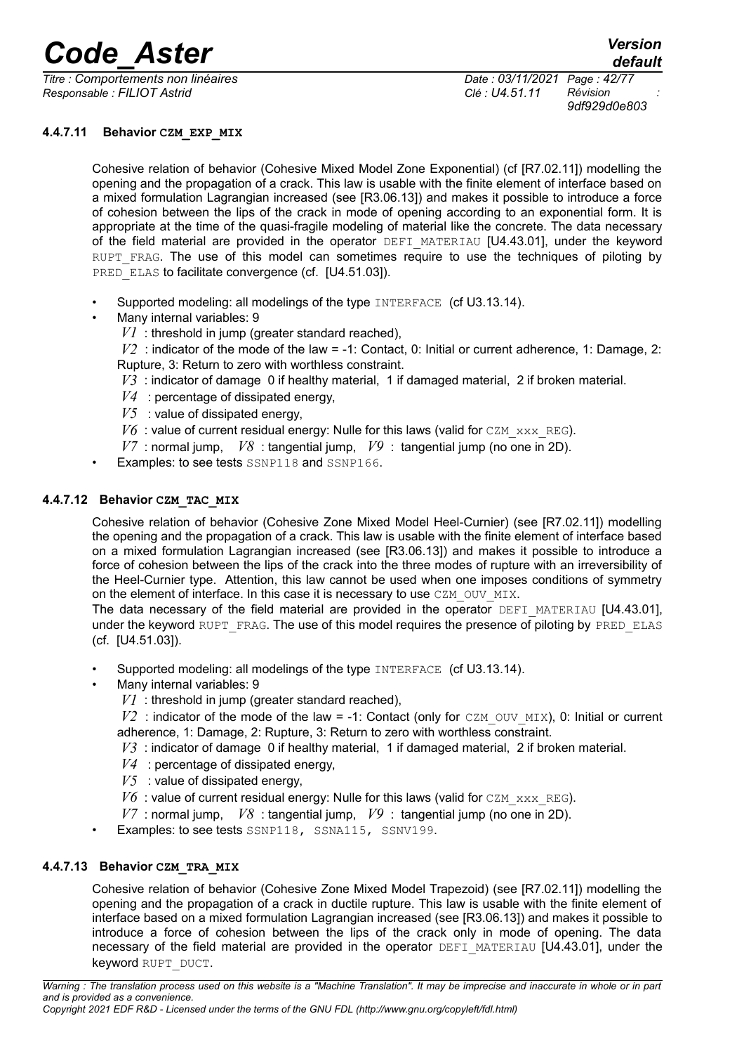#### 4.4.7.11 Behavior CZM_EXP_MIX

Cohesive relation of behavior (Cohesive Mixed Model Zone Exponential) (cf [R7.02.11]) modelling the opening and the propagation of a crack. This law is usable with the finite element of interface based on a mixed formulation Lagrangian increased (see [R3.06.13]) and makes it possible to introduce a force of cohesion between the lips of the crack in mode of opening according to an exponential form. It is appropriate at the time of the quasi-fragile modeling of material like the concrete. The data necessary of the field material are provided in the operator DEFI_MATERIAU [U4.43.01], under the keyword RUPT_FRAG. The use of this model can sometimes require to use the techniques of piloting by PRED_ELAS to facilitate convergence (cf. [U4.51.03]).

- Supported modeling: all modelings of the type INTERFACE (cf U3.13.14).
- Many internal variables: 9
  - $V1$ : threshold in jump (greater standard reached),
  - $V2$ : indicator of the mode of the law = -1: Contact, 0: Initial or current adherence, 1: Damage, 2: Rupture, 3: Return to zero with worthless constraint.
  - $V3$ : indicator of damage 0 if healthy material, 1 if damaged material, 2 if broken material.
  - $V4$ : percentage of dissipated energy,
  - $V5$ : value of dissipated energy,
  - $V6$ : value of current residual energy: Nulle for this laws (valid for CZM_xxx_REG).
  - $V7$ : normal jump, $V8$ : tangential jump, $V9$ : tangential jump (no one in 2D).
- Examples: to see tests SSNP118 and SSNP166.

#### 4.4.7.12 Behavior CZM_TAC_MIX

Cohesive relation of behavior (Cohesive Zone Mixed Model Heel-Curnier) (see [R7.02.11]) modelling the opening and the propagation of a crack. This law is usable with the finite element of interface based on a mixed formulation Lagrangian increased (see [R3.06.13]) and makes it possible to introduce a force of cohesion between the lips of the crack into the three modes of rupture with an irreversibility of the Heel-Curnier type. Attention, this law cannot be used when one imposes conditions of symmetry on the element of interface. In this case it is necessary to use CZM_OUV_MIX.
The data necessary of the field material are provided in the operator DEFI_MATERIAU [U4.43.01], under the keyword RUPT_FRAG. The use of this model requires the presence of piloting by PRED_ELAS (cf. [U4.51.03]).

- Supported modeling: all modelings of the type INTERFACE (cf U3.13.14).
- Many internal variables: 9
  - $V1$ : threshold in jump (greater standard reached),
  - $V2$ : indicator of the mode of the law = -1: Contact (only for CZM_OUV_MIX), 0: Initial or current adherence, 1: Damage, 2: Rupture, 3: Return to zero with worthless constraint.
  - $V3$ : indicator of damage 0 if healthy material, 1 if damaged material, 2 if broken material.
  - $V4$ : percentage of dissipated energy,
  - $V5$ : value of dissipated energy,
  - $V6$ : value of current residual energy: Nulle for this laws (valid for CZM_xxx_REG).
  - $V7$ : normal jump, $V8$ : tangential jump, $V9$ : tangential jump (no one in 2D).
- Examples: to see tests SSNP118, SSNA115, SSNV199.

#### 4.4.7.13 Behavior CZM_TRA_MIX

Cohesive relation of behavior (Cohesive Zone Mixed Model Trapezoid) (see [R7.02.11]) modelling the opening and the propagation of a crack in ductile rupture. This law is usable with the finite element of interface based on a mixed formulation Lagrangian increased (see [R3.06.13]) and makes it possible to introduce a force of cohesion between the lips of the crack only in mode of opening. The data necessary of the field material are provided in the operator DEFI_MATERIAU [U4.43.01], under the keyword RUPT_DUCT.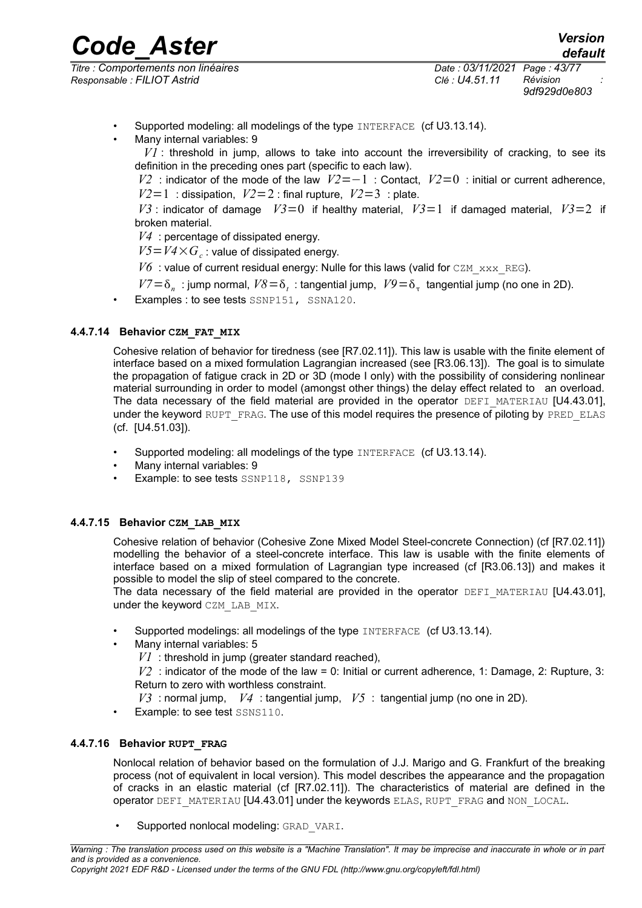- Supported modeling: all modelings of the type INTERFACE (cf U3.13.14).
- Many internal variables: 9

  $V1$ : threshold in jump, allows to take into account the irreversibility of cracking, to see its definition in the preceding ones part (specific to each law).

  $V2$ : indicator of the mode of the law $V2=-1$ : Contact, $V2=0$ : initial or current adherence, $V2=1$ : dissipation, $V2=2$ : final rupture, $V2=3$ : plate.

  $V3$ : indicator of damage $V3=0$ if healthy material, $V3=1$ if damaged material, $V3=2$ if broken material.

  $V4$ : percentage of dissipated energy.

  $V5=V4\times G_c$ : value of dissipated energy.

  $V6$ : value of current residual energy: Nulle for this laws (valid for CZM_xxx_REG).

  $V7=\delta_n$ : jump normal, $V8=\delta_t$ : tangential jump, $V9=\delta_\tau$ tangential jump (no one in 2D).
- Examples : to see tests SSNP151, SSNA120.

#### 4.4.7.14 Behavior **CZM_FAT_MIX**

Cohesive relation of behavior for tiredness (see [R7.02.11]). This law is usable with the finite element of interface based on a mixed formulation Lagrangian increased (see [R3.06.13]). The goal is to simulate the propagation of fatigue crack in 2D or 3D (mode I only) with the possibility of considering nonlinear material surrounding in order to model (amongst other things) the delay effect related to an overload. The data necessary of the field material are provided in the operator DEFI_MATERIAU [U4.43.01], under the keyword RUPT_FRAG. The use of this model requires the presence of piloting by PRED_ELAS (cf. [U4.51.03]).

- Supported modeling: all modelings of the type INTERFACE (cf U3.13.14).
- Many internal variables: 9
- Example: to see tests SSNP118, SSNP139

#### 4.4.7.15 Behavior **CZM_LAB_MIX**

Cohesive relation of behavior (Cohesive Zone Mixed Model Steel-concrete Connection) (cf [R7.02.11]) modelling the behavior of a steel-concrete interface. This law is usable with the finite elements of interface based on a mixed formulation of Lagrangian type increased (cf [R3.06.13]) and makes it possible to model the slip of steel compared to the concrete.

The data necessary of the field material are provided in the operator DEFI_MATERIAU [U4.43.01], under the keyword CZM_LAB_MIX.

- Supported modelings: all modelings of the type INTERFACE (cf U3.13.14).
- Many internal variables: 5

  $V1$ : threshold in jump (greater standard reached),

  $V2$ : indicator of the mode of the law = 0: Initial or current adherence, 1: Damage, 2: Rupture, 3: Return to zero with worthless constraint.

  $V3$ : normal jump, $V4$ : tangential jump, $V5$ : tangential jump (no one in 2D).
- Example: to see test SSNS110.

#### 4.4.7.16 Behavior **RUPT_FRAG**

Nonlocal relation of behavior based on the formulation of J.J. Marigo and G. Frankfurt of the breaking process (not of equivalent in local version). This model describes the appearance and the propagation of cracks in an elastic material (cf [R7.02.11]). The characteristics of material are defined in the operator DEFI_MATERIAU [U4.43.01] under the keywords ELAS, RUPT_FRAG and NON_LOCAL.

- Supported nonlocal modeling: GRAD_VARI.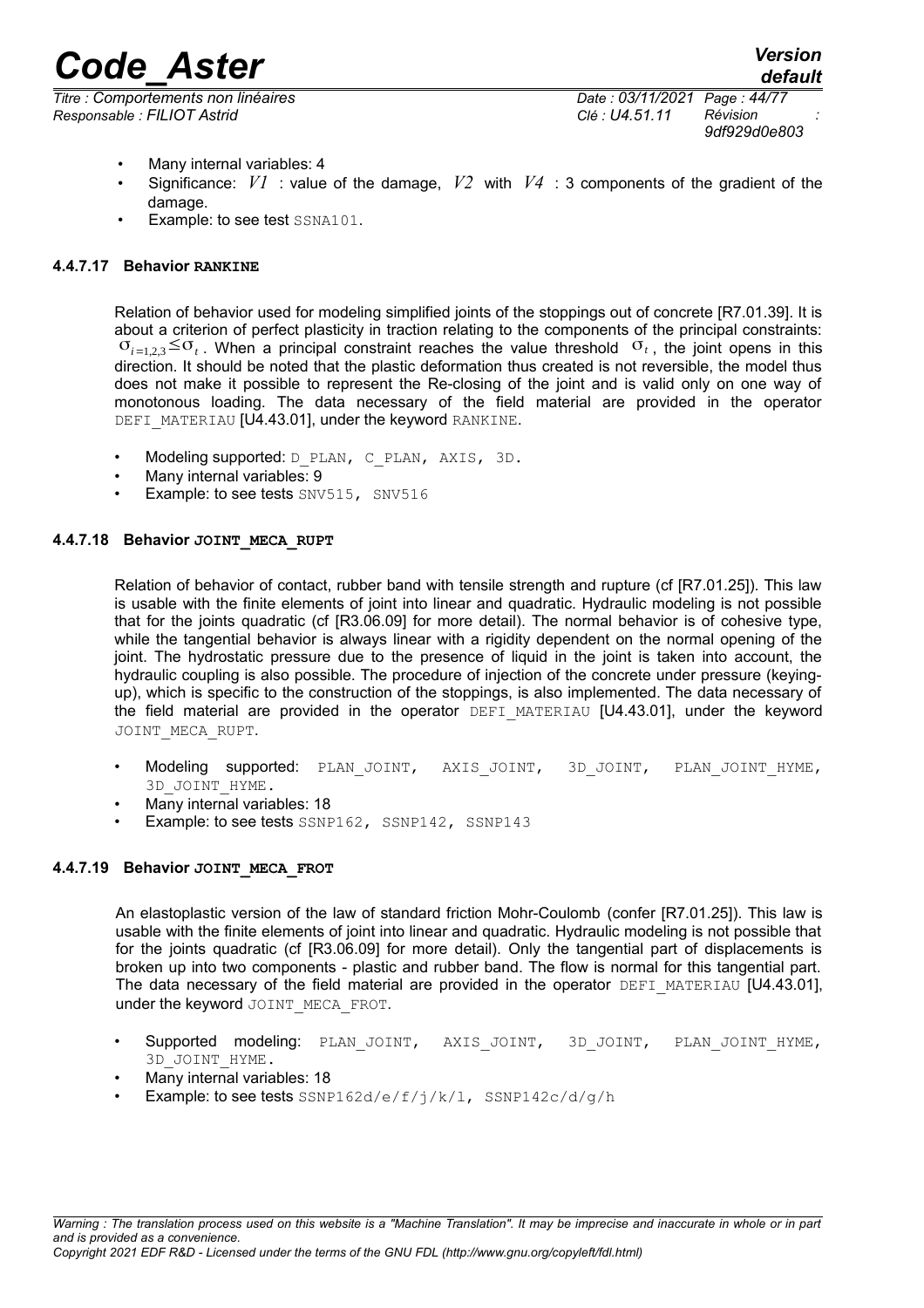- Many internal variables: 4
- Significance: $V1$ : value of the damage, $V2$ with $V4$ : 3 components of the gradient of the damage.
- Example: to see test SSNA101.

#### 4.4.7.17 Behavior RANKINE

Relation of behavior used for modeling simplified joints of the stoppings out of concrete [R7.01.39]. It is about a criterion of perfect plasticity in traction relating to the components of the principal constraints: $\sigma_{i=1,2,3} \leq \sigma_t$ . When a principal constraint reaches the value threshold $\sigma_t$, the joint opens in this direction. It should be noted that the plastic deformation thus created is not reversible, the model thus does not make it possible to represent the Re-closing of the joint and is valid only on one way of monotonous loading. The data necessary of the field material are provided in the operator DEFI_MATERIAU [U4.43.01], under the keyword RANKINE.

- Modeling supported: D_PLAN, C_PLAN, AXIS, 3D.
- Many internal variables: 9
- Example: to see tests SNV515, SNV516

#### 4.4.7.18 Behavior JOINT_MECA_RUPT

Relation of behavior of contact, rubber band with tensile strength and rupture (cf [R7.01.25]). This law is usable with the finite elements of joint into linear and quadratic. Hydraulic modeling is not possible that for the joints quadratic (cf [R3.06.09] for more detail). The normal behavior is of cohesive type, while the tangential behavior is always linear with a rigidity dependent on the normal opening of the joint. The hydrostatic pressure due to the presence of liquid in the joint is taken into account, the hydraulic coupling is also possible. The procedure of injection of the concrete under pressure (keying-up), which is specific to the construction of the stoppings, is also implemented. The data necessary of the field material are provided in the operator DEFI_MATERIAU [U4.43.01], under the keyword JOINT_MECA_RUPT.

- Modeling supported: PLAN_JOINT, AXIS_JOINT, 3D_JOINT, PLAN_JOINT_HYME, 3D_JOINT_HYME.
- Many internal variables: 18
- Example: to see tests SSNP162, SSNP142, SSNP143

#### 4.4.7.19 Behavior JOINT_MECA_FROT

An elastoplastic version of the law of standard friction Mohr-Coulomb (confer [R7.01.25]). This law is usable with the finite elements of joint into linear and quadratic. Hydraulic modeling is not possible that for the joints quadratic (cf [R3.06.09] for more detail). Only the tangential part of displacements is broken up into two components - plastic and rubber band. The flow is normal for this tangential part. The data necessary of the field material are provided in the operator DEFI_MATERIAU [U4.43.01], under the keyword JOINT_MECA_FROT.

- Supported modeling: PLAN_JOINT, AXIS_JOINT, 3D_JOINT, PLAN_JOINT_HYME, 3D_JOINT_HYME.
- Many internal variables: 18
- Example: to see tests SSNP162d/e/f/j/k/l, SSNP142c/d/g/h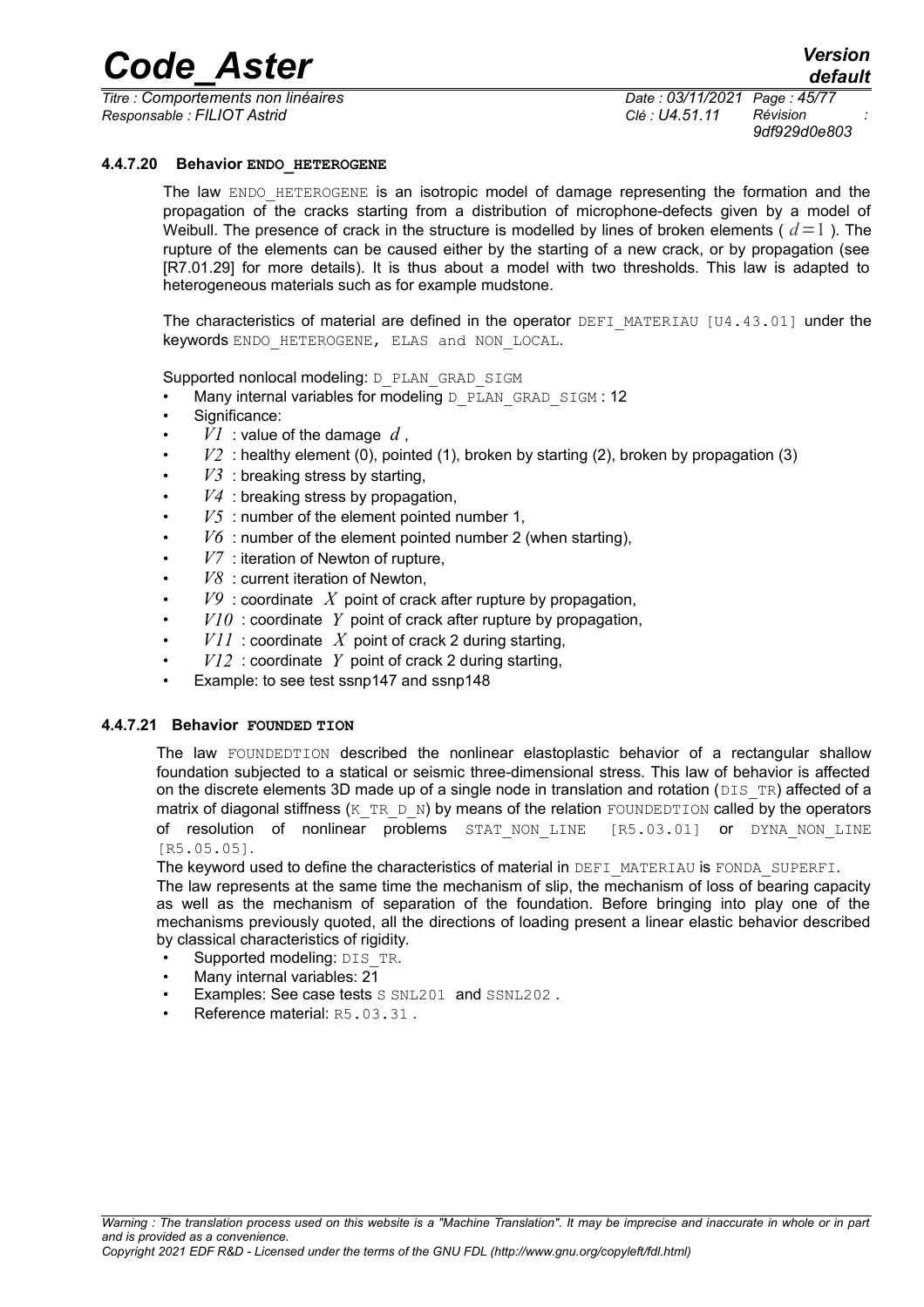#### 4.4.7.20 Behavior ENDO_HETEROGENE

The law ENDO_HETEROGENE is an isotropic model of damage representing the formation and the propagation of the cracks starting from a distribution of microphone-defects given by a model of Weibull. The presence of crack in the structure is modelled by lines of broken elements ( $d=1$ ). The rupture of the elements can be caused either by the starting of a new crack, or by propagation (see [R7.01.29] for more details). It is thus about a model with two thresholds. This law is adapted to heterogeneous materials such as for example mudstone.

The characteristics of material are defined in the operator DEFI_MATERIAU [U4.43.01] under the keywords ENDO_HETEROGENE, ELAS and NON_LOCAL.

Supported nonlocal modeling: D_PLAN_GRAD_SIGM

- Many internal variables for modeling D_PLAN_GRAD_SIGM : 12
- Significance:
- $V1$ : value of the damage $d$ ,
- $V2$ : healthy element (0), pointed (1), broken by starting (2), broken by propagation (3)
- $V3$ : breaking stress by starting,
- $V4$ : breaking stress by propagation,
- $V5$ : number of the element pointed number 1,
- $V6$ : number of the element pointed number 2 (when starting),
- $V7$ : iteration of Newton of rupture,
- $V8$ : current iteration of Newton,
- $V9$ : coordinate $X$ point of crack after rupture by propagation,
- $V10$ : coordinate $Y$ point of crack after rupture by propagation,
- $V11$ : coordinate $X$ point of crack 2 during starting,
- $V12$ : coordinate $Y$ point of crack 2 during starting,
- Example: to see test ssnp147 and ssnp148

#### 4.4.7.21 Behavior FOUNDED TION

The law FOUNDEDTION described the nonlinear elastoplastic behavior of a rectangular shallow foundation subjected to a statical or seismic three-dimensional stress. This law of behavior is affected on the discrete elements 3D made up of a single node in translation and rotation (DIS_TR) affected of a matrix of diagonal stiffness (K_TR_D_N) by means of the relation FOUNDEDTION called by the operators of resolution of nonlinear problems STAT_NON_LINE [R5.03.01] or DYNA_NON_LINE [R5.05.05].

The keyword used to define the characteristics of material in DEFI_MATERIAU is FONDA_SUPERFI.

The law represents at the same time the mechanism of slip, the mechanism of loss of bearing capacity as well as the mechanism of separation of the foundation. Before bringing into play one of the mechanisms previously quoted, all the directions of loading present a linear elastic behavior described by classical characteristics of rigidity.

- Supported modeling: DIS_TR.
- Many internal variables: 21
- Examples: See case tests S SNL201 and SSNL202 .
- Reference material: R5.03.31 .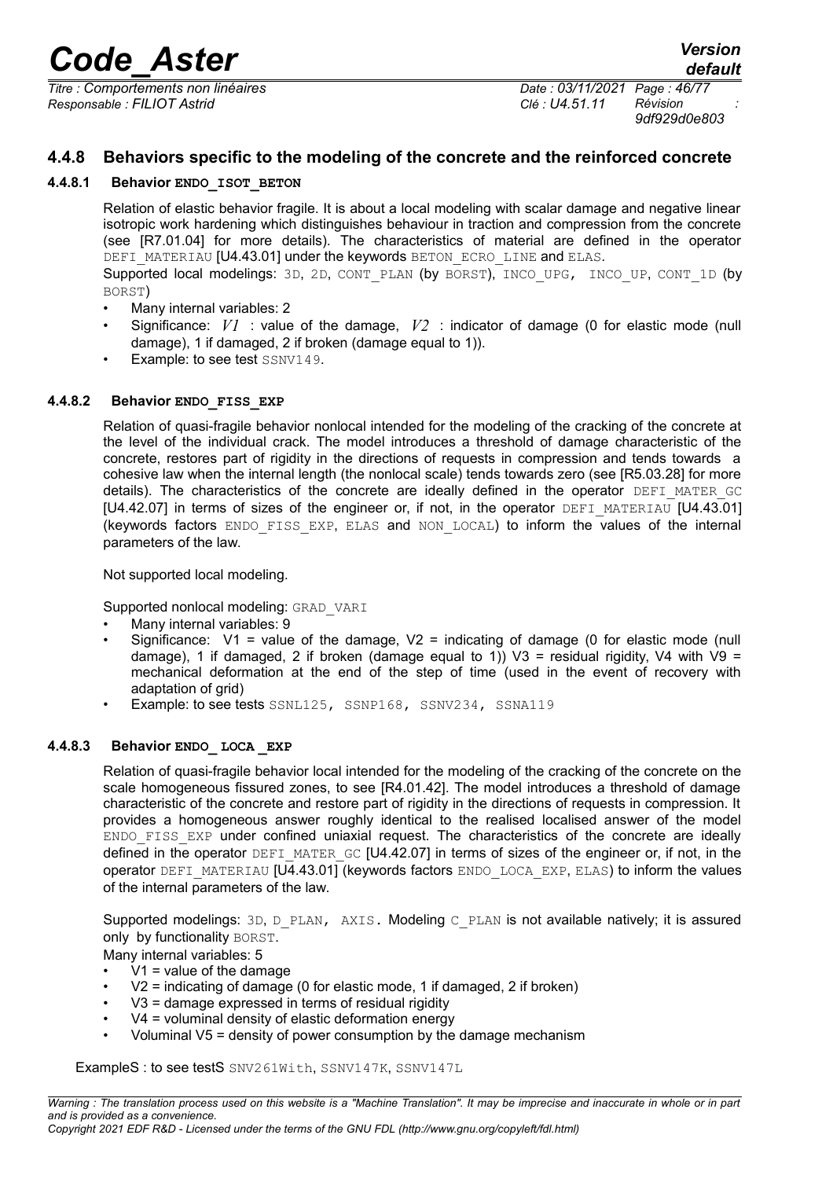### 4.4.8 Behaviors specific to the modeling of the concrete and the reinforced concrete

#### 4.4.8.1 Behavior ENDO_ISOT_BETON

Relation of elastic behavior fragile. It is about a local modeling with scalar damage and negative linear isotropic work hardening which distinguishes behaviour in traction and compression from the concrete (see [R7.01.04] for more details). The characteristics of material are defined in the operator DEFI_MATERIAU [U4.43.01] under the keywords BETON_ECRO_LINE and ELAS.

Supported local modelings: 3D, 2D, CONT_PLAN (by BORST), INCO_UPG, INCO_UP, CONT_1D (by BORST)

- Many internal variables: 2
- Significance: $V1$ : value of the damage, $V2$ : indicator of damage (0 for elastic mode (null damage), 1 if damaged, 2 if broken (damage equal to 1)).
- Example: to see test SSNV149.

#### 4.4.8.2 Behavior ENDO_FISS_EXP

Relation of quasi-fragile behavior nonlocal intended for the modeling of the cracking of the concrete at the level of the individual crack. The model introduces a threshold of damage characteristic of the concrete, restores part of rigidity in the directions of requests in compression and tends towards a cohesive law when the internal length (the nonlocal scale) tends towards zero (see [R5.03.28] for more details). The characteristics of the concrete are ideally defined in the operator DEFI_MATER_GC [U4.42.07] in terms of sizes of the engineer or, if not, in the operator DEFI_MATERIAU [U4.43.01] (keywords factors ENDO_FISS_EXP, ELAS and NON_LOCAL) to inform the values of the internal parameters of the law.

Not supported local modeling.

Supported nonlocal modeling: GRAD_VARI

- Many internal variables: 9
- Significance: V1 = value of the damage, V2 = indicating of damage (0 for elastic mode (null damage), 1 if damaged, 2 if broken (damage equal to 1)) V3 = residual rigidity, V4 with V9 = mechanical deformation at the end of the step of time (used in the event of recovery with adaptation of grid)
- Example: to see tests SSNL125, SSNP168, SSNV234, SSNA119

#### 4.4.8.3 Behavior ENDO_ LOCA _EXP

Relation of quasi-fragile behavior local intended for the modeling of the cracking of the concrete on the scale homogeneous fissured zones, to see [R4.01.42]. The model introduces a threshold of damage characteristic of the concrete and restore part of rigidity in the directions of requests in compression. It provides a homogeneous answer roughly identical to the realised localised answer of the model ENDO_FISS_EXP under confined uniaxial request. The characteristics of the concrete are ideally defined in the operator DEFI_MATER_GC [U4.42.07] in terms of sizes of the engineer or, if not, in the operator DEFI_MATERIAU [U4.43.01] (keywords factors ENDO_LOCA_EXP, ELAS) to inform the values of the internal parameters of the law.

Supported modelings: 3D, D_PLAN, AXIS. Modeling C_PLAN is not available natively; it is assured only by functionality BORST.

Many internal variables: 5

- V1 = value of the damage
- V2 = indicating of damage (0 for elastic mode, 1 if damaged, 2 if broken)
- V3 = damage expressed in terms of residual rigidity
- V4 = voluminal density of elastic deformation energy
- Voluminal V5 = density of power consumption by the damage mechanism

ExampleS : to see testS SNV261With, SSNV147K, SSNV147L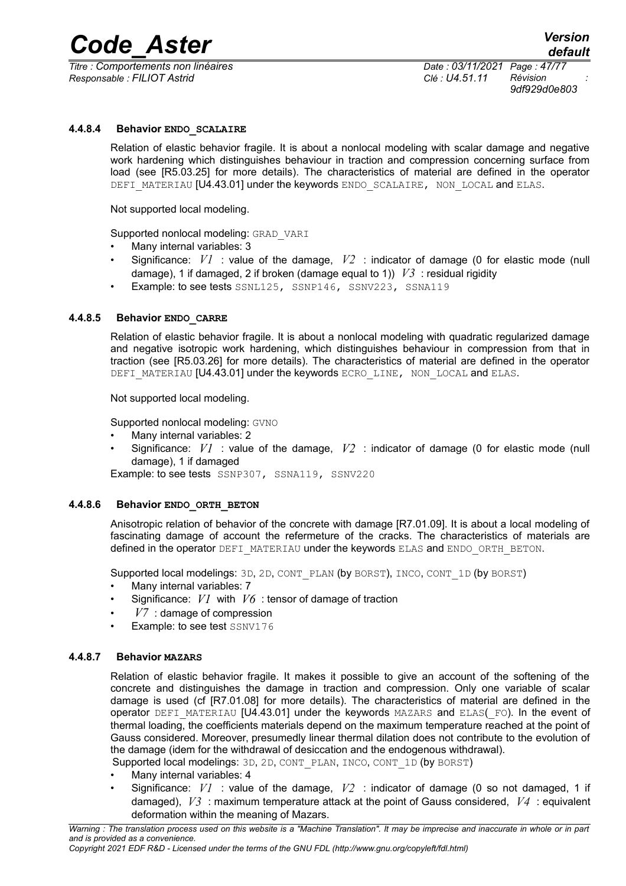#### 4.4.8.4 Behavior `ENDO_SCALAIRE`

Relation of elastic behavior fragile. It is about a nonlocal modeling with scalar damage and negative work hardening which distinguishes behaviour in traction and compression concerning surface from load (see [R5.03.25] for more details). The characteristics of material are defined in the operator `DEFI_MATERIAU` [U4.43.01] under the keywords `ENDO_SCALAIRE, NON_LOCAL` and `ELAS`.

Not supported local modeling.

Supported nonlocal modeling: `GRAD_VARI`

- Many internal variables: 3
- Significance: $V1$ : value of the damage, $V2$ : indicator of damage (0 for elastic mode (null damage), 1 if damaged, 2 if broken (damage equal to 1)) $V3$ : residual rigidity
- Example: to see tests `SSNL125, SSNP146, SSNV223, SSNA119`

#### 4.4.8.5 Behavior `ENDO_CARRE`

Relation of elastic behavior fragile. It is about a nonlocal modeling with quadratic regularized damage and negative isotropic work hardening, which distinguishes behaviour in compression from that in traction (see [R5.03.26] for more details). The characteristics of material are defined in the operator `DEFI_MATERIAU` [U4.43.01] under the keywords `ECRO_LINE, NON_LOCAL` and `ELAS`.

Not supported local modeling.

Supported nonlocal modeling: `GVNO`

- Many internal variables: 2
- Significance: $V1$ : value of the damage, $V2$ : indicator of damage (0 for elastic mode (null damage), 1 if damaged

Example: to see tests `SSNP307, SSNA119, SSNV220`

#### 4.4.8.6 Behavior `ENDO_ORTH_BETON`

Anisotropic relation of behavior of the concrete with damage [R7.01.09]. It is about a local modeling of fascinating damage of account the refermeture of the cracks. The characteristics of materials are defined in the operator `DEFI_MATERIAU` under the keywords `ELAS` and `ENDO_ORTH_BETON`.

Supported local modelings: `3D`, `2D`, `CONT_PLAN` (by `BORST`), `INCO`, `CONT_1D` (by `BORST`)

- Many internal variables: 7
- Significance: $V1$ with $V6$ : tensor of damage of traction
- $V7$ : damage of compression
- Example: to see test `SSNV176`

#### 4.4.8.7 Behavior `MAZARS`

Relation of elastic behavior fragile. It makes it possible to give an account of the softening of the concrete and distinguishes the damage in traction and compression. Only one variable of scalar damage is used (cf [R7.01.08] for more details). The characteristics of material are defined in the operator `DEFI_MATERIAU` [U4.43.01] under the keywords `MAZARS` and `ELAS(_FO)`. In the event of thermal loading, the coefficients materials depend on the maximum temperature reached at the point of Gauss considered. Moreover, presumedly linear thermal dilation does not contribute to the evolution of the damage (idem for the withdrawal of desiccation and the endogenous withdrawal).

Supported local modelings: `3D`, `2D`, `CONT_PLAN`, `INCO`, `CONT_1D` (by `BORST`)

- Many internal variables: 4
- Significance: $V1$ : value of the damage, $V2$ : indicator of damage (0 so not damaged, 1 if damaged), $V3$ : maximum temperature attack at the point of Gauss considered, $V4$ : equivalent deformation within the meaning of Mazars.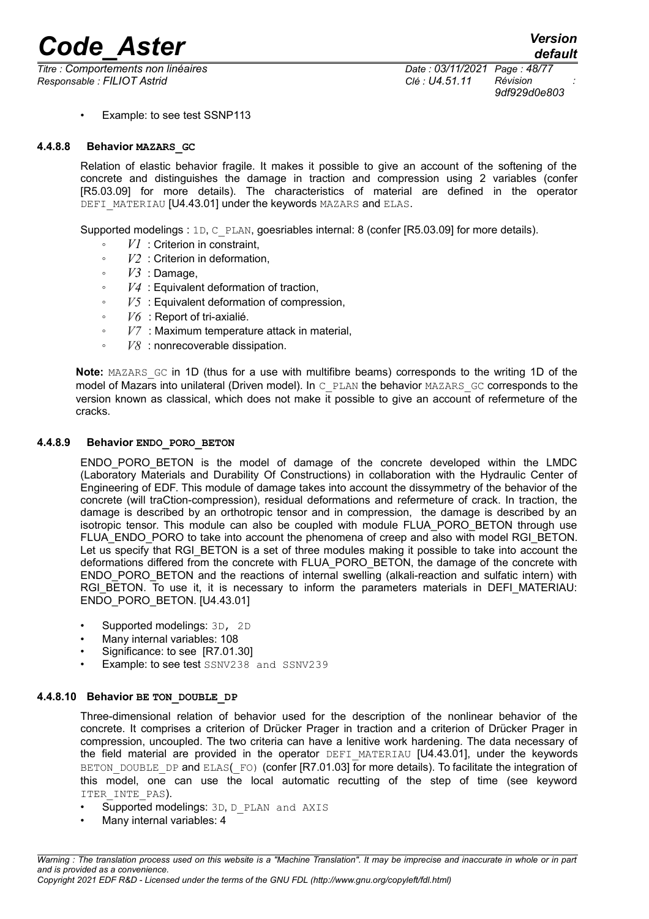- Example: to see test SSNP113

#### 4.4.8.8 Behavior MAZARS_GC

Relation of elastic behavior fragile. It makes it possible to give an account of the softening of the concrete and distinguishes the damage in traction and compression using 2 variables (confer [R5.03.09] for more details). The characteristics of material are defined in the operator DEFI_MATERIAU [U4.43.01] under the keywords MAZARS and ELAS.

Supported modelings : 1D, C_PLAN, goesriables internal: 8 (confer [R5.03.09] for more details).

- $V1$ : Criterion in constraint,
- $V2$ : Criterion in deformation,
- $V3$ : Damage,
- $V4$ : Equivalent deformation of traction,
- $V5$ : Equivalent deformation of compression,
- $V6$ : Report of tri-axialié.
- $V7$ : Maximum temperature attack in material,
- $V8$ : nonrecoverable dissipation.

**Note:** MAZARS_GC in 1D (thus for a use with multifibre beams) corresponds to the writing 1D of the model of Mazars into unilateral (Driven model). In C_PLAN the behavior MAZARS_GC corresponds to the version known as classical, which does not make it possible to give an account of refermeture of the cracks.

#### 4.4.8.9 Behavior ENDO_PORO_BETON

ENDO_PORO_BETON is the model of damage of the concrete developed within the LMDC (Laboratory Materials and Durability Of Constructions) in collaboration with the Hydraulic Center of Engineering of EDF. This module of damage takes into account the dissymmetry of the behavior of the concrete (will traCtion-compression), residual deformations and refermeture of crack. In traction, the damage is described by an orthotropic tensor and in compression, the damage is described by an isotropic tensor. This module can also be coupled with module FLUA_PORO_BETON through use FLUA_ENDO_PORO to take into account the phenomena of creep and also with model RGI_BETON. Let us specify that RGI_BETON is a set of three modules making it possible to take into account the deformations differed from the concrete with FLUA_PORO_BETON, the damage of the concrete with ENDO_PORO_BETON and the reactions of internal swelling (alkali-reaction and sulfatic intern) with RGI_BETON. To use it, it is necessary to inform the parameters materials in DEFI_MATERIAU: ENDO_PORO_BETON. [U4.43.01]

- Supported modelings: 3D, 2D
- Many internal variables: 108
- Significance: to see [R7.01.30]
- Example: to see test SSNV238 and SSNV239

#### 4.4.8.10 Behavior BE TON_DOUBLE_DP

Three-dimensional relation of behavior used for the description of the nonlinear behavior of the concrete. It comprises a criterion of Drücker Prager in traction and a criterion of Drücker Prager in compression, uncoupled. The two criteria can have a lenitive work hardening. The data necessary of the field material are provided in the operator DEFI_MATERIAU [U4.43.01], under the keywords BETON_DOUBLE_DP and ELAS(_FO) (confer [R7.01.03] for more details). To facilitate the integration of this model, one can use the local automatic recutting of the step of time (see keyword ITER_INTE_PAS).

- Supported modelings: 3D, D_PLAN and AXIS
- Many internal variables: 4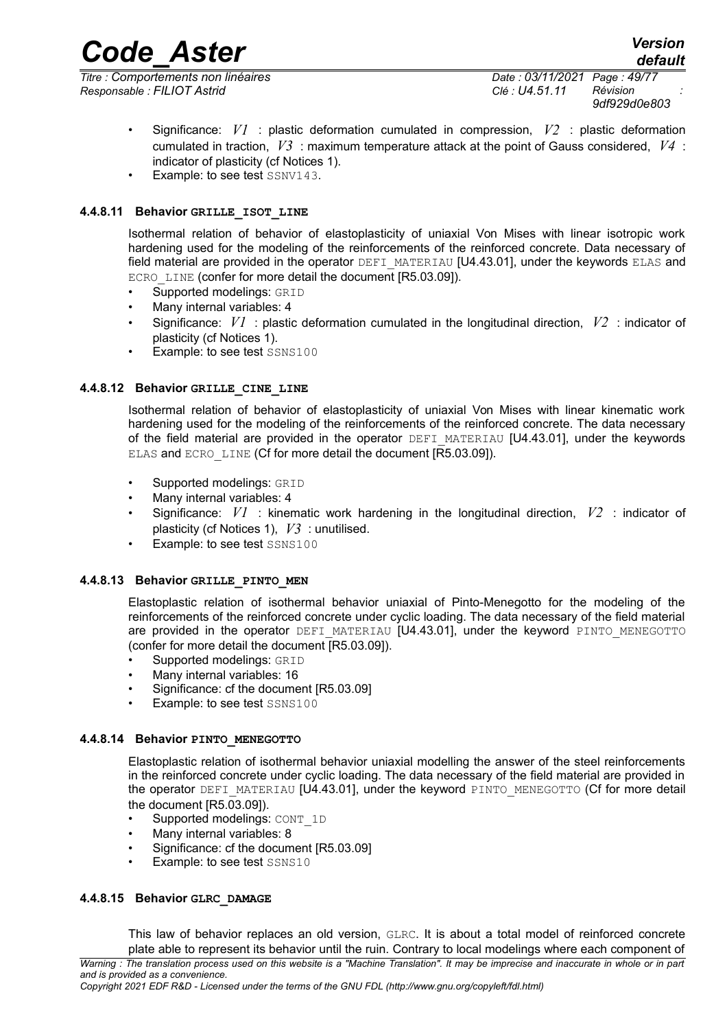* Significance: $V1$ : plastic deformation cumulated in compression, $V2$ : plastic deformation cumulated in traction, $V3$ : maximum temperature attack at the point of Gauss considered, $V4$ : indicator of plasticity (cf Notices 1).
* Example: to see test SSNV143.

#### 4.4.8.11 Behavior GRILLE_ISOT_LINE

Isothermal relation of behavior of elastoplasticity of uniaxial Von Mises with linear isotropic work hardening used for the modeling of the reinforcements of the reinforced concrete. Data necessary of field material are provided in the operator DEFI_MATERIAU [U4.43.01], under the keywords ELAS and ECRO_LINE (confer for more detail the document [R5.03.09]).

* Supported modelings: GRID
* Many internal variables: 4
* Significance: $V1$ : plastic deformation cumulated in the longitudinal direction, $V2$ : indicator of plasticity (cf Notices 1).
* Example: to see test SSNS100

#### 4.4.8.12 Behavior GRILLE_CINE_LINE

Isothermal relation of behavior of elastoplasticity of uniaxial Von Mises with linear kinematic work hardening used for the modeling of the reinforcements of the reinforced concrete. The data necessary of the field material are provided in the operator DEFI_MATERIAU [U4.43.01], under the keywords ELAS and ECRO_LINE (Cf for more detail the document [R5.03.09]).

* Supported modelings: GRID
* Many internal variables: 4
* Significance: $V1$ : kinematic work hardening in the longitudinal direction, $V2$ : indicator of plasticity (cf Notices 1), $V3$ : unutilised.
* Example: to see test SSNS100

#### 4.4.8.13 Behavior GRILLE_PINTO_MEN

Elastoplastic relation of isothermal behavior uniaxial of Pinto-Menegotto for the modeling of the reinforcements of the reinforced concrete under cyclic loading. The data necessary of the field material are provided in the operator DEFI_MATERIAU [U4.43.01], under the keyword PINTO_MENEGOTTO (confer for more detail the document [R5.03.09]).

* Supported modelings: GRID
* Many internal variables: 16
* Significance: cf the document [R5.03.09]
* Example: to see test SSNS100

#### 4.4.8.14 Behavior PINTO_MENEGOTTO

Elastoplastic relation of isothermal behavior uniaxial modelling the answer of the steel reinforcements in the reinforced concrete under cyclic loading. The data necessary of the field material are provided in the operator DEFI_MATERIAU [U4.43.01], under the keyword PINTO_MENEGOTTO (Cf for more detail the document [R5.03.09]).

* Supported modelings: CONT_1D
* Many internal variables: 8
* Significance: cf the document [R5.03.09]
* Example: to see test SSNS10

#### 4.4.8.15 Behavior GLRC_DAMAGE

This law of behavior replaces an old version, GLRC. It is about a total model of reinforced concrete plate able to represent its behavior until the ruin. Contrary to local modelings where each component of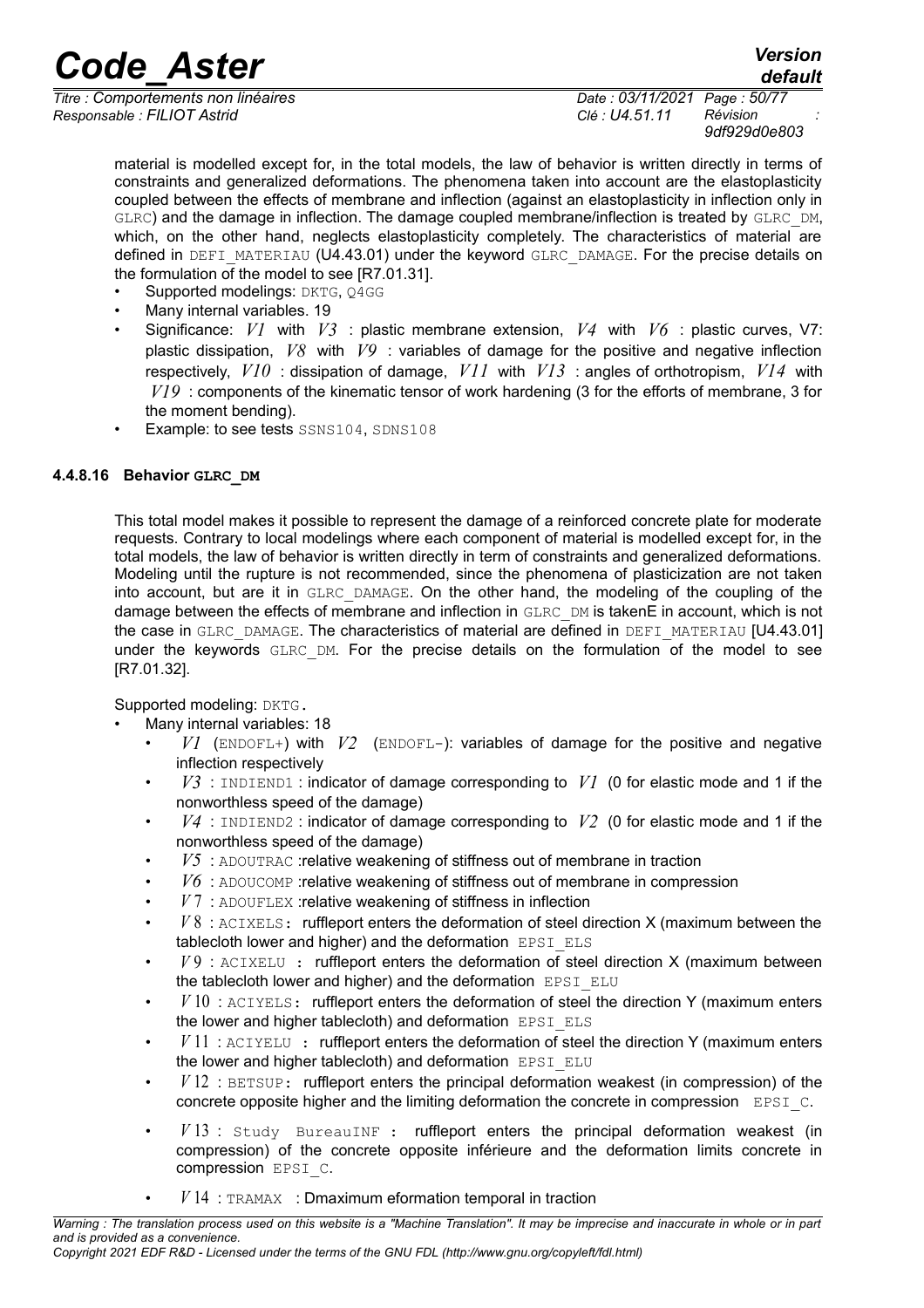material is modelled except for, in the total models, the law of behavior is written directly in terms of constraints and generalized deformations. The phenomena taken into account are the elastoplasticity coupled between the effects of membrane and inflection (against an elastoplasticity in inflection only in GLRC) and the damage in inflection. The damage coupled membrane/inflection is treated by GLRC_DM, which, on the other hand, neglects elastoplasticity completely. The characteristics of material are defined in DEFI_MATERIAU (U4.43.01) under the keyword GLRC_DAMAGE. For the precise details on the formulation of the model to see [R7.01.31].

- Supported modelings: DKTG, Q4GG
- Many internal variables. 19
- Significance: $V1$ with $V3$ : plastic membrane extension, $V4$ with $V6$ : plastic curves, V7: plastic dissipation, $V8$ with $V9$ : variables of damage for the positive and negative inflection respectively, $V10$ : dissipation of damage, $V11$ with $V13$ : angles of orthotropism, $V14$ with $V19$ : components of the kinematic tensor of work hardening (3 for the efforts of membrane, 3 for the moment bending).
- Example: to see tests SSNS104, SDNS108

#### 4.4.8.16 Behavior GLRC_DM

This total model makes it possible to represent the damage of a reinforced concrete plate for moderate requests. Contrary to local modelings where each component of material is modelled except for, in the total models, the law of behavior is written directly in term of constraints and generalized deformations. Modeling until the rupture is not recommended, since the phenomena of plasticization are not taken into account, but are it in GLRC_DAMAGE. On the other hand, the modeling of the coupling of the damage between the effects of membrane and inflection in GLRC_DM is takenE in account, which is not the case in GLRC_DAMAGE. The characteristics of material are defined in DEFI_MATERIAU [U4.43.01] under the keywords GLRC_DM. For the precise details on the formulation of the model to see [R7.01.32].

Supported modeling: DKTG.

- Many internal variables: 18
  - $V1$ (ENDOFL+) with $V2$ (ENDOFL-): variables of damage for the positive and negative inflection respectively
  - $V3$ : INDIEND1 : indicator of damage corresponding to $V1$ (0 for elastic mode and 1 if the nonworthless speed of the damage)
  - $V4$ : INDIEND2 : indicator of damage corresponding to $V2$ (0 for elastic mode and 1 if the nonworthless speed of the damage)
  - $V5$ : ADOUTRAC :relative weakening of stiffness out of membrane in traction
  - $V6$ : ADOUCOMP :relative weakening of stiffness out of membrane in compression
  - $V7$ : ADOUFLEX :relative weakening of stiffness in inflection
  - $V8$ : ACIXELS: ruffleport enters the deformation of steel direction X (maximum between the tablecloth lower and higher) and the deformation EPSI_ELS
  - $V9$ : ACIXELU : ruffleport enters the deformation of steel direction X (maximum between the tablecloth lower and higher) and the deformation EPSI_ELU
  - $V10$ : ACIYELS: ruffleport enters the deformation of steel the direction Y (maximum enters the lower and higher tablecloth) and deformation EPSI_ELS
  - $V11$ : ACIYELU : ruffleport enters the deformation of steel the direction Y (maximum enters the lower and higher tablecloth) and deformation EPSI_ELU
  - $V12$ : BETSUP: ruffleport enters the principal deformation weakest (in compression) of the concrete opposite higher and the limiting deformation the concrete in compression EPSI_C.
  - $V13$ : Study BureauINF : ruffleport enters the principal deformation weakest (in compression) of the concrete opposite inférieure and the deformation limits concrete in compression EPSI_C.
  - $V14$ : TRAMAX : Dmaximum eformation temporal in traction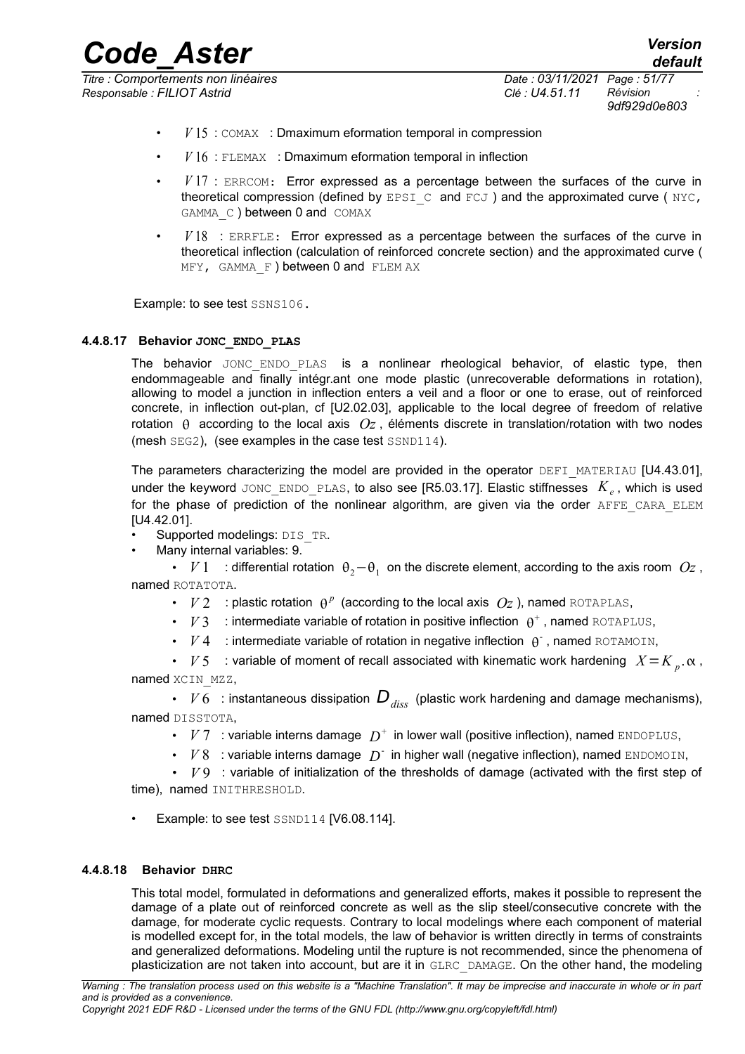- $V15$ : COMAX : Dmaximum eformation temporal in compression
- $V16$ : FLEMAX : Dmaximum eformation temporal in inflection
- $V17$ : ERRCOM: Error expressed as a percentage between the surfaces of the curve in theoretical compression (defined by EPSI_C and FCJ ) and the approximated curve ( NYC, GAMMA_C ) between 0 and COMAX
- $V18$ : ERRFLE: Error expressed as a percentage between the surfaces of the curve in theoretical inflection (calculation of reinforced concrete section) and the approximated curve ( MFY, GAMMA_F ) between 0 and FLEM AX

Example: to see test SSNS106.

#### 4.4.8.17 Behavior JONC_ENDO_PLAS

The behavior JONC_ENDO_PLAS is a nonlinear rheological behavior, of elastic type, then endommageable and finally intégr.ant one mode plastic (unrecoverable deformations in rotation), allowing to model a junction in inflection enters a veil and a floor or one to erase, out of reinforced concrete, in inflection out-plan, cf [U2.02.03], applicable to the local degree of freedom of relative rotation $\theta$ according to the local axis $Oz$, éléments discrete in translation/rotation with two nodes (mesh SEG2), (see examples in the case test SSND114).

The parameters characterizing the model are provided in the operator DEFI_MATERIAU [U4.43.01], under the keyword JONC_ENDO_PLAS, to also see [R5.03.17]. Elastic stiffnesses $K_e$, which is used for the phase of prediction of the nonlinear algorithm, are given via the order AFFE_CARA_ELEM [U4.42.01].

- Supported modelings: DIS_TR.
- Many internal variables: 9.
  - $V1$ : differential rotation $\theta_2 - \theta_1$ on the discrete element, according to the axis room $Oz$, named ROTATOTA.
  - $V2$ : plastic rotation $\theta^p$ (according to the local axis $Oz$ ), named ROTAPLAS,
  - $V3$ : intermediate variable of rotation in positive inflection $\theta^+$, named ROTAPLUS,
  - $V4$ : intermediate variable of rotation in negative inflection $\theta^-$, named ROTAMOIN,
  - $V5$ : variable of moment of recall associated with kinematic work hardening $X = K_p . \alpha$, named XCIN_MZZ,
  - $V6$ : instantaneous dissipation $D_{diss}$ (plastic work hardening and damage mechanisms), named DISSTOTA,
  - $V7$ : variable interns damage $D^+$ in lower wall (positive inflection), named ENDOPLUS,
  - $V8$ : variable interns damage $D^-$ in higher wall (negative inflection), named ENDOMOIN,
  - $V9$ : variable of initialization of the thresholds of damage (activated with the first step of time), named INITHRESHOLD.
- Example: to see test SSND114 [V6.08.114].

#### 4.4.8.18 Behavior DHRC

This total model, formulated in deformations and generalized efforts, makes it possible to represent the damage of a plate out of reinforced concrete as well as the slip steel/consecutive concrete with the damage, for moderate cyclic requests. Contrary to local modelings where each component of material is modelled except for, in the total models, the law of behavior is written directly in terms of constraints and generalized deformations. Modeling until the rupture is not recommended, since the phenomena of plasticization are not taken into account, but are it in GLRC_DAMAGE. On the other hand, the modeling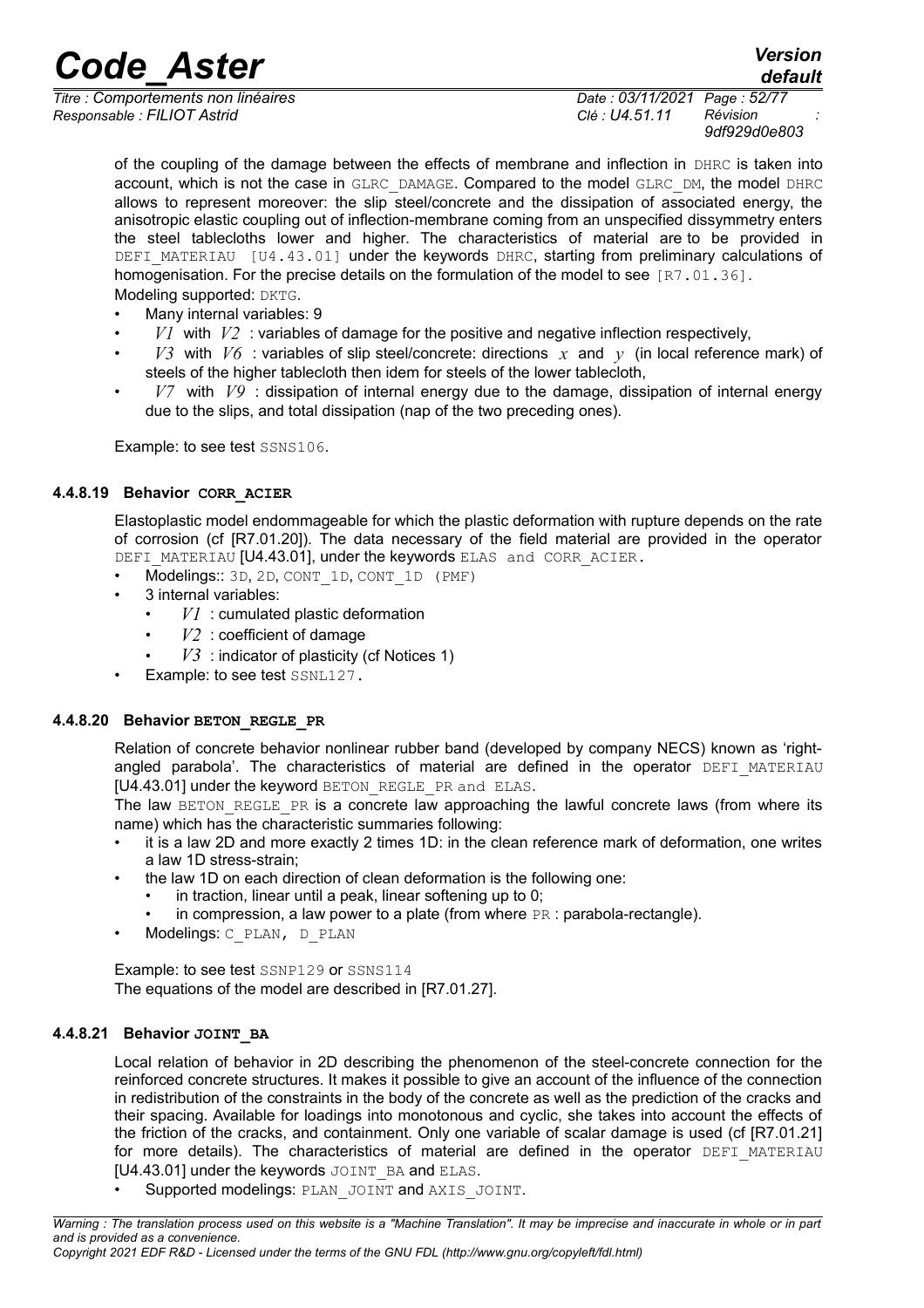of the coupling of the damage between the effects of membrane and inflection in DHRC is taken into account, which is not the case in GLRC_DAMAGE. Compared to the model GLRC_DM, the model DHRC allows to represent moreover: the slip steel/concrete and the dissipation of associated energy, the anisotropic elastic coupling out of inflection-membrane coming from an unspecified dissymmetry enters the steel tablecloths lower and higher. The characteristics of material are to be provided in DEFI_MATERIAU [U4.43.01] under the keywords DHRC, starting from preliminary calculations of homogenisation. For the precise details on the formulation of the model to see [R7.01.36].

Modeling supported: DKTG.

- Many internal variables: 9
- $V1$ with $V2$ : variables of damage for the positive and negative inflection respectively,
- $V3$ with $V6$ : variables of slip steel/concrete: directions $x$ and $y$ (in local reference mark) of steels of the higher tablecloth then idem for steels of the lower tablecloth,
- $V7$ with $V9$ : dissipation of internal energy due to the damage, dissipation of internal energy due to the slips, and total dissipation (nap of the two preceding ones).

Example: to see test SSNS106.

#### 4.4.8.19 Behavior CORR_ACIER

Elastoplastic model endommageable for which the plastic deformation with rupture depends on the rate of corrosion (cf [R7.01.20]). The data necessary of the field material are provided in the operator DEFI_MATERIAU [U4.43.01], under the keywords ELAS and CORR_ACIER.

- Modelings:: 3D, 2D, CONT_1D, CONT_1D (PMF)
- 3 internal variables:
  - $V1$ : cumulated plastic deformation
  - $V2$ : coefficient of damage
  - $V3$ : indicator of plasticity (cf Notices 1)
- Example: to see test SSNL127.

#### 4.4.8.20 Behavior BETON_REGLE_PR

Relation of concrete behavior nonlinear rubber band (developed by company NECS) known as 'right-angled parabola'. The characteristics of material are defined in the operator DEFI_MATERIAU [U4.43.01] under the keyword BETON_REGLE_PR and ELAS.

The law BETON_REGLE_PR is a concrete law approaching the lawful concrete laws (from where its name) which has the characteristic summaries following:

- it is a law 2D and more exactly 2 times 1D: in the clean reference mark of deformation, one writes a law 1D stress-strain;
- the law 1D on each direction of clean deformation is the following one:
  - in traction, linear until a peak, linear softening up to 0;
  - in compression, a law power to a plate (from where PR : parabola-rectangle).
- Modelings: C_PLAN, D_PLAN

Example: to see test SSNP129 or SSNS114

The equations of the model are described in [R7.01.27].

#### 4.4.8.21 Behavior JOINT_BA

Local relation of behavior in 2D describing the phenomenon of the steel-concrete connection for the reinforced concrete structures. It makes it possible to give an account of the influence of the connection in redistribution of the constraints in the body of the concrete as well as the prediction of the cracks and their spacing. Available for loadings into monotonous and cyclic, she takes into account the effects of the friction of the cracks, and containment. Only one variable of scalar damage is used (cf [R7.01.21] for more details). The characteristics of material are defined in the operator DEFI_MATERIAU [U4.43.01] under the keywords JOINT_BA and ELAS.

- Supported modelings: PLAN_JOINT and AXIS_JOINT.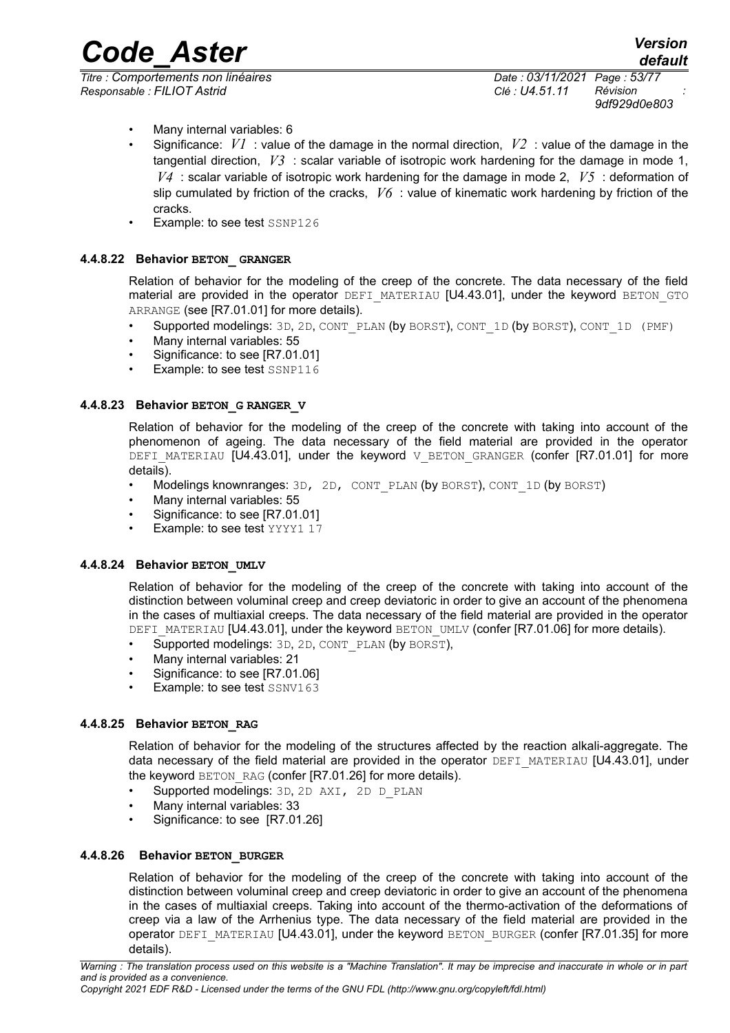- Many internal variables: 6
- Significance: $V1$ : value of the damage in the normal direction, $V2$ : value of the damage in the tangential direction, $V3$ : scalar variable of isotropic work hardening for the damage in mode 1, $V4$ : scalar variable of isotropic work hardening for the damage in mode 2, $V5$ : deformation of slip cumulated by friction of the cracks, $V6$ : value of kinematic work hardening by friction of the cracks.
- Example: to see test SSNP126

#### 4.4.8.22 Behavior BETON_ GRANGER

Relation of behavior for the modeling of the creep of the concrete. The data necessary of the field material are provided in the operator DEFI_MATERIAU [U4.43.01], under the keyword BETON_GTO ARRANGE (see [R7.01.01] for more details).

- Supported modelings: 3D, 2D, CONT_PLAN (by BORST), CONT_1D (by BORST), CONT_1D (PMF)
- Many internal variables: 55
- Significance: to see [R7.01.01]
- Example: to see test SSNP116

#### 4.4.8.23 Behavior BETON_G RANGER_V

Relation of behavior for the modeling of the creep of the concrete with taking into account of the phenomenon of ageing. The data necessary of the field material are provided in the operator DEFI_MATERIAU [U4.43.01], under the keyword V_BETON_GRANGER (confer [R7.01.01] for more details).

- Modelings knownranges: 3D, 2D, CONT_PLAN (by BORST), CONT_1D (by BORST)
- Many internal variables: 55
- Significance: to see [R7.01.01]
- Example: to see test YYYY1 17

#### 4.4.8.24 Behavior BETON_UMLV

Relation of behavior for the modeling of the creep of the concrete with taking into account of the distinction between voluminal creep and creep deviatoric in order to give an account of the phenomena in the cases of multiaxial creeps. The data necessary of the field material are provided in the operator DEFI_MATERIAU [U4.43.01], under the keyword BETON_UMLV (confer [R7.01.06] for more details).

- Supported modelings: 3D, 2D, CONT_PLAN (by BORST),
- Many internal variables: 21
- Significance: to see [R7.01.06]
- Example: to see test SSNV163

#### 4.4.8.25 Behavior BETON_RAG

Relation of behavior for the modeling of the structures affected by the reaction alkali-aggregate. The data necessary of the field material are provided in the operator DEFI_MATERIAU [U4.43.01], under the keyword BETON_RAG (confer [R7.01.26] for more details).

- Supported modelings: 3D, 2D AXI, 2D D_PLAN
- Many internal variables: 33
- Significance: to see [R7.01.26]

#### 4.4.8.26 Behavior BETON_BURGER

Relation of behavior for the modeling of the creep of the concrete with taking into account of the distinction between voluminal creep and creep deviatoric in order to give an account of the phenomena in the cases of multiaxial creeps. Taking into account of the thermo-activation of the deformations of creep via a law of the Arrhenius type. The data necessary of the field material are provided in the operator DEFI_MATERIAU [U4.43.01], under the keyword BETON_BURGER (confer [R7.01.35] for more details).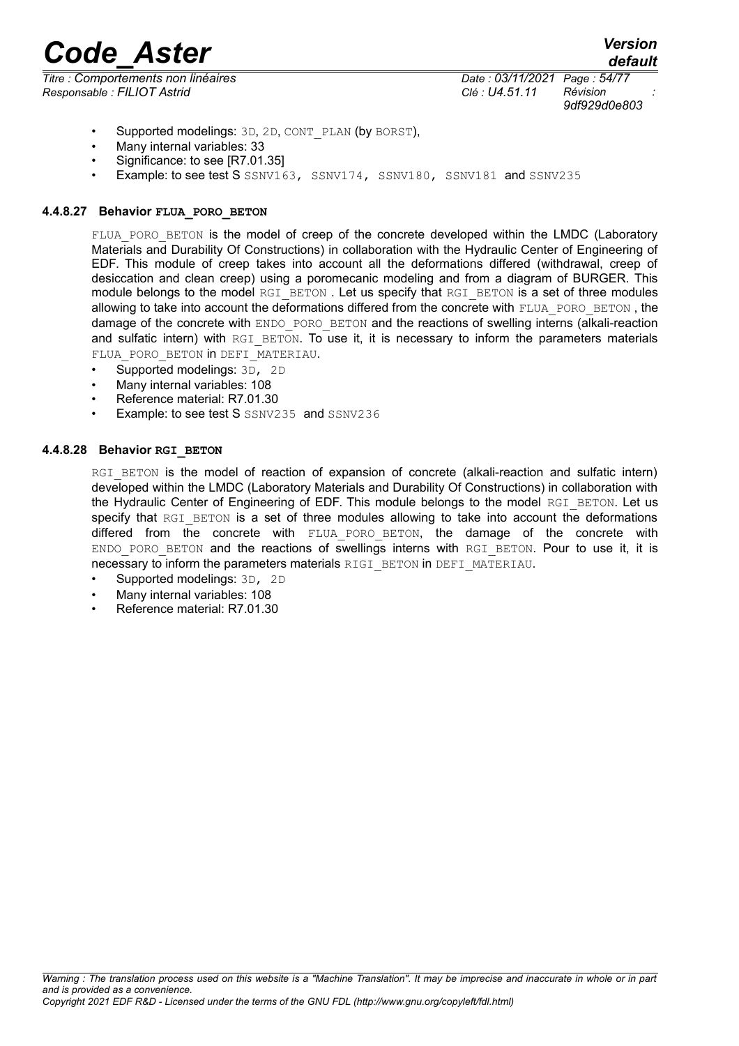- Supported modelings: 3D, 2D, CONT_PLAN (by BORST),
- Many internal variables: 33
- Significance: to see [R7.01.35]
- Example: to see test S SSNV163, SSNV174, SSNV180, SSNV181 and SSNV235

#### 4.4.8.27 Behavior FLUA_PORO_BETON

FLUA_PORO_BETON is the model of creep of the concrete developed within the LMDC (Laboratory Materials and Durability Of Constructions) in collaboration with the Hydraulic Center of Engineering of EDF. This module of creep takes into account all the deformations differed (withdrawal, creep of desiccation and clean creep) using a poromecanic modeling and from a diagram of BURGER. This module belongs to the model RGI_BETON . Let us specify that RGI_BETON is a set of three modules allowing to take into account the deformations differed from the concrete with FLUA_PORO_BETON , the damage of the concrete with ENDO_PORO_BETON and the reactions of swelling interns (alkali-reaction and sulfatic intern) with RGI_BETON. To use it, it is necessary to inform the parameters materials FLUA_PORO_BETON in DEFI_MATERIAU.

- Supported modelings: 3D, 2D
- Many internal variables: 108
- Reference material: R7.01.30
- Example: to see test S SSNV235 and SSNV236

#### 4.4.8.28 Behavior RGI_BETON

RGI_BETON is the model of reaction of expansion of concrete (alkali-reaction and sulfatic intern) developed within the LMDC (Laboratory Materials and Durability Of Constructions) in collaboration with the Hydraulic Center of Engineering of EDF. This module belongs to the model RGI_BETON. Let us specify that RGI_BETON is a set of three modules allowing to take into account the deformations differed from the concrete with FLUA_PORO_BETON, the damage of the concrete with ENDO_PORO_BETON and the reactions of swellings interns with RGI_BETON. Pour to use it, it is necessary to inform the parameters materials RIGI_BETON in DEFI_MATERIAU.

- Supported modelings: 3D, 2D
- Many internal variables: 108
- Reference material: R7.01.30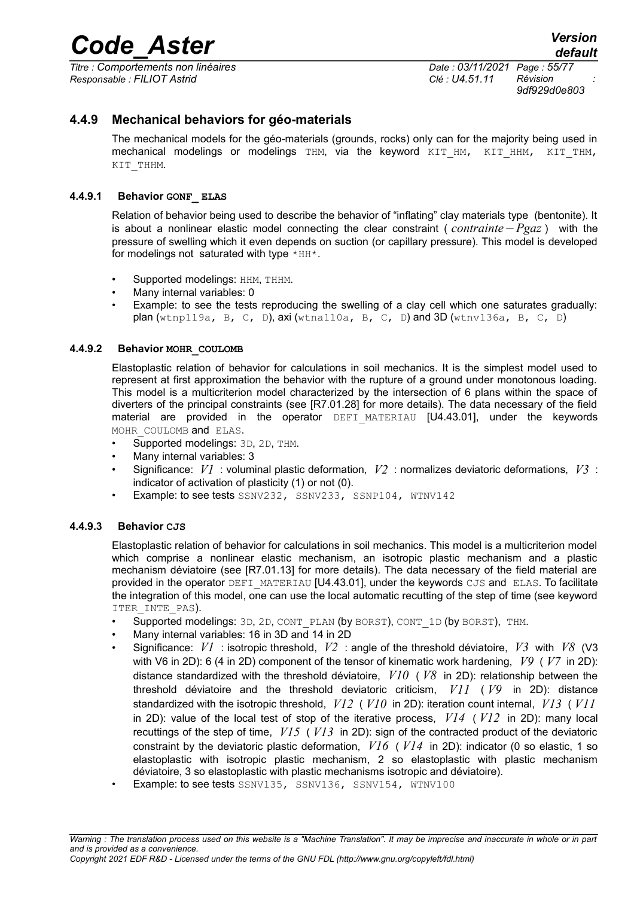### 4.4.9 Mechanical behaviors for géo-materials

The mechanical models for the géo-materials (grounds, rocks) only can for the majority being used in mechanical modelings or modelings THM, via the keyword KIT_HM, KIT_HHM, KIT_THM, KIT_THHM.

#### 4.4.9.1 Behavior GONF_ ELAS

Relation of behavior being used to describe the behavior of "inflating" clay materials type (bentonite). It is about a nonlinear elastic model connecting the clear constraint ( $contrainte - Pgaz$ ) with the pressure of swelling which it even depends on suction (or capillary pressure). This model is developed for modelings not saturated with type *HH*.

- Supported modelings: HHM, THHM.
- Many internal variables: 0
- Example: to see the tests reproducing the swelling of a clay cell which one saturates gradually: plan (wtnp119a, B, C, D), axi (wtna110a, B, C, D) and 3D (wtnv136a, B, C, D)

#### 4.4.9.2 Behavior MOHR_COULOMB

Elastoplastic relation of behavior for calculations in soil mechanics. It is the simplest model used to represent at first approximation the behavior with the rupture of a ground under monotonous loading. This model is a multicriterion model characterized by the intersection of 6 plans within the space of diverters of the principal constraints (see [R7.01.28] for more details). The data necessary of the field material are provided in the operator DEFI_MATERIAU [U4.43.01], under the keywords MOHR_COULOMB and ELAS.

- Supported modelings: 3D, 2D, THM.
- Many internal variables: 3
- Significance: $V1$ : voluminal plastic deformation, $V2$ : normalizes deviatoric deformations, $V3$ : indicator of activation of plasticity (1) or not (0).
- Example: to see tests SSNV232, SSNV233, SSNP104, WTNV142

#### 4.4.9.3 Behavior CJS

Elastoplastic relation of behavior for calculations in soil mechanics. This model is a multicriterion model which comprise a nonlinear elastic mechanism, an isotropic plastic mechanism and a plastic mechanism déviatoire (see [R7.01.13] for more details). The data necessary of the field material are provided in the operator DEFI_MATERIAU [U4.43.01], under the keywords CJS and ELAS. To facilitate the integration of this model, one can use the local automatic recutting of the step of time (see keyword ITER_INTE_PAS).

- Supported modelings: 3D, 2D, CONT_PLAN (by BORST), CONT_1D (by BORST), THM.
- Many internal variables: 16 in 3D and 14 in 2D
- Significance: $V1$ : isotropic threshold, $V2$ : angle of the threshold déviatoire, $V3$ with $V8$ (V3 with V6 in 2D): 6 (4 in 2D) component of the tensor of kinematic work hardening, $V9$ ( $V7$ in 2D): distance standardized with the threshold déviatoire, $V10$ ( $V8$ in 2D): relationship between the threshold déviatoire and the threshold deviatoric criticism, $V11$ ( $V9$ in 2D): distance standardized with the isotropic threshold, $V12$ ( $V10$ in 2D): iteration count internal, $V13$ ( $V11$ in 2D): value of the local test of stop of the iterative process, $V14$ ( $V12$ in 2D): many local recuttings of the step of time, $V15$ ( $V13$ in 2D): sign of the contracted product of the deviatoric constraint by the deviatoric plastic deformation, $V16$ ( $V14$ in 2D): indicator (0 so elastic, 1 so elastoplastic with isotropic plastic mechanism, 2 so elastoplastic with plastic mechanism déviatoire, 3 so elastoplastic with plastic mechanisms isotropic and déviatoire).
- Example: to see tests SSNV135, SSNV136, SSNV154, WTNV100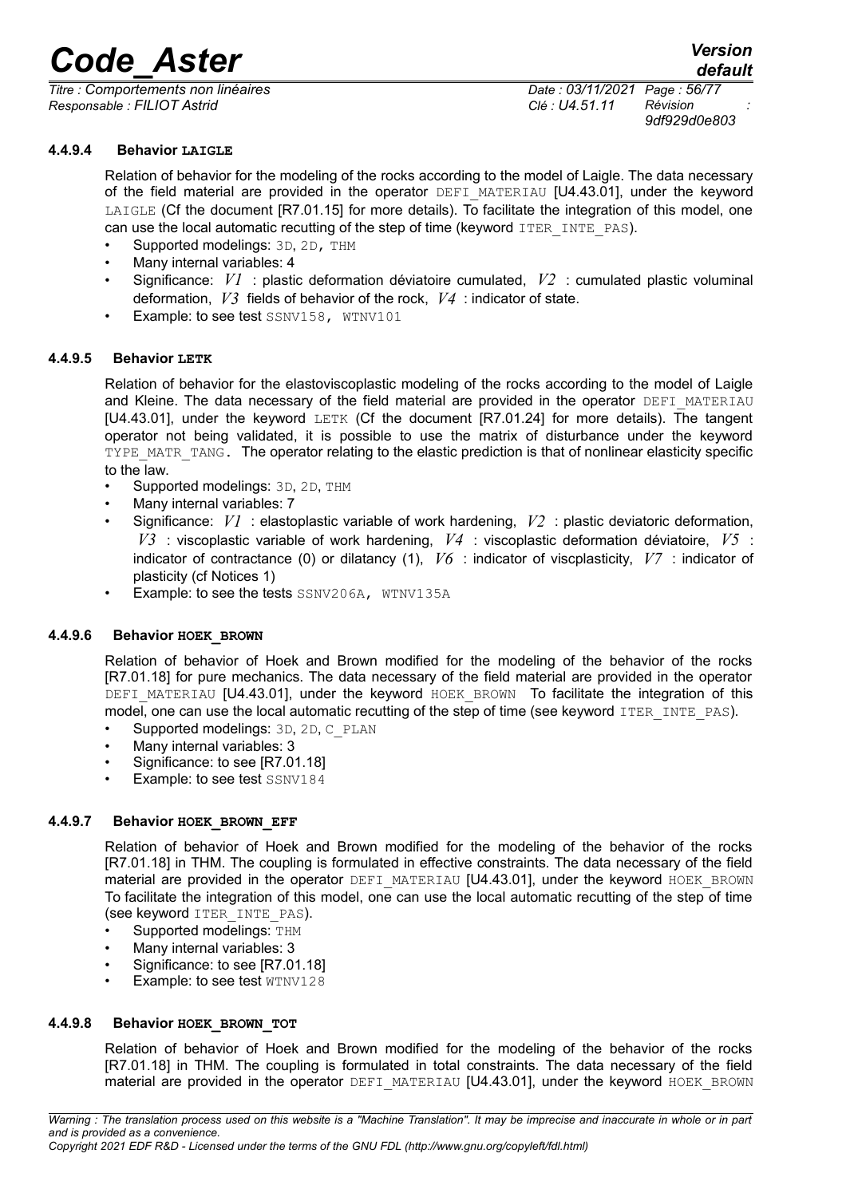#### 4.4.9.4 Behavior **LAIGLE**

Relation of behavior for the modeling of the rocks according to the model of Laigle. The data necessary of the field material are provided in the operator DEFI_MATERIAU [U4.43.01], under the keyword LAIGLE (Cf the document [R7.01.15] for more details). To facilitate the integration of this model, one can use the local automatic recutting of the step of time (keyword ITER_INTE_PAS).

- Supported modelings: 3D, 2D, THM
- Many internal variables: 4
- Significance: $V1$ : plastic deformation déviatoire cumulated, $V2$ : cumulated plastic voluminal deformation, $V3$ fields of behavior of the rock, $V4$ : indicator of state.
- Example: to see test SSNV158, WTNV101

#### 4.4.9.5 Behavior **LETK**

Relation of behavior for the elastoviscoplastic modeling of the rocks according to the model of Laigle and Kleine. The data necessary of the field material are provided in the operator DEFI_MATERIAU [U4.43.01], under the keyword LETK (Cf the document [R7.01.24] for more details). The tangent operator not being validated, it is possible to use the matrix of disturbance under the keyword TYPE_MATR_TANG. The operator relating to the elastic prediction is that of nonlinear elasticity specific to the law.

- Supported modelings: 3D, 2D, THM
- Many internal variables: 7
- Significance: $V1$ : elastoplastic variable of work hardening, $V2$ : plastic deviatoric deformation, $V3$ : viscoplastic variable of work hardening, $V4$ : viscoplastic deformation déviatoire, $V5$ : indicator of contractance (0) or dilatancy (1), $V6$ : indicator of viscplasticity, $V7$ : indicator of plasticity (cf Notices 1)
- Example: to see the tests SSNV206A, WTNV135A

#### 4.4.9.6 Behavior **HOEK_BROWN**

Relation of behavior of Hoek and Brown modified for the modeling of the behavior of the rocks [R7.01.18] for pure mechanics. The data necessary of the field material are provided in the operator DEFI_MATERIAU [U4.43.01], under the keyword HOEK_BROWN To facilitate the integration of this model, one can use the local automatic recutting of the step of time (see keyword ITER_INTE_PAS).

- Supported modelings: 3D, 2D, C_PLAN
- Many internal variables: 3
- Significance: to see [R7.01.18]
- Example: to see test SSNV184

#### 4.4.9.7 Behavior **HOEK_BROWN_EFF**

Relation of behavior of Hoek and Brown modified for the modeling of the behavior of the rocks [R7.01.18] in THM. The coupling is formulated in effective constraints. The data necessary of the field material are provided in the operator DEFI_MATERIAU [U4.43.01], under the keyword HOEK_BROWN To facilitate the integration of this model, one can use the local automatic recutting of the step of time (see keyword ITER_INTE_PAS).

- Supported modelings: THM
- Many internal variables: 3
- Significance: to see [R7.01.18]
- Example: to see test WTNV128

#### 4.4.9.8 Behavior **HOEK_BROWN_TOT**

Relation of behavior of Hoek and Brown modified for the modeling of the behavior of the rocks [R7.01.18] in THM. The coupling is formulated in total constraints. The data necessary of the field material are provided in the operator DEFI_MATERIAU [U4.43.01], under the keyword HOEK_BROWN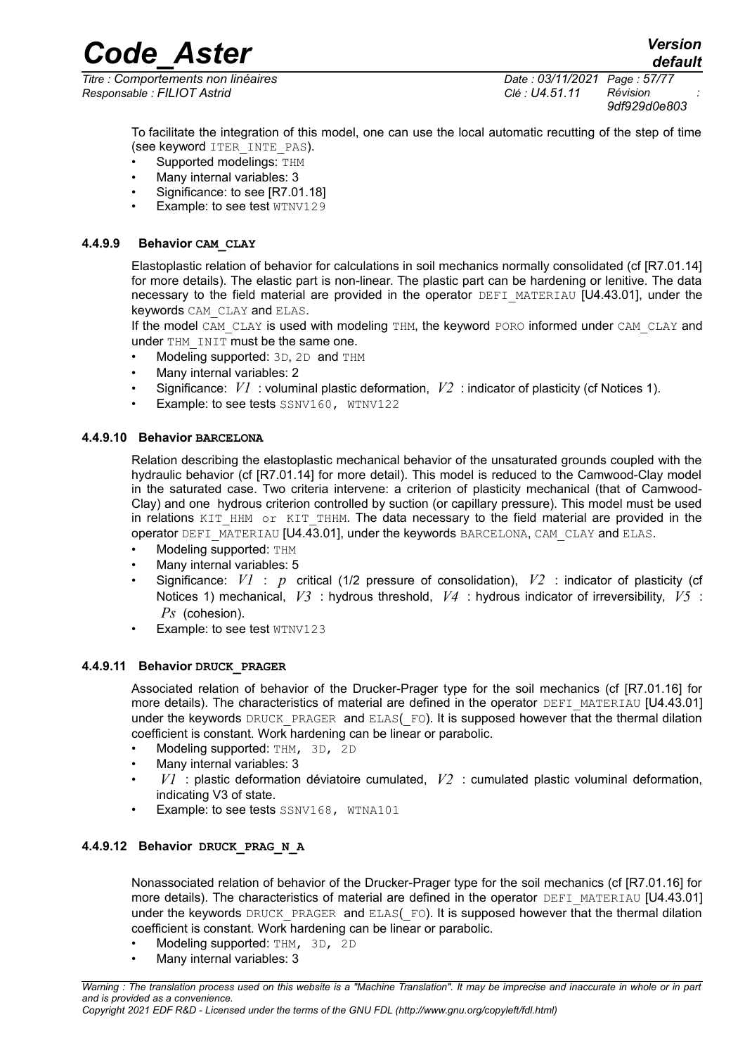To facilitate the integration of this model, one can use the local automatic recutting of the step of time (see keyword ITER_INTE_PAS).

- Supported modelings: THM
- Many internal variables: 3
- Significance: to see [R7.01.18]
- Example: to see test WTNV129

#### 4.4.9.9 Behavior CAM_CLAY

Elastoplastic relation of behavior for calculations in soil mechanics normally consolidated (cf [R7.01.14] for more details). The elastic part is non-linear. The plastic part can be hardening or lenitive. The data necessary to the field material are provided in the operator DEFI_MATERIAU [U4.43.01], under the keywords CAM_CLAY and ELAS.

If the model CAM_CLAY is used with modeling THM, the keyword PORO informed under CAM_CLAY and under THM_INIT must be the same one.

- Modeling supported: 3D, 2D and THM
- Many internal variables: 2
- Significance: $V1$ : voluminal plastic deformation, $V2$ : indicator of plasticity (cf Notices 1).
- Example: to see tests SSNV160, WTNV122

#### 4.4.9.10 Behavior BARCELONA

Relation describing the elastoplastic mechanical behavior of the unsaturated grounds coupled with the hydraulic behavior (cf [R7.01.14] for more detail). This model is reduced to the Camwood-Clay model in the saturated case. Two criteria intervene: a criterion of plasticity mechanical (that of Camwood-Clay) and one hydrous criterion controlled by suction (or capillary pressure). This model must be used in relations KIT_HHM or KIT_THHM. The data necessary to the field material are provided in the operator DEFI_MATERIAU [U4.43.01], under the keywords BARCELONA, CAM_CLAY and ELAS.

- Modeling supported: THM
- Many internal variables: 5
- Significance: $V1$ : $p$ critical (1/2 pressure of consolidation), $V2$ : indicator of plasticity (cf Notices 1) mechanical, $V3$ : hydrous threshold, $V4$ : hydrous indicator of irreversibility, $V5$ : $Ps$ (cohesion).
- Example: to see test WTNV123

#### 4.4.9.11 Behavior DRUCK_PRAGER

Associated relation of behavior of the Drucker-Prager type for the soil mechanics (cf [R7.01.16] for more details). The characteristics of material are defined in the operator DEFI_MATERIAU [U4.43.01] under the keywords DRUCK_PRAGER and ELAS(_FO). It is supposed however that the thermal dilation coefficient is constant. Work hardening can be linear or parabolic.

- Modeling supported: THM, 3D, 2D
- Many internal variables: 3
- $V1$ : plastic deformation déviatoire cumulated, $V2$ : cumulated plastic voluminal deformation, indicating V3 of state.
- Example: to see tests SSNV168, WTNA101

#### 4.4.9.12 Behavior DRUCK_PRAG_N_A

Nonassociated relation of behavior of the Drucker-Prager type for the soil mechanics (cf [R7.01.16] for more details). The characteristics of material are defined in the operator DEFI_MATERIAU [U4.43.01] under the keywords DRUCK_PRAGER and ELAS(_FO). It is supposed however that the thermal dilation coefficient is constant. Work hardening can be linear or parabolic.

- Modeling supported: THM, 3D, 2D
- Many internal variables: 3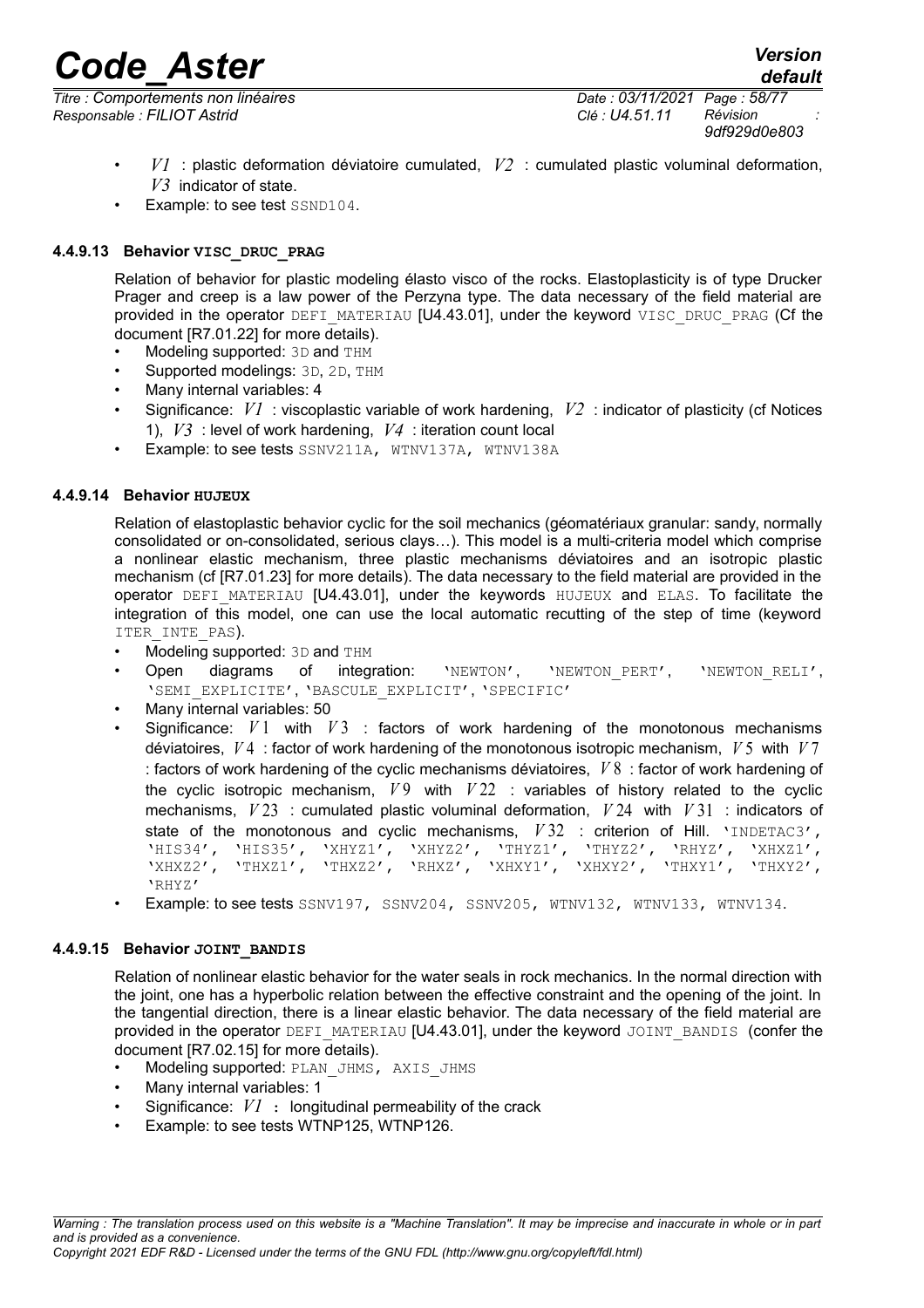- $V1$ : plastic deformation déviatoire cumulated, $V2$ : cumulated plastic voluminal deformation, $V3$ indicator of state.
- Example: to see test SSND104.

#### 4.4.9.13 Behavior VISC_DRUC_PRAG

Relation of behavior for plastic modeling élasto visco of the rocks. Elastoplasticity is of type Drucker Prager and creep is a law power of the Perzyna type. The data necessary of the field material are provided in the operator DEFI_MATERIAU [U4.43.01], under the keyword VISC_DRUC_PRAG (Cf the document [R7.01.22] for more details).

- Modeling supported: 3D and THM
- Supported modelings: 3D, 2D, THM
- Many internal variables: 4
- Significance: $V1$ : viscoplastic variable of work hardening, $V2$ : indicator of plasticity (cf Notices 1), $V3$ : level of work hardening, $V4$ : iteration count local
- Example: to see tests SSNV211A, WTNV137A, WTNV138A

#### 4.4.9.14 Behavior HUJEUX

Relation of elastoplastic behavior cyclic for the soil mechanics (géomatériaux granular: sandy, normally consolidated or on-consolidated, serious clays…). This model is a multi-criteria model which comprise a nonlinear elastic mechanism, three plastic mechanisms déviatoires and an isotropic plastic mechanism (cf [R7.01.23] for more details). The data necessary to the field material are provided in the operator DEFI_MATERIAU [U4.43.01], under the keywords HUJEUX and ELAS. To facilitate the integration of this model, one can use the local automatic recutting of the step of time (keyword ITER_INTE_PAS).

- Modeling supported: 3D and THM
- Open diagrams of integration: 'NEWTON', 'NEWTON_PERT', 'NEWTON_RELI', 'SEMI_EXPLICITE', 'BASCULE_EXPLICIT', 'SPECIFIC'
- Many internal variables: 50
- Significance: $V1$ with $V3$ : factors of work hardening of the monotonous mechanisms déviatoires, $V4$ : factor of work hardening of the monotonous isotropic mechanism, $V5$ with $V7$ : factors of work hardening of the cyclic mechanisms déviatoires, $V8$ : factor of work hardening of the cyclic isotropic mechanism, $V9$ with $V22$ : variables of history related to the cyclic mechanisms, $V23$ : cumulated plastic voluminal deformation, $V24$ with $V31$ : indicators of state of the monotonous and cyclic mechanisms, $V32$ : criterion of Hill. 'INDETAC3', 'HIS34', 'HIS35', 'XHYZ1', 'XHYZ2', 'THYZ1', 'THYZ2', 'RHYZ', 'XHXZ1', 'XHXZ2', 'THXZ1', 'THXZ2', 'RHXZ', 'XHXY1', 'XHXY2', 'THXY1', 'THXY2', 'RHYZ'
- Example: to see tests SSNV197, SSNV204, SSNV205, WTNV132, WTNV133, WTNV134.

#### 4.4.9.15 Behavior JOINT_BANDIS

Relation of nonlinear elastic behavior for the water seals in rock mechanics. In the normal direction with the joint, one has a hyperbolic relation between the effective constraint and the opening of the joint. In the tangential direction, there is a linear elastic behavior. The data necessary of the field material are provided in the operator DEFI_MATERIAU [U4.43.01], under the keyword JOINT_BANDIS (confer the document [R7.02.15] for more details).

- Modeling supported: PLAN_JHMS, AXIS_JHMS
- Many internal variables: 1
- Significance: $V1$ : longitudinal permeability of the crack
- Example: to see tests WTNP125, WTNP126.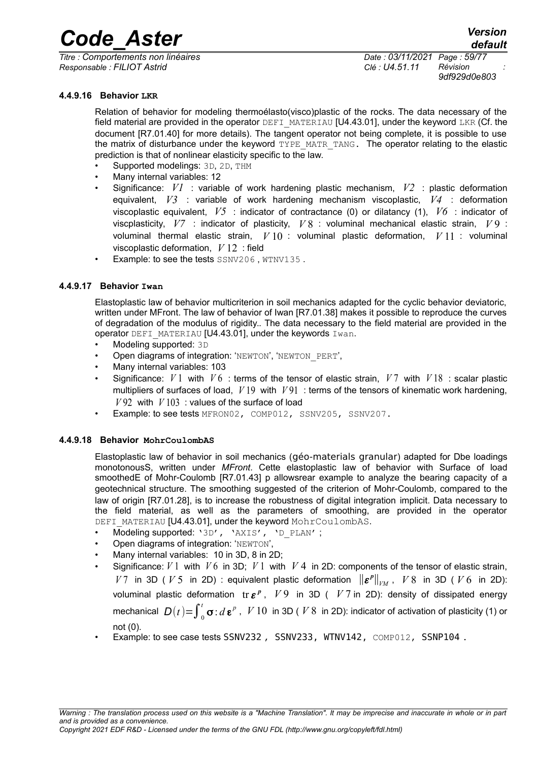#### 4.4.9.16 Behavior LKR

Relation of behavior for modeling thermoélasto(visco)plastic of the rocks. The data necessary of the field material are provided in the operator DEFI_MATERIAU [U4.43.01], under the keyword LKR (Cf. the document [R7.01.40] for more details). The tangent operator not being complete, it is possible to use the matrix of disturbance under the keyword TYPE_MATR_TANG. The operator relating to the elastic prediction is that of nonlinear elasticity specific to the law.

- Supported modelings: 3D, 2D, THM
- Many internal variables: 12
- Significance: $V1$ : variable of work hardening plastic mechanism, $V2$ : plastic deformation equivalent, $V3$ : variable of work hardening mechanism viscoplastic, $V4$ : deformation viscoplastic equivalent, $V5$ : indicator of contractance (0) or dilatancy (1), $V6$ : indicator of viscplasticity, $V7$ : indicator of plasticity, $V8$ : voluminal mechanical elastic strain, $V9$ : voluminal thermal elastic strain, $V10$ : voluminal plastic deformation, $V11$ : voluminal viscoplastic deformation, $V12$ : field
- Example: to see the tests SSNV206 , WTNV135 .

#### 4.4.9.17 Behavior Iwan

Elastoplastic law of behavior multicriterion in soil mechanics adapted for the cyclic behavior deviatoric, written under MFront. The law of behavior of Iwan [R7.01.38] makes it possible to reproduce the curves of degradation of the modulus of rigidity.. The data necessary to the field material are provided in the operator DEFI_MATERIAU [U4.43.01], under the keywords Iwan.

- Modeling supported: 3D
- Open diagrams of integration: 'NEWTON', 'NEWTON_PERT',
- Many internal variables: 103
- Significance: $V1$ with $V6$ : terms of the tensor of elastic strain, $V7$ with $V18$ : scalar plastic multipliers of surfaces of load, $V19$ with $V91$ : terms of the tensors of kinematic work hardening, $V92$ with $V103$ : values of the surface of load
- Example: to see tests MFRON02, COMP012, SSNV205, SSNV207.

#### 4.4.9.18 Behavior MohrCoulombAS

Elastoplastic law of behavior in soil mechanics (géo-materials granular) adapted for Dbe loadings monotonousS, written under *MFront*. Cette elastoplastic law of behavior with Surface of load smoothedE of Mohr-Coulomb [R7.01.43] p allowsrear example to analyze the bearing capacity of a geotechnical structure. The smoothing suggested of the criterion of Mohr-Coulomb, compared to the law of origin [R7.01.28], is to increase the robustness of digital integration implicit. Data necessary to the field material, as well as the parameters of smoothing, are provided in the operator DEFI_MATERIAU [U4.43.01], under the keyword MohrCoulombAS.

- Modeling supported: '3D', 'AXIS', 'D_PLAN' ;
- Open diagrams of integration: 'NEWTON',
- Many internal variables: 10 in 3D, 8 in 2D;
- Significance: $V1$ with $V6$ in 3D; $V1$ with $V4$ in 2D: components of the tensor of elastic strain, $V7$ in 3D ( $V5$ in 2D) : equivalent plastic deformation $\|\boldsymbol{\varepsilon}^p\|_{VM}$ , $V8$ in 3D ( $V6$ in 2D): voluminal plastic deformation $\operatorname{tr}\boldsymbol{\varepsilon}^p$ , $V9$ in 3D ( $V7$ in 2D): density of dissipated energy mechanical $D(t)=\int_0^t \boldsymbol{\sigma}:d\boldsymbol{\varepsilon}^p$ , $V10$ in 3D ( $V8$ in 2D): indicator of activation of plasticity (1) or not (0).
- Example: to see case tests SSNV232 , SSNV233, WTNV142, COMP012, SSNP104 .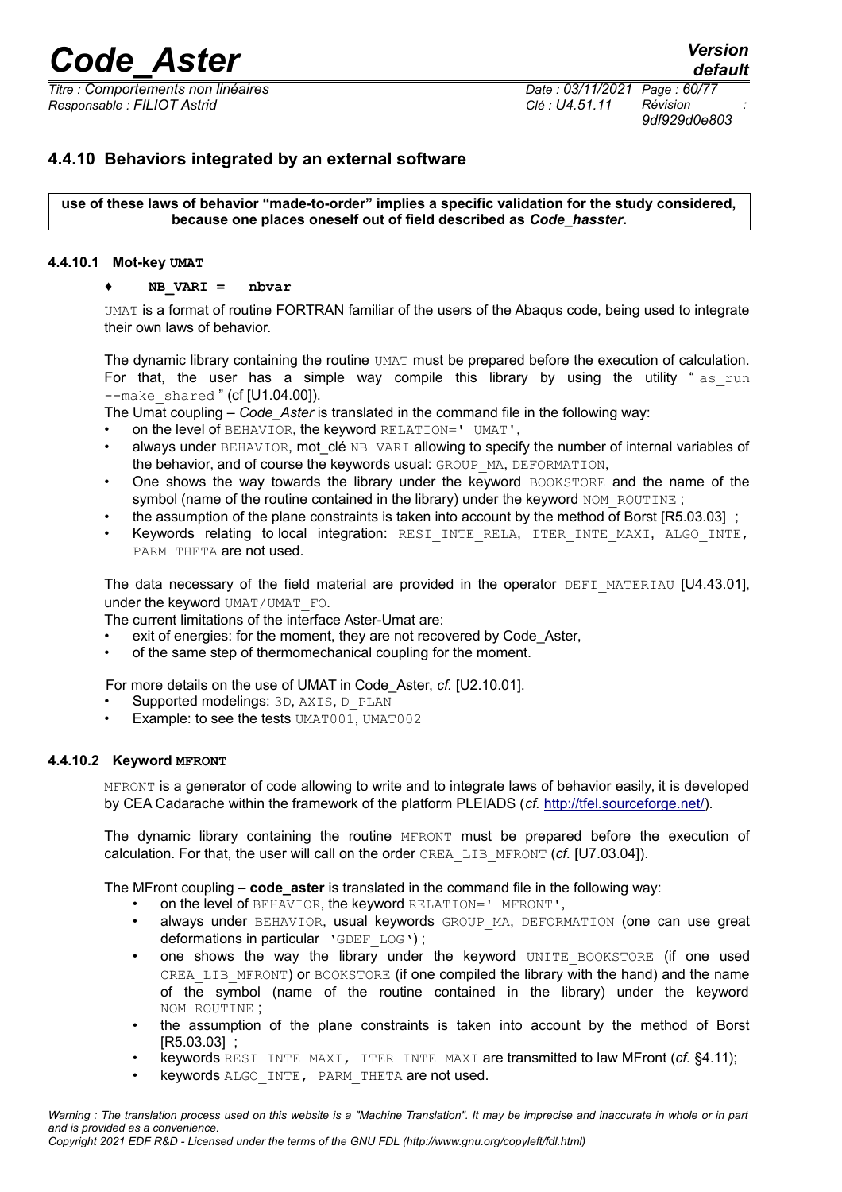### 4.4.10 Behaviors integrated by an external software

**use of these laws of behavior "made-to-order" implies a specific validation for the study considered, because one places oneself out of field described as *Code_hasster*.**

#### 4.4.10.1 Mot-key UMAT

♦ **NB_VARI = nbvar**

UMAT is a format of routine FORTRAN familiar of the users of the Abaqus code, being used to integrate their own laws of behavior.

The dynamic library containing the routine UMAT must be prepared before the execution of calculation. For that, the user has a simple way compile this library by using the utility " as_run --make_shared " (cf [U1.04.00]).

The Umat coupling – *Code_Aster* is translated in the command file in the following way:

- on the level of BEHAVIOR, the keyword RELATION=' UMAT',
- always under BEHAVIOR, mot_clé NB_VARI allowing to specify the number of internal variables of the behavior, and of course the keywords usual: GROUP_MA, DEFORMATION,
- One shows the way towards the library under the keyword BOOKSTORE and the name of the symbol (name of the routine contained in the library) under the keyword NOM_ROUTINE ;
- the assumption of the plane constraints is taken into account by the method of Borst [R5.03.03] ;
- Keywords relating to local integration: RESI_INTE_RELA, ITER_INTE_MAXI, ALGO_INTE, PARM_THETA are not used.

The data necessary of the field material are provided in the operator DEFI_MATERIAU [U4.43.01], under the keyword UMAT/UMAT_FO.

The current limitations of the interface Aster-Umat are:

- exit of energies: for the moment, they are not recovered by Code_Aster,
- of the same step of thermomechanical coupling for the moment.

For more details on the use of UMAT in Code_Aster, *cf.* [U2.10.01].

- Supported modelings: 3D, AXIS, D_PLAN
- Example: to see the tests UMAT001, UMAT002

#### 4.4.10.2 Keyword MFRONT

MFRONT is a generator of code allowing to write and to integrate laws of behavior easily, it is developed by CEA Cadarache within the framework of the platform PLEIADS (*cf.* http://tfel.sourceforge.net/).

The dynamic library containing the routine MFRONT must be prepared before the execution of calculation. For that, the user will call on the order CREA_LIB_MFRONT (*cf.* [U7.03.04]).

The MFront coupling – **code_aster** is translated in the command file in the following way:

- on the level of BEHAVIOR, the keyword RELATION=' MFRONT',
- always under BEHAVIOR, usual keywords GROUP_MA, DEFORMATION (one can use great deformations in particular 'GDEF_LOG') ;
- one shows the way the library under the keyword UNITE_BOOKSTORE (if one used CREA_LIB_MFRONT) or BOOKSTORE (if one compiled the library with the hand) and the name of the symbol (name of the routine contained in the library) under the keyword NOM_ROUTINE ;
- the assumption of the plane constraints is taken into account by the method of Borst [R5.03.03] ;
- keywords RESI_INTE_MAXI, ITER_INTE_MAXI are transmitted to law MFront (*cf.* §4.11);
- keywords ALGO_INTE, PARM_THETA are not used.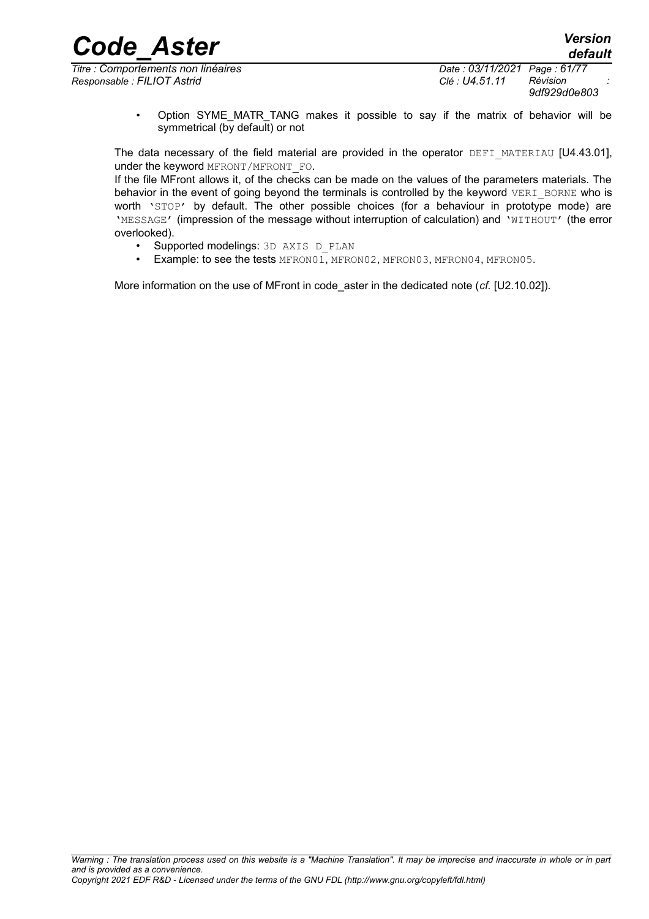- Option SYME_MATR_TANG makes it possible to say if the matrix of behavior will be symmetrical (by default) or not

The data necessary of the field material are provided in the operator DEFI_MATERIAU [U4.43.01], under the keyword MFRONT/MFRONT_FO.

If the file MFront allows it, of the checks can be made on the values of the parameters materials. The behavior in the event of going beyond the terminals is controlled by the keyword VERI_BORNE who is worth 'STOP' by default. The other possible choices (for a behaviour in prototype mode) are 'MESSAGE' (impression of the message without interruption of calculation) and 'WITHOUT' (the error overlooked).

- Supported modelings: 3D AXIS D_PLAN
- Example: to see the tests MFRON01, MFRON02, MFRON03, MFRON04, MFRON05.

More information on the use of MFront in code_aster in the dedicated note (*cf.* [U2.10.02]).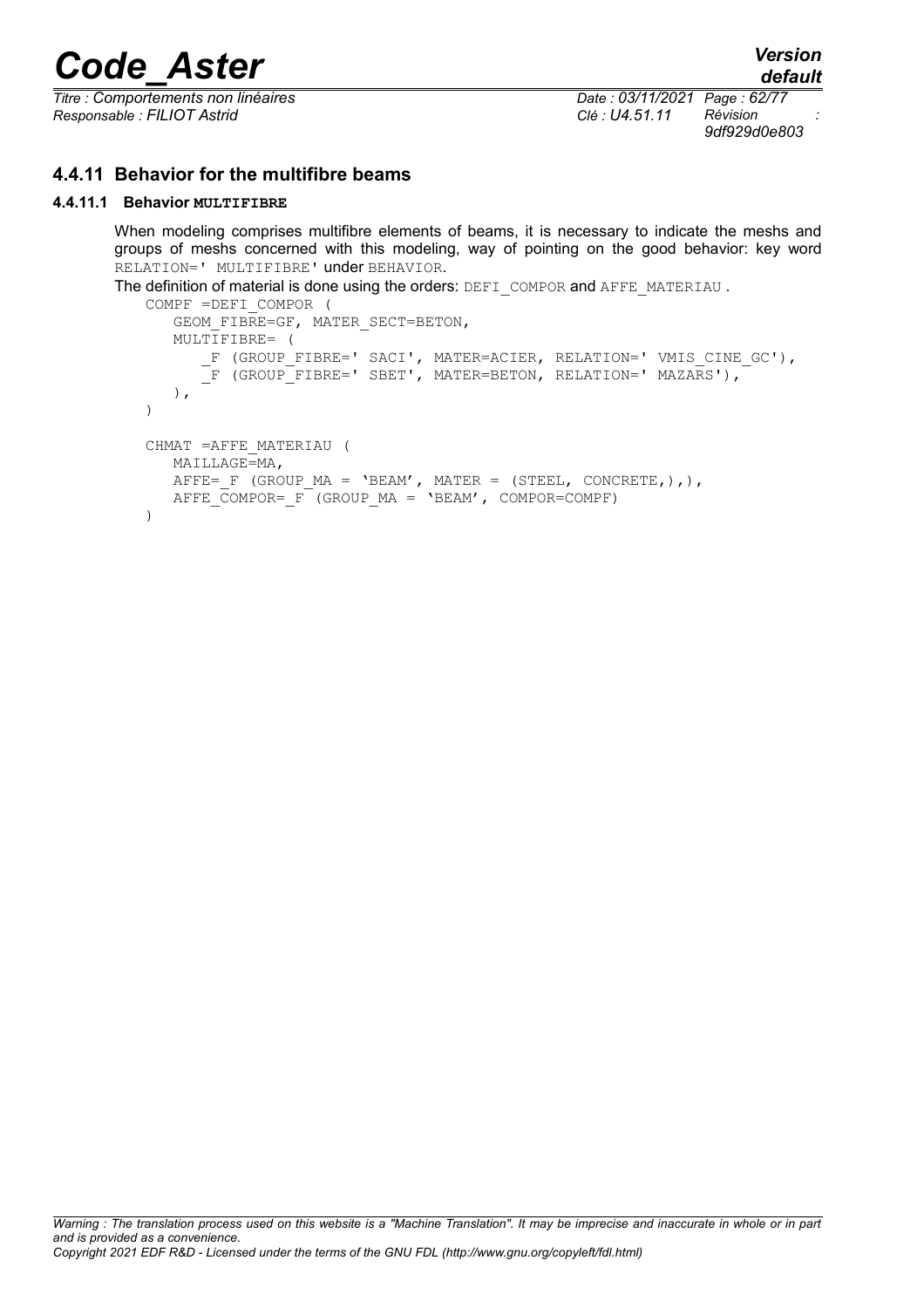### 4.4.11 Behavior for the multifibre beams

#### 4.4.11.1 Behavior MULTIFIBRE

When modeling comprises multifibre elements of beams, it is necessary to indicate the meshs and groups of meshs concerned with this modeling, way of pointing on the good behavior: key word RELATION=' MULTIFIBRE' under BEHAVIOR.

The definition of material is done using the orders: DEFI_COMPOR and AFFE_MATERIAU .

```
COMPF =DEFI_COMPOR (
   GEOM_FIBRE=GF, MATER_SECT=BETON,
   MULTIFIBRE= (
      _F (GROUP_FIBRE=' SACI', MATER=ACIER, RELATION=' VMIS_CINE_GC'),
      _F (GROUP_FIBRE=' SBET', MATER=BETON, RELATION=' MAZARS'),
   ),
)

CHMAT =AFFE_MATERIAU (
   MAILLAGE=MA,
   AFFE=_F (GROUP_MA = 'BEAM', MATER = (STEEL, CONCRETE,),),
   AFFE_COMPOR=_F (GROUP_MA = 'BEAM', COMPOR=COMPF)
)
```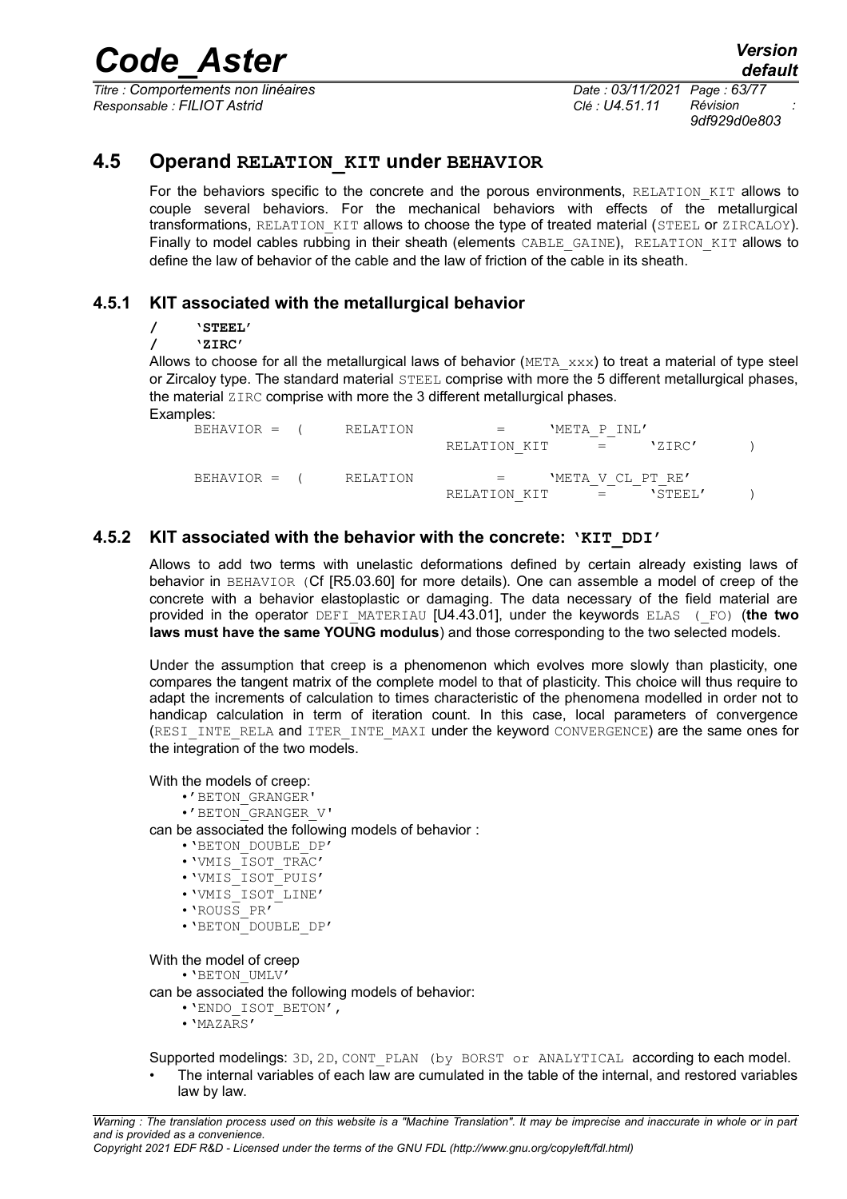## 4.5 Operand RELATION_KIT under BEHAVIOR

For the behaviors specific to the concrete and the porous environments, RELATION_KIT allows to couple several behaviors. For the mechanical behaviors with effects of the metallurgical transformations, RELATION_KIT allows to choose the type of treated material (STEEL or ZIRCALOY). Finally to model cables rubbing in their sheath (elements CABLE_GAINE), RELATION_KIT allows to define the law of behavior of the cable and the law of friction of the cable in its sheath.

### 4.5.1 KIT associated with the metallurgical behavior

**/ 'STEEL'**
**/ 'ZIRC'**

Allows to choose for all the metallurgical laws of behavior (META_xxx) to treat a material of type steel or Zircaloy type. The standard material STEEL comprise with more the 5 different metallurgical phases, the material ZIRC comprise with more the 3 different metallurgical phases.

Examples:

```
BEHAVIOR = (    RELATION        =    'META_P_INL'
                RELATION_KIT    =    'ZIRC'        )

BEHAVIOR = (    RELATION        =    'META_V_CL_PT_RE'
                RELATION_KIT    =    'STEEL'       )
```

### 4.5.2 KIT associated with the behavior with the concrete: 'KIT_DDI'

Allows to add two terms with unelastic deformations defined by certain already existing laws of behavior in BEHAVIOR (Cf [R5.03.60] for more details). One can assemble a model of creep of the concrete with a behavior elastoplastic or damaging. The data necessary of the field material are provided in the operator DEFI_MATERIAU [U4.43.01], under the keywords ELAS (_FO) (**the two laws must have the same YOUNG modulus**) and those corresponding to the two selected models.

Under the assumption that creep is a phenomenon which evolves more slowly than plasticity, one compares the tangent matrix of the complete model to that of plasticity. This choice will thus require to adapt the increments of calculation to times characteristic of the phenomena modelled in order not to handicap calculation in term of iteration count. In this case, local parameters of convergence (RESI_INTE_RELA and ITER_INTE_MAXI under the keyword CONVERGENCE) are the same ones for the integration of the two models.

With the models of creep:

- 'BETON_GRANGER'
- 'BETON_GRANGER_V'

can be associated the following models of behavior :

- 'BETON_DOUBLE_DP'
- 'VMIS_ISOT_TRAC'
- 'VMIS_ISOT_PUIS'
- 'VMIS_ISOT_LINE'
- 'ROUSS_PR'
- 'BETON_DOUBLE_DP'

With the model of creep

- 'BETON_UMLV'

can be associated the following models of behavior:

- 'ENDO_ISOT_BETON',
- 'MAZARS'

Supported modelings: 3D, 2D, CONT_PLAN (by BORST or ANALYTICAL according to each model.

- The internal variables of each law are cumulated in the table of the internal, and restored variables law by law.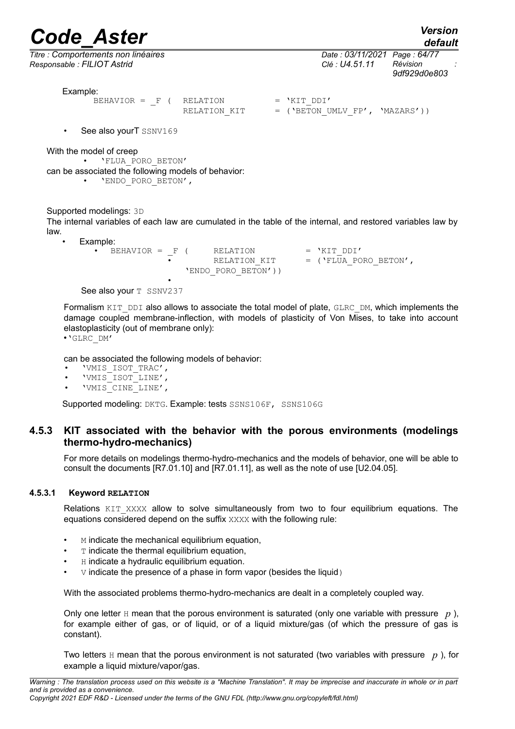Example:

```
BEHAVIOR = _F (  RELATION        = 'KIT_DDI'
                 RELATION_KIT    = ('BETON_UMLV_FP', 'MAZARS'))
```

- See also yourT SSNV169

With the model of creep

- 'FLUA_PORO_BETON'

can be associated the following models of behavior:

- 'ENDO_PORO_BETON',

Supported modelings: 3D

The internal variables of each law are cumulated in the table of the internal, and restored variables law by law.

- Example:
  - ```
    BEHAVIOR = _F (     RELATION          = 'KIT_DDI'
                        RELATION_KIT      = ('FLUA_PORO_BETON',
                   'ENDO_PORO_BETON'))
    ```

See also your T SSNV237

Formalism KIT_DDI also allows to associate the total model of plate, GLRC_DM, which implements the damage coupled membrane-inflection, with models of plasticity of Von Mises, to take into account elastoplasticity (out of membrane only):

- 'GLRC_DM'

can be associated the following models of behavior:

- 'VMIS_ISOT_TRAC',
- 'VMIS_ISOT_LINE',
- 'VMIS_CINE_LINE',

Supported modeling: DKTG. Example: tests SSNS106F, SSNS106G

### 4.5.3 KIT associated with the behavior with the porous environments (modelings thermo-hydro-mechanics)

For more details on modelings thermo-hydro-mechanics and the models of behavior, one will be able to consult the documents [R7.01.10] and [R7.01.11], as well as the note of use [U2.04.05].

#### 4.5.3.1 Keyword RELATION

Relations KIT_XXXX allow to solve simultaneously from two to four equilibrium equations. The equations considered depend on the suffix XXXX with the following rule:

- M indicate the mechanical equilibrium equation,
- T indicate the thermal equilibrium equation,
- H indicate a hydraulic equilibrium equation.
- V indicate the presence of a phase in form vapor (besides the liquid)

With the associated problems thermo-hydro-mechanics are dealt in a completely coupled way.

Only one letter H mean that the porous environment is saturated (only one variable with pressure $p$), for example either of gas, or of liquid, or of a liquid mixture/gas (of which the pressure of gas is constant).

Two letters H mean that the porous environment is not saturated (two variables with pressure $p$), for example a liquid mixture/vapor/gas.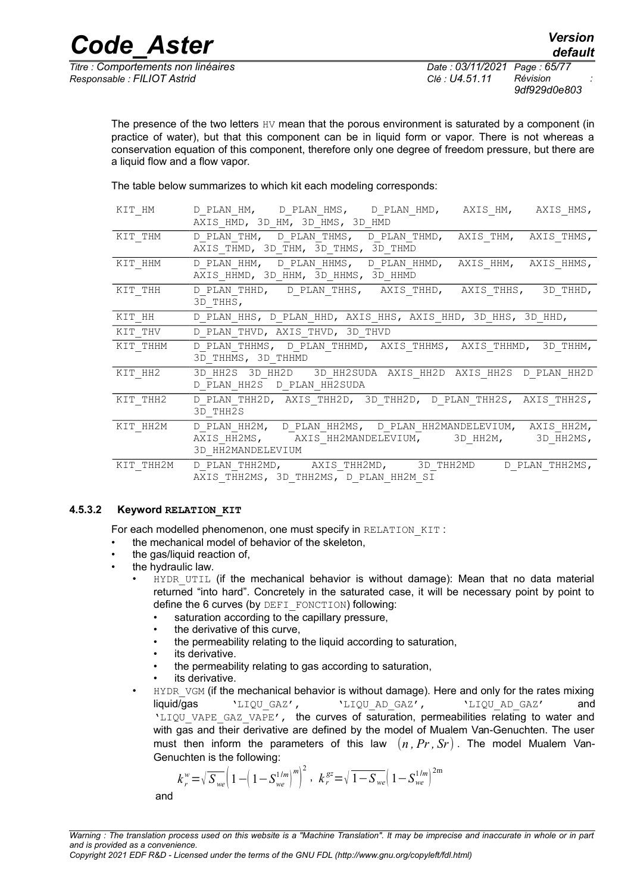The presence of the two letters HV mean that the porous environment is saturated by a component (in practice of water), but that this component can be in liquid form or vapor. There is not whereas a conservation equation of this component, therefore only one degree of freedom pressure, but there are a liquid flow and a flow vapor.

The table below summarizes to which kit each modeling corresponds:

| | |
|---|---|
| KIT_HM | D_PLAN_HM, D_PLAN_HMS, D_PLAN_HMD, AXIS_HM, AXIS_HMS, AXIS_HMD, 3D_HM, 3D_HMS, 3D_HMD |
| KIT_THM | D_PLAN_THM, D_PLAN_THMS, D_PLAN_THMD, AXIS_THM, AXIS_THMS, AXIS_THMD, 3D_THM, 3D_THMS, 3D_THMD |
| KIT_HHM | D_PLAN_HHM, D_PLAN_HHMS, D_PLAN_HHMD, AXIS_HHM, AXIS_HHMS, AXIS_HHMD, 3D_HHM, 3D_HHMS, 3D_HHMD |
| KIT_THH | D_PLAN_THHD, D_PLAN_THHS, AXIS_THHD, AXIS_THHS, 3D_THHD, 3D_THHS, |
| KIT_HH | D_PLAN_HHS, D_PLAN_HHD, AXIS_HHS, AXIS_HHD, 3D_HHS, 3D_HHD, |
| KIT_THV | D_PLAN_THVD, AXIS_THVD, 3D_THVD |
| KIT_THHM | D_PLAN_THHMS, D_PLAN_THHMD, AXIS_THHMS, AXIS_THHMD, 3D_THHM, 3D_THHMS, 3D_THHMD |
| KIT_HH2 | 3D_HH2S 3D_HH2D 3D_HH2SUDA AXIS_HH2D AXIS_HH2S D_PLAN_HH2D D_PLAN_HH2S D_PLAN_HH2SUDA |
| KIT_THH2 | D_PLAN_THH2D, AXIS_THH2D, 3D_THH2D, D_PLAN_THH2S, AXIS_THH2S, 3D_THH2S |
| KIT_HH2M | D_PLAN_HH2M, D_PLAN_HH2MS, D_PLAN_HH2MANDELEVIUM, AXIS_HH2M, AXIS_HH2MS, AXIS_HH2MANDELEVIUM, 3D_HH2M, 3D_HH2MS, 3D_HH2MANDELEVIUM |
| KIT_THH2M | D_PLAN_THH2MD, AXIS_THH2MD, 3D_THH2MD D_PLAN_THH2MS, AXIS_THH2MS, 3D_THH2MS, D_PLAN_HH2M_SI |

#### 4.5.3.2 Keyword RELATION_KIT

For each modelled phenomenon, one must specify in RELATION_KIT :

- the mechanical model of behavior of the skeleton,
- the gas/liquid reaction of,
- the hydraulic law.
  - HYDR_UTIL (if the mechanical behavior is without damage): Mean that no data material returned "into hard". Concretely in the saturated case, it will be necessary point by point to define the 6 curves (by DEFI_FONCTION) following:
    - saturation according to the capillary pressure,
    - the derivative of this curve,
    - the permeability relating to the liquid according to saturation,
    - its derivative.
    - the permeability relating to gas according to saturation,
    - its derivative.
  - HYDR_VGM (if the mechanical behavior is without damage). Here and only for the rates mixing liquid/gas 'LIQU_GAZ', 'LIQU_AD_GAZ', 'LIQU_AD_GAZ' and 'LIQU_VAPE_GAZ_VAPE', the curves of saturation, permeabilities relating to water and with gas and their derivative are defined by the model of Mualem Van-Genuchten. The user must then inform the parameters of this law $(n, Pr, Sr)$. The model Mualem Van-Genuchten is the following:

$$k_r^w = \sqrt{S_{we}}\left(1-\left(1-S_{we}^{1/m}\right)^m\right)^2,\ k_r^{gz} = \sqrt{1-S_{we}}\left(1-S_{we}^{1/m}\right)^{2m}$$

and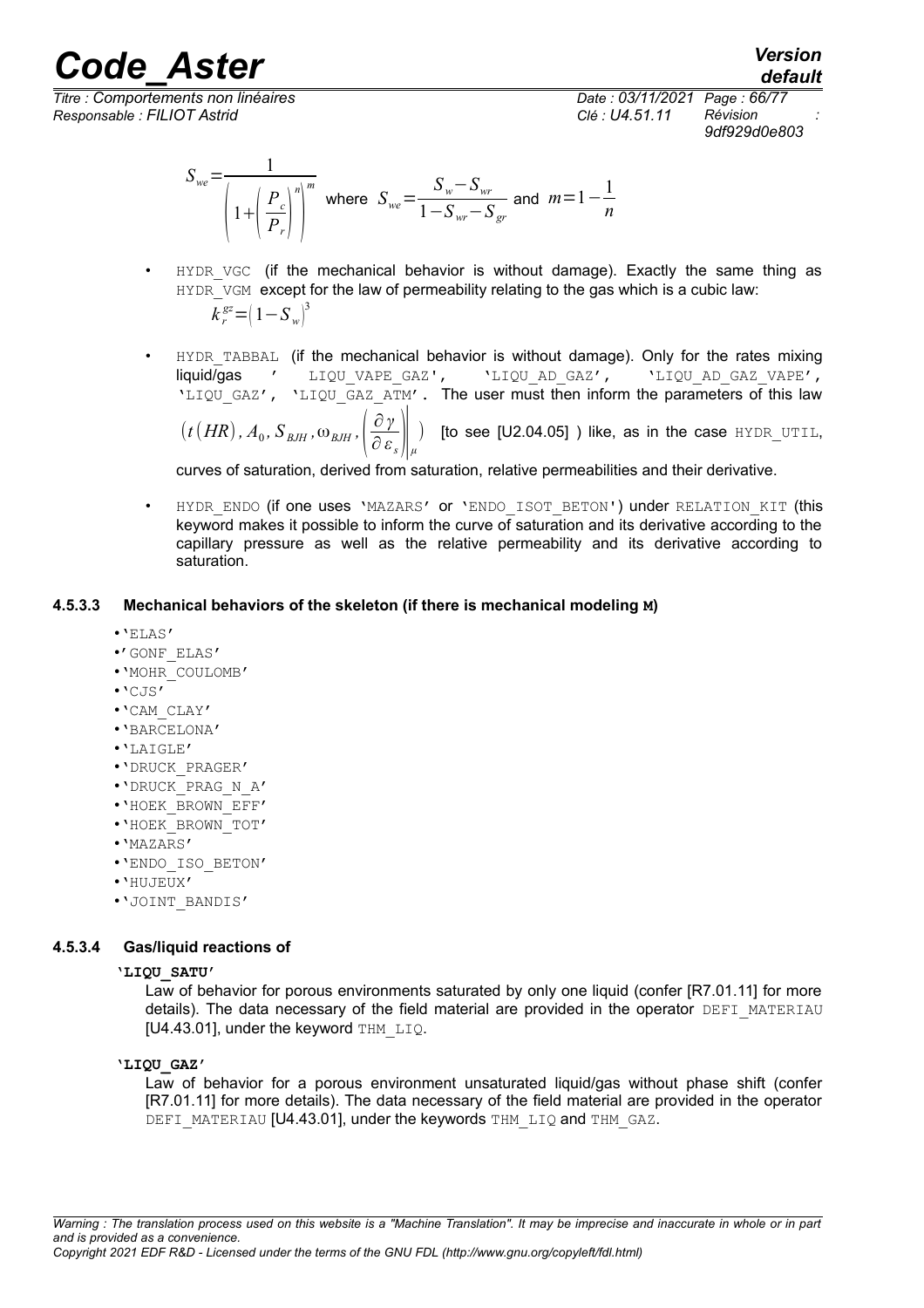$$S_{we}=\frac{1}{\left(1+\left(\frac{P_c}{P_r}\right)^n\right)^m} \text{ where } S_{we}=\frac{S_w-S_{wr}}{1-S_{wr}-S_{gr}} \text{ and } m=1-\frac{1}{n}$$

- HYDR_VGC (if the mechanical behavior is without damage). Exactly the same thing as HYDR_VGM except for the law of permeability relating to the gas which is a cubic law:
  $k_r^{gz}=\left(1-S_w\right)^3$
- HYDR_TABBAL (if the mechanical behavior is without damage). Only for the rates mixing liquid/gas ' LIQU_VAPE_GAZ', 'LIQU_AD_GAZ', 'LIQU_AD_GAZ_VAPE', 'LIQU_GAZ', 'LIQU_GAZ_ATM'. The user must then inform the parameters of this law $\left(t(HR), A_0, S_{BJH}, \omega_{BJH}, \left.\left(\frac{\partial \gamma}{\partial \varepsilon_s}\right)\right|_{\mu}\right)$ [to see [U2.04.05] ) like, as in the case HYDR_UTIL, curves of saturation, derived from saturation, relative permeabilities and their derivative.
- HYDR_ENDO (if one uses 'MAZARS' or 'ENDO_ISOT_BETON') under RELATION_KIT (this keyword makes it possible to inform the curve of saturation and its derivative according to the capillary pressure as well as the relative permeability and its derivative according to saturation.

#### 4.5.3.3 Mechanical behaviors of the skeleton (if there is mechanical modeling M)

- 'ELAS'
- 'GONF_ELAS'
- 'MOHR_COULOMB'
- 'CJS'
- 'CAM_CLAY'
- 'BARCELONA'
- 'LAIGLE'
- 'DRUCK_PRAGER'
- 'DRUCK_PRAG_N_A'
- 'HOEK_BROWN_EFF'
- 'HOEK_BROWN_TOT'
- 'MAZARS'
- 'ENDO_ISO_BETON'
- 'HUJEUX'
- 'JOINT_BANDIS'

#### 4.5.3.4 Gas/liquid reactions of

**'LIQU_SATU'**

Law of behavior for porous environments saturated by only one liquid (confer [R7.01.11] for more details). The data necessary of the field material are provided in the operator DEFI_MATERIAU [U4.43.01], under the keyword THM_LIQ.

**'LIQU_GAZ'**

Law of behavior for a porous environment unsaturated liquid/gas without phase shift (confer [R7.01.11] for more details). The data necessary of the field material are provided in the operator DEFI_MATERIAU [U4.43.01], under the keywords THM_LIQ and THM_GAZ.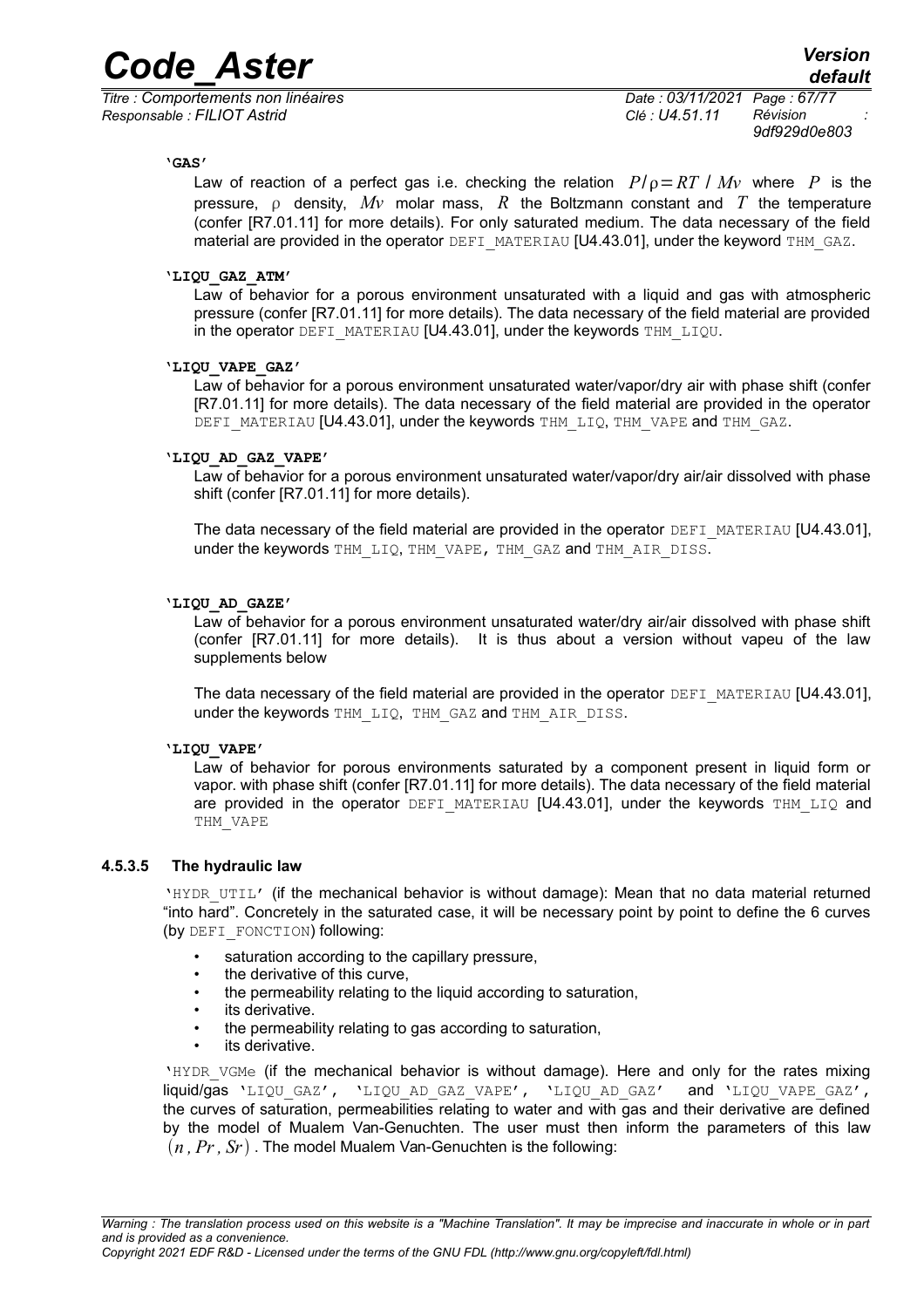**'GAS'**

Law of reaction of a perfect gas i.e. checking the relation $P/\rho = RT / Mv$ where $P$ is the pressure, $\rho$ density, $Mv$ molar mass, $R$ the Boltzmann constant and $T$ the temperature (confer [R7.01.11] for more details). For only saturated medium. The data necessary of the field material are provided in the operator DEFI_MATERIAU [U4.43.01], under the keyword THM_GAZ.

**'LIQU_GAZ_ATM'**

Law of behavior for a porous environment unsaturated with a liquid and gas with atmospheric pressure (confer [R7.01.11] for more details). The data necessary of the field material are provided in the operator DEFI_MATERIAU [U4.43.01], under the keywords THM_LIQU.

**'LIQU_VAPE_GAZ'**

Law of behavior for a porous environment unsaturated water/vapor/dry air with phase shift (confer [R7.01.11] for more details). The data necessary of the field material are provided in the operator DEFI_MATERIAU [U4.43.01], under the keywords THM_LIQ, THM_VAPE and THM_GAZ.

**'LIQU_AD_GAZ_VAPE'**

Law of behavior for a porous environment unsaturated water/vapor/dry air/air dissolved with phase shift (confer [R7.01.11] for more details).

The data necessary of the field material are provided in the operator DEFI_MATERIAU [U4.43.01], under the keywords THM_LIQ, THM_VAPE, THM_GAZ and THM_AIR_DISS.

**'LIQU_AD_GAZE'**

Law of behavior for a porous environment unsaturated water/dry air/air dissolved with phase shift (confer [R7.01.11] for more details). It is thus about a version without vapeu of the law supplements below

The data necessary of the field material are provided in the operator DEFI_MATERIAU [U4.43.01], under the keywords THM_LIQ, THM_GAZ and THM_AIR_DISS.

**'LIQU_VAPE'**

Law of behavior for porous environments saturated by a component present in liquid form or vapor. with phase shift (confer [R7.01.11] for more details). The data necessary of the field material are provided in the operator DEFI_MATERIAU [U4.43.01], under the keywords THM_LIQ and THM_VAPE

#### 4.5.3.5 The hydraulic law

'HYDR_UTIL' (if the mechanical behavior is without damage): Mean that no data material returned "into hard". Concretely in the saturated case, it will be necessary point by point to define the 6 curves (by DEFI_FONCTION) following:

- saturation according to the capillary pressure,
- the derivative of this curve,
- the permeability relating to the liquid according to saturation,
- its derivative.
- the permeability relating to gas according to saturation,
- its derivative.

'HYDR_VGMe (if the mechanical behavior is without damage). Here and only for the rates mixing liquid/gas 'LIQU_GAZ', 'LIQU_AD_GAZ_VAPE', 'LIQU_AD_GAZ' and 'LIQU_VAPE_GAZ', the curves of saturation, permeabilities relating to water and with gas and their derivative are defined by the model of Mualem Van-Genuchten. The user must then inform the parameters of this law $(n, Pr, Sr)$. The model Mualem Van-Genuchten is the following: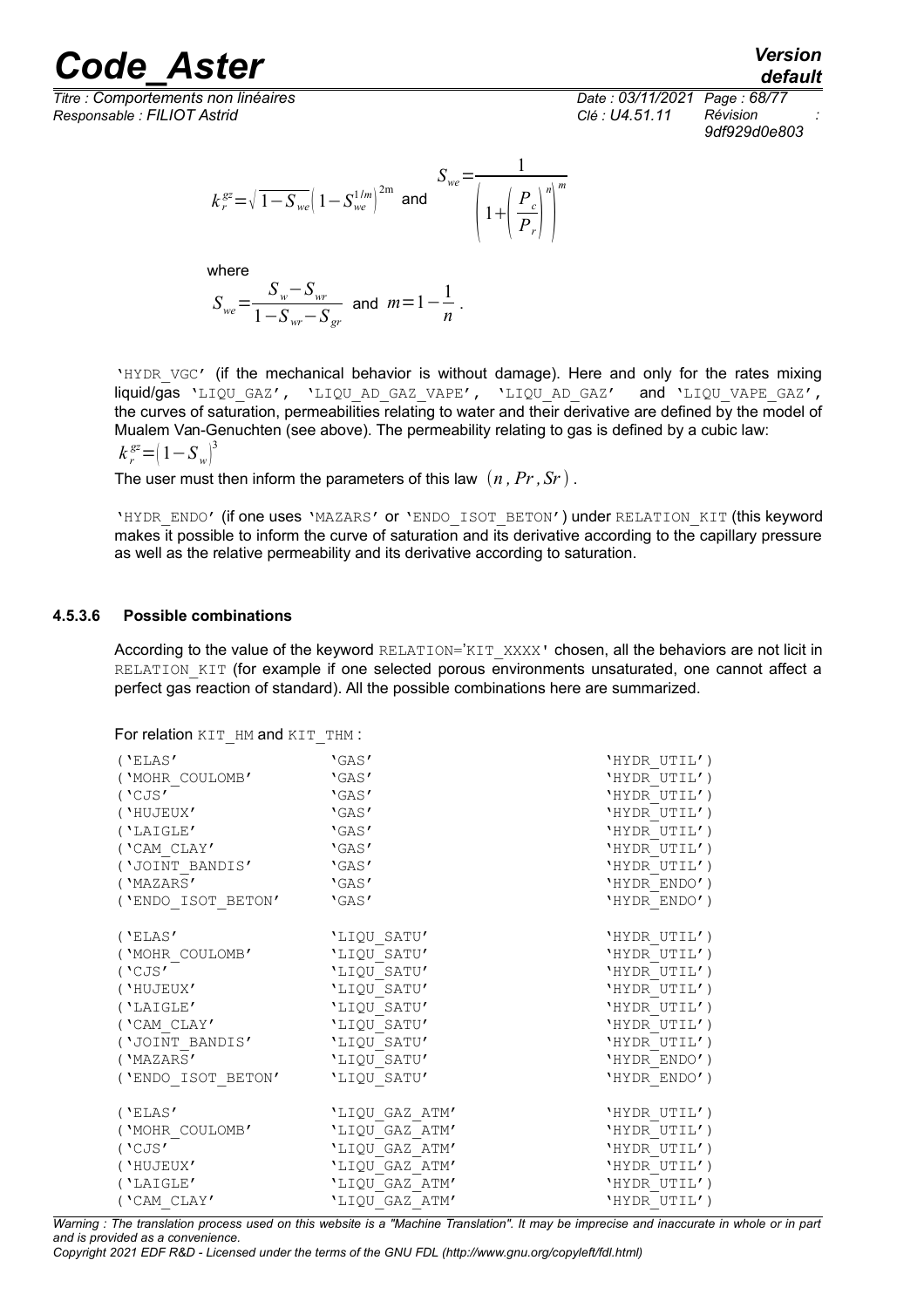$$k_r^{gz} = \sqrt{1-S_{we}}\left(1-S_{we}^{1/m}\right)^{2m} \text{ and } S_{we} = \frac{1}{\left(1+\left(\frac{P_c}{P_r}\right)^n\right)^m}$$

where

$$S_{we} = \frac{S_w - S_{wr}}{1-S_{wr}-S_{gr}} \text{ and } m = 1-\frac{1}{n}.$$

'HYDR_VGC' (if the mechanical behavior is without damage). Here and only for the rates mixing liquid/gas 'LIQU_GAZ', 'LIQU_AD_GAZ_VAPE', 'LIQU_AD_GAZ' and 'LIQU_VAPE_GAZ', the curves of saturation, permeabilities relating to water and their derivative are defined by the model of Mualem Van-Genuchten (see above). The permeability relating to gas is defined by a cubic law: $k_r^{gz} = \left(1-S_w\right)^3$

The user must then inform the parameters of this law $(n, Pr, Sr)$.

'HYDR_ENDO' (if one uses 'MAZARS' or 'ENDO_ISOT_BETON') under RELATION_KIT (this keyword makes it possible to inform the curve of saturation and its derivative according to the capillary pressure as well as the relative permeability and its derivative according to saturation.

#### 4.5.3.6 Possible combinations

According to the value of the keyword RELATION='KIT_XXXX' chosen, all the behaviors are not licit in RELATION_KIT (for example if one selected porous environments unsaturated, one cannot affect a perfect gas reaction of standard). All the possible combinations here are summarized.

For relation KIT_HM and KIT_THM :

```
('ELAS'              'GAS'              'HYDR_UTIL')
('MOHR_COULOMB'      'GAS'              'HYDR_UTIL')
('CJS'               'GAS'              'HYDR_UTIL')
('HUJEUX'            'GAS'              'HYDR_UTIL')
('LAIGLE'            'GAS'              'HYDR_UTIL')
('CAM_CLAY'          'GAS'              'HYDR_UTIL')
('JOINT_BANDIS'      'GAS'              'HYDR_UTIL')
('MAZARS'            'GAS'              'HYDR_ENDO')
('ENDO_ISOT_BETON'   'GAS'              'HYDR_ENDO')

('ELAS'              'LIQU_SATU'        'HYDR_UTIL')
('MOHR_COULOMB'      'LIQU_SATU'        'HYDR_UTIL')
('CJS'               'LIQU_SATU'        'HYDR_UTIL')
('HUJEUX'            'LIQU_SATU'        'HYDR_UTIL')
('LAIGLE'            'LIQU_SATU'        'HYDR_UTIL')
('CAM_CLAY'          'LIQU_SATU'        'HYDR_UTIL')
('JOINT_BANDIS'      'LIQU_SATU'        'HYDR_UTIL')
('MAZARS'            'LIQU_SATU'        'HYDR_ENDO')
('ENDO_ISOT_BETON'   'LIQU_SATU'        'HYDR_ENDO')

('ELAS'              'LIQU_GAZ_ATM'     'HYDR_UTIL')
('MOHR_COULOMB'      'LIQU_GAZ_ATM'     'HYDR_UTIL')
('CJS'               'LIQU_GAZ_ATM'     'HYDR_UTIL')
('HUJEUX'            'LIQU_GAZ_ATM'     'HYDR_UTIL')
('LAIGLE'            'LIQU_GAZ_ATM'     'HYDR_UTIL')
('CAM_CLAY'          'LIQU_GAZ_ATM'     'HYDR_UTIL')
```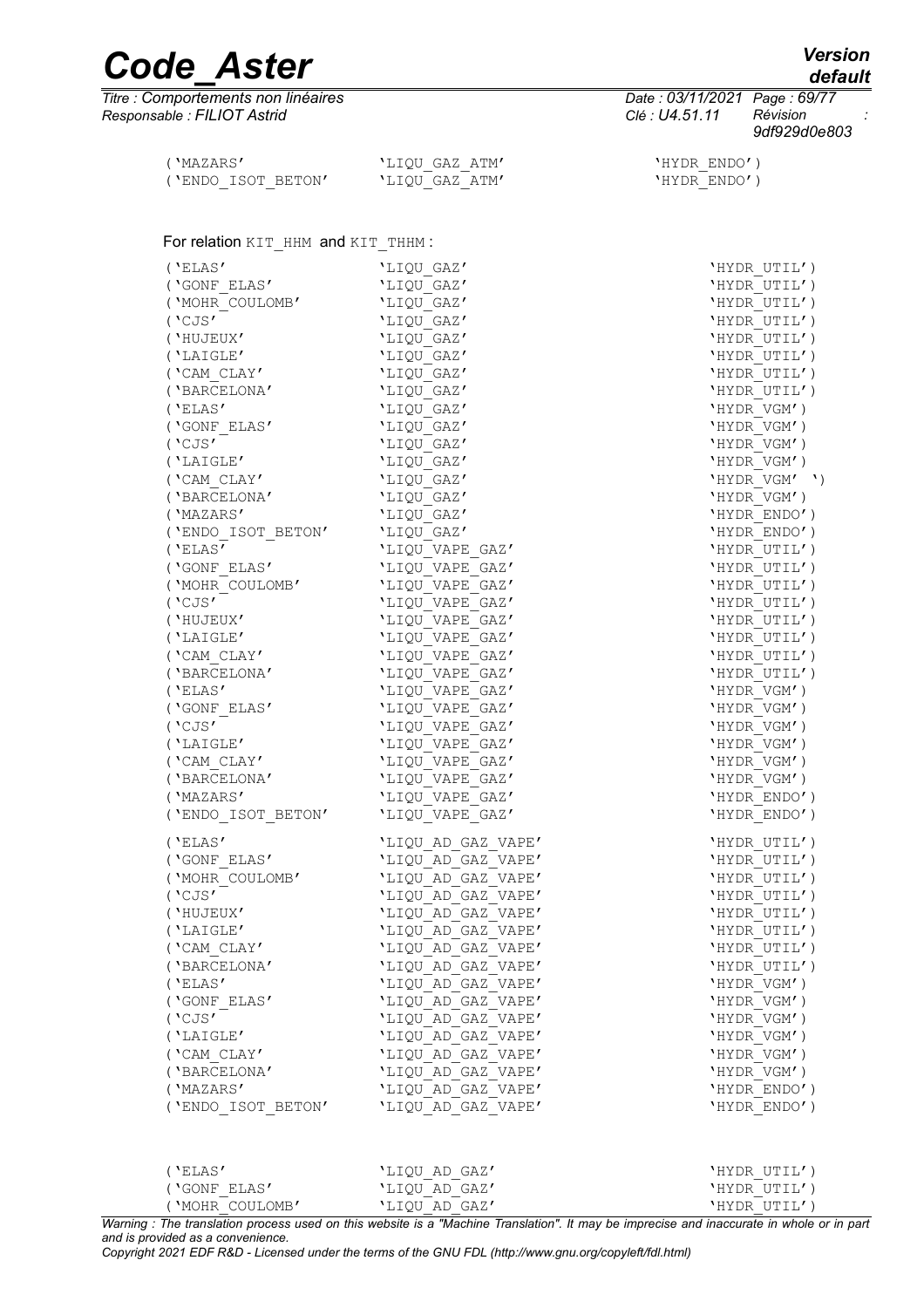```
('MAZARS'             'LIQU_GAZ_ATM'          'HYDR_ENDO')
('ENDO_ISOT_BETON'    'LIQU_GAZ_ATM'          'HYDR_ENDO')
```

For relation KIT_HHM and KIT_THHM :

```
('ELAS'               'LIQU_GAZ'              'HYDR_UTIL')
('GONF_ELAS'          'LIQU_GAZ'              'HYDR_UTIL')
('MOHR_COULOMB'       'LIQU_GAZ'              'HYDR_UTIL')
('CJS'                'LIQU_GAZ'              'HYDR_UTIL')
('HUJEUX'             'LIQU_GAZ'              'HYDR_UTIL')
('LAIGLE'             'LIQU_GAZ'              'HYDR_UTIL')
('CAM_CLAY'           'LIQU_GAZ'              'HYDR_UTIL')
('BARCELONA'          'LIQU_GAZ'              'HYDR_UTIL')
('ELAS'               'LIQU_GAZ'              'HYDR_VGM')
('GONF_ELAS'          'LIQU_GAZ'              'HYDR_VGM')
('CJS'                'LIQU_GAZ'              'HYDR_VGM')
('LAIGLE'             'LIQU_GAZ'              'HYDR_VGM')
('CAM_CLAY'           'LIQU_GAZ'              'HYDR_VGM' ')
('BARCELONA'          'LIQU_GAZ'              'HYDR_VGM')
('MAZARS'             'LIQU_GAZ'              'HYDR_ENDO')
('ENDO_ISOT_BETON'    'LIQU_GAZ'              'HYDR_ENDO')
('ELAS'               'LIQU_VAPE_GAZ'         'HYDR_UTIL')
('GONF_ELAS'          'LIQU_VAPE_GAZ'         'HYDR_UTIL')
('MOHR_COULOMB'       'LIQU_VAPE_GAZ'         'HYDR_UTIL')
('CJS'                'LIQU_VAPE_GAZ'         'HYDR_UTIL')
('HUJEUX'             'LIQU_VAPE_GAZ'         'HYDR_UTIL')
('LAIGLE'             'LIQU_VAPE_GAZ'         'HYDR_UTIL')
('CAM_CLAY'           'LIQU_VAPE_GAZ'         'HYDR_UTIL')
('BARCELONA'          'LIQU_VAPE_GAZ'         'HYDR_UTIL')
('ELAS'               'LIQU_VAPE_GAZ'         'HYDR_VGM')
('GONF_ELAS'          'LIQU_VAPE_GAZ'         'HYDR_VGM')
('CJS'                'LIQU_VAPE_GAZ'         'HYDR_VGM')
('LAIGLE'             'LIQU_VAPE_GAZ'         'HYDR_VGM')
('CAM_CLAY'           'LIQU_VAPE_GAZ'         'HYDR_VGM')
('BARCELONA'          'LIQU_VAPE_GAZ'         'HYDR_VGM')
('MAZARS'             'LIQU_VAPE_GAZ'         'HYDR_ENDO')
('ENDO_ISOT_BETON'    'LIQU_VAPE_GAZ'         'HYDR_ENDO')

('ELAS'               'LIQU_AD_GAZ_VAPE'      'HYDR_UTIL')
('GONF_ELAS'          'LIQU_AD_GAZ_VAPE'      'HYDR_UTIL')
('MOHR_COULOMB'       'LIQU_AD_GAZ_VAPE'      'HYDR_UTIL')
('CJS'                'LIQU_AD_GAZ_VAPE'      'HYDR_UTIL')
('HUJEUX'             'LIQU_AD_GAZ_VAPE'      'HYDR_UTIL')
('LAIGLE'             'LIQU_AD_GAZ_VAPE'      'HYDR_UTIL')
('CAM_CLAY'           'LIQU_AD_GAZ_VAPE'      'HYDR_UTIL')
('BARCELONA'          'LIQU_AD_GAZ_VAPE'      'HYDR_UTIL')
('ELAS'               'LIQU_AD_GAZ_VAPE'      'HYDR_VGM')
('GONF_ELAS'          'LIQU_AD_GAZ_VAPE'      'HYDR_VGM')
('CJS'                'LIQU_AD_GAZ_VAPE'      'HYDR_VGM')
('LAIGLE'             'LIQU_AD_GAZ_VAPE'      'HYDR_VGM')
('CAM_CLAY'           'LIQU_AD_GAZ_VAPE'      'HYDR_VGM')
('BARCELONA'          'LIQU_AD_GAZ_VAPE'      'HYDR_VGM')
('MAZARS'             'LIQU_AD_GAZ_VAPE'      'HYDR_ENDO')
('ENDO_ISOT_BETON'    'LIQU_AD_GAZ_VAPE'      'HYDR_ENDO')


('ELAS'               'LIQU_AD_GAZ'           'HYDR_UTIL')
('GONF_ELAS'          'LIQU_AD_GAZ'           'HYDR_UTIL')
('MOHR_COULOMB'       'LIQU_AD_GAZ'           'HYDR_UTIL')
```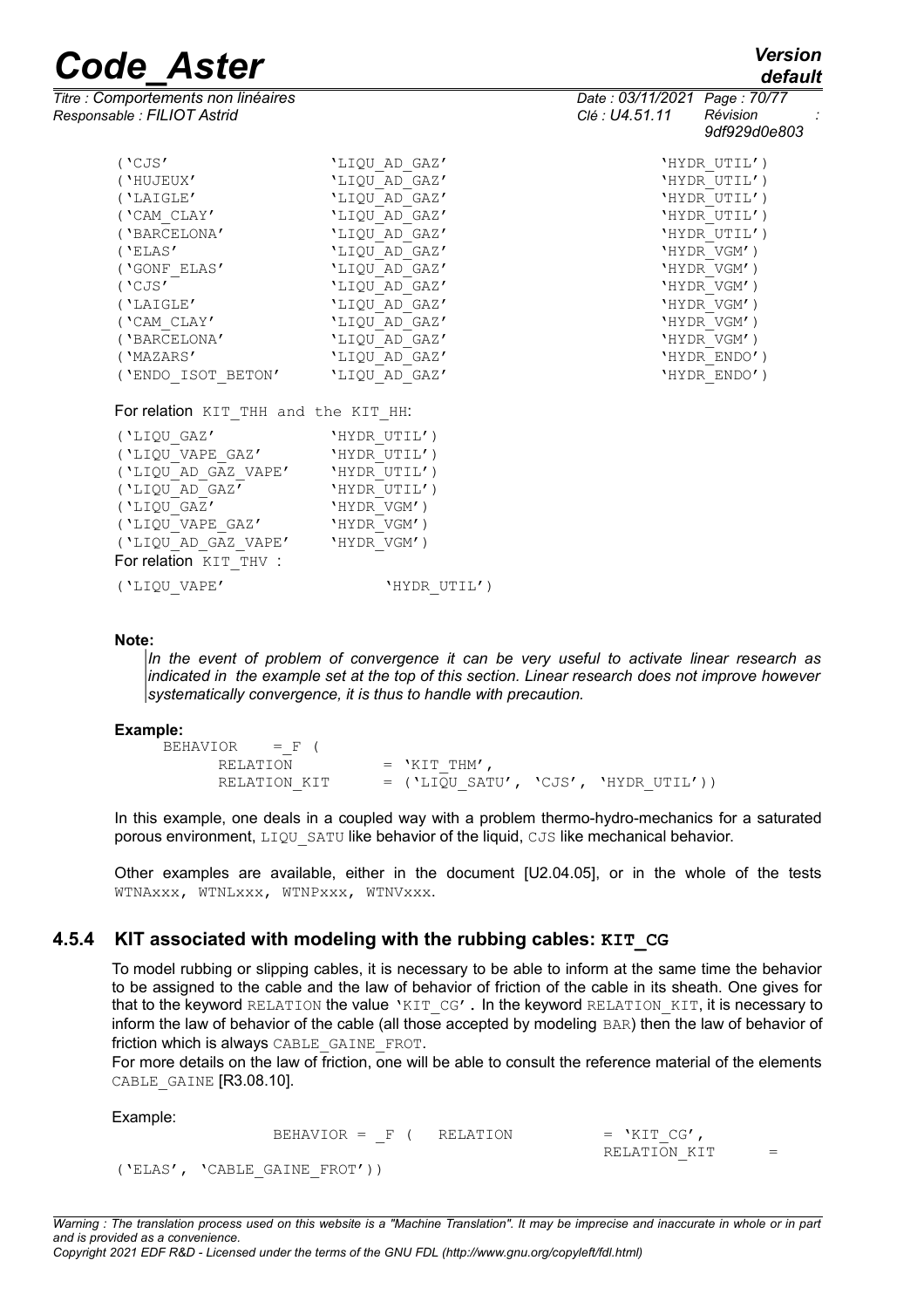```
('CJS'                'LIQU_AD_GAZ'                'HYDR_UTIL')
('HUJEUX'             'LIQU_AD_GAZ'                'HYDR_UTIL')
('LAIGLE'             'LIQU_AD_GAZ'                'HYDR_UTIL')
('CAM_CLAY'           'LIQU_AD_GAZ'                'HYDR_UTIL')
('BARCELONA'          'LIQU_AD_GAZ'                'HYDR_UTIL')
('ELAS'               'LIQU_AD_GAZ'                'HYDR_VGM')
('GONF_ELAS'          'LIQU_AD_GAZ'                'HYDR_VGM')
('CJS'                'LIQU_AD_GAZ'                'HYDR_VGM')
('LAIGLE'             'LIQU_AD_GAZ'                'HYDR_VGM')
('CAM_CLAY'           'LIQU_AD_GAZ'                'HYDR_VGM')
('BARCELONA'          'LIQU_AD_GAZ'                'HYDR_VGM')
('MAZARS'             'LIQU_AD_GAZ'                'HYDR_ENDO')
('ENDO_ISOT_BETON'    'LIQU_AD_GAZ'                'HYDR_ENDO')
```

For relation `KIT_THH` and the `KIT_HH`:

```
('LIQU_GAZ'            'HYDR_UTIL')
('LIQU_VAPE_GAZ'       'HYDR_UTIL')
('LIQU_AD_GAZ_VAPE'    'HYDR_UTIL')
('LIQU_AD_GAZ'         'HYDR_UTIL')
('LIQU_GAZ'            'HYDR_VGM')
('LIQU_VAPE_GAZ'       'HYDR_VGM')
('LIQU_AD_GAZ_VAPE'    'HYDR_VGM')
```

For relation `KIT_THV` :

```
('LIQU_VAPE'                 'HYDR_UTIL')
```

**Note:**

*In the event of problem of convergence it can be very useful to activate linear research as indicated in the example set at the top of this section. Linear research does not improve however systematically convergence, it is thus to handle with precaution.*

**Example:**

```
BEHAVIOR    = _F (
      RELATION          = 'KIT_THM',
      RELATION_KIT      = ('LIQU_SATU', 'CJS', 'HYDR_UTIL'))
```

In this example, one deals in a coupled way with a problem thermo-hydro-mechanics for a saturated porous environment, `LIQU_SATU` like behavior of the liquid, `CJS` like mechanical behavior.

Other examples are available, either in the document [U2.04.05], or in the whole of the tests `WTNAxxx`, `WTNLxxx`, `WTNPxxx`, `WTNVxxx`.

### 4.5.4 KIT associated with modeling with the rubbing cables: **`KIT_CG`**

To model rubbing or slipping cables, it is necessary to be able to inform at the same time the behavior to be assigned to the cable and the law of behavior of friction of the cable in its sheath. One gives for that to the keyword `RELATION` the value `'KIT_CG'`. In the keyword `RELATION_KIT`, it is necessary to inform the law of behavior of the cable (all those accepted by modeling `BAR`) then the law of behavior of friction which is always `CABLE_GAINE_FROT`.

For more details on the law of friction, one will be able to consult the reference material of the elements `CABLE_GAINE` [R3.08.10].

Example:

```
BEHAVIOR = _F (   RELATION          = 'KIT_CG',
                  RELATION_KIT      =
('ELAS', 'CABLE_GAINE_FROT'))
```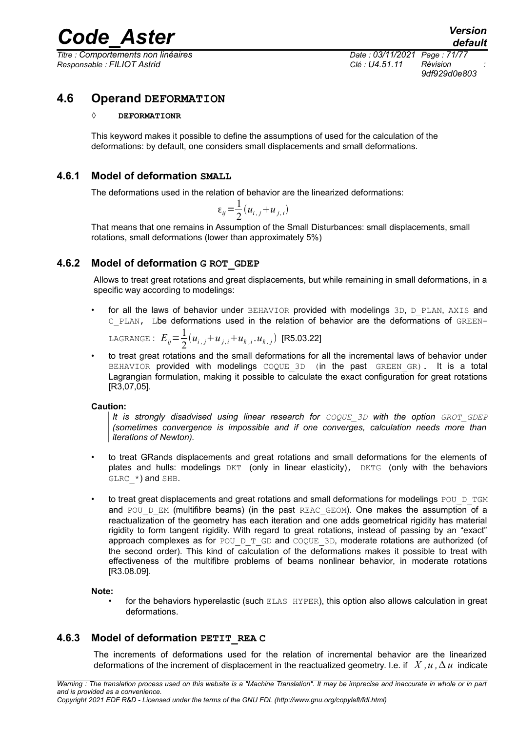## 4.6 Operand DEFORMATION

◊ **DEFORMATIONR**

This keyword makes it possible to define the assumptions of used for the calculation of the deformations: by default, one considers small displacements and small deformations.

### 4.6.1 Model of deformation SMALL

The deformations used in the relation of behavior are the linearized deformations:

$$\varepsilon_{ij}=\frac{1}{2}(u_{i,j}+u_{j,i})$$

That means that one remains in Assumption of the Small Disturbances: small displacements, small rotations, small deformations (lower than approximately 5%)

### 4.6.2 Model of deformation G ROT_GDEP

Allows to treat great rotations and great displacements, but while remaining in small deformations, in a specific way according to modelings:

- for all the laws of behavior under BEHAVIOR provided with modelings 3D, D_PLAN, AXIS and C_PLAN, Lbe deformations used in the relation of behavior are the deformations of GREEN-LAGRANGE : $E_{ij}=\frac{1}{2}(u_{i,j}+u_{j,i}+u_{k,i}.u_{k,j})$ [R5.03.22]
- to treat great rotations and the small deformations for all the incremental laws of behavior under BEHAVIOR provided with modelings COQUE_3D (in the past GREEN_GR). It is a total Lagrangian formulation, making it possible to calculate the exact configuration for great rotations [R3,07,05].

**Caution:**

*It is strongly disadvised using linear research for COQUE_3D with the option GROT_GDEP (sometimes convergence is impossible and if one converges, calculation needs more than iterations of Newton).*

- to treat GRands displacements and great rotations and small deformations for the elements of plates and hulls: modelings DKT (only in linear elasticity), DKTG (only with the behaviors GLRC_*) and SHB.
- to treat great displacements and great rotations and small deformations for modelings POU_D_TGM and POU_D_EM (multifibre beams) (in the past REAC_GEOM). One makes the assumption of a reactualization of the geometry has each iteration and one adds geometrical rigidity has material rigidity to form tangent rigidity. With regard to great rotations, instead of passing by an "exact" approach complexes as for POU_D_T_GD and COQUE_3D, moderate rotations are authorized (of the second order). This kind of calculation of the deformations makes it possible to treat with effectiveness of the multifibre problems of beams nonlinear behavior, in moderate rotations [R3.08.09].

**Note:**

- for the behaviors hyperelastic (such ELAS_HYPER), this option also allows calculation in great deformations.

### 4.6.3 Model of deformation PETIT_REA C

The increments of deformations used for the relation of incremental behavior are the linearized deformations of the increment of displacement in the reactualized geometry. I.e. if $X, u, \Delta u$ indicate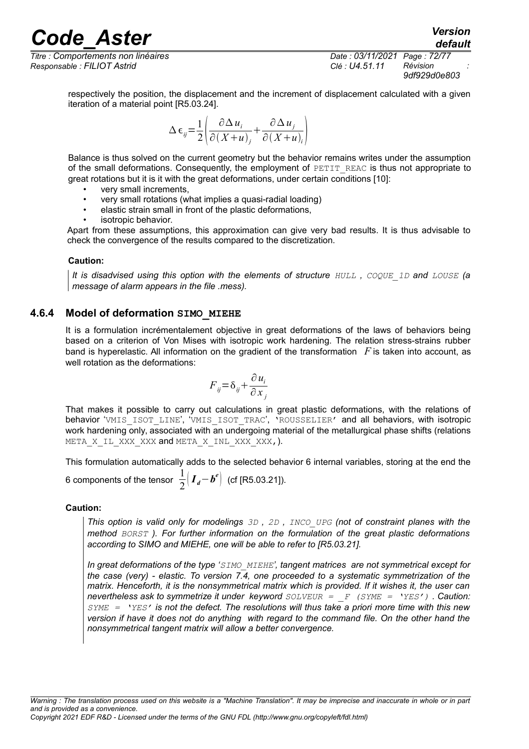respectively the position, the displacement and the increment of displacement calculated with a given iteration of a material point [R5.03.24].

$$\Delta \epsilon_{ij} = \frac{1}{2}\left(\frac{\partial \Delta u_i}{\partial (X+u)_j} + \frac{\partial \Delta u_j}{\partial (X+u)_i}\right)$$

Balance is thus solved on the current geometry but the behavior remains writes under the assumption of the small deformations. Consequently, the employment of PETIT_REAC is thus not appropriate to great rotations but it is it with the great deformations, under certain conditions [10]:

- very small increments,
- very small rotations (what implies a quasi-radial loading)
- elastic strain small in front of the plastic deformations,
- isotropic behavior.

Apart from these assumptions, this approximation can give very bad results. It is thus advisable to check the convergence of the results compared to the discretization.

**Caution:**

*It is disadvised using this option with the elements of structure HULL , COQUE_1D and LOUSE (a message of alarm appears in the file .mess).*

### 4.6.4 Model of deformation SIMO_MIEHE

It is a formulation incrémentalement objective in great deformations of the laws of behaviors being based on a criterion of Von Mises with isotropic work hardening. The relation stress-strains rubber band is hyperelastic. All information on the gradient of the transformation $F$ is taken into account, as well rotation as the deformations:

$$F_{ij} = \delta_{ij} + \frac{\partial u_i}{\partial x_j}$$

That makes it possible to carry out calculations in great plastic deformations, with the relations of behavior 'VMIS_ISOT_LINE', 'VMIS_ISOT_TRAC', 'ROUSSELIER' and all behaviors, with isotropic work hardening only, associated with an undergoing material of the metallurgical phase shifts (relations META_X_IL_XXX_XXX and META_X_INL_XXX_XXX,).

This formulation automatically adds to the selected behavior 6 internal variables, storing at the end the 6 components of the tensor $\frac{1}{2}\left(\boldsymbol{I}_d - \boldsymbol{b}^e\right)$ (cf [R5.03.21]).

**Caution:**

*This option is valid only for modelings 3D , 2D , INCO_UPG (not of constraint planes with the method BORST ). For further information on the formulation of the great plastic deformations according to SIMO and MIEHE, one will be able to refer to [R5.03.21].*

*In great deformations of the type 'SIMO_MIEHE', tangent matrices are not symmetrical except for the case (very) - elastic. To version 7.4, one proceeded to a systematic symmetrization of the matrix. Henceforth, it is the nonsymmetrical matrix which is provided. If it wishes it, the user can nevertheless ask to symmetrize it under keyword SOLVEUR = _F (SYME = 'YES') . Caution: SYME = 'YES' is not the defect. The resolutions will thus take a priori more time with this new version if have it does not do anything with regard to the command file. On the other hand the nonsymmetrical tangent matrix will allow a better convergence.*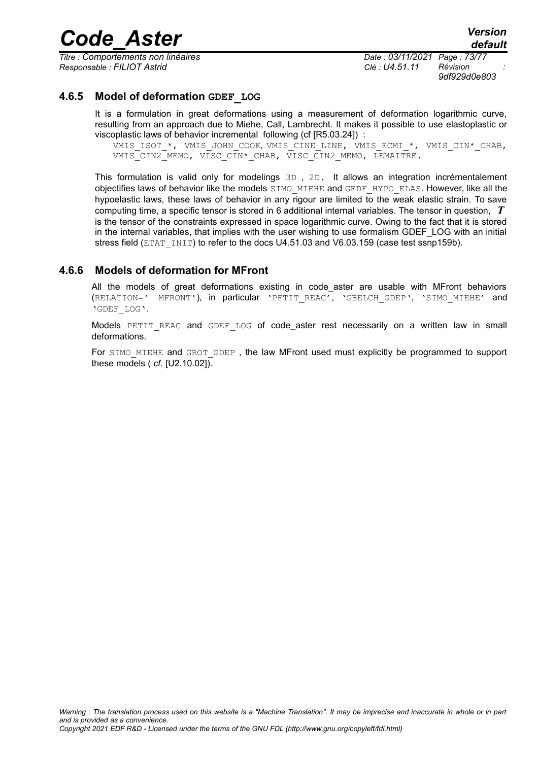### 4.6.5 Model of deformation GDEF_LOG

It is a formulation in great deformations using a measurement of deformation logarithmic curve, resulting from an approach due to Miehe, Call, Lambrecht. It makes it possible to use elastoplastic or viscoplastic laws of behavior incremental following (cf [R5.03.24]) :

VMIS_ISOT_*, VMIS_JOHN_COOK, VMIS_CINE_LINE, VMIS_ECMI_*, VMIS_CIN*_CHAB, VMIS_CIN2_MEMO, VISC_CIN*_CHAB, VISC_CIN2_MEMO, LEMAITRE.

This formulation is valid only for modelings 3D , 2D. It allows an integration incrémentalement objectifies laws of behavior like the models SIMO_MIEHE and GEDF_HYPO_ELAS. However, like all the hypoelastic laws, these laws of behavior in any rigour are limited to the weak elastic strain. To save computing time, a specific tensor is stored in 6 additional internal variables. The tensor in question, $\boldsymbol{T}$ is the tensor of the constraints expressed in space logarithmic curve. Owing to the fact that it is stored in the internal variables, that implies with the user wishing to use formalism GDEF_LOG with an initial stress field (ETAT_INIT) to refer to the docs U4.51.03 and V6.03.159 (case test ssnp159b).

### 4.6.6 Models of deformation for MFront

All the models of great deformations existing in code_aster are usable with MFront behaviors (RELATION=' MFRONT'), in particular 'PETIT_REAC', 'GBELCH_GDEP', 'SIMO_MIEHE' and 'GDEF_LOG'.

Models PETIT_REAC and GDEF_LOG of code_aster rest necessarily on a written law in small deformations.

For SIMO_MIEHE and GROT_GDEP , the law MFront used must explicitly be programmed to support these models ( *cf.* [U2.10.02]).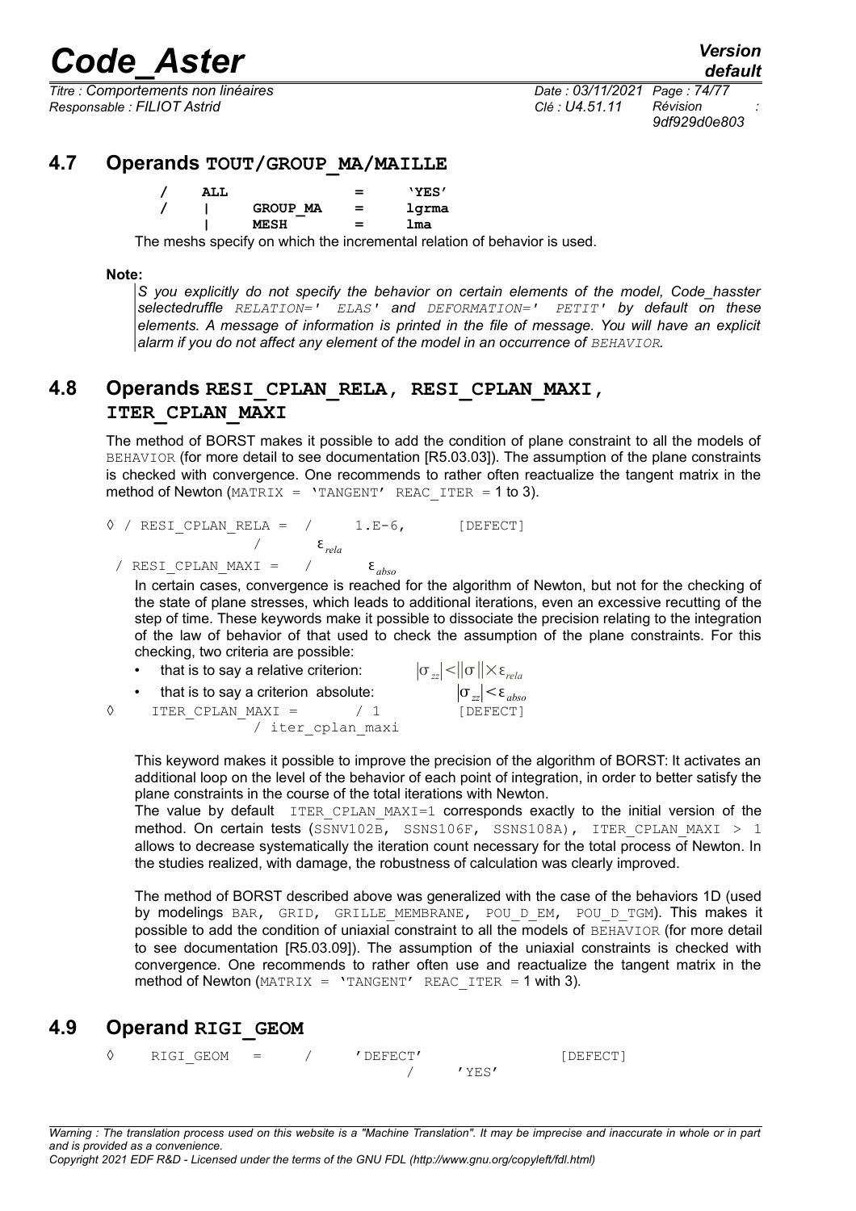## 4.7 Operands TOUT/GROUP_MA/MAILLE

```
/   ALL              =    'YES'
/   |    GROUP_MA    =    lgrma
    |    MESH        =    lma
```

The meshs specify on which the incremental relation of behavior is used.

**Note:**

*S you explicitly do not specify the behavior on certain elements of the model, Code_hasster selectedruffle* `RELATION=' ELAS'` *and* `DEFORMATION=' PETIT'` *by default on these elements. A message of information is printed in the file of message. You will have an explicit alarm if you do not affect any element of the model in an occurrence of* `BEHAVIOR`*.*

## 4.8 Operands RESI_CPLAN_RELA, RESI_CPLAN_MAXI, ITER_CPLAN_MAXI

The method of BORST makes it possible to add the condition of plane constraint to all the models of `BEHAVIOR` (for more detail to see documentation [R5.03.03]). The assumption of the plane constraints is checked with convergence. One recommends to rather often reactualize the tangent matrix in the method of Newton (`MATRIX = 'TANGENT' REAC_ITER =` 1 to 3).

◊ / `RESI_CPLAN_RELA` = / 1.E-6, [DEFECT]

/ $\varepsilon_{rela}$

/ `RESI_CPLAN_MAXI` = / $\varepsilon_{abso}$

In certain cases, convergence is reached for the algorithm of Newton, but not for the checking of the state of plane stresses, which leads to additional iterations, even an excessive recutting of the step of time. These keywords make it possible to dissociate the precision relating to the integration of the law of behavior of that used to check the assumption of the plane constraints. For this checking, two criteria are possible:

- that is to say a relative criterion: $|\sigma_{zz}| < \|\sigma\| \times \varepsilon_{rela}$
- that is to say a criterion absolute: $|\sigma_{zz}| < \varepsilon_{abso}$

◊ `ITER_CPLAN_MAXI` = / 1 [DEFECT]

/ iter_cplan_maxi

This keyword makes it possible to improve the precision of the algorithm of BORST: It activates an additional loop on the level of the behavior of each point of integration, in order to better satisfy the plane constraints in the course of the total iterations with Newton.

The value by default `ITER_CPLAN_MAXI=1` corresponds exactly to the initial version of the method. On certain tests (`SSNV102B, SSNS106F, SSNS108A`), `ITER_CPLAN_MAXI > 1` allows to decrease systematically the iteration count necessary for the total process of Newton. In the studies realized, with damage, the robustness of calculation was clearly improved.

The method of BORST described above was generalized with the case of the behaviors 1D (used by modelings `BAR, GRID, GRILLE_MEMBRANE, POU_D_EM, POU_D_TGM`). This makes it possible to add the condition of uniaxial constraint to all the models of `BEHAVIOR` (for more detail to see documentation [R5.03.09]). The assumption of the uniaxial constraints is checked with convergence. One recommends to rather often use and reactualize the tangent matrix in the method of Newton (`MATRIX = 'TANGENT' REAC_ITER =` 1 with 3).

## 4.9 Operand RIGI_GEOM

◊ `RIGI_GEOM` = / 'DEFECT' [DEFECT]

/ 'YES'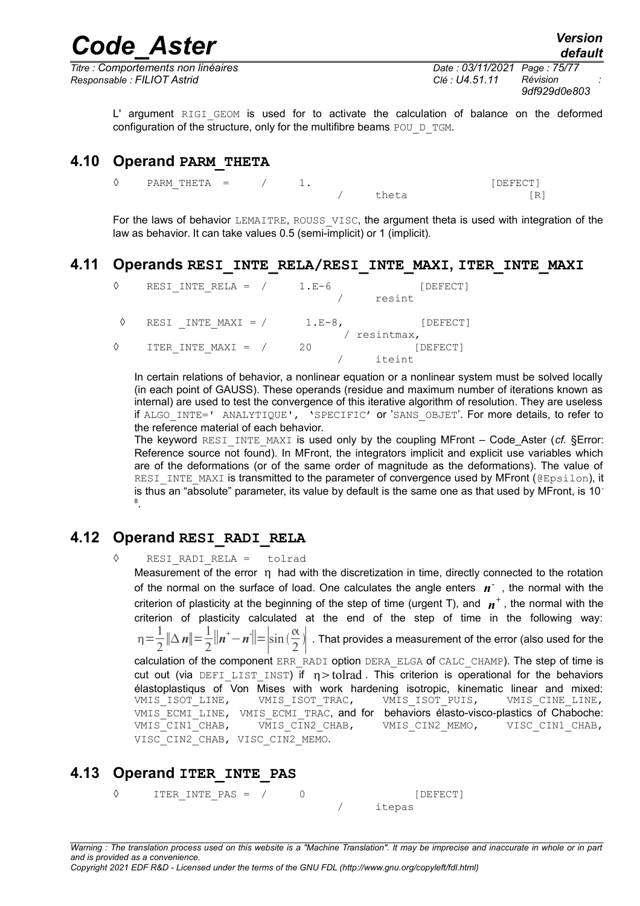L' argument RIGI_GEOM is used for to activate the calculation of balance on the deformed configuration of the structure, only for the multifibre beams POU_D_TGM.

## 4.10 Operand PARM_THETA

```
◊    PARM_THETA  =    /    1.                          [DEFECT]
                                /    theta                 [R]
```

For the laws of behavior LEMAITRE, ROUSS_VISC, the argument theta is used with integration of the law as behavior. It can take values 0.5 (semi-implicit) or 1 (implicit).

## 4.11 Operands RESI_INTE_RELA/RESI_INTE_MAXI, ITER_INTE_MAXI

```
◊    RESI_INTE_RELA =  /     1.E-6              [DEFECT]
                               /     resint

◊    RESI _INTE_MAXI = /     1.E-8,             [DEFECT]
                               / resintmax,
◊    ITER_INTE_MAXI =  /     20                 [DEFECT]
                               /     iteint
```

In certain relations of behavior, a nonlinear equation or a nonlinear system must be solved locally (in each point of GAUSS). These operands (residue and maximum number of iterations known as internal) are used to test the convergence of this iterative algorithm of resolution. They are useless if ALGO_INTE=' ANALYTIQUE', 'SPECIFIC' or 'SANS_OBJET'. For more details, to refer to the reference material of each behavior.

The keyword RESI_INTE_MAXI is used only by the coupling MFront – Code_Aster (*cf.* §Error: Reference source not found). In MFront, the integrators implicit and explicit use variables which are of the deformations (or of the same order of magnitude as the deformations). The value of RESI_INTE_MAXI is transmitted to the parameter of convergence used by MFront (@Epsilon), it is thus an "absolute" parameter, its value by default is the same one as that used by MFront, is $10^{-8}$.

## 4.12 Operand RESI_RADI_RELA

◊ RESI_RADI_RELA = tolrad

Measurement of the error $\eta$ had with the discretization in time, directly connected to the rotation of the normal on the surface of load. One calculates the angle enters $\boldsymbol{n}^-$, the normal with the criterion of plasticity at the beginning of the step of time (urgent T), and $\boldsymbol{n}^+$, the normal with the criterion of plasticity calculated at the end of the step of time in the following way: $\eta=\frac{1}{2}\|\Delta \boldsymbol{n}\|=\frac{1}{2}\|\boldsymbol{n}^+-\boldsymbol{n}^-\|=\left|\sin(\frac{\alpha}{2})\right|$. That provides a measurement of the error (also used for the calculation of the component ERR_RADI option DERA_ELGA of CALC_CHAMP). The step of time is cut out (via DEFI_LIST_INST) if $\eta > \text{tolrad}$. This criterion is operational for the behaviors élastoplastiqus of Von Mises with work hardening isotropic, kinematic linear and mixed: VMIS_ISOT_LINE, VMIS_ISOT_TRAC, VMIS_ISOT_PUIS, VMIS_CINE_LINE, VMIS_ECMI_LINE, VMIS_ECMI_TRAC, and for behaviors élasto-visco-plastics of Chaboche: VMIS_CIN1_CHAB, VMIS_CIN2_CHAB, VMIS_CIN2_MEMO, VISC_CIN1_CHAB, VISC_CIN2_CHAB, VISC_CIN2_MEMO.

## 4.13 Operand ITER_INTE_PAS

```
◊    ITER_INTE_PAS =  /     0                  [DEFECT]
                              /     itepas
```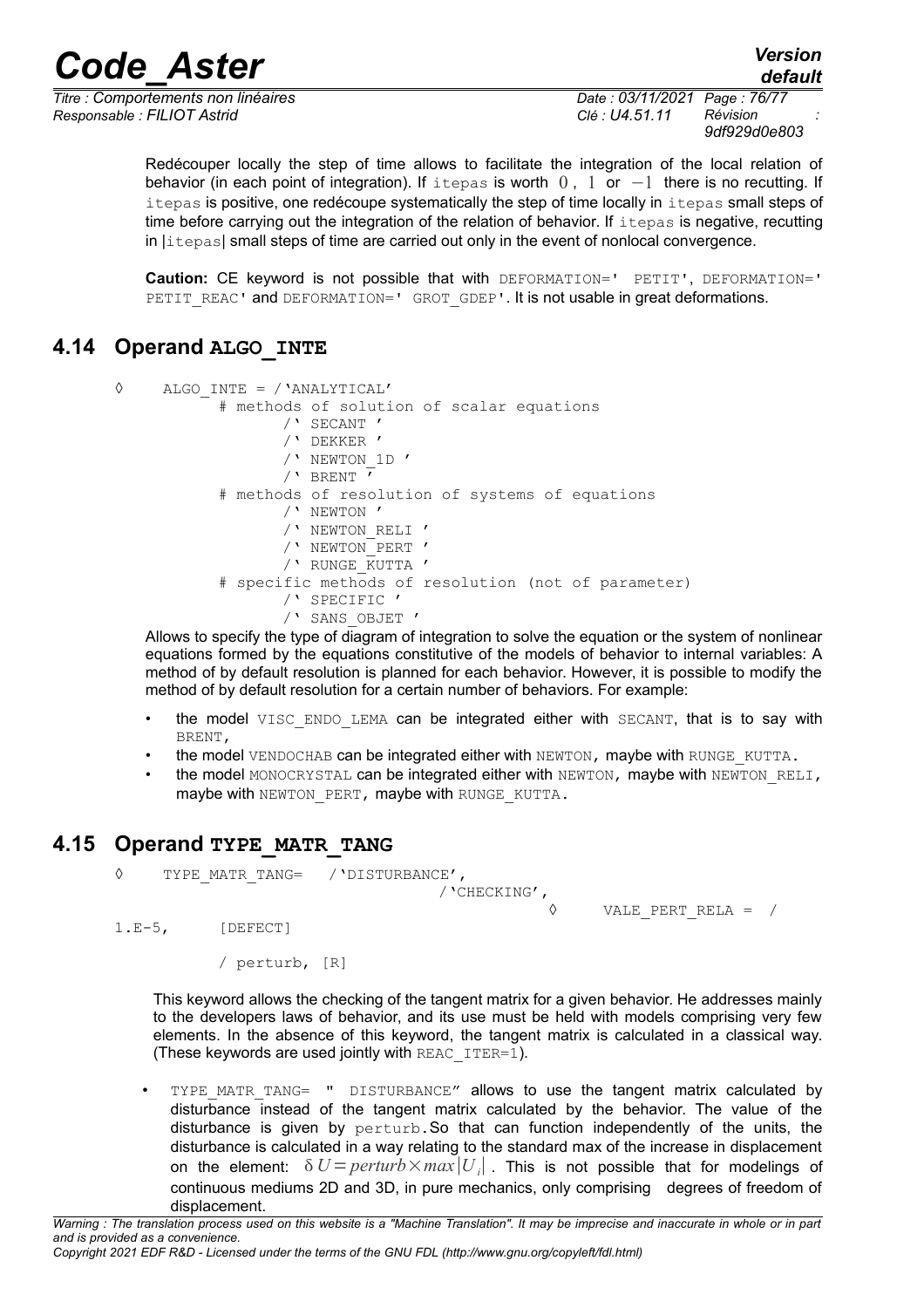Redécouper locally the step of time allows to facilitate the integration of the local relation of behavior (in each point of integration). If itepas is worth $0$, $1$ or $-1$ there is no recutting. If itepas is positive, one redécoupe systematically the step of time locally in itepas small steps of time before carrying out the integration of the relation of behavior. If itepas is negative, recutting in |itepas| small steps of time are carried out only in the event of nonlocal convergence.

**Caution:** CE keyword is not possible that with DEFORMATION=' PETIT', DEFORMATION=' PETIT_REAC' and DEFORMATION=' GROT_GDEP'. It is not usable in great deformations.

## 4.14 Operand ALGO_INTE

```
◊    ALGO_INTE = /'ANALYTICAL'
          # methods of solution of scalar equations
                /' SECANT '
                /' DEKKER '
                /' NEWTON_1D '
                /' BRENT '
          # methods of resolution of systems of equations
                /' NEWTON '
                /' NEWTON_RELI '
                /' NEWTON_PERT '
                /' RUNGE_KUTTA '
          # specific methods of resolution (not of parameter)
                /' SPECIFIC '
                /' SANS_OBJET '
```

Allows to specify the type of diagram of integration to solve the equation or the system of nonlinear equations formed by the equations constitutive of the models of behavior to internal variables: A method of by default resolution is planned for each behavior. However, it is possible to modify the method of by default resolution for a certain number of behaviors. For example:

- the model VISC_ENDO_LEMA can be integrated either with SECANT, that is to say with BRENT,
- the model VENDOCHAB can be integrated either with NEWTON, maybe with RUNGE_KUTTA.
- the model MONOCRYSTAL can be integrated either with NEWTON, maybe with NEWTON_RELI, maybe with NEWTON_PERT, maybe with RUNGE_KUTTA.

## 4.15 Operand TYPE_MATR_TANG

```
◊    TYPE_MATR_TANG=   /'DISTURBANCE',
                                    /'CHECKING',
                                                ◊    VALE_PERT_RELA =  /
1.E-5,      [DEFECT]

          / perturb, [R]
```

This keyword allows the checking of the tangent matrix for a given behavior. He addresses mainly to the developers laws of behavior, and its use must be held with models comprising very few elements. In the absence of this keyword, the tangent matrix is calculated in a classical way. (These keywords are used jointly with REAC_ITER=1).

- TYPE_MATR_TANG= " DISTURBANCE" allows to use the tangent matrix calculated by disturbance instead of the tangent matrix calculated by the behavior. The value of the disturbance is given by perturb. So that can function independently of the units, the disturbance is calculated in a way relating to the standard max of the increase in displacement on the element: $\delta U = perturb \times max|U_i|$ . This is not possible that for modelings of continuous mediums 2D and 3D, in pure mechanics, only comprising degrees of freedom of displacement.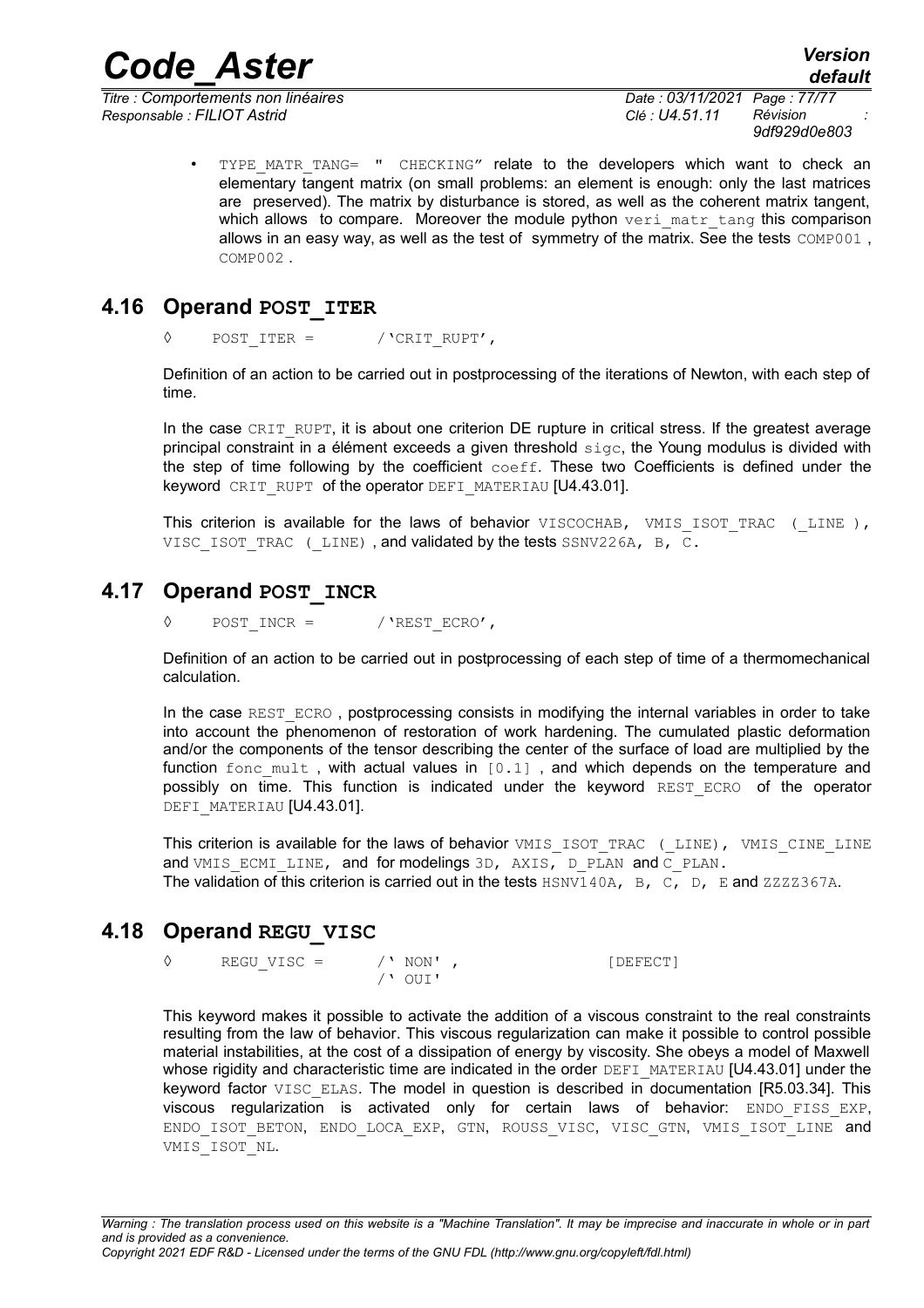- TYPE_MATR_TANG= " CHECKING" relate to the developers which want to check an elementary tangent matrix (on small problems: an element is enough: only the last matrices are preserved). The matrix by disturbance is stored, as well as the coherent matrix tangent, which allows to compare. Moreover the module python veri_matr_tang this comparison allows in an easy way, as well as the test of symmetry of the matrix. See the tests COMP001 , COMP002 .

## 4.16 Operand POST_ITER

◊ POST_ITER = /'CRIT_RUPT',

Definition of an action to be carried out in postprocessing of the iterations of Newton, with each step of time.

In the case CRIT_RUPT, it is about one criterion DE rupture in critical stress. If the greatest average principal constraint in a élément exceeds a given threshold sigc, the Young modulus is divided with the step of time following by the coefficient coeff. These two Coefficients is defined under the keyword CRIT_RUPT of the operator DEFI_MATERIAU [U4.43.01].

This criterion is available for the laws of behavior VISCOCHAB, VMIS_ISOT_TRAC (_LINE), VISC_ISOT_TRAC (_LINE) , and validated by the tests SSNV226A, B, C.

## 4.17 Operand POST_INCR

◊ POST_INCR = /'REST_ECRO',

Definition of an action to be carried out in postprocessing of each step of time of a thermomechanical calculation.

In the case REST_ECRO , postprocessing consists in modifying the internal variables in order to take into account the phenomenon of restoration of work hardening. The cumulated plastic deformation and/or the components of the tensor describing the center of the surface of load are multiplied by the function fonc_mult , with actual values in [0.1] , and which depends on the temperature and possibly on time. This function is indicated under the keyword REST_ECRO of the operator DEFI_MATERIAU [U4.43.01].

This criterion is available for the laws of behavior VMIS_ISOT_TRAC (_LINE), VMIS_CINE_LINE and VMIS_ECMI_LINE, and for modelings 3D, AXIS, D_PLAN and C_PLAN.
The validation of this criterion is carried out in the tests HSNV140A, B, C, D, E and ZZZZ367A.

## 4.18 Operand REGU_VISC

```
◊     REGU_VISC =     /' NON' ,               [DEFECT]
                      /' OUI'
```

This keyword makes it possible to activate the addition of a viscous constraint to the real constraints resulting from the law of behavior. This viscous regularization can make it possible to control possible material instabilities, at the cost of a dissipation of energy by viscosity. She obeys a model of Maxwell whose rigidity and characteristic time are indicated in the order DEFI_MATERIAU [U4.43.01] under the keyword factor VISC_ELAS. The model in question is described in documentation [R5.03.34]. This viscous regularization is activated only for certain laws of behavior: ENDO_FISS_EXP, ENDO_ISOT_BETON, ENDO_LOCA_EXP, GTN, ROUSS_VISC, VISC_GTN, VMIS_ISOT_LINE and VMIS_ISOT_NL.